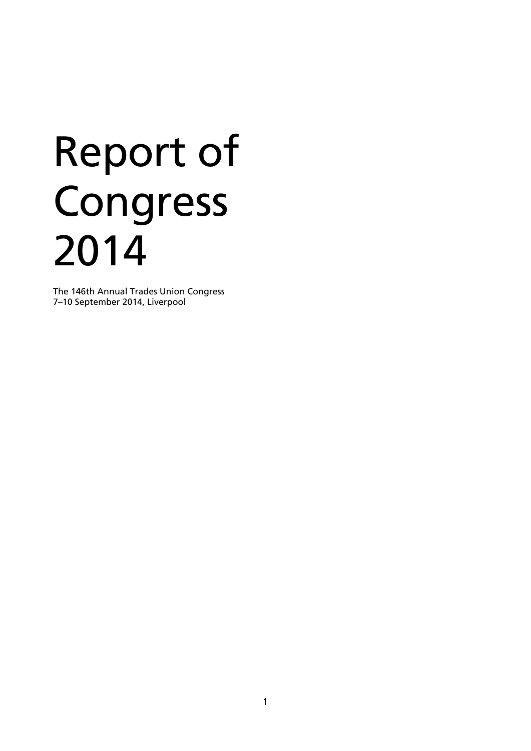# Report of Congress 2014

The 146th Annual Trades Union Congress
7–10 September 2014, Liverpool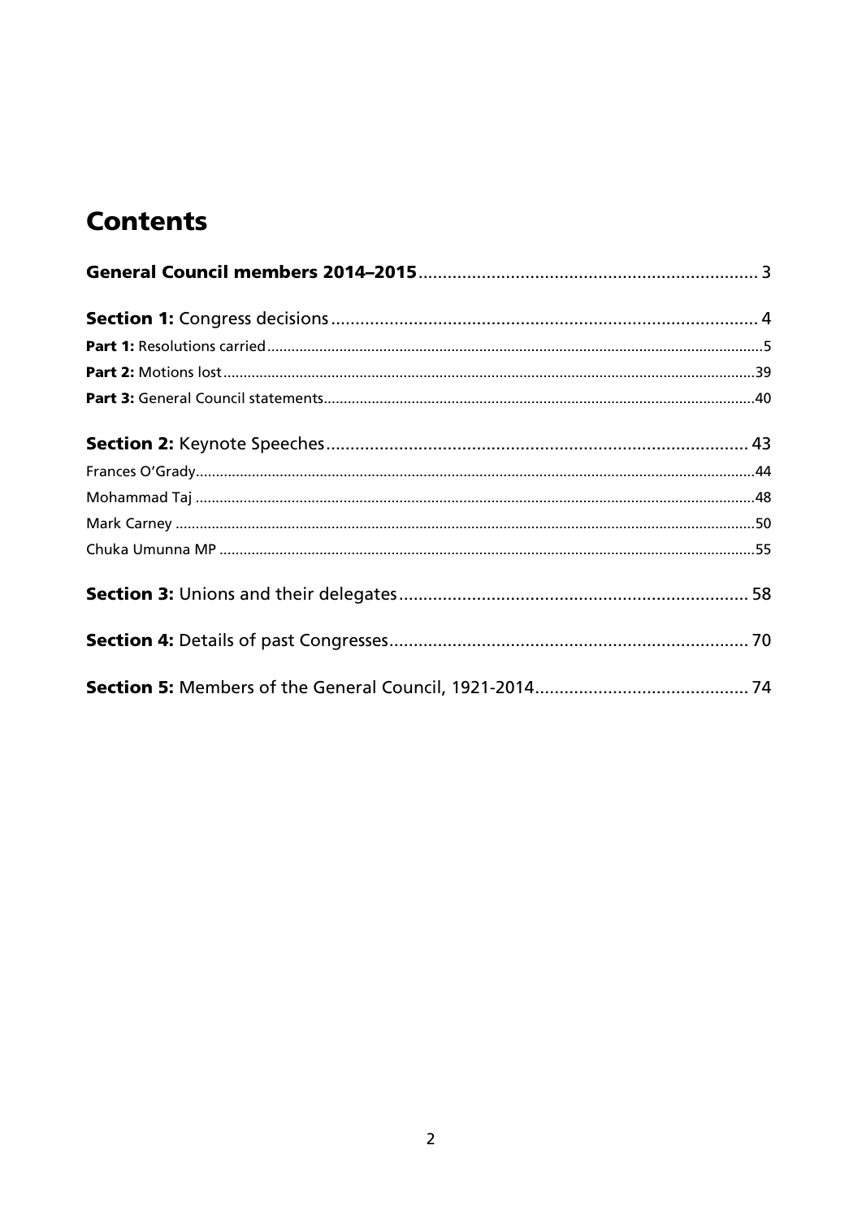# Contents

**General Council members 2014–2015** .................... 3

**Section 1:** Congress decisions .................... 4

- **Part 1:** Resolutions carried .................... 5
- **Part 2:** Motions lost .................... 39
- **Part 3:** General Council statements .................... 40

**Section 2:** Keynote Speeches .................... 43

- Frances O'Grady .................... 44
- Mohammad Taj .................... 48
- Mark Carney .................... 50
- Chuka Umunna MP .................... 55

**Section 3:** Unions and their delegates .................... 58

**Section 4:** Details of past Congresses .................... 70

**Section 5:** Members of the General Council, 1921-2014 .................... 74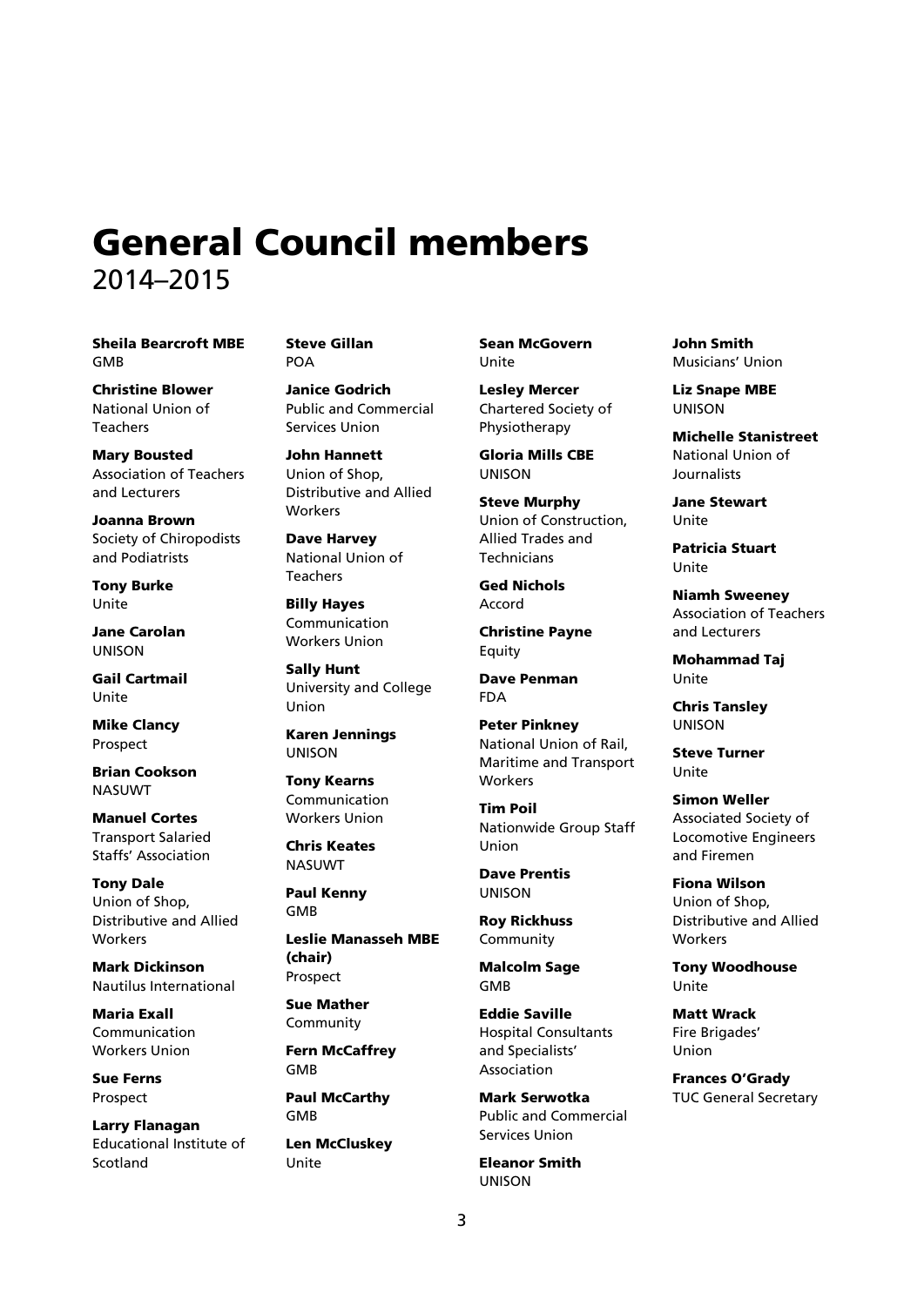# General Council members
2014–2015

**Sheila Bearcroft MBE**
GMB

**Christine Blower**
National Union of Teachers

**Mary Bousted**
Association of Teachers and Lecturers

**Joanna Brown**
Society of Chiropodists and Podiatrists

**Tony Burke**
Unite

**Jane Carolan**
UNISON

**Gail Cartmail**
Unite

**Mike Clancy**
Prospect

**Brian Cookson**
NASUWT

**Manuel Cortes**
Transport Salaried Staffs' Association

**Tony Dale**
Union of Shop, Distributive and Allied Workers

**Mark Dickinson**
Nautilus International

**Maria Exall**
Communication Workers Union

**Sue Ferns**
Prospect

**Larry Flanagan**
Educational Institute of Scotland

**Steve Gillan**
POA

**Janice Godrich**
Public and Commercial Services Union

**John Hannett**
Union of Shop, Distributive and Allied Workers

**Dave Harvey**
National Union of Teachers

**Billy Hayes**
Communication Workers Union

**Sally Hunt**
University and College Union

**Karen Jennings**
UNISON

**Tony Kearns**
Communication Workers Union

**Chris Keates**
NASUWT

**Paul Kenny**
GMB

**Leslie Manasseh MBE (chair)**
Prospect

**Sue Mather**
Community

**Fern McCaffrey**
GMB

**Paul McCarthy**
GMB

**Len McCluskey**
Unite

**Sean McGovern**
Unite

**Lesley Mercer**
Chartered Society of Physiotherapy

**Gloria Mills CBE**
UNISON

**Steve Murphy**
Union of Construction, Allied Trades and Technicians

**Ged Nichols**
Accord

**Christine Payne**
Equity

**Dave Penman**
FDA

**Peter Pinkney**
National Union of Rail, Maritime and Transport Workers

**Tim Poil**
Nationwide Group Staff Union

**Dave Prentis**
UNISON

**Roy Rickhuss**
Community

**Malcolm Sage**
GMB

**Eddie Saville**
Hospital Consultants and Specialists' Association

**Mark Serwotka**
Public and Commercial Services Union

**Eleanor Smith**
UNISON

**John Smith**
Musicians' Union

**Liz Snape MBE**
UNISON

**Michelle Stanistreet**
National Union of Journalists

**Jane Stewart**
Unite

**Patricia Stuart**
Unite

**Niamh Sweeney**
Association of Teachers and Lecturers

**Mohammad Taj**
Unite

**Chris Tansley**
UNISON

**Steve Turner**
Unite

**Simon Weller**
Associated Society of Locomotive Engineers and Firemen

**Fiona Wilson**
Union of Shop, Distributive and Allied Workers

**Tony Woodhouse**
Unite

**Matt Wrack**
Fire Brigades' Union

**Frances O'Grady**
TUC General Secretary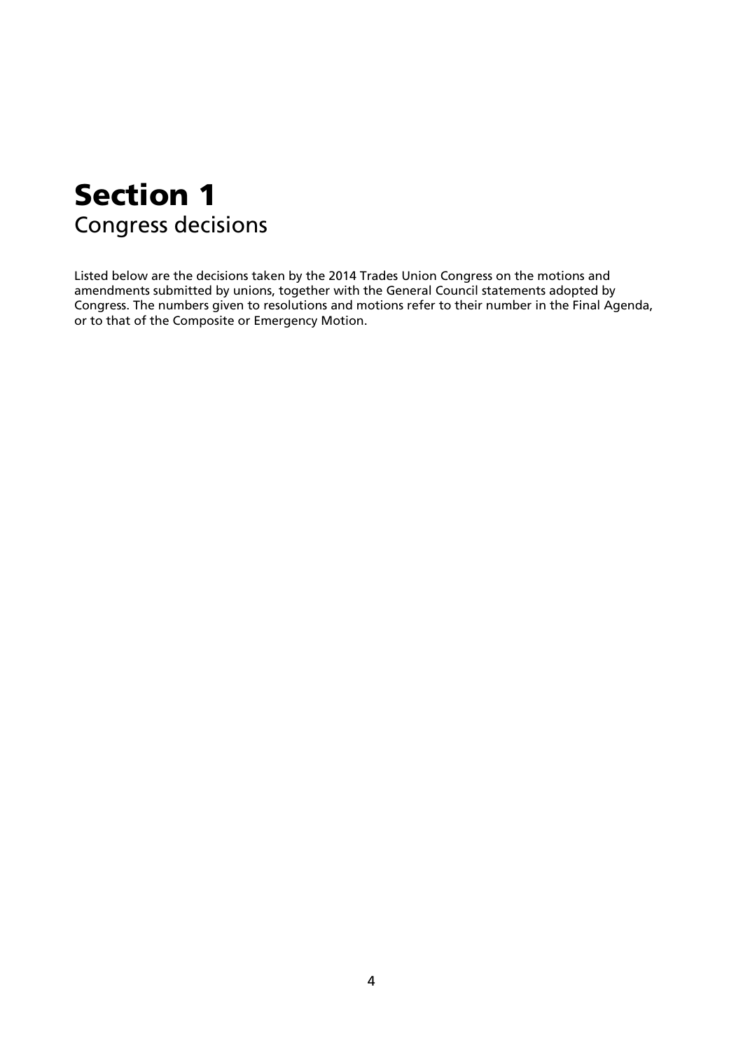# Section 1
## Congress decisions

Listed below are the decisions taken by the 2014 Trades Union Congress on the motions and amendments submitted by unions, together with the General Council statements adopted by Congress. The numbers given to resolutions and motions refer to their number in the Final Agenda, or to that of the Composite or Emergency Motion.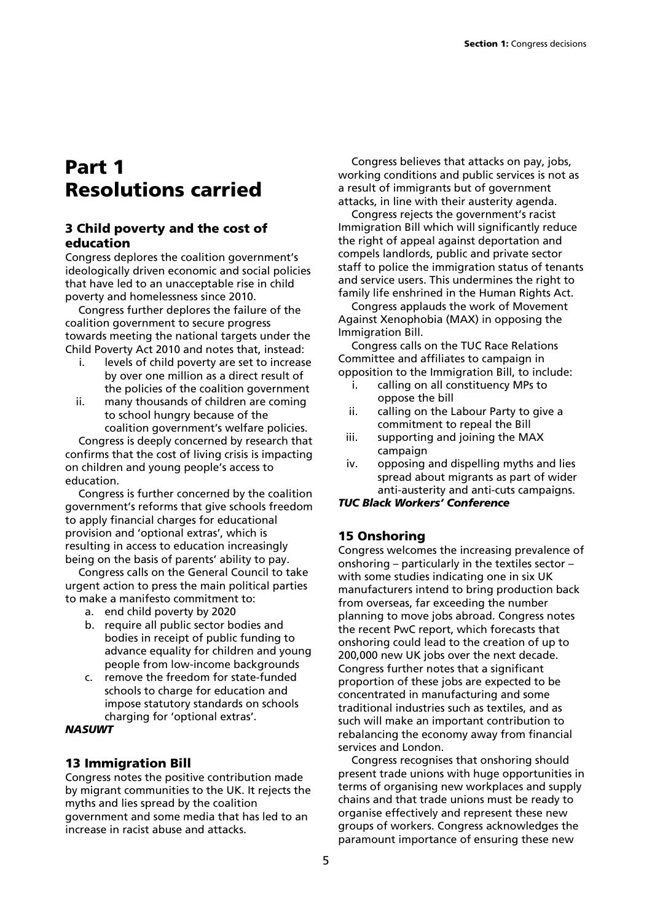# Part 1 Resolutions carried

## 3 Child poverty and the cost of education

Congress deplores the coalition government's ideologically driven economic and social policies that have led to an unacceptable rise in child poverty and homelessness since 2010.

Congress further deplores the failure of the coalition government to secure progress towards meeting the national targets under the Child Poverty Act 2010 and notes that, instead:

i. levels of child poverty are set to increase by over one million as a direct result of the policies of the coalition government
ii. many thousands of children are coming to school hungry because of the coalition government's welfare policies.

Congress is deeply concerned by research that confirms that the cost of living crisis is impacting on children and young people's access to education.

Congress is further concerned by the coalition government's reforms that give schools freedom to apply financial charges for educational provision and 'optional extras', which is resulting in access to education increasingly being on the basis of parents' ability to pay.

Congress calls on the General Council to take urgent action to press the main political parties to make a manifesto commitment to:

a. end child poverty by 2020
b. require all public sector bodies and bodies in receipt of public funding to advance equality for children and young people from low-income backgrounds
c. remove the freedom for state-funded schools to charge for education and impose statutory standards on schools charging for 'optional extras'.

***NASUWT***

## 13 Immigration Bill

Congress notes the positive contribution made by migrant communities to the UK. It rejects the myths and lies spread by the coalition government and some media that has led to an increase in racist abuse and attacks.

Congress believes that attacks on pay, jobs, working conditions and public services is not as a result of immigrants but of government attacks, in line with their austerity agenda.

Congress rejects the government's racist Immigration Bill which will significantly reduce the right of appeal against deportation and compels landlords, public and private sector staff to police the immigration status of tenants and service users. This undermines the right to family life enshrined in the Human Rights Act.

Congress applauds the work of Movement Against Xenophobia (MAX) in opposing the Immigration Bill.

Congress calls on the TUC Race Relations Committee and affiliates to campaign in opposition to the Immigration Bill, to include:

i. calling on all constituency MPs to oppose the bill
ii. calling on the Labour Party to give a commitment to repeal the Bill
iii. supporting and joining the MAX campaign
iv. opposing and dispelling myths and lies spread about migrants as part of wider anti-austerity and anti-cuts campaigns.

***TUC Black Workers' Conference***

## 15 Onshoring

Congress welcomes the increasing prevalence of onshoring – particularly in the textiles sector – with some studies indicating one in six UK manufacturers intend to bring production back from overseas, far exceeding the number planning to move jobs abroad. Congress notes the recent PwC report, which forecasts that onshoring could lead to the creation of up to 200,000 new UK jobs over the next decade. Congress further notes that a significant proportion of these jobs are expected to be concentrated in manufacturing and some traditional industries such as textiles, and as such will make an important contribution to rebalancing the economy away from financial services and London.

Congress recognises that onshoring should present trade unions with huge opportunities in terms of organising new workplaces and supply chains and that trade unions must be ready to organise effectively and represent these new groups of workers. Congress acknowledges the paramount importance of ensuring these new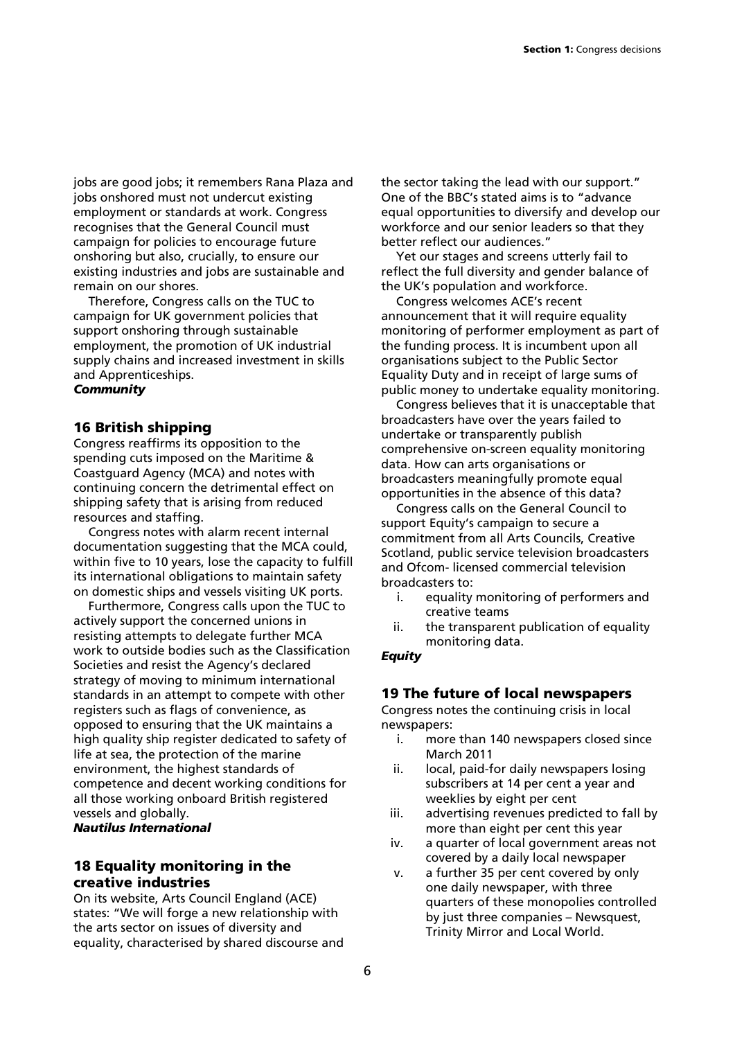jobs are good jobs; it remembers Rana Plaza and jobs onshored must not undercut existing employment or standards at work. Congress recognises that the General Council must campaign for policies to encourage future onshoring but also, crucially, to ensure our existing industries and jobs are sustainable and remain on our shores.

Therefore, Congress calls on the TUC to campaign for UK government policies that support onshoring through sustainable employment, the promotion of UK industrial supply chains and increased investment in skills and Apprenticeships.

***Community***

## 16 British shipping

Congress reaffirms its opposition to the spending cuts imposed on the Maritime & Coastguard Agency (MCA) and notes with continuing concern the detrimental effect on shipping safety that is arising from reduced resources and staffing.

Congress notes with alarm recent internal documentation suggesting that the MCA could, within five to 10 years, lose the capacity to fulfill its international obligations to maintain safety on domestic ships and vessels visiting UK ports.

Furthermore, Congress calls upon the TUC to actively support the concerned unions in resisting attempts to delegate further MCA work to outside bodies such as the Classification Societies and resist the Agency's declared strategy of moving to minimum international standards in an attempt to compete with other registers such as flags of convenience, as opposed to ensuring that the UK maintains a high quality ship register dedicated to safety of life at sea, the protection of the marine environment, the highest standards of competence and decent working conditions for all those working onboard British registered vessels and globally.

***Nautilus International***

## 18 Equality monitoring in the creative industries

On its website, Arts Council England (ACE) states: "We will forge a new relationship with the arts sector on issues of diversity and equality, characterised by shared discourse and the sector taking the lead with our support." One of the BBC's stated aims is to "advance equal opportunities to diversify and develop our workforce and our senior leaders so that they better reflect our audiences."

Yet our stages and screens utterly fail to reflect the full diversity and gender balance of the UK's population and workforce.

Congress welcomes ACE's recent announcement that it will require equality monitoring of performer employment as part of the funding process. It is incumbent upon all organisations subject to the Public Sector Equality Duty and in receipt of large sums of public money to undertake equality monitoring.

Congress believes that it is unacceptable that broadcasters have over the years failed to undertake or transparently publish comprehensive on-screen equality monitoring data. How can arts organisations or broadcasters meaningfully promote equal opportunities in the absence of this data?

Congress calls on the General Council to support Equity's campaign to secure a commitment from all Arts Councils, Creative Scotland, public service television broadcasters and Ofcom- licensed commercial television broadcasters to:

i. equality monitoring of performers and creative teams
ii. the transparent publication of equality monitoring data.

***Equity***

## 19 The future of local newspapers

Congress notes the continuing crisis in local newspapers:

i. more than 140 newspapers closed since March 2011
ii. local, paid-for daily newspapers losing subscribers at 14 per cent a year and weeklies by eight per cent
iii. advertising revenues predicted to fall by more than eight per cent this year
iv. a quarter of local government areas not covered by a daily local newspaper
v. a further 35 per cent covered by only one daily newspaper, with three quarters of these monopolies controlled by just three companies – Newsquest, Trinity Mirror and Local World.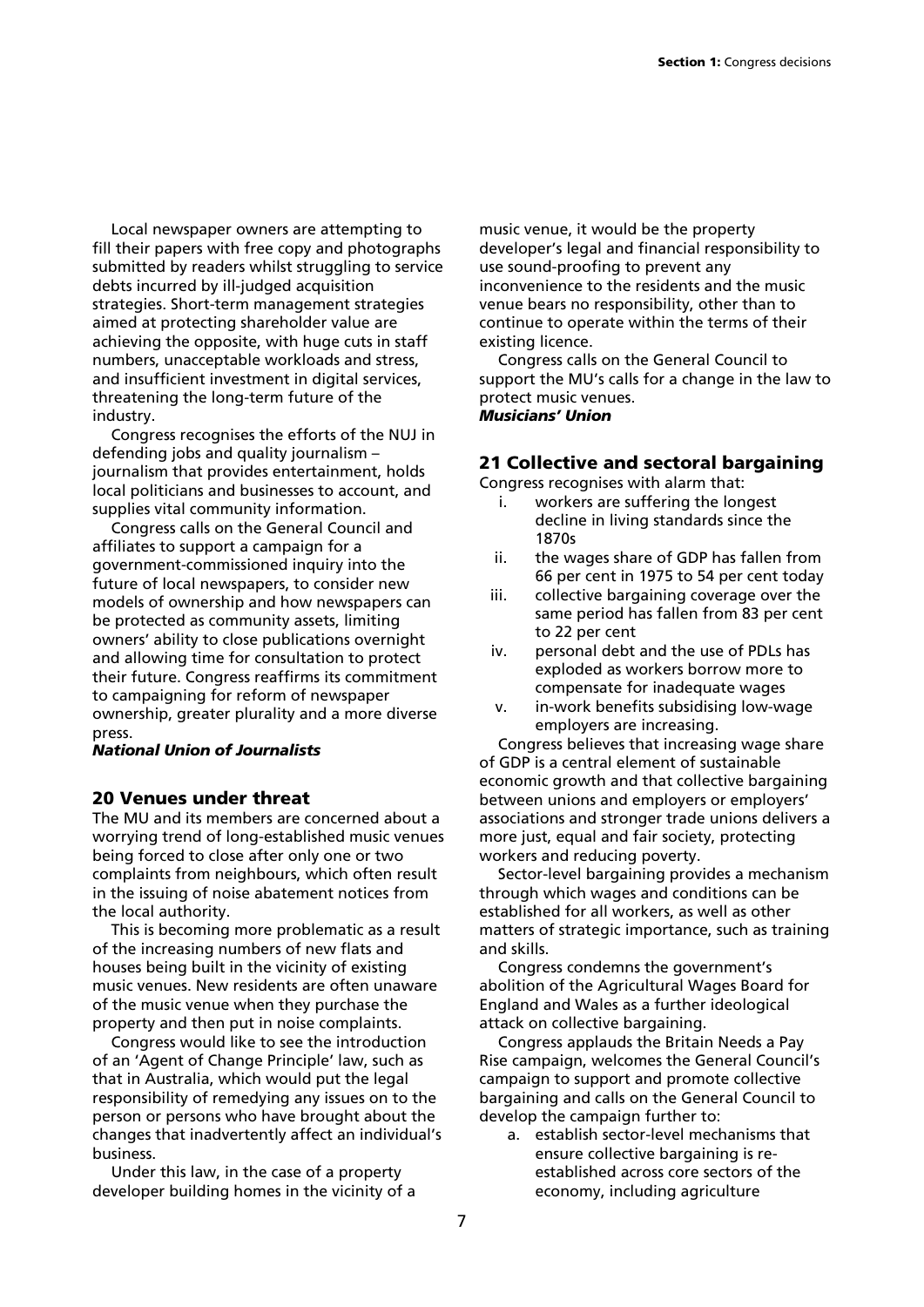Local newspaper owners are attempting to fill their papers with free copy and photographs submitted by readers whilst struggling to service debts incurred by ill-judged acquisition strategies. Short-term management strategies aimed at protecting shareholder value are achieving the opposite, with huge cuts in staff numbers, unacceptable workloads and stress, and insufficient investment in digital services, threatening the long-term future of the industry.

Congress recognises the efforts of the NUJ in defending jobs and quality journalism – journalism that provides entertainment, holds local politicians and businesses to account, and supplies vital community information.

Congress calls on the General Council and affiliates to support a campaign for a government-commissioned inquiry into the future of local newspapers, to consider new models of ownership and how newspapers can be protected as community assets, limiting owners' ability to close publications overnight and allowing time for consultation to protect their future. Congress reaffirms its commitment to campaigning for reform of newspaper ownership, greater plurality and a more diverse press.

***National Union of Journalists***

## 20 Venues under threat

The MU and its members are concerned about a worrying trend of long-established music venues being forced to close after only one or two complaints from neighbours, which often result in the issuing of noise abatement notices from the local authority.

This is becoming more problematic as a result of the increasing numbers of new flats and houses being built in the vicinity of existing music venues. New residents are often unaware of the music venue when they purchase the property and then put in noise complaints.

Congress would like to see the introduction of an 'Agent of Change Principle' law, such as that in Australia, which would put the legal responsibility of remedying any issues on to the person or persons who have brought about the changes that inadvertently affect an individual's business.

Under this law, in the case of a property developer building homes in the vicinity of a music venue, it would be the property developer's legal and financial responsibility to use sound-proofing to prevent any inconvenience to the residents and the music venue bears no responsibility, other than to continue to operate within the terms of their existing licence.

Congress calls on the General Council to support the MU's calls for a change in the law to protect music venues.

***Musicians' Union***

## 21 Collective and sectoral bargaining

Congress recognises with alarm that:

i. workers are suffering the longest decline in living standards since the 1870s
ii. the wages share of GDP has fallen from 66 per cent in 1975 to 54 per cent today
iii. collective bargaining coverage over the same period has fallen from 83 per cent to 22 per cent
iv. personal debt and the use of PDLs has exploded as workers borrow more to compensate for inadequate wages
v. in-work benefits subsidising low-wage employers are increasing.

Congress believes that increasing wage share of GDP is a central element of sustainable economic growth and that collective bargaining between unions and employers or employers' associations and stronger trade unions delivers a more just, equal and fair society, protecting workers and reducing poverty.

Sector-level bargaining provides a mechanism through which wages and conditions can be established for all workers, as well as other matters of strategic importance, such as training and skills.

Congress condemns the government's abolition of the Agricultural Wages Board for England and Wales as a further ideological attack on collective bargaining.

Congress applauds the Britain Needs a Pay Rise campaign, welcomes the General Council's campaign to support and promote collective bargaining and calls on the General Council to develop the campaign further to:

a. establish sector-level mechanisms that ensure collective bargaining is re-established across core sectors of the economy, including agriculture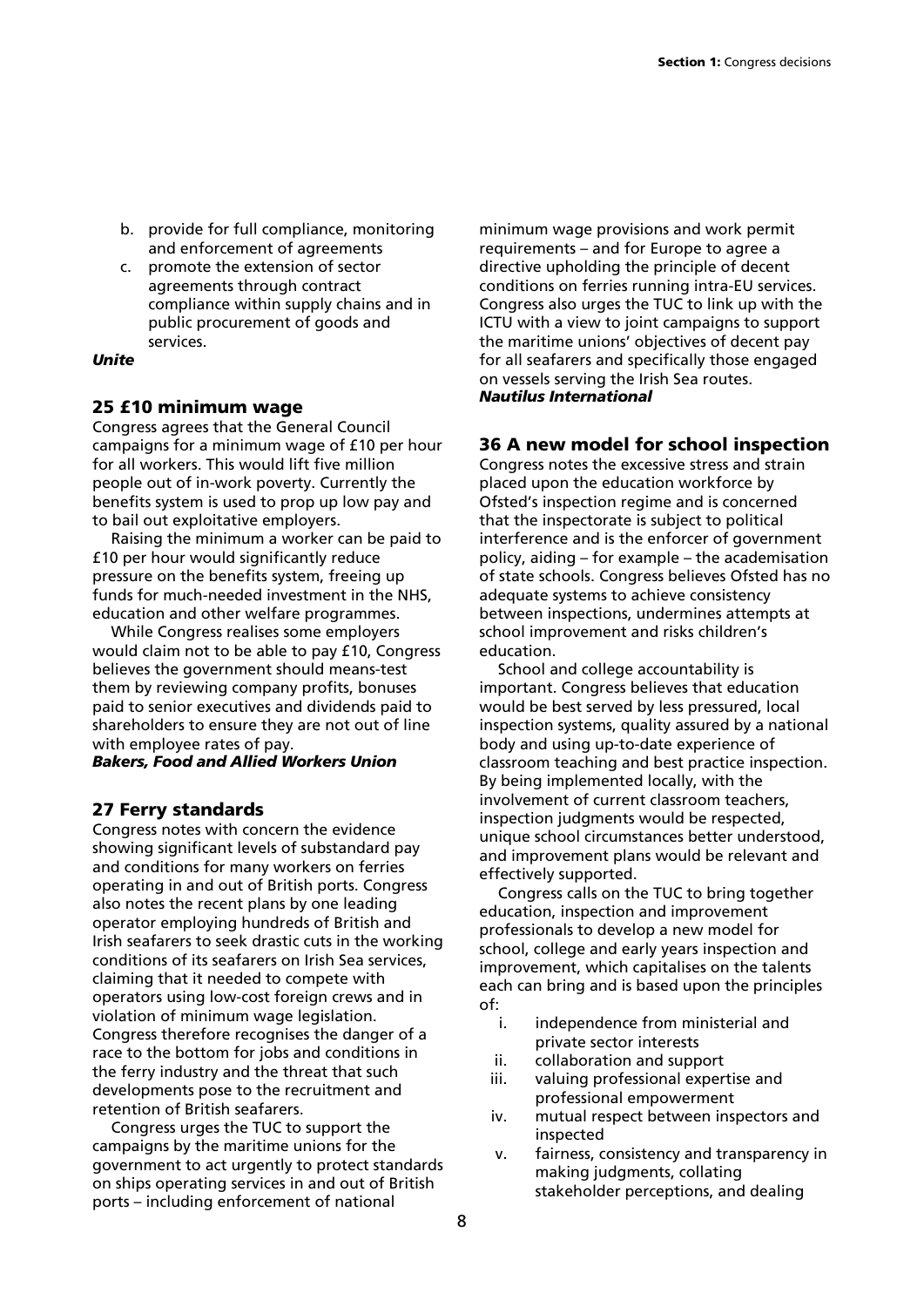b. provide for full compliance, monitoring and enforcement of agreements
c. promote the extension of sector agreements through contract compliance within supply chains and in public procurement of goods and services.

***Unite***

## 25 £10 minimum wage

Congress agrees that the General Council campaigns for a minimum wage of £10 per hour for all workers. This would lift five million people out of in-work poverty. Currently the benefits system is used to prop up low pay and to bail out exploitative employers.

Raising the minimum a worker can be paid to £10 per hour would significantly reduce pressure on the benefits system, freeing up funds for much-needed investment in the NHS, education and other welfare programmes.

While Congress realises some employers would claim not to be able to pay £10, Congress believes the government should means-test them by reviewing company profits, bonuses paid to senior executives and dividends paid to shareholders to ensure they are not out of line with employee rates of pay.

***Bakers, Food and Allied Workers Union***

## 27 Ferry standards

Congress notes with concern the evidence showing significant levels of substandard pay and conditions for many workers on ferries operating in and out of British ports. Congress also notes the recent plans by one leading operator employing hundreds of British and Irish seafarers to seek drastic cuts in the working conditions of its seafarers on Irish Sea services, claiming that it needed to compete with operators using low-cost foreign crews and in violation of minimum wage legislation. Congress therefore recognises the danger of a race to the bottom for jobs and conditions in the ferry industry and the threat that such developments pose to the recruitment and retention of British seafarers.

Congress urges the TUC to support the campaigns by the maritime unions for the government to act urgently to protect standards on ships operating services in and out of British ports – including enforcement of national minimum wage provisions and work permit requirements – and for Europe to agree a directive upholding the principle of decent conditions on ferries running intra-EU services. Congress also urges the TUC to link up with the ICTU with a view to joint campaigns to support the maritime unions' objectives of decent pay for all seafarers and specifically those engaged on vessels serving the Irish Sea routes.

***Nautilus International***

## 36 A new model for school inspection

Congress notes the excessive stress and strain placed upon the education workforce by Ofsted's inspection regime and is concerned that the inspectorate is subject to political interference and is the enforcer of government policy, aiding – for example – the academisation of state schools. Congress believes Ofsted has no adequate systems to achieve consistency between inspections, undermines attempts at school improvement and risks children's education.

School and college accountability is important. Congress believes that education would be best served by less pressured, local inspection systems, quality assured by a national body and using up-to-date experience of classroom teaching and best practice inspection. By being implemented locally, with the involvement of current classroom teachers, inspection judgments would be respected, unique school circumstances better understood, and improvement plans would be relevant and effectively supported.

Congress calls on the TUC to bring together education, inspection and improvement professionals to develop a new model for school, college and early years inspection and improvement, which capitalises on the talents each can bring and is based upon the principles of:

i. independence from ministerial and private sector interests
ii. collaboration and support
iii. valuing professional expertise and professional empowerment
iv. mutual respect between inspectors and inspected
v. fairness, consistency and transparency in making judgments, collating stakeholder perceptions, and dealing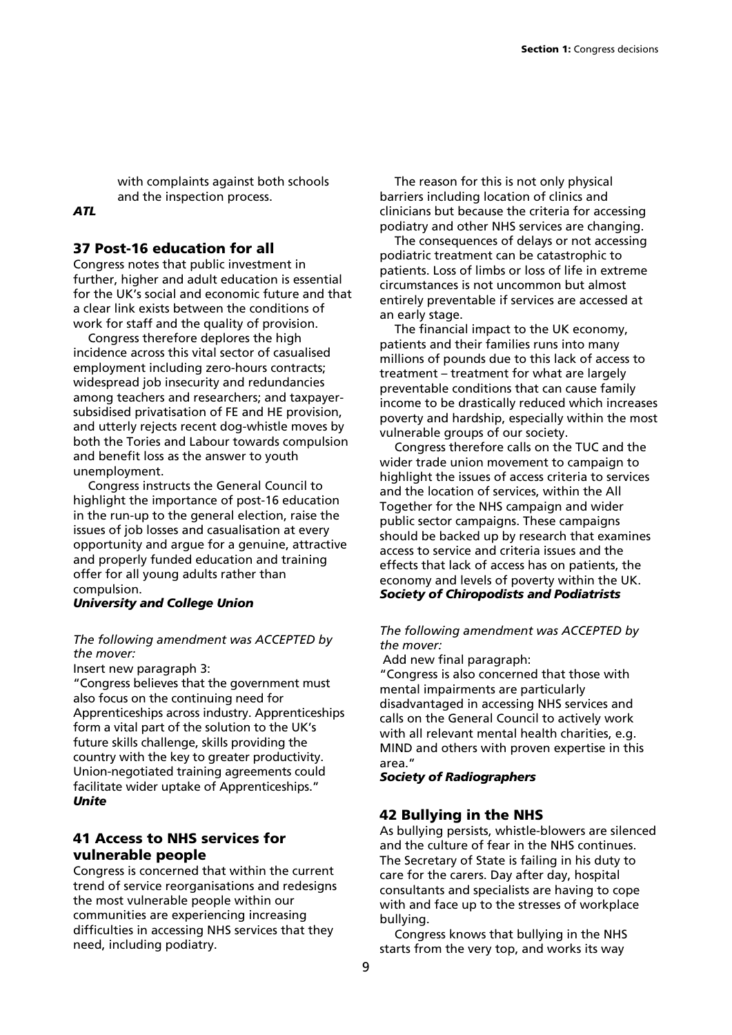with complaints against both schools and the inspection process.

***ATL***

## 37 Post-16 education for all

Congress notes that public investment in further, higher and adult education is essential for the UK's social and economic future and that a clear link exists between the conditions of work for staff and the quality of provision.

Congress therefore deplores the high incidence across this vital sector of casualised employment including zero-hours contracts; widespread job insecurity and redundancies among teachers and researchers; and taxpayer-subsidised privatisation of FE and HE provision, and utterly rejects recent dog-whistle moves by both the Tories and Labour towards compulsion and benefit loss as the answer to youth unemployment.

Congress instructs the General Council to highlight the importance of post-16 education in the run-up to the general election, raise the issues of job losses and casualisation at every opportunity and argue for a genuine, attractive and properly funded education and training offer for all young adults rather than compulsion.

***University and College Union***

*The following amendment was ACCEPTED by the mover:*

Insert new paragraph 3:

"Congress believes that the government must also focus on the continuing need for Apprenticeships across industry. Apprenticeships form a vital part of the solution to the UK's future skills challenge, skills providing the country with the key to greater productivity. Union-negotiated training agreements could facilitate wider uptake of Apprenticeships."

***Unite***

## 41 Access to NHS services for vulnerable people

Congress is concerned that within the current trend of service reorganisations and redesigns the most vulnerable people within our communities are experiencing increasing difficulties in accessing NHS services that they need, including podiatry.

The reason for this is not only physical barriers including location of clinics and clinicians but because the criteria for accessing podiatry and other NHS services are changing.

The consequences of delays or not accessing podiatric treatment can be catastrophic to patients. Loss of limbs or loss of life in extreme circumstances is not uncommon but almost entirely preventable if services are accessed at an early stage.

The financial impact to the UK economy, patients and their families runs into many millions of pounds due to this lack of access to treatment – treatment for what are largely preventable conditions that can cause family income to be drastically reduced which increases poverty and hardship, especially within the most vulnerable groups of our society.

Congress therefore calls on the TUC and the wider trade union movement to campaign to highlight the issues of access criteria to services and the location of services, within the All Together for the NHS campaign and wider public sector campaigns. These campaigns should be backed up by research that examines access to service and criteria issues and the effects that lack of access has on patients, the economy and levels of poverty within the UK.

***Society of Chiropodists and Podiatrists***

*The following amendment was ACCEPTED by the mover:*

Add new final paragraph:

"Congress is also concerned that those with mental impairments are particularly disadvantaged in accessing NHS services and calls on the General Council to actively work with all relevant mental health charities, e.g. MIND and others with proven expertise in this area."

***Society of Radiographers***

## 42 Bullying in the NHS

As bullying persists, whistle-blowers are silenced and the culture of fear in the NHS continues. The Secretary of State is failing in his duty to care for the carers. Day after day, hospital consultants and specialists are having to cope with and face up to the stresses of workplace bullying.

Congress knows that bullying in the NHS starts from the very top, and works its way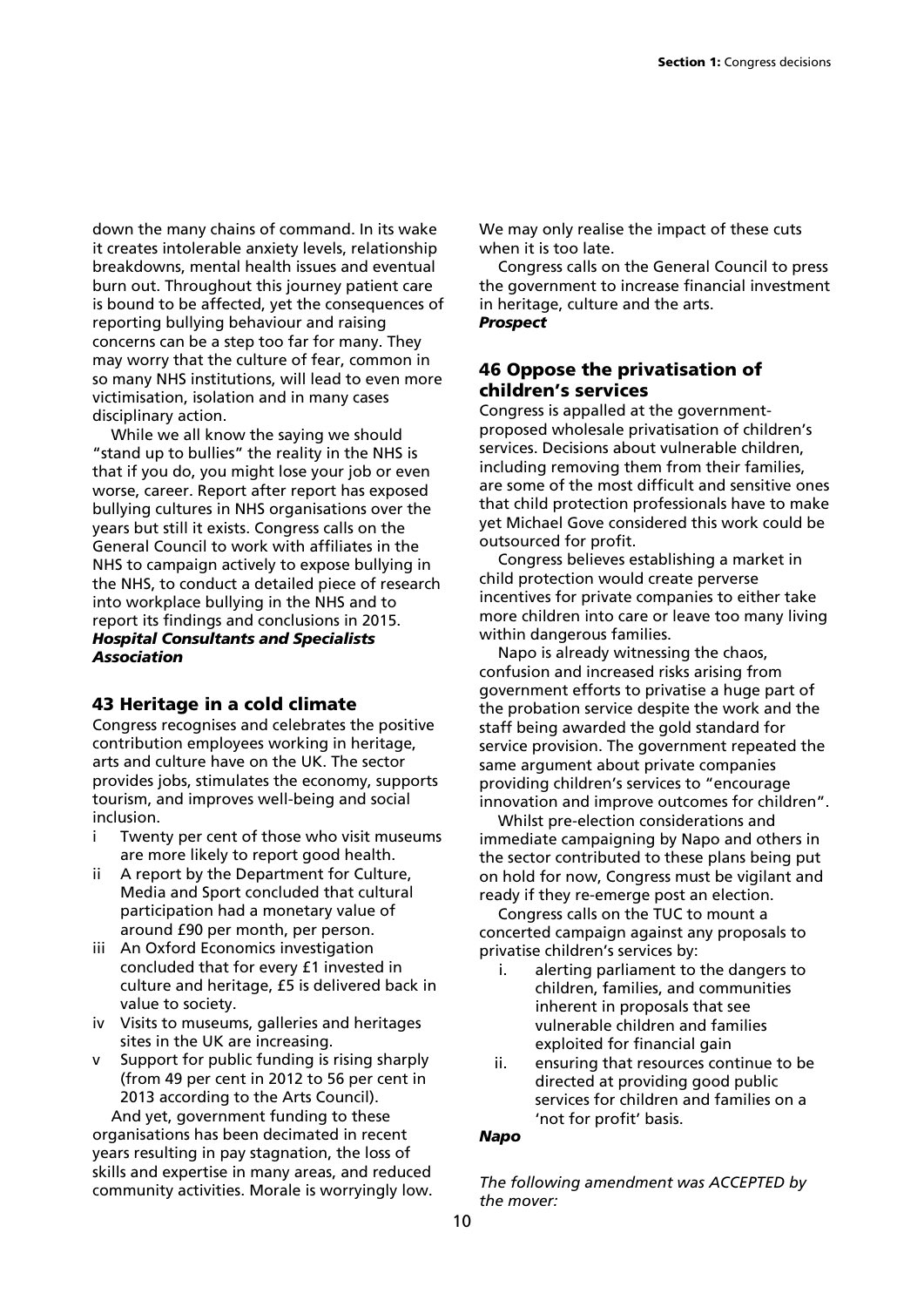down the many chains of command. In its wake it creates intolerable anxiety levels, relationship breakdowns, mental health issues and eventual burn out. Throughout this journey patient care is bound to be affected, yet the consequences of reporting bullying behaviour and raising concerns can be a step too far for many. They may worry that the culture of fear, common in so many NHS institutions, will lead to even more victimisation, isolation and in many cases disciplinary action.

While we all know the saying we should "stand up to bullies" the reality in the NHS is that if you do, you might lose your job or even worse, career. Report after report has exposed bullying cultures in NHS organisations over the years but still it exists. Congress calls on the General Council to work with affiliates in the NHS to campaign actively to expose bullying in the NHS, to conduct a detailed piece of research into workplace bullying in the NHS and to report its findings and conclusions in 2015.

***Hospital Consultants and Specialists Association***

## 43 Heritage in a cold climate

Congress recognises and celebrates the positive contribution employees working in heritage, arts and culture have on the UK. The sector provides jobs, stimulates the economy, supports tourism, and improves well-being and social inclusion.

- i Twenty per cent of those who visit museums are more likely to report good health.
- ii A report by the Department for Culture, Media and Sport concluded that cultural participation had a monetary value of around £90 per month, per person.
- iii An Oxford Economics investigation concluded that for every £1 invested in culture and heritage, £5 is delivered back in value to society.
- iv Visits to museums, galleries and heritages sites in the UK are increasing.
- v Support for public funding is rising sharply (from 49 per cent in 2012 to 56 per cent in 2013 according to the Arts Council).

And yet, government funding to these organisations has been decimated in recent years resulting in pay stagnation, the loss of skills and expertise in many areas, and reduced community activities. Morale is worryingly low. We may only realise the impact of these cuts when it is too late.

Congress calls on the General Council to press the government to increase financial investment in heritage, culture and the arts.

***Prospect***

## 46 Oppose the privatisation of children's services

Congress is appalled at the government-proposed wholesale privatisation of children's services. Decisions about vulnerable children, including removing them from their families, are some of the most difficult and sensitive ones that child protection professionals have to make yet Michael Gove considered this work could be outsourced for profit.

Congress believes establishing a market in child protection would create perverse incentives for private companies to either take more children into care or leave too many living within dangerous families.

Napo is already witnessing the chaos, confusion and increased risks arising from government efforts to privatise a huge part of the probation service despite the work and the staff being awarded the gold standard for service provision. The government repeated the same argument about private companies providing children's services to "encourage innovation and improve outcomes for children".

Whilst pre-election considerations and immediate campaigning by Napo and others in the sector contributed to these plans being put on hold for now, Congress must be vigilant and ready if they re-emerge post an election.

Congress calls on the TUC to mount a concerted campaign against any proposals to privatise children's services by:

- i. alerting parliament to the dangers to children, families, and communities inherent in proposals that see vulnerable children and families exploited for financial gain
- ii. ensuring that resources continue to be directed at providing good public services for children and families on a 'not for profit' basis.

***Napo***

*The following amendment was ACCEPTED by the mover:*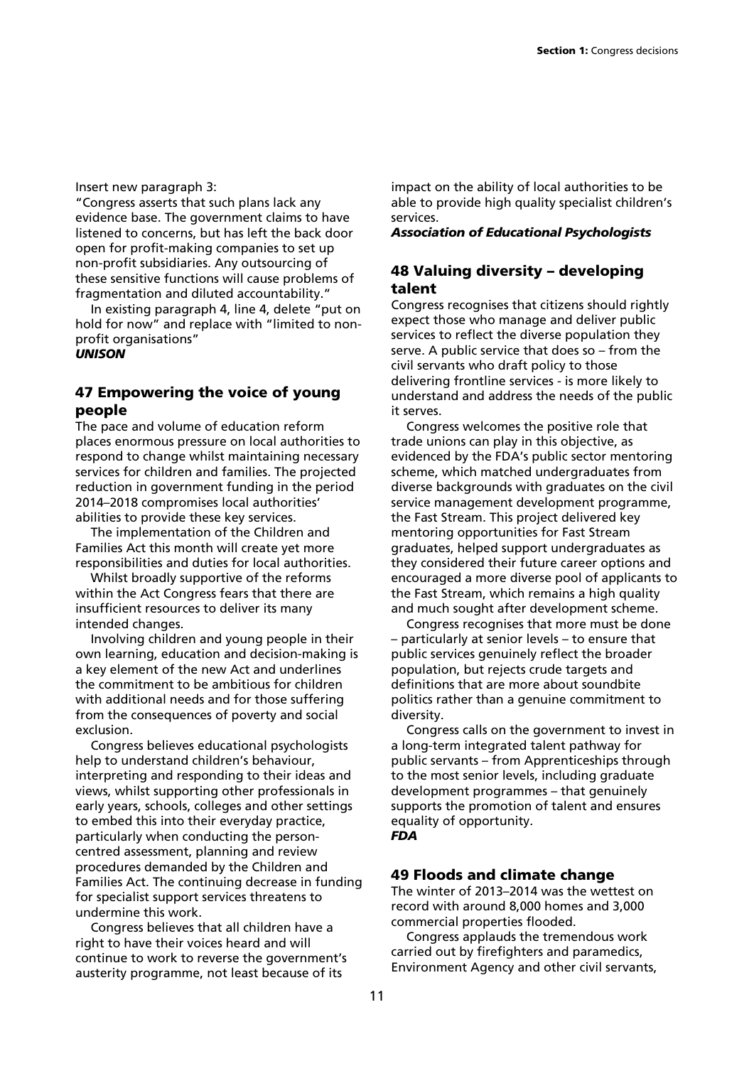Insert new paragraph 3:

"Congress asserts that such plans lack any evidence base. The government claims to have listened to concerns, but has left the back door open for profit-making companies to set up non-profit subsidiaries. Any outsourcing of these sensitive functions will cause problems of fragmentation and diluted accountability."

In existing paragraph 4, line 4, delete "put on hold for now" and replace with "limited to non-profit organisations"

***UNISON***

## 47 Empowering the voice of young people

The pace and volume of education reform places enormous pressure on local authorities to respond to change whilst maintaining necessary services for children and families. The projected reduction in government funding in the period 2014–2018 compromises local authorities' abilities to provide these key services.

The implementation of the Children and Families Act this month will create yet more responsibilities and duties for local authorities.

Whilst broadly supportive of the reforms within the Act Congress fears that there are insufficient resources to deliver its many intended changes.

Involving children and young people in their own learning, education and decision-making is a key element of the new Act and underlines the commitment to be ambitious for children with additional needs and for those suffering from the consequences of poverty and social exclusion.

Congress believes educational psychologists help to understand children's behaviour, interpreting and responding to their ideas and views, whilst supporting other professionals in early years, schools, colleges and other settings to embed this into their everyday practice, particularly when conducting the person-centred assessment, planning and review procedures demanded by the Children and Families Act. The continuing decrease in funding for specialist support services threatens to undermine this work.

Congress believes that all children have a right to have their voices heard and will continue to work to reverse the government's austerity programme, not least because of its impact on the ability of local authorities to be able to provide high quality specialist children's services.

***Association of Educational Psychologists***

## 48 Valuing diversity – developing talent

Congress recognises that citizens should rightly expect those who manage and deliver public services to reflect the diverse population they serve. A public service that does so – from the civil servants who draft policy to those delivering frontline services - is more likely to understand and address the needs of the public it serves.

Congress welcomes the positive role that trade unions can play in this objective, as evidenced by the FDA's public sector mentoring scheme, which matched undergraduates from diverse backgrounds with graduates on the civil service management development programme, the Fast Stream. This project delivered key mentoring opportunities for Fast Stream graduates, helped support undergraduates as they considered their future career options and encouraged a more diverse pool of applicants to the Fast Stream, which remains a high quality and much sought after development scheme.

Congress recognises that more must be done – particularly at senior levels – to ensure that public services genuinely reflect the broader population, but rejects crude targets and definitions that are more about soundbite politics rather than a genuine commitment to diversity.

Congress calls on the government to invest in a long-term integrated talent pathway for public servants – from Apprenticeships through to the most senior levels, including graduate development programmes – that genuinely supports the promotion of talent and ensures equality of opportunity.

***FDA***

## 49 Floods and climate change

The winter of 2013–2014 was the wettest on record with around 8,000 homes and 3,000 commercial properties flooded.

Congress applauds the tremendous work carried out by firefighters and paramedics, Environment Agency and other civil servants,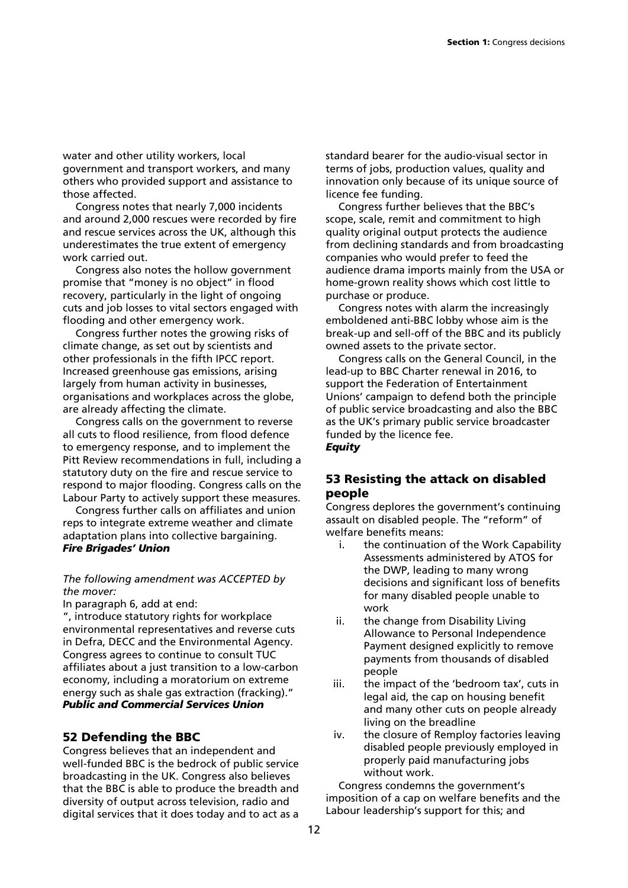water and other utility workers, local government and transport workers, and many others who provided support and assistance to those affected.

Congress notes that nearly 7,000 incidents and around 2,000 rescues were recorded by fire and rescue services across the UK, although this underestimates the true extent of emergency work carried out.

Congress also notes the hollow government promise that "money is no object" in flood recovery, particularly in the light of ongoing cuts and job losses to vital sectors engaged with flooding and other emergency work.

Congress further notes the growing risks of climate change, as set out by scientists and other professionals in the fifth IPCC report. Increased greenhouse gas emissions, arising largely from human activity in businesses, organisations and workplaces across the globe, are already affecting the climate.

Congress calls on the government to reverse all cuts to flood resilience, from flood defence to emergency response, and to implement the Pitt Review recommendations in full, including a statutory duty on the fire and rescue service to respond to major flooding. Congress calls on the Labour Party to actively support these measures.

Congress further calls on affiliates and union reps to integrate extreme weather and climate adaptation plans into collective bargaining.
***Fire Brigades' Union***

*The following amendment was ACCEPTED by the mover:*

In paragraph 6, add at end:

", introduce statutory rights for workplace environmental representatives and reverse cuts in Defra, DECC and the Environmental Agency. Congress agrees to continue to consult TUC affiliates about a just transition to a low-carbon economy, including a moratorium on extreme energy such as shale gas extraction (fracking)."
***Public and Commercial Services Union***

## 52 Defending the BBC

Congress believes that an independent and well-funded BBC is the bedrock of public service broadcasting in the UK. Congress also believes that the BBC is able to produce the breadth and diversity of output across television, radio and digital services that it does today and to act as a standard bearer for the audio-visual sector in terms of jobs, production values, quality and innovation only because of its unique source of licence fee funding.

Congress further believes that the BBC's scope, scale, remit and commitment to high quality original output protects the audience from declining standards and from broadcasting companies who would prefer to feed the audience drama imports mainly from the USA or home-grown reality shows which cost little to purchase or produce.

Congress notes with alarm the increasingly emboldened anti-BBC lobby whose aim is the break-up and sell-off of the BBC and its publicly owned assets to the private sector.

Congress calls on the General Council, in the lead-up to BBC Charter renewal in 2016, to support the Federation of Entertainment Unions' campaign to defend both the principle of public service broadcasting and also the BBC as the UK's primary public service broadcaster funded by the licence fee.
***Equity***

## 53 Resisting the attack on disabled people

Congress deplores the government's continuing assault on disabled people. The "reform" of welfare benefits means:

i. the continuation of the Work Capability Assessments administered by ATOS for the DWP, leading to many wrong decisions and significant loss of benefits for many disabled people unable to work
ii. the change from Disability Living Allowance to Personal Independence Payment designed explicitly to remove payments from thousands of disabled people
iii. the impact of the 'bedroom tax', cuts in legal aid, the cap on housing benefit and many other cuts on people already living on the breadline
iv. the closure of Remploy factories leaving disabled people previously employed in properly paid manufacturing jobs without work.

Congress condemns the government's imposition of a cap on welfare benefits and the Labour leadership's support for this; and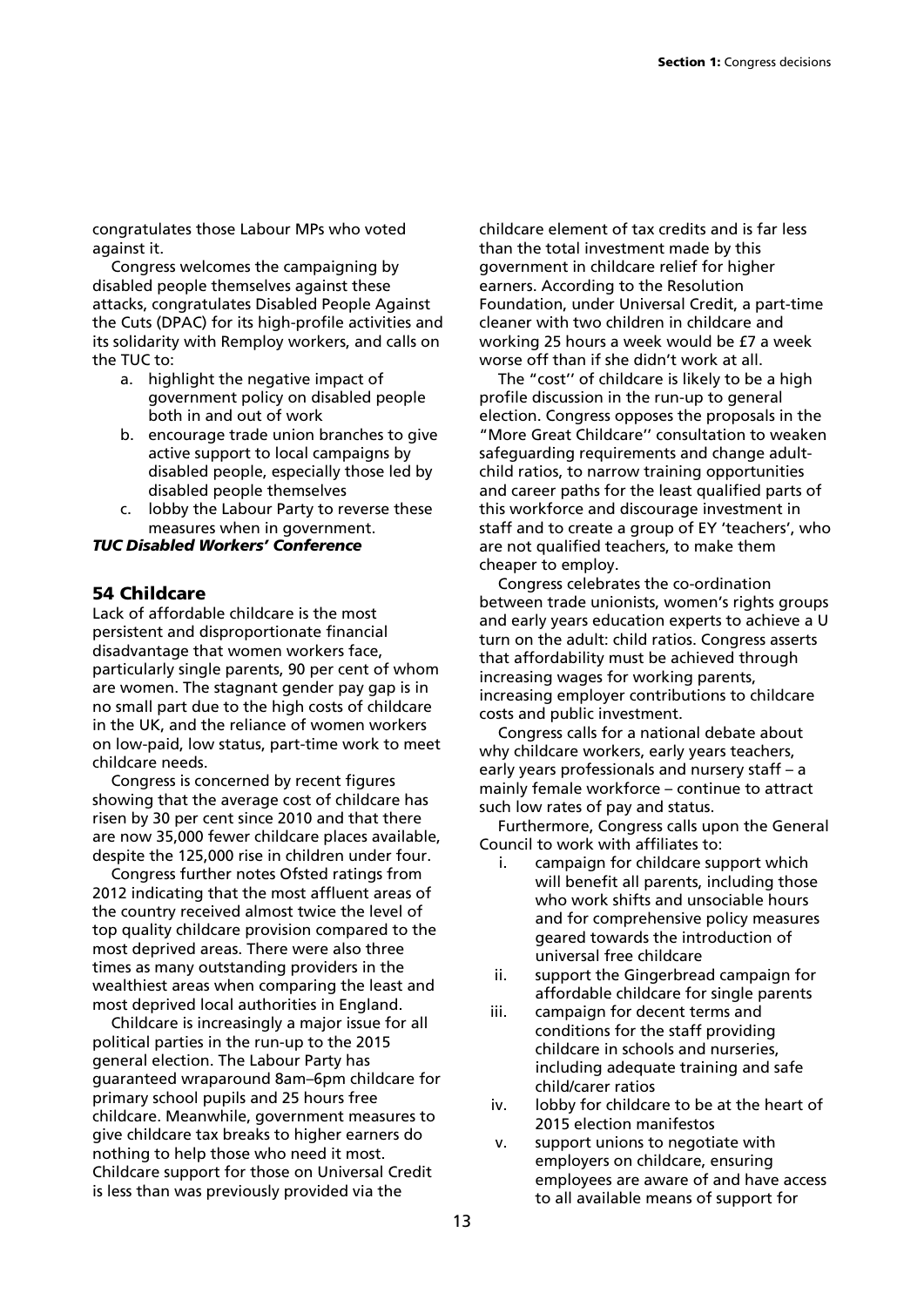congratulates those Labour MPs who voted against it.

Congress welcomes the campaigning by disabled people themselves against these attacks, congratulates Disabled People Against the Cuts (DPAC) for its high-profile activities and its solidarity with Remploy workers, and calls on the TUC to:

a. highlight the negative impact of government policy on disabled people both in and out of work
b. encourage trade union branches to give active support to local campaigns by disabled people, especially those led by disabled people themselves
c. lobby the Labour Party to reverse these measures when in government.

***TUC Disabled Workers' Conference***

## 54 Childcare

Lack of affordable childcare is the most persistent and disproportionate financial disadvantage that women workers face, particularly single parents, 90 per cent of whom are women. The stagnant gender pay gap is in no small part due to the high costs of childcare in the UK, and the reliance of women workers on low-paid, low status, part-time work to meet childcare needs.

Congress is concerned by recent figures showing that the average cost of childcare has risen by 30 per cent since 2010 and that there are now 35,000 fewer childcare places available, despite the 125,000 rise in children under four.

Congress further notes Ofsted ratings from 2012 indicating that the most affluent areas of the country received almost twice the level of top quality childcare provision compared to the most deprived areas. There were also three times as many outstanding providers in the wealthiest areas when comparing the least and most deprived local authorities in England.

Childcare is increasingly a major issue for all political parties in the run-up to the 2015 general election. The Labour Party has guaranteed wraparound 8am–6pm childcare for primary school pupils and 25 hours free childcare. Meanwhile, government measures to give childcare tax breaks to higher earners do nothing to help those who need it most. Childcare support for those on Universal Credit is less than was previously provided via the childcare element of tax credits and is far less than the total investment made by this government in childcare relief for higher earners. According to the Resolution Foundation, under Universal Credit, a part-time cleaner with two children in childcare and working 25 hours a week would be £7 a week worse off than if she didn't work at all.

The "cost'' of childcare is likely to be a high profile discussion in the run-up to general election. Congress opposes the proposals in the "More Great Childcare'' consultation to weaken safeguarding requirements and change adult-child ratios, to narrow training opportunities and career paths for the least qualified parts of this workforce and discourage investment in staff and to create a group of EY 'teachers', who are not qualified teachers, to make them cheaper to employ.

Congress celebrates the co-ordination between trade unionists, women's rights groups and early years education experts to achieve a U turn on the adult: child ratios. Congress asserts that affordability must be achieved through increasing wages for working parents, increasing employer contributions to childcare costs and public investment.

Congress calls for a national debate about why childcare workers, early years teachers, early years professionals and nursery staff – a mainly female workforce – continue to attract such low rates of pay and status.

Furthermore, Congress calls upon the General Council to work with affiliates to:

i. campaign for childcare support which will benefit all parents, including those who work shifts and unsociable hours and for comprehensive policy measures geared towards the introduction of universal free childcare
ii. support the Gingerbread campaign for affordable childcare for single parents
iii. campaign for decent terms and conditions for the staff providing childcare in schools and nurseries, including adequate training and safe child/carer ratios
iv. lobby for childcare to be at the heart of 2015 election manifestos
v. support unions to negotiate with employers on childcare, ensuring employees are aware of and have access to all available means of support for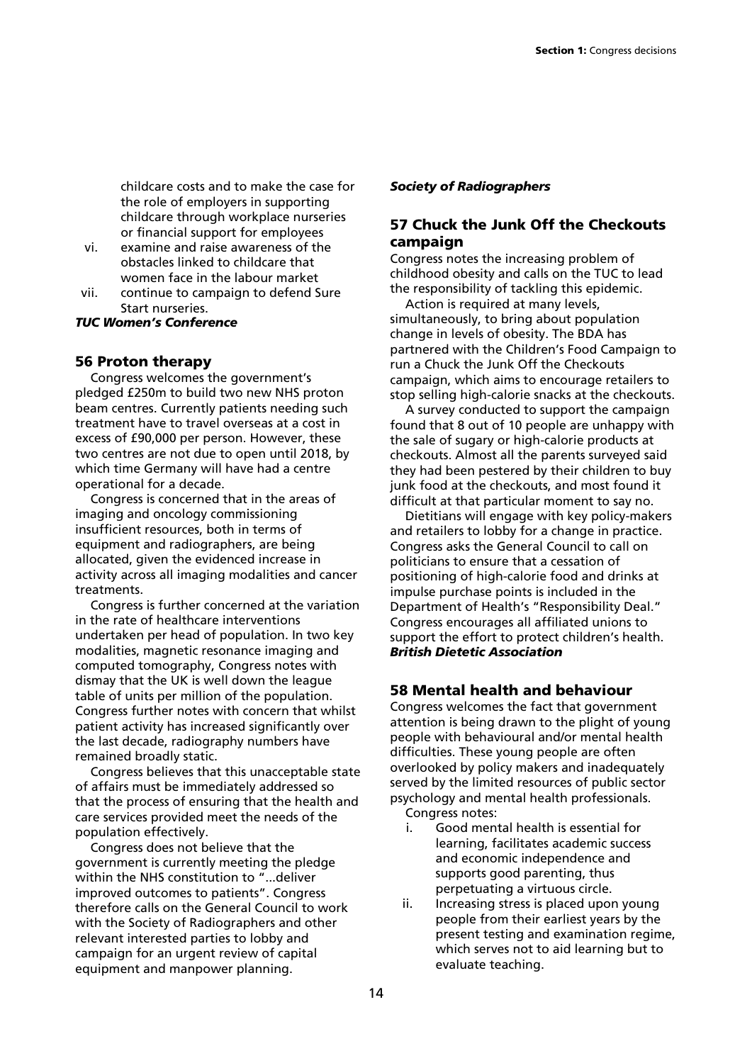childcare costs and to make the case for the role of employers in supporting childcare through workplace nurseries or financial support for employees

vi. examine and raise awareness of the obstacles linked to childcare that women face in the labour market

vii. continue to campaign to defend Sure Start nurseries.

***TUC Women's Conference***

## 56 Proton therapy

Congress welcomes the government's pledged £250m to build two new NHS proton beam centres. Currently patients needing such treatment have to travel overseas at a cost in excess of £90,000 per person. However, these two centres are not due to open until 2018, by which time Germany will have had a centre operational for a decade.

Congress is concerned that in the areas of imaging and oncology commissioning insufficient resources, both in terms of equipment and radiographers, are being allocated, given the evidenced increase in activity across all imaging modalities and cancer treatments.

Congress is further concerned at the variation in the rate of healthcare interventions undertaken per head of population. In two key modalities, magnetic resonance imaging and computed tomography, Congress notes with dismay that the UK is well down the league table of units per million of the population. Congress further notes with concern that whilst patient activity has increased significantly over the last decade, radiography numbers have remained broadly static.

Congress believes that this unacceptable state of affairs must be immediately addressed so that the process of ensuring that the health and care services provided meet the needs of the population effectively.

Congress does not believe that the government is currently meeting the pledge within the NHS constitution to "...deliver improved outcomes to patients". Congress therefore calls on the General Council to work with the Society of Radiographers and other relevant interested parties to lobby and campaign for an urgent review of capital equipment and manpower planning.

***Society of Radiographers***

## 57 Chuck the Junk Off the Checkouts campaign

Congress notes the increasing problem of childhood obesity and calls on the TUC to lead the responsibility of tackling this epidemic.

Action is required at many levels, simultaneously, to bring about population change in levels of obesity. The BDA has partnered with the Children's Food Campaign to run a Chuck the Junk Off the Checkouts campaign, which aims to encourage retailers to stop selling high-calorie snacks at the checkouts.

A survey conducted to support the campaign found that 8 out of 10 people are unhappy with the sale of sugary or high-calorie products at checkouts. Almost all the parents surveyed said they had been pestered by their children to buy junk food at the checkouts, and most found it difficult at that particular moment to say no.

Dietitians will engage with key policy-makers and retailers to lobby for a change in practice. Congress asks the General Council to call on politicians to ensure that a cessation of positioning of high-calorie food and drinks at impulse purchase points is included in the Department of Health's "Responsibility Deal." Congress encourages all affiliated unions to support the effort to protect children's health.

***British Dietetic Association***

## 58 Mental health and behaviour

Congress welcomes the fact that government attention is being drawn to the plight of young people with behavioural and/or mental health difficulties. These young people are often overlooked by policy makers and inadequately served by the limited resources of public sector psychology and mental health professionals.

Congress notes:

i. Good mental health is essential for learning, facilitates academic success and economic independence and supports good parenting, thus perpetuating a virtuous circle.

ii. Increasing stress is placed upon young people from their earliest years by the present testing and examination regime, which serves not to aid learning but to evaluate teaching.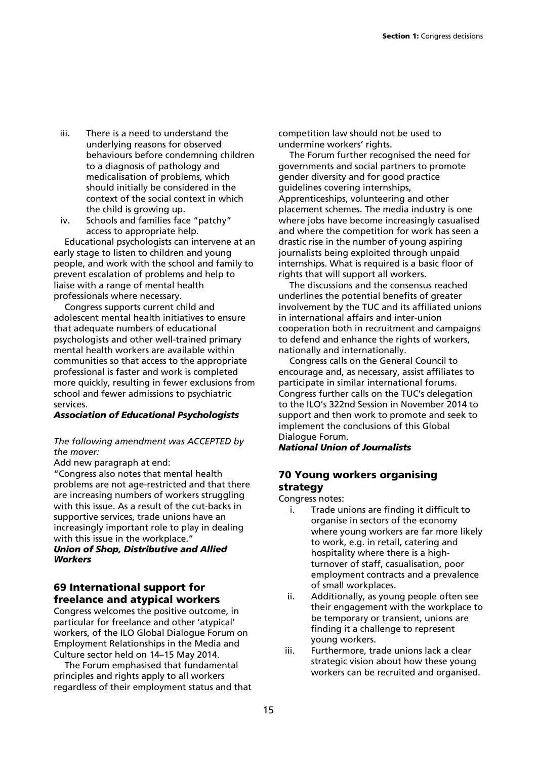iii. There is a need to understand the underlying reasons for observed behaviours before condemning children to a diagnosis of pathology and medicalisation of problems, which should initially be considered in the context of the social context in which the child is growing up.

iv. Schools and families face "patchy" access to appropriate help.

Educational psychologists can intervene at an early stage to listen to children and young people, and work with the school and family to prevent escalation of problems and help to liaise with a range of mental health professionals where necessary.

Congress supports current child and adolescent mental health initiatives to ensure that adequate numbers of educational psychologists and other well-trained primary mental health workers are available within communities so that access to the appropriate professional is faster and work is completed more quickly, resulting in fewer exclusions from school and fewer admissions to psychiatric services.

***Association of Educational Psychologists***

*The following amendment was ACCEPTED by the mover:*

Add new paragraph at end:

"Congress also notes that mental health problems are not age-restricted and that there are increasing numbers of workers struggling with this issue. As a result of the cut-backs in supportive services, trade unions have an increasingly important role to play in dealing with this issue in the workplace."

***Union of Shop, Distributive and Allied Workers***

## 69 International support for freelance and atypical workers

Congress welcomes the positive outcome, in particular for freelance and other 'atypical' workers, of the ILO Global Dialogue Forum on Employment Relationships in the Media and Culture sector held on 14–15 May 2014.

The Forum emphasised that fundamental principles and rights apply to all workers regardless of their employment status and that competition law should not be used to undermine workers' rights.

The Forum further recognised the need for governments and social partners to promote gender diversity and for good practice guidelines covering internships, Apprenticeships, volunteering and other placement schemes. The media industry is one where jobs have become increasingly casualised and where the competition for work has seen a drastic rise in the number of young aspiring journalists being exploited through unpaid internships. What is required is a basic floor of rights that will support all workers.

The discussions and the consensus reached underlines the potential benefits of greater involvement by the TUC and its affiliated unions in international affairs and inter-union cooperation both in recruitment and campaigns to defend and enhance the rights of workers, nationally and internationally.

Congress calls on the General Council to encourage and, as necessary, assist affiliates to participate in similar international forums. Congress further calls on the TUC's delegation to the ILO's 322nd Session in November 2014 to support and then work to promote and seek to implement the conclusions of this Global Dialogue Forum.

***National Union of Journalists***

## 70 Young workers organising strategy

Congress notes:

i. Trade unions are finding it difficult to organise in sectors of the economy where young workers are far more likely to work, e.g. in retail, catering and hospitality where there is a high-turnover of staff, casualisation, poor employment contracts and a prevalence of small workplaces.

ii. Additionally, as young people often see their engagement with the workplace to be temporary or transient, unions are finding it a challenge to represent young workers.

iii. Furthermore, trade unions lack a clear strategic vision about how these young workers can be recruited and organised.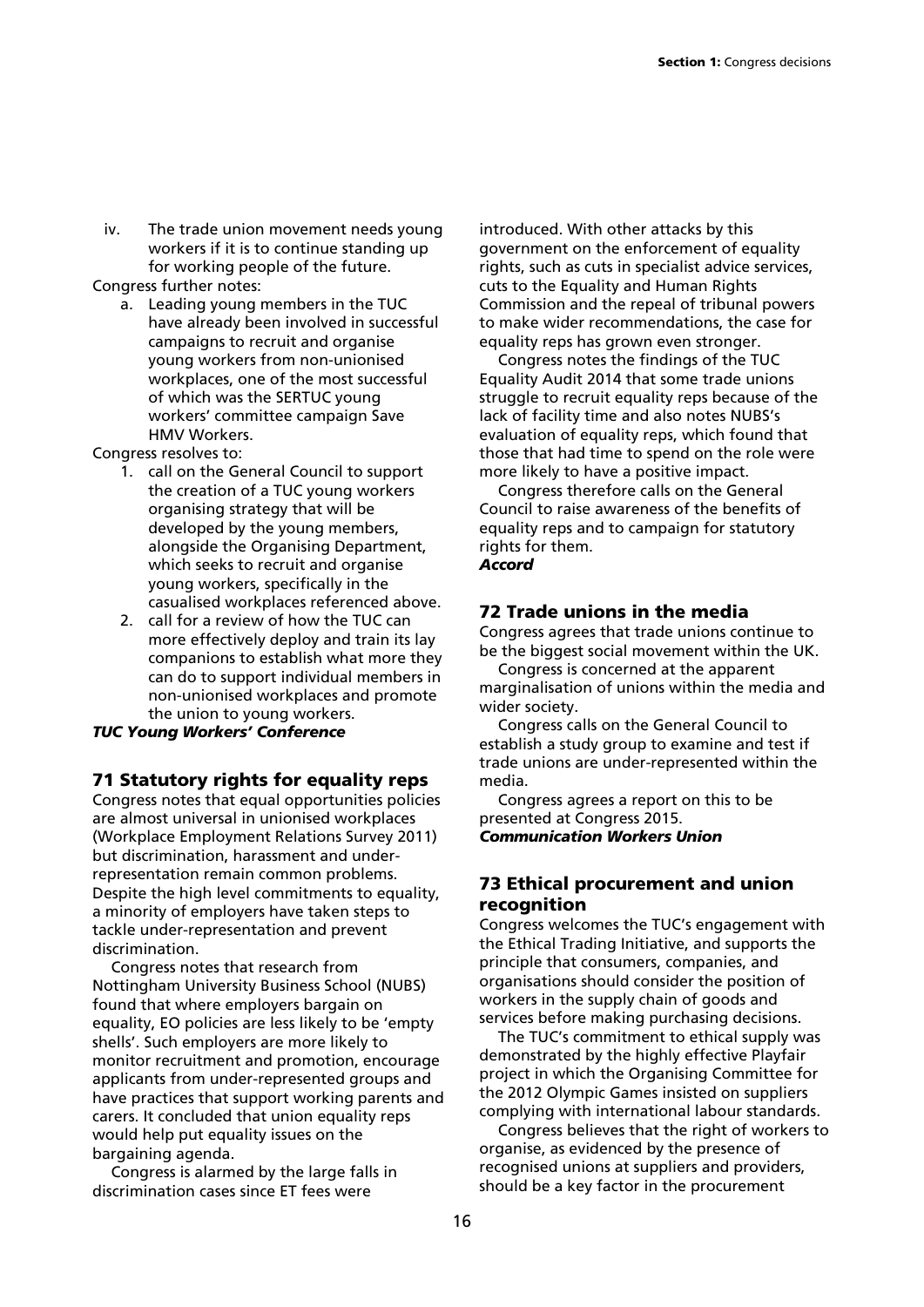iv. The trade union movement needs young workers if it is to continue standing up for working people of the future.

Congress further notes:

a. Leading young members in the TUC have already been involved in successful campaigns to recruit and organise young workers from non-unionised workplaces, one of the most successful of which was the SERTUC young workers' committee campaign Save HMV Workers.

Congress resolves to:

1. call on the General Council to support the creation of a TUC young workers organising strategy that will be developed by the young members, alongside the Organising Department, which seeks to recruit and organise young workers, specifically in the casualised workplaces referenced above.
2. call for a review of how the TUC can more effectively deploy and train its lay companions to establish what more they can do to support individual members in non-unionised workplaces and promote the union to young workers.

***TUC Young Workers' Conference***

## 71 Statutory rights for equality reps

Congress notes that equal opportunities policies are almost universal in unionised workplaces (Workplace Employment Relations Survey 2011) but discrimination, harassment and under-representation remain common problems. Despite the high level commitments to equality, a minority of employers have taken steps to tackle under-representation and prevent discrimination.

Congress notes that research from Nottingham University Business School (NUBS) found that where employers bargain on equality, EO policies are less likely to be 'empty shells'. Such employers are more likely to monitor recruitment and promotion, encourage applicants from under-represented groups and have practices that support working parents and carers. It concluded that union equality reps would help put equality issues on the bargaining agenda.

Congress is alarmed by the large falls in discrimination cases since ET fees were introduced. With other attacks by this government on the enforcement of equality rights, such as cuts in specialist advice services, cuts to the Equality and Human Rights Commission and the repeal of tribunal powers to make wider recommendations, the case for equality reps has grown even stronger.

Congress notes the findings of the TUC Equality Audit 2014 that some trade unions struggle to recruit equality reps because of the lack of facility time and also notes NUBS's evaluation of equality reps, which found that those that had time to spend on the role were more likely to have a positive impact.

Congress therefore calls on the General Council to raise awareness of the benefits of equality reps and to campaign for statutory rights for them.

***Accord***

## 72 Trade unions in the media

Congress agrees that trade unions continue to be the biggest social movement within the UK.

Congress is concerned at the apparent marginalisation of unions within the media and wider society.

Congress calls on the General Council to establish a study group to examine and test if trade unions are under-represented within the media.

Congress agrees a report on this to be presented at Congress 2015.

***Communication Workers Union***

## 73 Ethical procurement and union recognition

Congress welcomes the TUC's engagement with the Ethical Trading Initiative, and supports the principle that consumers, companies, and organisations should consider the position of workers in the supply chain of goods and services before making purchasing decisions.

The TUC's commitment to ethical supply was demonstrated by the highly effective Playfair project in which the Organising Committee for the 2012 Olympic Games insisted on suppliers complying with international labour standards.

Congress believes that the right of workers to organise, as evidenced by the presence of recognised unions at suppliers and providers, should be a key factor in the procurement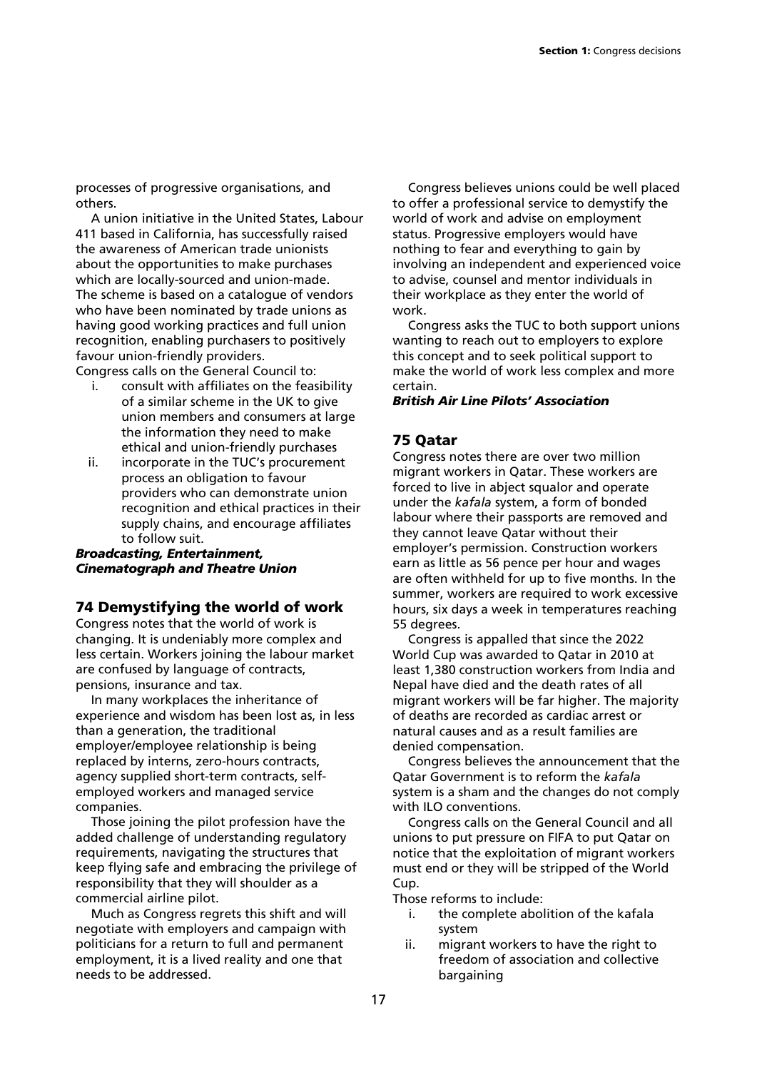processes of progressive organisations, and others.

A union initiative in the United States, Labour 411 based in California, has successfully raised the awareness of American trade unionists about the opportunities to make purchases which are locally-sourced and union-made. The scheme is based on a catalogue of vendors who have been nominated by trade unions as having good working practices and full union recognition, enabling purchasers to positively favour union-friendly providers.

Congress calls on the General Council to:

i. consult with affiliates on the feasibility of a similar scheme in the UK to give union members and consumers at large the information they need to make ethical and union-friendly purchases
ii. incorporate in the TUC's procurement process an obligation to favour providers who can demonstrate union recognition and ethical practices in their supply chains, and encourage affiliates to follow suit.

***Broadcasting, Entertainment, Cinematograph and Theatre Union***

## 74 Demystifying the world of work

Congress notes that the world of work is changing. It is undeniably more complex and less certain. Workers joining the labour market are confused by language of contracts, pensions, insurance and tax.

In many workplaces the inheritance of experience and wisdom has been lost as, in less than a generation, the traditional employer/employee relationship is being replaced by interns, zero-hours contracts, agency supplied short-term contracts, self-employed workers and managed service companies.

Those joining the pilot profession have the added challenge of understanding regulatory requirements, navigating the structures that keep flying safe and embracing the privilege of responsibility that they will shoulder as a commercial airline pilot.

Much as Congress regrets this shift and will negotiate with employers and campaign with politicians for a return to full and permanent employment, it is a lived reality and one that needs to be addressed.

Congress believes unions could be well placed to offer a professional service to demystify the world of work and advise on employment status. Progressive employers would have nothing to fear and everything to gain by involving an independent and experienced voice to advise, counsel and mentor individuals in their workplace as they enter the world of work.

Congress asks the TUC to both support unions wanting to reach out to employers to explore this concept and to seek political support to make the world of work less complex and more certain.

***British Air Line Pilots' Association***

## 75 Qatar

Congress notes there are over two million migrant workers in Qatar. These workers are forced to live in abject squalor and operate under the *kafala* system, a form of bonded labour where their passports are removed and they cannot leave Qatar without their employer's permission. Construction workers earn as little as 56 pence per hour and wages are often withheld for up to five months. In the summer, workers are required to work excessive hours, six days a week in temperatures reaching 55 degrees.

Congress is appalled that since the 2022 World Cup was awarded to Qatar in 2010 at least 1,380 construction workers from India and Nepal have died and the death rates of all migrant workers will be far higher. The majority of deaths are recorded as cardiac arrest or natural causes and as a result families are denied compensation.

Congress believes the announcement that the Qatar Government is to reform the *kafala* system is a sham and the changes do not comply with ILO conventions.

Congress calls on the General Council and all unions to put pressure on FIFA to put Qatar on notice that the exploitation of migrant workers must end or they will be stripped of the World Cup.

Those reforms to include:

i. the complete abolition of the kafala system
ii. migrant workers to have the right to freedom of association and collective bargaining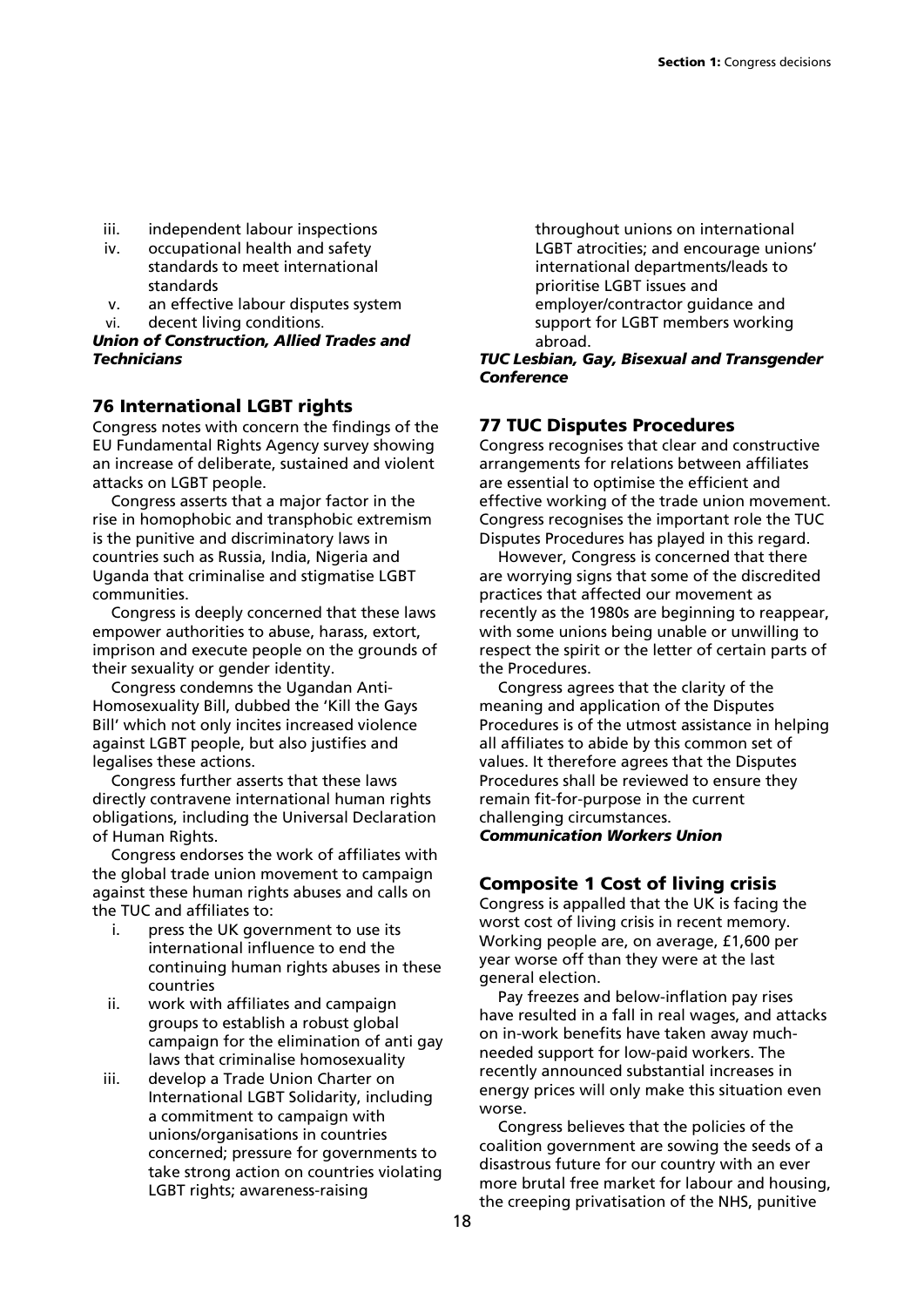iii. independent labour inspections
iv. occupational health and safety standards to meet international standards
v. an effective labour disputes system
vi. decent living conditions.

***Union of Construction, Allied Trades and Technicians***

## 76 International LGBT rights

Congress notes with concern the findings of the EU Fundamental Rights Agency survey showing an increase of deliberate, sustained and violent attacks on LGBT people.

Congress asserts that a major factor in the rise in homophobic and transphobic extremism is the punitive and discriminatory laws in countries such as Russia, India, Nigeria and Uganda that criminalise and stigmatise LGBT communities.

Congress is deeply concerned that these laws empower authorities to abuse, harass, extort, imprison and execute people on the grounds of their sexuality or gender identity.

Congress condemns the Ugandan Anti-Homosexuality Bill, dubbed the 'Kill the Gays Bill' which not only incites increased violence against LGBT people, but also justifies and legalises these actions.

Congress further asserts that these laws directly contravene international human rights obligations, including the Universal Declaration of Human Rights.

Congress endorses the work of affiliates with the global trade union movement to campaign against these human rights abuses and calls on the TUC and affiliates to:

i. press the UK government to use its international influence to end the continuing human rights abuses in these countries
ii. work with affiliates and campaign groups to establish a robust global campaign for the elimination of anti gay laws that criminalise homosexuality
iii. develop a Trade Union Charter on International LGBT Solidarity, including a commitment to campaign with unions/organisations in countries concerned; pressure for governments to take strong action on countries violating LGBT rights; awareness-raising throughout unions on international LGBT atrocities; and encourage unions' international departments/leads to prioritise LGBT issues and employer/contractor guidance and support for LGBT members working abroad.

***TUC Lesbian, Gay, Bisexual and Transgender Conference***

## 77 TUC Disputes Procedures

Congress recognises that clear and constructive arrangements for relations between affiliates are essential to optimise the efficient and effective working of the trade union movement. Congress recognises the important role the TUC Disputes Procedures has played in this regard.

However, Congress is concerned that there are worrying signs that some of the discredited practices that affected our movement as recently as the 1980s are beginning to reappear, with some unions being unable or unwilling to respect the spirit or the letter of certain parts of the Procedures.

Congress agrees that the clarity of the meaning and application of the Disputes Procedures is of the utmost assistance in helping all affiliates to abide by this common set of values. It therefore agrees that the Disputes Procedures shall be reviewed to ensure they remain fit-for-purpose in the current challenging circumstances.

***Communication Workers Union***

## Composite 1 Cost of living crisis

Congress is appalled that the UK is facing the worst cost of living crisis in recent memory. Working people are, on average, £1,600 per year worse off than they were at the last general election.

Pay freezes and below-inflation pay rises have resulted in a fall in real wages, and attacks on in-work benefits have taken away much-needed support for low-paid workers. The recently announced substantial increases in energy prices will only make this situation even worse.

Congress believes that the policies of the coalition government are sowing the seeds of a disastrous future for our country with an ever more brutal free market for labour and housing, the creeping privatisation of the NHS, punitive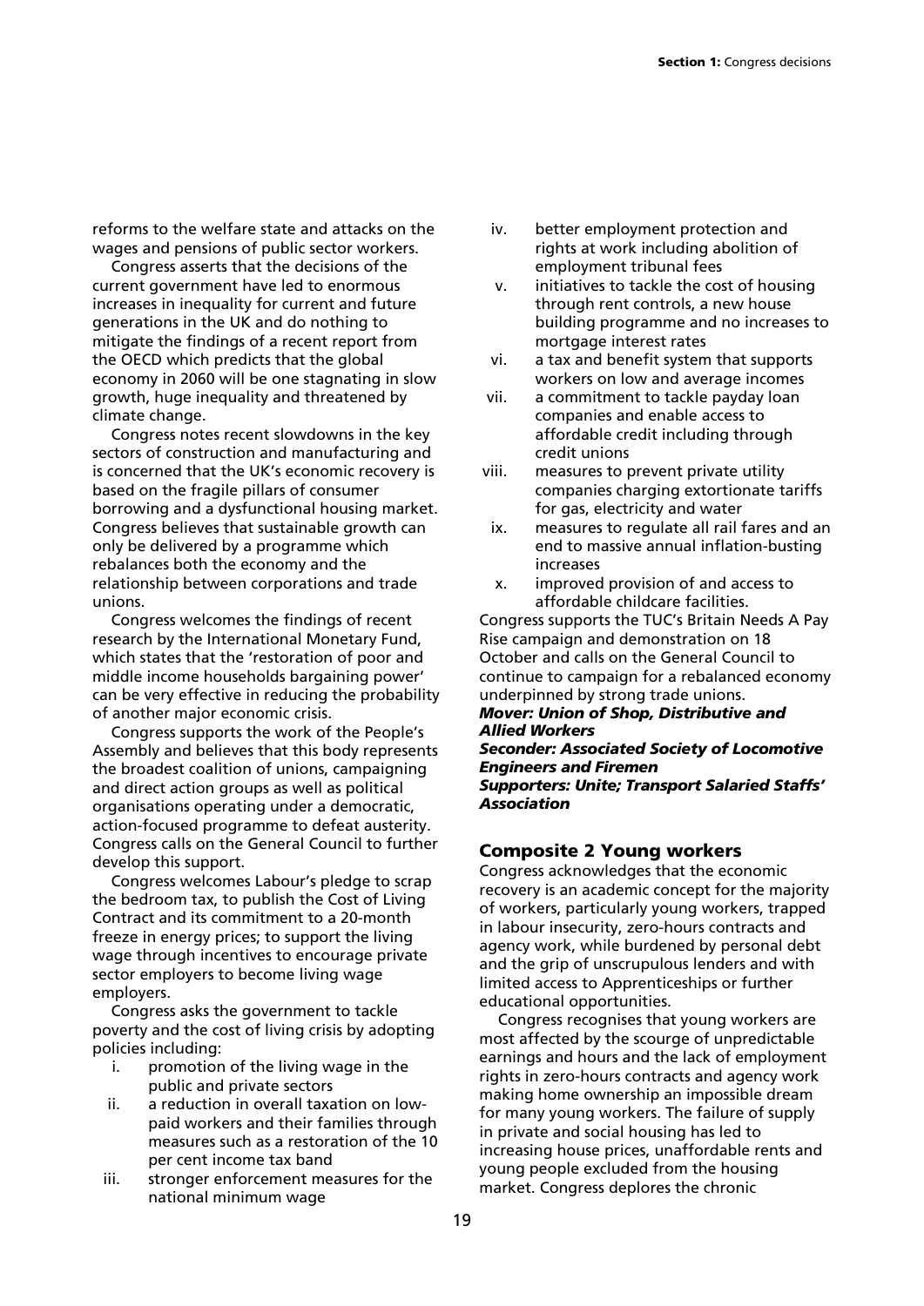reforms to the welfare state and attacks on the wages and pensions of public sector workers.

Congress asserts that the decisions of the current government have led to enormous increases in inequality for current and future generations in the UK and do nothing to mitigate the findings of a recent report from the OECD which predicts that the global economy in 2060 will be one stagnating in slow growth, huge inequality and threatened by climate change.

Congress notes recent slowdowns in the key sectors of construction and manufacturing and is concerned that the UK's economic recovery is based on the fragile pillars of consumer borrowing and a dysfunctional housing market. Congress believes that sustainable growth can only be delivered by a programme which rebalances both the economy and the relationship between corporations and trade unions.

Congress welcomes the findings of recent research by the International Monetary Fund, which states that the 'restoration of poor and middle income households bargaining power' can be very effective in reducing the probability of another major economic crisis.

Congress supports the work of the People's Assembly and believes that this body represents the broadest coalition of unions, campaigning and direct action groups as well as political organisations operating under a democratic, action-focused programme to defeat austerity. Congress calls on the General Council to further develop this support.

Congress welcomes Labour's pledge to scrap the bedroom tax, to publish the Cost of Living Contract and its commitment to a 20-month freeze in energy prices; to support the living wage through incentives to encourage private sector employers to become living wage employers.

Congress asks the government to tackle poverty and the cost of living crisis by adopting policies including:

i. promotion of the living wage in the public and private sectors
ii. a reduction in overall taxation on low-paid workers and their families through measures such as a restoration of the 10 per cent income tax band
iii. stronger enforcement measures for the national minimum wage
iv. better employment protection and rights at work including abolition of employment tribunal fees
v. initiatives to tackle the cost of housing through rent controls, a new house building programme and no increases to mortgage interest rates
vi. a tax and benefit system that supports workers on low and average incomes
vii. a commitment to tackle payday loan companies and enable access to affordable credit including through credit unions
viii. measures to prevent private utility companies charging extortionate tariffs for gas, electricity and water
ix. measures to regulate all rail fares and an end to massive annual inflation-busting increases
x. improved provision of and access to affordable childcare facilities.

Congress supports the TUC's Britain Needs A Pay Rise campaign and demonstration on 18 October and calls on the General Council to continue to campaign for a rebalanced economy underpinned by strong trade unions.

***Mover: Union of Shop, Distributive and Allied Workers***
***Seconder: Associated Society of Locomotive Engineers and Firemen***
***Supporters: Unite; Transport Salaried Staffs' Association***

## Composite 2 Young workers

Congress acknowledges that the economic recovery is an academic concept for the majority of workers, particularly young workers, trapped in labour insecurity, zero-hours contracts and agency work, while burdened by personal debt and the grip of unscrupulous lenders and with limited access to Apprenticeships or further educational opportunities.

Congress recognises that young workers are most affected by the scourge of unpredictable earnings and hours and the lack of employment rights in zero-hours contracts and agency work making home ownership an impossible dream for many young workers. The failure of supply in private and social housing has led to increasing house prices, unaffordable rents and young people excluded from the housing market. Congress deplores the chronic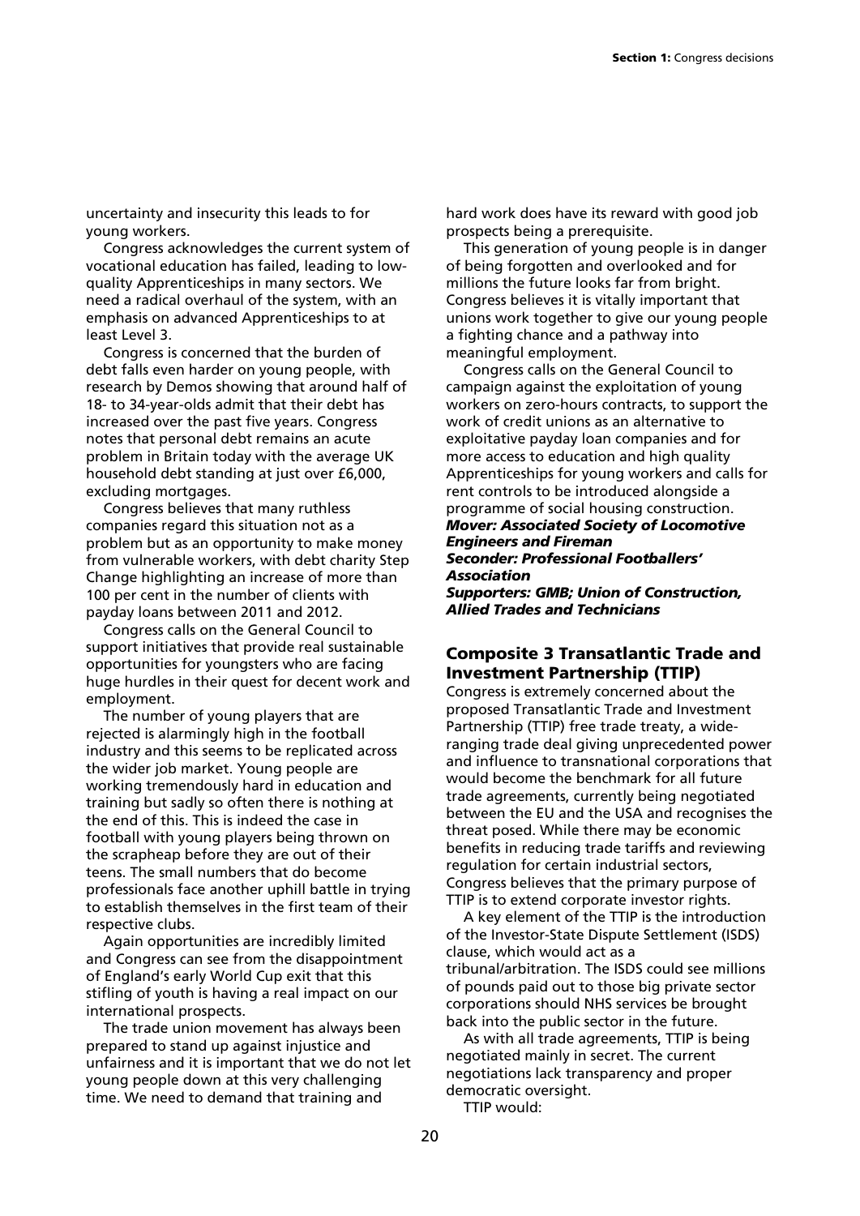uncertainty and insecurity this leads to for young workers.

Congress acknowledges the current system of vocational education has failed, leading to low-quality Apprenticeships in many sectors. We need a radical overhaul of the system, with an emphasis on advanced Apprenticeships to at least Level 3.

Congress is concerned that the burden of debt falls even harder on young people, with research by Demos showing that around half of 18- to 34-year-olds admit that their debt has increased over the past five years. Congress notes that personal debt remains an acute problem in Britain today with the average UK household debt standing at just over £6,000, excluding mortgages.

Congress believes that many ruthless companies regard this situation not as a problem but as an opportunity to make money from vulnerable workers, with debt charity Step Change highlighting an increase of more than 100 per cent in the number of clients with payday loans between 2011 and 2012.

Congress calls on the General Council to support initiatives that provide real sustainable opportunities for youngsters who are facing huge hurdles in their quest for decent work and employment.

The number of young players that are rejected is alarmingly high in the football industry and this seems to be replicated across the wider job market. Young people are working tremendously hard in education and training but sadly so often there is nothing at the end of this. This is indeed the case in football with young players being thrown on the scrapheap before they are out of their teens. The small numbers that do become professionals face another uphill battle in trying to establish themselves in the first team of their respective clubs.

Again opportunities are incredibly limited and Congress can see from the disappointment of England's early World Cup exit that this stifling of youth is having a real impact on our international prospects.

The trade union movement has always been prepared to stand up against injustice and unfairness and it is important that we do not let young people down at this very challenging time. We need to demand that training and hard work does have its reward with good job prospects being a prerequisite.

This generation of young people is in danger of being forgotten and overlooked and for millions the future looks far from bright. Congress believes it is vitally important that unions work together to give our young people a fighting chance and a pathway into meaningful employment.

Congress calls on the General Council to campaign against the exploitation of young workers on zero-hours contracts, to support the work of credit unions as an alternative to exploitative payday loan companies and for more access to education and high quality Apprenticeships for young workers and calls for rent controls to be introduced alongside a programme of social housing construction.

***Mover: Associated Society of Locomotive Engineers and Fireman***
***Seconder: Professional Footballers' Association***
***Supporters: GMB; Union of Construction, Allied Trades and Technicians***

## Composite 3 Transatlantic Trade and Investment Partnership (TTIP)

Congress is extremely concerned about the proposed Transatlantic Trade and Investment Partnership (TTIP) free trade treaty, a wide-ranging trade deal giving unprecedented power and influence to transnational corporations that would become the benchmark for all future trade agreements, currently being negotiated between the EU and the USA and recognises the threat posed. While there may be economic benefits in reducing trade tariffs and reviewing regulation for certain industrial sectors, Congress believes that the primary purpose of TTIP is to extend corporate investor rights.

A key element of the TTIP is the introduction of the Investor-State Dispute Settlement (ISDS) clause, which would act as a tribunal/arbitration. The ISDS could see millions of pounds paid out to those big private sector corporations should NHS services be brought back into the public sector in the future.

As with all trade agreements, TTIP is being negotiated mainly in secret. The current negotiations lack transparency and proper democratic oversight.

TTIP would: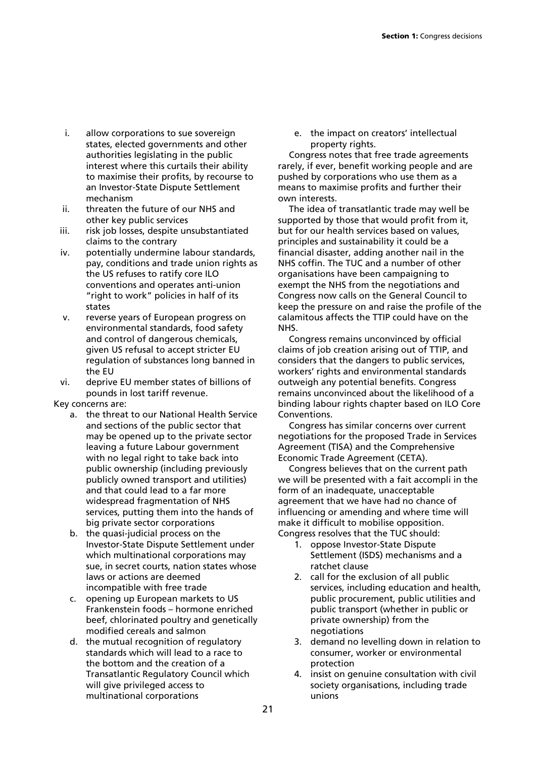i. allow corporations to sue sovereign states, elected governments and other authorities legislating in the public interest where this curtails their ability to maximise their profits, by recourse to an Investor-State Dispute Settlement mechanism
ii. threaten the future of our NHS and other key public services
iii. risk job losses, despite unsubstantiated claims to the contrary
iv. potentially undermine labour standards, pay, conditions and trade union rights as the US refuses to ratify core ILO conventions and operates anti-union "right to work" policies in half of its states
v. reverse years of European progress on environmental standards, food safety and control of dangerous chemicals, given US refusal to accept stricter EU regulation of substances long banned in the EU
vi. deprive EU member states of billions of pounds in lost tariff revenue.

Key concerns are:

a. the threat to our National Health Service and sections of the public sector that may be opened up to the private sector leaving a future Labour government with no legal right to take back into public ownership (including previously publicly owned transport and utilities) and that could lead to a far more widespread fragmentation of NHS services, putting them into the hands of big private sector corporations
b. the quasi-judicial process on the Investor-State Dispute Settlement under which multinational corporations may sue, in secret courts, nation states whose laws or actions are deemed incompatible with free trade
c. opening up European markets to US Frankenstein foods – hormone enriched beef, chlorinated poultry and genetically modified cereals and salmon
d. the mutual recognition of regulatory standards which will lead to a race to the bottom and the creation of a Transatlantic Regulatory Council which will give privileged access to multinational corporations
e. the impact on creators' intellectual property rights.

Congress notes that free trade agreements rarely, if ever, benefit working people and are pushed by corporations who use them as a means to maximise profits and further their own interests.

The idea of transatlantic trade may well be supported by those that would profit from it, but for our health services based on values, principles and sustainability it could be a financial disaster, adding another nail in the NHS coffin. The TUC and a number of other organisations have been campaigning to exempt the NHS from the negotiations and Congress now calls on the General Council to keep the pressure on and raise the profile of the calamitous affects the TTIP could have on the NHS.

Congress remains unconvinced by official claims of job creation arising out of TTIP, and considers that the dangers to public services, workers' rights and environmental standards outweigh any potential benefits. Congress remains unconvinced about the likelihood of a binding labour rights chapter based on ILO Core Conventions.

Congress has similar concerns over current negotiations for the proposed Trade in Services Agreement (TISA) and the Comprehensive Economic Trade Agreement (CETA).

Congress believes that on the current path we will be presented with a fait accompli in the form of an inadequate, unacceptable agreement that we have had no chance of influencing or amending and where time will make it difficult to mobilise opposition.

Congress resolves that the TUC should:

1. oppose Investor-State Dispute Settlement (ISDS) mechanisms and a ratchet clause
2. call for the exclusion of all public services, including education and health, public procurement, public utilities and public transport (whether in public or private ownership) from the negotiations
3. demand no levelling down in relation to consumer, worker or environmental protection
4. insist on genuine consultation with civil society organisations, including trade unions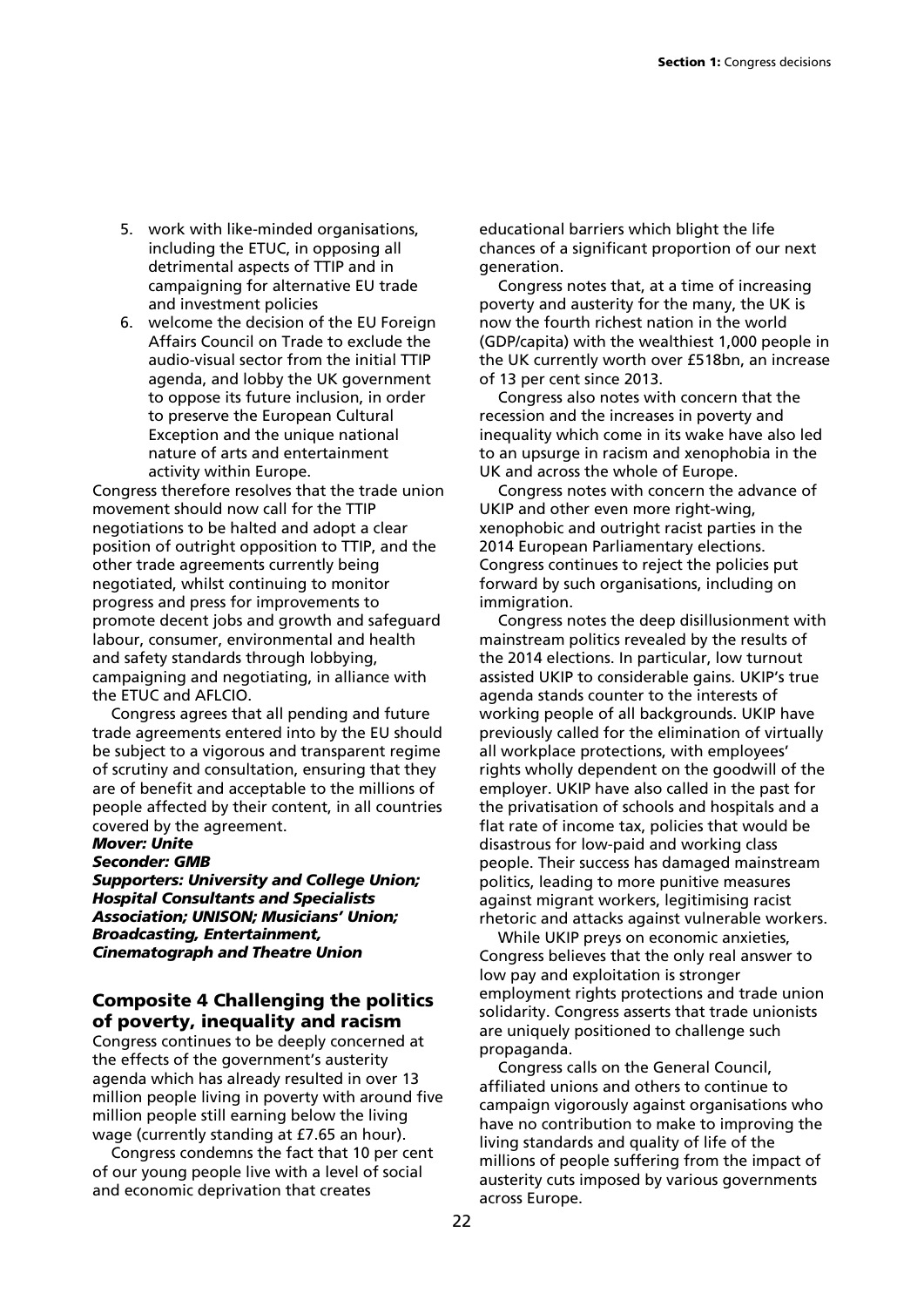5. work with like-minded organisations, including the ETUC, in opposing all detrimental aspects of TTIP and in campaigning for alternative EU trade and investment policies
6. welcome the decision of the EU Foreign Affairs Council on Trade to exclude the audio-visual sector from the initial TTIP agenda, and lobby the UK government to oppose its future inclusion, in order to preserve the European Cultural Exception and the unique national nature of arts and entertainment activity within Europe.

Congress therefore resolves that the trade union movement should now call for the TTIP negotiations to be halted and adopt a clear position of outright opposition to TTIP, and the other trade agreements currently being negotiated, whilst continuing to monitor progress and press for improvements to promote decent jobs and growth and safeguard labour, consumer, environmental and health and safety standards through lobbying, campaigning and negotiating, in alliance with the ETUC and AFLCIO.

Congress agrees that all pending and future trade agreements entered into by the EU should be subject to a vigorous and transparent regime of scrutiny and consultation, ensuring that they are of benefit and acceptable to the millions of people affected by their content, in all countries covered by the agreement.

***Mover: Unite***
***Seconder: GMB***
***Supporters: University and College Union; Hospital Consultants and Specialists Association; UNISON; Musicians' Union; Broadcasting, Entertainment, Cinematograph and Theatre Union***

## Composite 4 Challenging the politics of poverty, inequality and racism

Congress continues to be deeply concerned at the effects of the government's austerity agenda which has already resulted in over 13 million people living in poverty with around five million people still earning below the living wage (currently standing at £7.65 an hour).

Congress condemns the fact that 10 per cent of our young people live with a level of social and economic deprivation that creates educational barriers which blight the life chances of a significant proportion of our next generation.

Congress notes that, at a time of increasing poverty and austerity for the many, the UK is now the fourth richest nation in the world (GDP/capita) with the wealthiest 1,000 people in the UK currently worth over £518bn, an increase of 13 per cent since 2013.

Congress also notes with concern that the recession and the increases in poverty and inequality which come in its wake have also led to an upsurge in racism and xenophobia in the UK and across the whole of Europe.

Congress notes with concern the advance of UKIP and other even more right-wing, xenophobic and outright racist parties in the 2014 European Parliamentary elections. Congress continues to reject the policies put forward by such organisations, including on immigration.

Congress notes the deep disillusionment with mainstream politics revealed by the results of the 2014 elections. In particular, low turnout assisted UKIP to considerable gains. UKIP's true agenda stands counter to the interests of working people of all backgrounds. UKIP have previously called for the elimination of virtually all workplace protections, with employees' rights wholly dependent on the goodwill of the employer. UKIP have also called in the past for the privatisation of schools and hospitals and a flat rate of income tax, policies that would be disastrous for low-paid and working class people. Their success has damaged mainstream politics, leading to more punitive measures against migrant workers, legitimising racist rhetoric and attacks against vulnerable workers.

While UKIP preys on economic anxieties, Congress believes that the only real answer to low pay and exploitation is stronger employment rights protections and trade union solidarity. Congress asserts that trade unionists are uniquely positioned to challenge such propaganda.

Congress calls on the General Council, affiliated unions and others to continue to campaign vigorously against organisations who have no contribution to make to improving the living standards and quality of life of the millions of people suffering from the impact of austerity cuts imposed by various governments across Europe.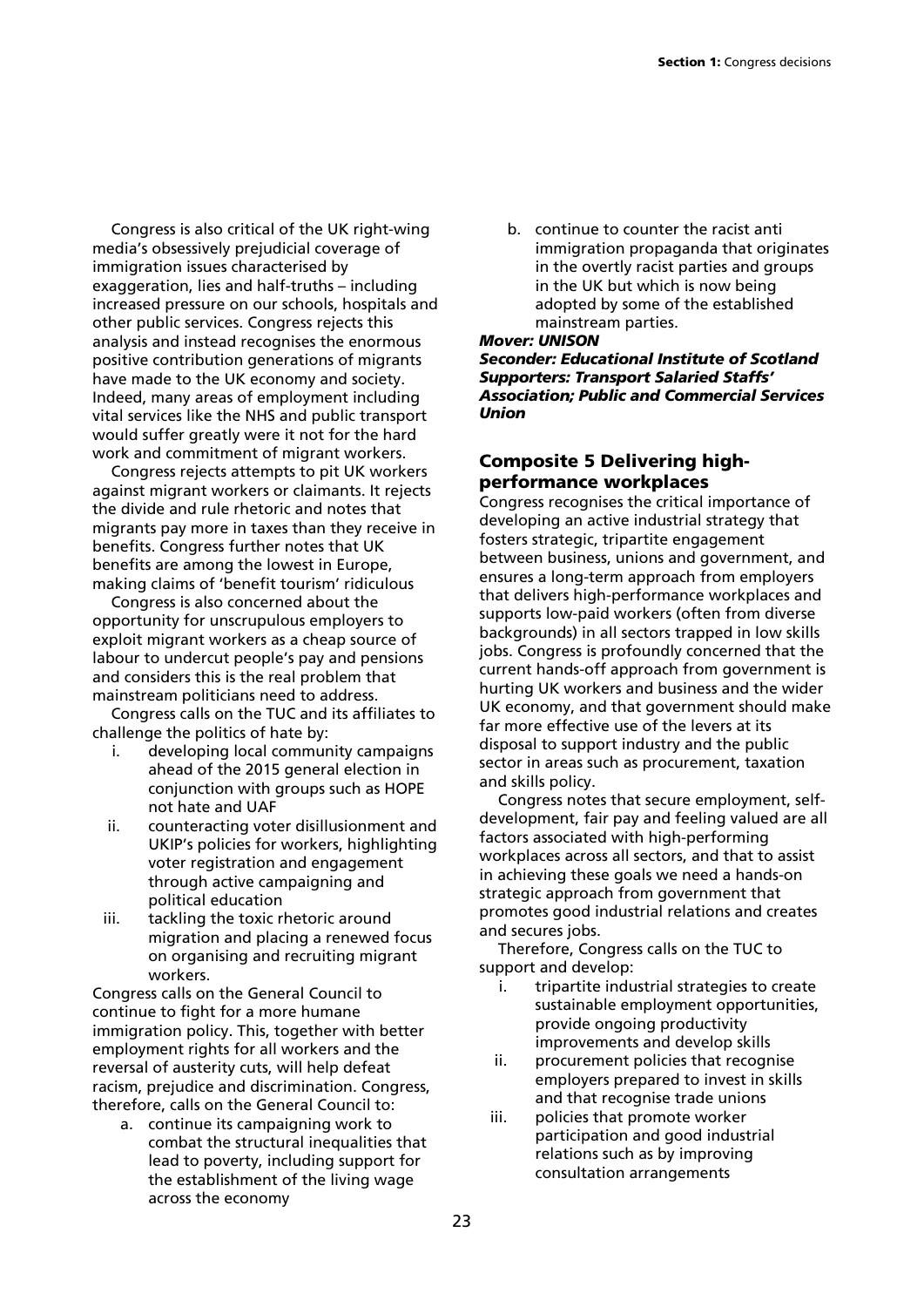Congress is also critical of the UK right-wing media's obsessively prejudicial coverage of immigration issues characterised by exaggeration, lies and half-truths – including increased pressure on our schools, hospitals and other public services. Congress rejects this analysis and instead recognises the enormous positive contribution generations of migrants have made to the UK economy and society. Indeed, many areas of employment including vital services like the NHS and public transport would suffer greatly were it not for the hard work and commitment of migrant workers.

Congress rejects attempts to pit UK workers against migrant workers or claimants. It rejects the divide and rule rhetoric and notes that migrants pay more in taxes than they receive in benefits. Congress further notes that UK benefits are among the lowest in Europe, making claims of 'benefit tourism' ridiculous

Congress is also concerned about the opportunity for unscrupulous employers to exploit migrant workers as a cheap source of labour to undercut people's pay and pensions and considers this is the real problem that mainstream politicians need to address.

Congress calls on the TUC and its affiliates to challenge the politics of hate by:

i. developing local community campaigns ahead of the 2015 general election in conjunction with groups such as HOPE not hate and UAF
ii. counteracting voter disillusionment and UKIP's policies for workers, highlighting voter registration and engagement through active campaigning and political education
iii. tackling the toxic rhetoric around migration and placing a renewed focus on organising and recruiting migrant workers.

Congress calls on the General Council to continue to fight for a more humane immigration policy. This, together with better employment rights for all workers and the reversal of austerity cuts, will help defeat racism, prejudice and discrimination. Congress, therefore, calls on the General Council to:

a. continue its campaigning work to combat the structural inequalities that lead to poverty, including support for the establishment of the living wage across the economy
b. continue to counter the racist anti immigration propaganda that originates in the overtly racist parties and groups in the UK but which is now being adopted by some of the established mainstream parties.

***Mover: UNISON***
***Seconder: Educational Institute of Scotland***
***Supporters: Transport Salaried Staffs' Association; Public and Commercial Services Union***

## Composite 5 Delivering high-performance workplaces

Congress recognises the critical importance of developing an active industrial strategy that fosters strategic, tripartite engagement between business, unions and government, and ensures a long-term approach from employers that delivers high-performance workplaces and supports low-paid workers (often from diverse backgrounds) in all sectors trapped in low skills jobs. Congress is profoundly concerned that the current hands-off approach from government is hurting UK workers and business and the wider UK economy, and that government should make far more effective use of the levers at its disposal to support industry and the public sector in areas such as procurement, taxation and skills policy.

Congress notes that secure employment, self-development, fair pay and feeling valued are all factors associated with high-performing workplaces across all sectors, and that to assist in achieving these goals we need a hands-on strategic approach from government that promotes good industrial relations and creates and secures jobs.

Therefore, Congress calls on the TUC to support and develop:

i. tripartite industrial strategies to create sustainable employment opportunities, provide ongoing productivity improvements and develop skills
ii. procurement policies that recognise employers prepared to invest in skills and that recognise trade unions
iii. policies that promote worker participation and good industrial relations such as by improving consultation arrangements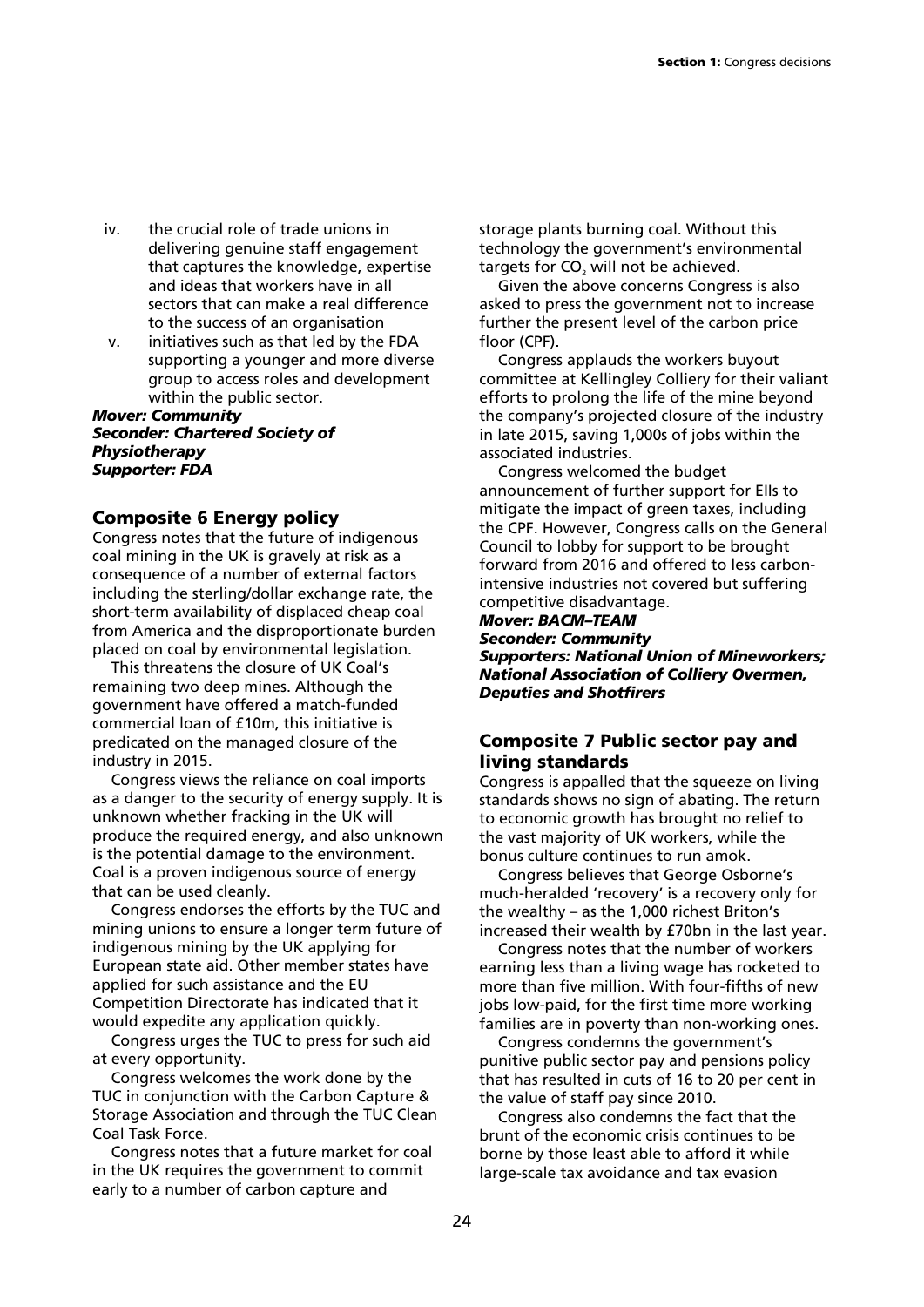iv. the crucial role of trade unions in delivering genuine staff engagement that captures the knowledge, expertise and ideas that workers have in all sectors that can make a real difference to the success of an organisation

v. initiatives such as that led by the FDA supporting a younger and more diverse group to access roles and development within the public sector.

***Mover: Community***
***Seconder: Chartered Society of Physiotherapy***
***Supporter: FDA***

## Composite 6 Energy policy

Congress notes that the future of indigenous coal mining in the UK is gravely at risk as a consequence of a number of external factors including the sterling/dollar exchange rate, the short-term availability of displaced cheap coal from America and the disproportionate burden placed on coal by environmental legislation.

This threatens the closure of UK Coal's remaining two deep mines. Although the government have offered a match-funded commercial loan of £10m, this initiative is predicated on the managed closure of the industry in 2015.

Congress views the reliance on coal imports as a danger to the security of energy supply. It is unknown whether fracking in the UK will produce the required energy, and also unknown is the potential damage to the environment. Coal is a proven indigenous source of energy that can be used cleanly.

Congress endorses the efforts by the TUC and mining unions to ensure a longer term future of indigenous mining by the UK applying for European state aid. Other member states have applied for such assistance and the EU Competition Directorate has indicated that it would expedite any application quickly.

Congress urges the TUC to press for such aid at every opportunity.

Congress welcomes the work done by the TUC in conjunction with the Carbon Capture & Storage Association and through the TUC Clean Coal Task Force.

Congress notes that a future market for coal in the UK requires the government to commit early to a number of carbon capture and storage plants burning coal. Without this technology the government's environmental targets for $CO_2$ will not be achieved.

Given the above concerns Congress is also asked to press the government not to increase further the present level of the carbon price floor (CPF).

Congress applauds the workers buyout committee at Kellingley Colliery for their valiant efforts to prolong the life of the mine beyond the company's projected closure of the industry in late 2015, saving 1,000s of jobs within the associated industries.

Congress welcomed the budget announcement of further support for EIIs to mitigate the impact of green taxes, including the CPF. However, Congress calls on the General Council to lobby for support to be brought forward from 2016 and offered to less carbon-intensive industries not covered but suffering competitive disadvantage.

***Mover: BACM–TEAM***
***Seconder: Community***
***Supporters: National Union of Mineworkers; National Association of Colliery Overmen, Deputies and Shotfirers***

## Composite 7 Public sector pay and living standards

Congress is appalled that the squeeze on living standards shows no sign of abating. The return to economic growth has brought no relief to the vast majority of UK workers, while the bonus culture continues to run amok.

Congress believes that George Osborne's much-heralded 'recovery' is a recovery only for the wealthy – as the 1,000 richest Briton's increased their wealth by £70bn in the last year.

Congress notes that the number of workers earning less than a living wage has rocketed to more than five million. With four-fifths of new jobs low-paid, for the first time more working families are in poverty than non-working ones.

Congress condemns the government's punitive public sector pay and pensions policy that has resulted in cuts of 16 to 20 per cent in the value of staff pay since 2010.

Congress also condemns the fact that the brunt of the economic crisis continues to be borne by those least able to afford it while large-scale tax avoidance and tax evasion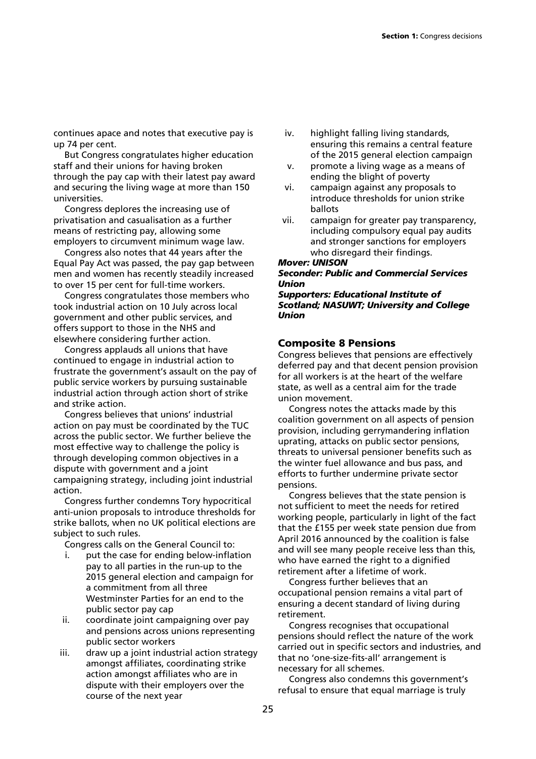continues apace and notes that executive pay is up 74 per cent.

But Congress congratulates higher education staff and their unions for having broken through the pay cap with their latest pay award and securing the living wage at more than 150 universities.

Congress deplores the increasing use of privatisation and casualisation as a further means of restricting pay, allowing some employers to circumvent minimum wage law.

Congress also notes that 44 years after the Equal Pay Act was passed, the pay gap between men and women has recently steadily increased to over 15 per cent for full-time workers.

Congress congratulates those members who took industrial action on 10 July across local government and other public services, and offers support to those in the NHS and elsewhere considering further action.

Congress applauds all unions that have continued to engage in industrial action to frustrate the government's assault on the pay of public service workers by pursuing sustainable industrial action through action short of strike and strike action.

Congress believes that unions' industrial action on pay must be coordinated by the TUC across the public sector. We further believe the most effective way to challenge the policy is through developing common objectives in a dispute with government and a joint campaigning strategy, including joint industrial action.

Congress further condemns Tory hypocritical anti-union proposals to introduce thresholds for strike ballots, when no UK political elections are subject to such rules.

Congress calls on the General Council to:

i. put the case for ending below-inflation pay to all parties in the run-up to the 2015 general election and campaign for a commitment from all three Westminster Parties for an end to the public sector pay cap
ii. coordinate joint campaigning over pay and pensions across unions representing public sector workers
iii. draw up a joint industrial action strategy amongst affiliates, coordinating strike action amongst affiliates who are in dispute with their employers over the course of the next year
iv. highlight falling living standards, ensuring this remains a central feature of the 2015 general election campaign
v. promote a living wage as a means of ending the blight of poverty
vi. campaign against any proposals to introduce thresholds for union strike ballots
vii. campaign for greater pay transparency, including compulsory equal pay audits and stronger sanctions for employers who disregard their findings.

***Mover: UNISON***
***Seconder: Public and Commercial Services Union***
***Supporters: Educational Institute of Scotland; NASUWT; University and College Union***

## Composite 8 Pensions

Congress believes that pensions are effectively deferred pay and that decent pension provision for all workers is at the heart of the welfare state, as well as a central aim for the trade union movement.

Congress notes the attacks made by this coalition government on all aspects of pension provision, including gerrymandering inflation uprating, attacks on public sector pensions, threats to universal pensioner benefits such as the winter fuel allowance and bus pass, and efforts to further undermine private sector pensions.

Congress believes that the state pension is not sufficient to meet the needs for retired working people, particularly in light of the fact that the £155 per week state pension due from April 2016 announced by the coalition is false and will see many people receive less than this, who have earned the right to a dignified retirement after a lifetime of work.

Congress further believes that an occupational pension remains a vital part of ensuring a decent standard of living during retirement.

Congress recognises that occupational pensions should reflect the nature of the work carried out in specific sectors and industries, and that no 'one-size-fits-all' arrangement is necessary for all schemes.

Congress also condemns this government's refusal to ensure that equal marriage is truly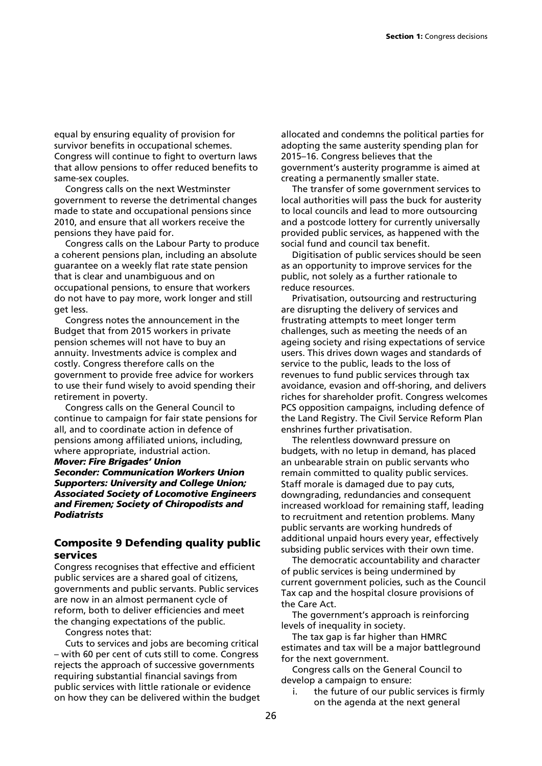equal by ensuring equality of provision for survivor benefits in occupational schemes. Congress will continue to fight to overturn laws that allow pensions to offer reduced benefits to same-sex couples.

Congress calls on the next Westminster government to reverse the detrimental changes made to state and occupational pensions since 2010, and ensure that all workers receive the pensions they have paid for.

Congress calls on the Labour Party to produce a coherent pensions plan, including an absolute guarantee on a weekly flat rate state pension that is clear and unambiguous and on occupational pensions, to ensure that workers do not have to pay more, work longer and still get less.

Congress notes the announcement in the Budget that from 2015 workers in private pension schemes will not have to buy an annuity. Investments advice is complex and costly. Congress therefore calls on the government to provide free advice for workers to use their fund wisely to avoid spending their retirement in poverty.

Congress calls on the General Council to continue to campaign for fair state pensions for all, and to coordinate action in defence of pensions among affiliated unions, including, where appropriate, industrial action.

***Mover: Fire Brigades' Union***
***Seconder: Communication Workers Union***
***Supporters: University and College Union; Associated Society of Locomotive Engineers and Firemen; Society of Chiropodists and Podiatrists***

## Composite 9 Defending quality public services

Congress recognises that effective and efficient public services are a shared goal of citizens, governments and public servants. Public services are now in an almost permanent cycle of reform, both to deliver efficiencies and meet the changing expectations of the public.

Congress notes that:

Cuts to services and jobs are becoming critical – with 60 per cent of cuts still to come. Congress rejects the approach of successive governments requiring substantial financial savings from public services with little rationale or evidence on how they can be delivered within the budget allocated and condemns the political parties for adopting the same austerity spending plan for 2015–16. Congress believes that the government's austerity programme is aimed at creating a permanently smaller state.

The transfer of some government services to local authorities will pass the buck for austerity to local councils and lead to more outsourcing and a postcode lottery for currently universally provided public services, as happened with the social fund and council tax benefit.

Digitisation of public services should be seen as an opportunity to improve services for the public, not solely as a further rationale to reduce resources.

Privatisation, outsourcing and restructuring are disrupting the delivery of services and frustrating attempts to meet longer term challenges, such as meeting the needs of an ageing society and rising expectations of service users. This drives down wages and standards of service to the public, leads to the loss of revenues to fund public services through tax avoidance, evasion and off-shoring, and delivers riches for shareholder profit. Congress welcomes PCS opposition campaigns, including defence of the Land Registry. The Civil Service Reform Plan enshrines further privatisation.

The relentless downward pressure on budgets, with no letup in demand, has placed an unbearable strain on public servants who remain committed to quality public services. Staff morale is damaged due to pay cuts, downgrading, redundancies and consequent increased workload for remaining staff, leading to recruitment and retention problems. Many public servants are working hundreds of additional unpaid hours every year, effectively subsiding public services with their own time.

The democratic accountability and character of public services is being undermined by current government policies, such as the Council Tax cap and the hospital closure provisions of the Care Act.

The government's approach is reinforcing levels of inequality in society.

The tax gap is far higher than HMRC estimates and tax will be a major battleground for the next government.

Congress calls on the General Council to develop a campaign to ensure:

i. the future of our public services is firmly on the agenda at the next general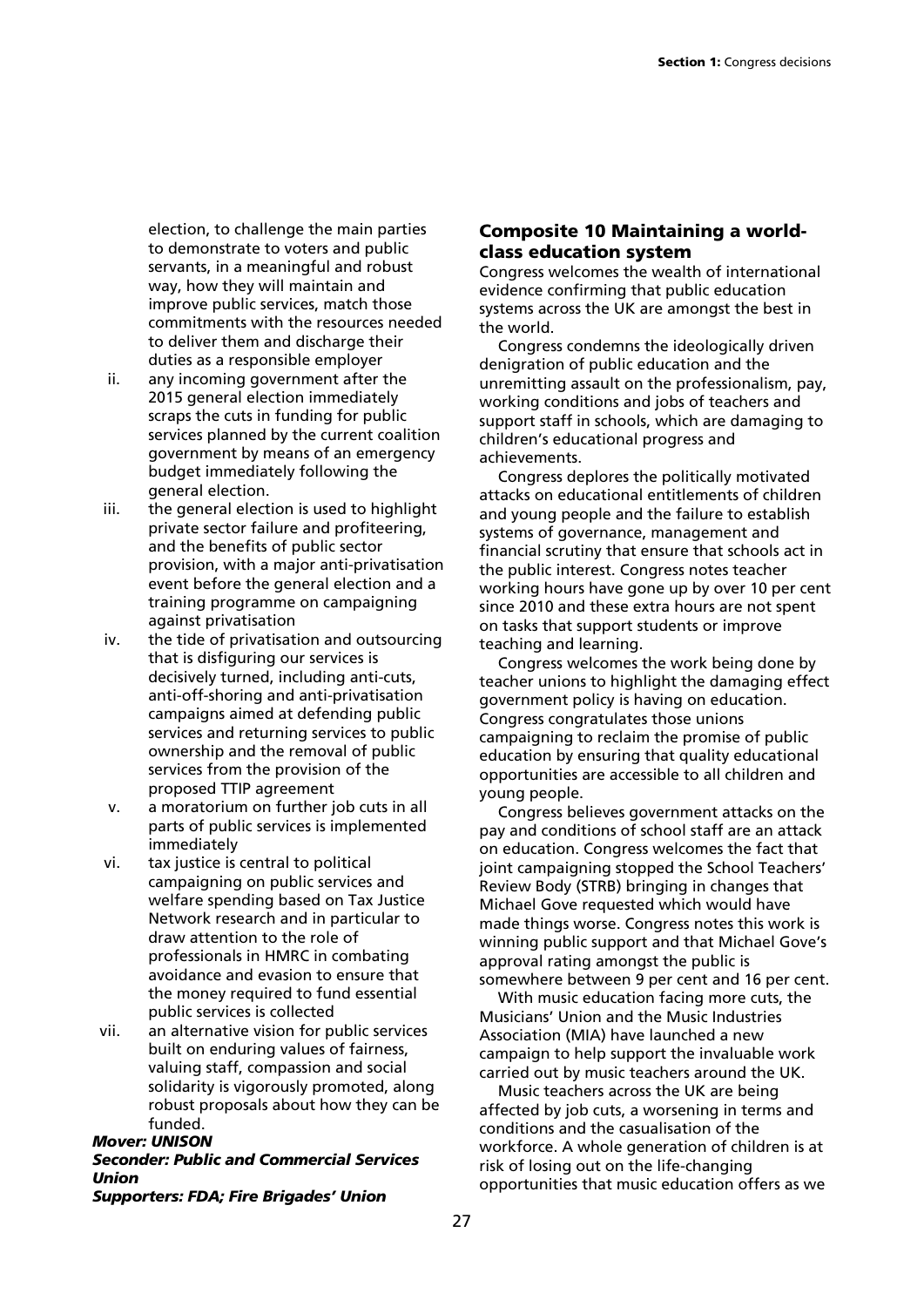election, to challenge the main parties to demonstrate to voters and public servants, in a meaningful and robust way, how they will maintain and improve public services, match those commitments with the resources needed to deliver them and discharge their duties as a responsible employer

ii. any incoming government after the 2015 general election immediately scraps the cuts in funding for public services planned by the current coalition government by means of an emergency budget immediately following the general election.

iii. the general election is used to highlight private sector failure and profiteering, and the benefits of public sector provision, with a major anti-privatisation event before the general election and a training programme on campaigning against privatisation

iv. the tide of privatisation and outsourcing that is disfiguring our services is decisively turned, including anti-cuts, anti-off-shoring and anti-privatisation campaigns aimed at defending public services and returning services to public ownership and the removal of public services from the provision of the proposed TTIP agreement

v. a moratorium on further job cuts in all parts of public services is implemented immediately

vi. tax justice is central to political campaigning on public services and welfare spending based on Tax Justice Network research and in particular to draw attention to the role of professionals in HMRC in combating avoidance and evasion to ensure that the money required to fund essential public services is collected

vii. an alternative vision for public services built on enduring values of fairness, valuing staff, compassion and social solidarity is vigorously promoted, along robust proposals about how they can be funded.

***Mover: UNISON***
***Seconder: Public and Commercial Services Union***
***Supporters: FDA; Fire Brigades' Union***

## Composite 10 Maintaining a world-class education system

Congress welcomes the wealth of international evidence confirming that public education systems across the UK are amongst the best in the world.

Congress condemns the ideologically driven denigration of public education and the unremitting assault on the professionalism, pay, working conditions and jobs of teachers and support staff in schools, which are damaging to children's educational progress and achievements.

Congress deplores the politically motivated attacks on educational entitlements of children and young people and the failure to establish systems of governance, management and financial scrutiny that ensure that schools act in the public interest. Congress notes teacher working hours have gone up by over 10 per cent since 2010 and these extra hours are not spent on tasks that support students or improve teaching and learning.

Congress welcomes the work being done by teacher unions to highlight the damaging effect government policy is having on education. Congress congratulates those unions campaigning to reclaim the promise of public education by ensuring that quality educational opportunities are accessible to all children and young people.

Congress believes government attacks on the pay and conditions of school staff are an attack on education. Congress welcomes the fact that joint campaigning stopped the School Teachers' Review Body (STRB) bringing in changes that Michael Gove requested which would have made things worse. Congress notes this work is winning public support and that Michael Gove's approval rating amongst the public is somewhere between 9 per cent and 16 per cent.

With music education facing more cuts, the Musicians' Union and the Music Industries Association (MIA) have launched a new campaign to help support the invaluable work carried out by music teachers around the UK.

Music teachers across the UK are being affected by job cuts, a worsening in terms and conditions and the casualisation of the workforce. A whole generation of children is at risk of losing out on the life-changing opportunities that music education offers as we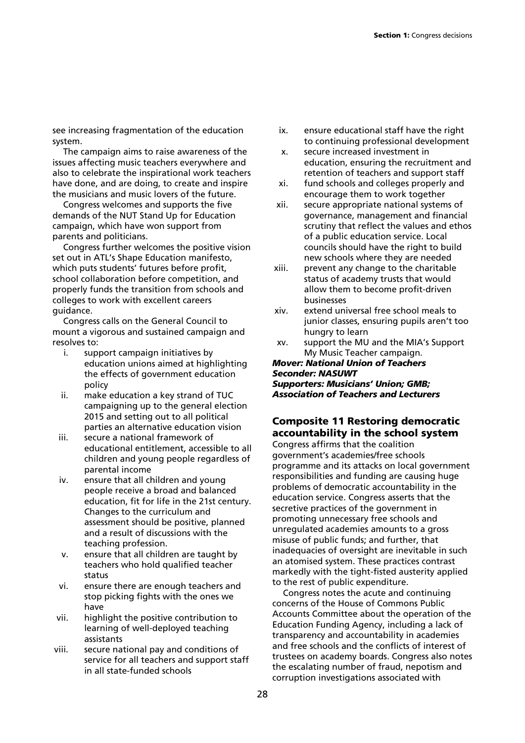see increasing fragmentation of the education system.

The campaign aims to raise awareness of the issues affecting music teachers everywhere and also to celebrate the inspirational work teachers have done, and are doing, to create and inspire the musicians and music lovers of the future.

Congress welcomes and supports the five demands of the NUT Stand Up for Education campaign, which have won support from parents and politicians.

Congress further welcomes the positive vision set out in ATL's Shape Education manifesto, which puts students' futures before profit, school collaboration before competition, and properly funds the transition from schools and colleges to work with excellent careers guidance.

Congress calls on the General Council to mount a vigorous and sustained campaign and resolves to:

i. support campaign initiatives by education unions aimed at highlighting the effects of government education policy
ii. make education a key strand of TUC campaigning up to the general election 2015 and setting out to all political parties an alternative education vision
iii. secure a national framework of educational entitlement, accessible to all children and young people regardless of parental income
iv. ensure that all children and young people receive a broad and balanced education, fit for life in the 21st century. Changes to the curriculum and assessment should be positive, planned and a result of discussions with the teaching profession.
v. ensure that all children are taught by teachers who hold qualified teacher status
vi. ensure there are enough teachers and stop picking fights with the ones we have
vii. highlight the positive contribution to learning of well-deployed teaching assistants
viii. secure national pay and conditions of service for all teachers and support staff in all state-funded schools
ix. ensure educational staff have the right to continuing professional development
x. secure increased investment in education, ensuring the recruitment and retention of teachers and support staff
xi. fund schools and colleges properly and encourage them to work together
xii. secure appropriate national systems of governance, management and financial scrutiny that reflect the values and ethos of a public education service. Local councils should have the right to build new schools where they are needed
xiii. prevent any change to the charitable status of academy trusts that would allow them to become profit-driven businesses
xiv. extend universal free school meals to junior classes, ensuring pupils aren't too hungry to learn
xv. support the MU and the MIA's Support My Music Teacher campaign.

***Mover: National Union of Teachers***
***Seconder: NASUWT***
***Supporters: Musicians' Union; GMB; Association of Teachers and Lecturers***

## Composite 11 Restoring democratic accountability in the school system

Congress affirms that the coalition government's academies/free schools programme and its attacks on local government responsibilities and funding are causing huge problems of democratic accountability in the education service. Congress asserts that the secretive practices of the government in promoting unnecessary free schools and unregulated academies amounts to a gross misuse of public funds; and further, that inadequacies of oversight are inevitable in such an atomised system. These practices contrast markedly with the tight-fisted austerity applied to the rest of public expenditure.

Congress notes the acute and continuing concerns of the House of Commons Public Accounts Committee about the operation of the Education Funding Agency, including a lack of transparency and accountability in academies and free schools and the conflicts of interest of trustees on academy boards. Congress also notes the escalating number of fraud, nepotism and corruption investigations associated with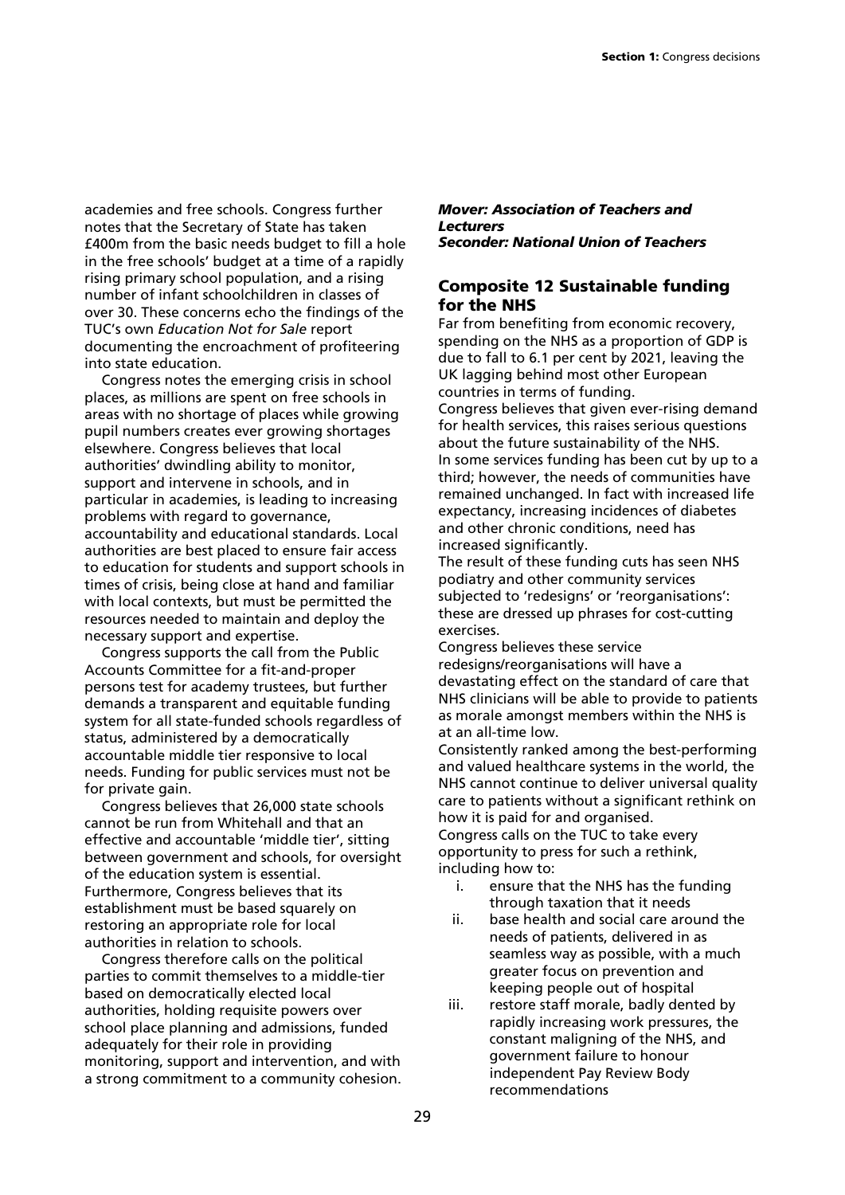academies and free schools. Congress further notes that the Secretary of State has taken £400m from the basic needs budget to fill a hole in the free schools' budget at a time of a rapidly rising primary school population, and a rising number of infant schoolchildren in classes of over 30. These concerns echo the findings of the TUC's own *Education Not for Sale* report documenting the encroachment of profiteering into state education.

Congress notes the emerging crisis in school places, as millions are spent on free schools in areas with no shortage of places while growing pupil numbers creates ever growing shortages elsewhere. Congress believes that local authorities' dwindling ability to monitor, support and intervene in schools, and in particular in academies, is leading to increasing problems with regard to governance, accountability and educational standards. Local authorities are best placed to ensure fair access to education for students and support schools in times of crisis, being close at hand and familiar with local contexts, but must be permitted the resources needed to maintain and deploy the necessary support and expertise.

Congress supports the call from the Public Accounts Committee for a fit-and-proper persons test for academy trustees, but further demands a transparent and equitable funding system for all state-funded schools regardless of status, administered by a democratically accountable middle tier responsive to local needs. Funding for public services must not be for private gain.

Congress believes that 26,000 state schools cannot be run from Whitehall and that an effective and accountable 'middle tier', sitting between government and schools, for oversight of the education system is essential. Furthermore, Congress believes that its establishment must be based squarely on restoring an appropriate role for local authorities in relation to schools.

Congress therefore calls on the political parties to commit themselves to a middle-tier based on democratically elected local authorities, holding requisite powers over school place planning and admissions, funded adequately for their role in providing monitoring, support and intervention, and with a strong commitment to a community cohesion.

***Mover: Association of Teachers and Lecturers***
***Seconder: National Union of Teachers***

## Composite 12 Sustainable funding for the NHS

Far from benefiting from economic recovery, spending on the NHS as a proportion of GDP is due to fall to 6.1 per cent by 2021, leaving the UK lagging behind most other European countries in terms of funding.

Congress believes that given ever-rising demand for health services, this raises serious questions about the future sustainability of the NHS.

In some services funding has been cut by up to a third; however, the needs of communities have remained unchanged. In fact with increased life expectancy, increasing incidences of diabetes and other chronic conditions, need has increased significantly.

The result of these funding cuts has seen NHS podiatry and other community services subjected to 'redesigns' or 'reorganisations': these are dressed up phrases for cost-cutting exercises.

Congress believes these service redesigns/reorganisations will have a devastating effect on the standard of care that NHS clinicians will be able to provide to patients as morale amongst members within the NHS is at an all-time low.

Consistently ranked among the best-performing and valued healthcare systems in the world, the NHS cannot continue to deliver universal quality care to patients without a significant rethink on how it is paid for and organised.

Congress calls on the TUC to take every opportunity to press for such a rethink, including how to:

i. ensure that the NHS has the funding through taxation that it needs
ii. base health and social care around the needs of patients, delivered in as seamless way as possible, with a much greater focus on prevention and keeping people out of hospital
iii. restore staff morale, badly dented by rapidly increasing work pressures, the constant maligning of the NHS, and government failure to honour independent Pay Review Body recommendations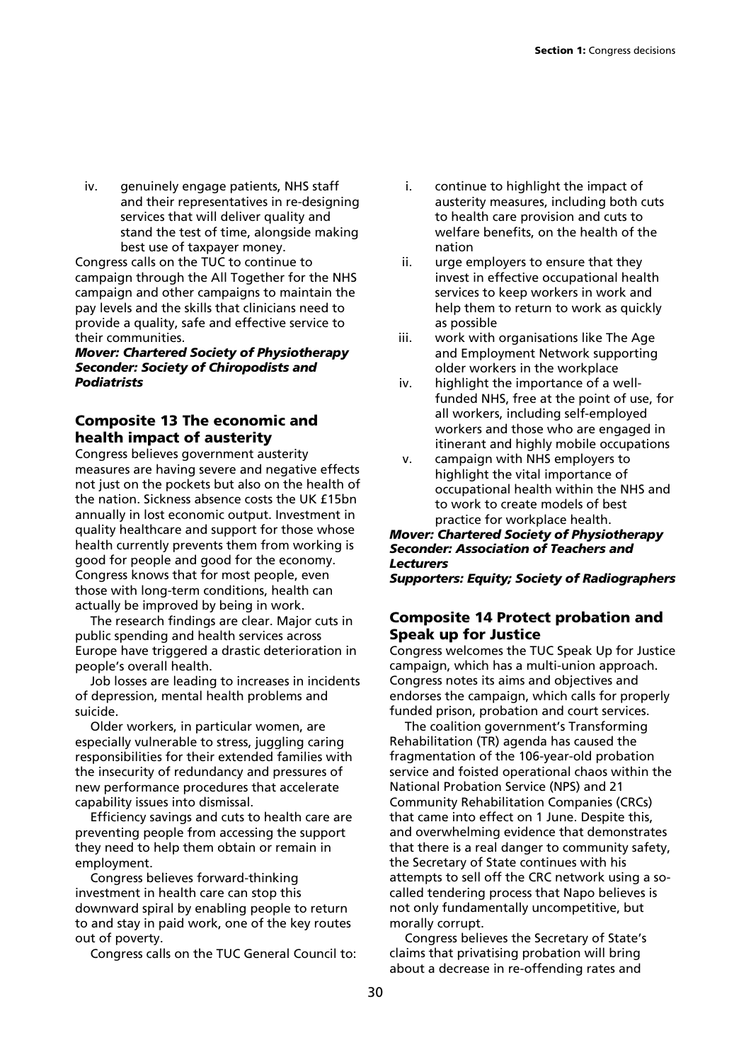iv. genuinely engage patients, NHS staff and their representatives in re-designing services that will deliver quality and stand the test of time, alongside making best use of taxpayer money.

Congress calls on the TUC to continue to campaign through the All Together for the NHS campaign and other campaigns to maintain the pay levels and the skills that clinicians need to provide a quality, safe and effective service to their communities.

***Mover: Chartered Society of Physiotherapy***
***Seconder: Society of Chiropodists and Podiatrists***

## Composite 13 The economic and health impact of austerity

Congress believes government austerity measures are having severe and negative effects not just on the pockets but also on the health of the nation. Sickness absence costs the UK £15bn annually in lost economic output. Investment in quality healthcare and support for those whose health currently prevents them from working is good for people and good for the economy. Congress knows that for most people, even those with long-term conditions, health can actually be improved by being in work.

The research findings are clear. Major cuts in public spending and health services across Europe have triggered a drastic deterioration in people's overall health.

Job losses are leading to increases in incidents of depression, mental health problems and suicide.

Older workers, in particular women, are especially vulnerable to stress, juggling caring responsibilities for their extended families with the insecurity of redundancy and pressures of new performance procedures that accelerate capability issues into dismissal.

Efficiency savings and cuts to health care are preventing people from accessing the support they need to help them obtain or remain in employment.

Congress believes forward-thinking investment in health care can stop this downward spiral by enabling people to return to and stay in paid work, one of the key routes out of poverty.

Congress calls on the TUC General Council to:

i. continue to highlight the impact of austerity measures, including both cuts to health care provision and cuts to welfare benefits, on the health of the nation

ii. urge employers to ensure that they invest in effective occupational health services to keep workers in work and help them to return to work as quickly as possible

iii. work with organisations like The Age and Employment Network supporting older workers in the workplace

iv. highlight the importance of a well-funded NHS, free at the point of use, for all workers, including self-employed workers and those who are engaged in itinerant and highly mobile occupations

v. campaign with NHS employers to highlight the vital importance of occupational health within the NHS and to work to create models of best practice for workplace health.

***Mover: Chartered Society of Physiotherapy***
***Seconder: Association of Teachers and Lecturers***
***Supporters: Equity; Society of Radiographers***

## Composite 14 Protect probation and Speak up for Justice

Congress welcomes the TUC Speak Up for Justice campaign, which has a multi-union approach. Congress notes its aims and objectives and endorses the campaign, which calls for properly funded prison, probation and court services.

The coalition government's Transforming Rehabilitation (TR) agenda has caused the fragmentation of the 106-year-old probation service and foisted operational chaos within the National Probation Service (NPS) and 21 Community Rehabilitation Companies (CRCs) that came into effect on 1 June. Despite this, and overwhelming evidence that demonstrates that there is a real danger to community safety, the Secretary of State continues with his attempts to sell off the CRC network using a so-called tendering process that Napo believes is not only fundamentally uncompetitive, but morally corrupt.

Congress believes the Secretary of State's claims that privatising probation will bring about a decrease in re-offending rates and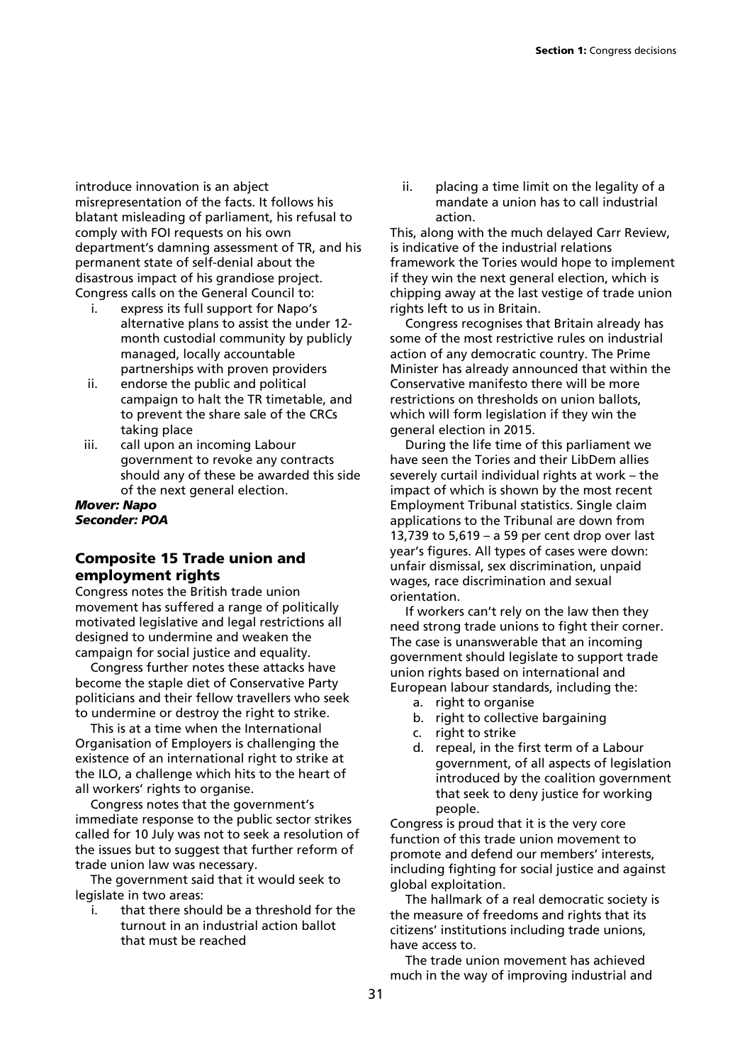introduce innovation is an abject misrepresentation of the facts. It follows his blatant misleading of parliament, his refusal to comply with FOI requests on his own department's damning assessment of TR, and his permanent state of self-denial about the disastrous impact of his grandiose project.

Congress calls on the General Council to:

i. express its full support for Napo's alternative plans to assist the under 12-month custodial community by publicly managed, locally accountable partnerships with proven providers
ii. endorse the public and political campaign to halt the TR timetable, and to prevent the share sale of the CRCs taking place
iii. call upon an incoming Labour government to revoke any contracts should any of these be awarded this side of the next general election.

***Mover: Napo***
***Seconder: POA***

## Composite 15 Trade union and employment rights

Congress notes the British trade union movement has suffered a range of politically motivated legislative and legal restrictions all designed to undermine and weaken the campaign for social justice and equality.

Congress further notes these attacks have become the staple diet of Conservative Party politicians and their fellow travellers who seek to undermine or destroy the right to strike.

This is at a time when the International Organisation of Employers is challenging the existence of an international right to strike at the ILO, a challenge which hits to the heart of all workers' rights to organise.

Congress notes that the government's immediate response to the public sector strikes called for 10 July was not to seek a resolution of the issues but to suggest that further reform of trade union law was necessary.

The government said that it would seek to legislate in two areas:

i. that there should be a threshold for the turnout in an industrial action ballot that must be reached
ii. placing a time limit on the legality of a mandate a union has to call industrial action.

This, along with the much delayed Carr Review, is indicative of the industrial relations framework the Tories would hope to implement if they win the next general election, which is chipping away at the last vestige of trade union rights left to us in Britain.

Congress recognises that Britain already has some of the most restrictive rules on industrial action of any democratic country. The Prime Minister has already announced that within the Conservative manifesto there will be more restrictions on thresholds on union ballots, which will form legislation if they win the general election in 2015.

During the life time of this parliament we have seen the Tories and their LibDem allies severely curtail individual rights at work – the impact of which is shown by the most recent Employment Tribunal statistics. Single claim applications to the Tribunal are down from 13,739 to 5,619 – a 59 per cent drop over last year's figures. All types of cases were down: unfair dismissal, sex discrimination, unpaid wages, race discrimination and sexual orientation.

If workers can't rely on the law then they need strong trade unions to fight their corner. The case is unanswerable that an incoming government should legislate to support trade union rights based on international and European labour standards, including the:

a. right to organise
b. right to collective bargaining
c. right to strike
d. repeal, in the first term of a Labour government, of all aspects of legislation introduced by the coalition government that seek to deny justice for working people.

Congress is proud that it is the very core function of this trade union movement to promote and defend our members' interests, including fighting for social justice and against global exploitation.

The hallmark of a real democratic society is the measure of freedoms and rights that its citizens' institutions including trade unions, have access to.

The trade union movement has achieved much in the way of improving industrial and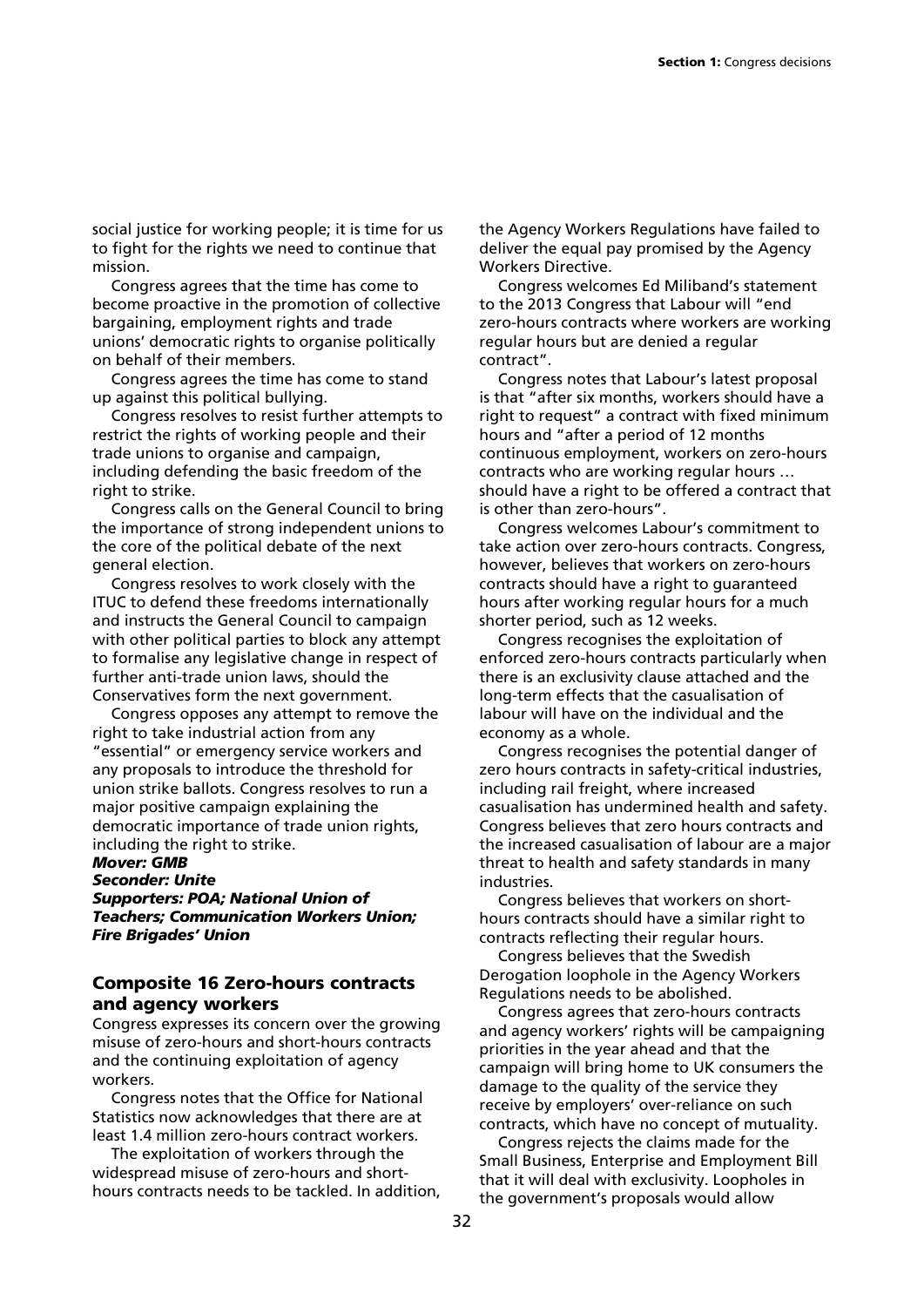social justice for working people; it is time for us to fight for the rights we need to continue that mission.

Congress agrees that the time has come to become proactive in the promotion of collective bargaining, employment rights and trade unions' democratic rights to organise politically on behalf of their members.

Congress agrees the time has come to stand up against this political bullying.

Congress resolves to resist further attempts to restrict the rights of working people and their trade unions to organise and campaign, including defending the basic freedom of the right to strike.

Congress calls on the General Council to bring the importance of strong independent unions to the core of the political debate of the next general election.

Congress resolves to work closely with the ITUC to defend these freedoms internationally and instructs the General Council to campaign with other political parties to block any attempt to formalise any legislative change in respect of further anti-trade union laws, should the Conservatives form the next government.

Congress opposes any attempt to remove the right to take industrial action from any "essential" or emergency service workers and any proposals to introduce the threshold for union strike ballots. Congress resolves to run a major positive campaign explaining the democratic importance of trade union rights, including the right to strike.

***Mover: GMB***
***Seconder: Unite***
***Supporters: POA; National Union of Teachers; Communication Workers Union; Fire Brigades' Union***

## Composite 16 Zero-hours contracts and agency workers

Congress expresses its concern over the growing misuse of zero-hours and short-hours contracts and the continuing exploitation of agency workers.

Congress notes that the Office for National Statistics now acknowledges that there are at least 1.4 million zero-hours contract workers.

The exploitation of workers through the widespread misuse of zero-hours and short-hours contracts needs to be tackled. In addition, the Agency Workers Regulations have failed to deliver the equal pay promised by the Agency Workers Directive.

Congress welcomes Ed Miliband's statement to the 2013 Congress that Labour will "end zero-hours contracts where workers are working regular hours but are denied a regular contract".

Congress notes that Labour's latest proposal is that "after six months, workers should have a right to request" a contract with fixed minimum hours and "after a period of 12 months continuous employment, workers on zero-hours contracts who are working regular hours … should have a right to be offered a contract that is other than zero-hours".

Congress welcomes Labour's commitment to take action over zero-hours contracts. Congress, however, believes that workers on zero-hours contracts should have a right to guaranteed hours after working regular hours for a much shorter period, such as 12 weeks.

Congress recognises the exploitation of enforced zero-hours contracts particularly when there is an exclusivity clause attached and the long-term effects that the casualisation of labour will have on the individual and the economy as a whole.

Congress recognises the potential danger of zero hours contracts in safety-critical industries, including rail freight, where increased casualisation has undermined health and safety. Congress believes that zero hours contracts and the increased casualisation of labour are a major threat to health and safety standards in many industries.

Congress believes that workers on short-hours contracts should have a similar right to contracts reflecting their regular hours.

Congress believes that the Swedish Derogation loophole in the Agency Workers Regulations needs to be abolished.

Congress agrees that zero-hours contracts and agency workers' rights will be campaigning priorities in the year ahead and that the campaign will bring home to UK consumers the damage to the quality of the service they receive by employers' over-reliance on such contracts, which have no concept of mutuality.

Congress rejects the claims made for the Small Business, Enterprise and Employment Bill that it will deal with exclusivity. Loopholes in the government's proposals would allow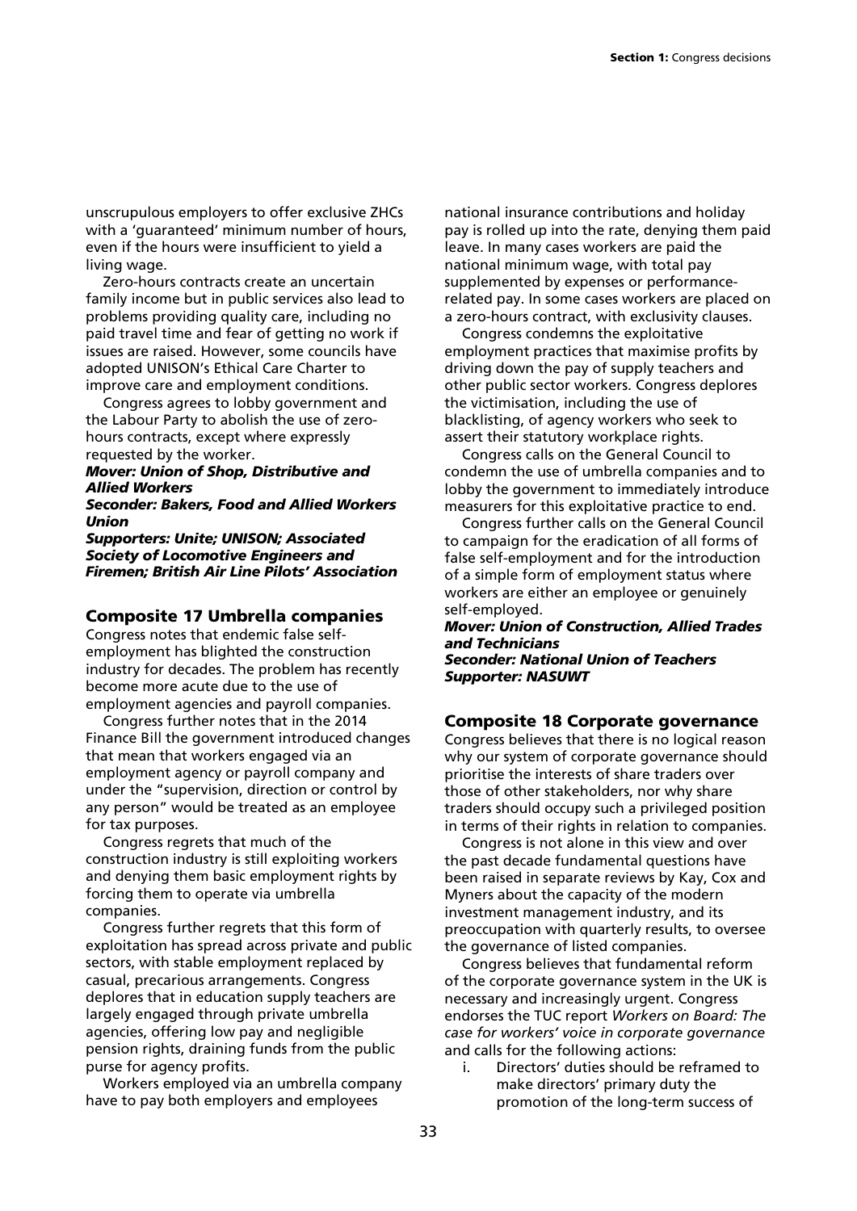unscrupulous employers to offer exclusive ZHCs with a 'guaranteed' minimum number of hours, even if the hours were insufficient to yield a living wage.

Zero-hours contracts create an uncertain family income but in public services also lead to problems providing quality care, including no paid travel time and fear of getting no work if issues are raised. However, some councils have adopted UNISON's Ethical Care Charter to improve care and employment conditions.

Congress agrees to lobby government and the Labour Party to abolish the use of zero-hours contracts, except where expressly requested by the worker.

***Mover: Union of Shop, Distributive and Allied Workers***
***Seconder: Bakers, Food and Allied Workers Union***
***Supporters: Unite; UNISON; Associated Society of Locomotive Engineers and Firemen; British Air Line Pilots' Association***

## Composite 17 Umbrella companies

Congress notes that endemic false self-employment has blighted the construction industry for decades. The problem has recently become more acute due to the use of employment agencies and payroll companies.

Congress further notes that in the 2014 Finance Bill the government introduced changes that mean that workers engaged via an employment agency or payroll company and under the "supervision, direction or control by any person" would be treated as an employee for tax purposes.

Congress regrets that much of the construction industry is still exploiting workers and denying them basic employment rights by forcing them to operate via umbrella companies.

Congress further regrets that this form of exploitation has spread across private and public sectors, with stable employment replaced by casual, precarious arrangements. Congress deplores that in education supply teachers are largely engaged through private umbrella agencies, offering low pay and negligible pension rights, draining funds from the public purse for agency profits.

Workers employed via an umbrella company have to pay both employers and employees national insurance contributions and holiday pay is rolled up into the rate, denying them paid leave. In many cases workers are paid the national minimum wage, with total pay supplemented by expenses or performance-related pay. In some cases workers are placed on a zero-hours contract, with exclusivity clauses.

Congress condemns the exploitative employment practices that maximise profits by driving down the pay of supply teachers and other public sector workers. Congress deplores the victimisation, including the use of blacklisting, of agency workers who seek to assert their statutory workplace rights.

Congress calls on the General Council to condemn the use of umbrella companies and to lobby the government to immediately introduce measurers for this exploitative practice to end.

Congress further calls on the General Council to campaign for the eradication of all forms of false self-employment and for the introduction of a simple form of employment status where workers are either an employee or genuinely self-employed.

***Mover: Union of Construction, Allied Trades and Technicians***
***Seconder: National Union of Teachers***
***Supporter: NASUWT***

## Composite 18 Corporate governance

Congress believes that there is no logical reason why our system of corporate governance should prioritise the interests of share traders over those of other stakeholders, nor why share traders should occupy such a privileged position in terms of their rights in relation to companies.

Congress is not alone in this view and over the past decade fundamental questions have been raised in separate reviews by Kay, Cox and Myners about the capacity of the modern investment management industry, and its preoccupation with quarterly results, to oversee the governance of listed companies.

Congress believes that fundamental reform of the corporate governance system in the UK is necessary and increasingly urgent. Congress endorses the TUC report *Workers on Board: The case for workers' voice in corporate governance* and calls for the following actions:

i. Directors' duties should be reframed to make directors' primary duty the promotion of the long-term success of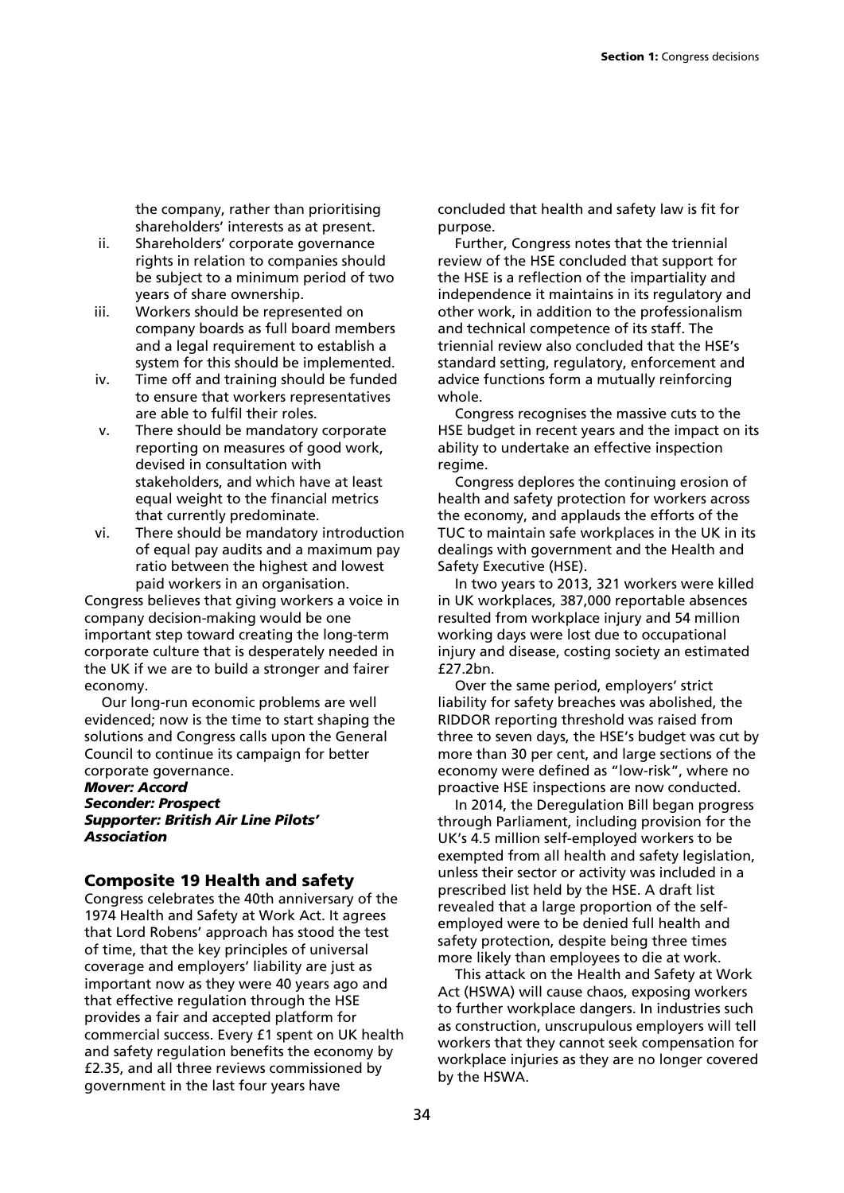the company, rather than prioritising shareholders' interests as at present.

ii. Shareholders' corporate governance rights in relation to companies should be subject to a minimum period of two years of share ownership.
iii. Workers should be represented on company boards as full board members and a legal requirement to establish a system for this should be implemented.
iv. Time off and training should be funded to ensure that workers representatives are able to fulfil their roles.
v. There should be mandatory corporate reporting on measures of good work, devised in consultation with stakeholders, and which have at least equal weight to the financial metrics that currently predominate.
vi. There should be mandatory introduction of equal pay audits and a maximum pay ratio between the highest and lowest paid workers in an organisation.

Congress believes that giving workers a voice in company decision-making would be one important step toward creating the long-term corporate culture that is desperately needed in the UK if we are to build a stronger and fairer economy.

Our long-run economic problems are well evidenced; now is the time to start shaping the solutions and Congress calls upon the General Council to continue its campaign for better corporate governance.

***Mover: Accord***
***Seconder: Prospect***
***Supporter: British Air Line Pilots' Association***

## Composite 19 Health and safety

Congress celebrates the 40th anniversary of the 1974 Health and Safety at Work Act. It agrees that Lord Robens' approach has stood the test of time, that the key principles of universal coverage and employers' liability are just as important now as they were 40 years ago and that effective regulation through the HSE provides a fair and accepted platform for commercial success. Every £1 spent on UK health and safety regulation benefits the economy by £2.35, and all three reviews commissioned by government in the last four years have concluded that health and safety law is fit for purpose.

Further, Congress notes that the triennial review of the HSE concluded that support for the HSE is a reflection of the impartiality and independence it maintains in its regulatory and other work, in addition to the professionalism and technical competence of its staff. The triennial review also concluded that the HSE's standard setting, regulatory, enforcement and advice functions form a mutually reinforcing whole.

Congress recognises the massive cuts to the HSE budget in recent years and the impact on its ability to undertake an effective inspection regime.

Congress deplores the continuing erosion of health and safety protection for workers across the economy, and applauds the efforts of the TUC to maintain safe workplaces in the UK in its dealings with government and the Health and Safety Executive (HSE).

In two years to 2013, 321 workers were killed in UK workplaces, 387,000 reportable absences resulted from workplace injury and 54 million working days were lost due to occupational injury and disease, costing society an estimated £27.2bn.

Over the same period, employers' strict liability for safety breaches was abolished, the RIDDOR reporting threshold was raised from three to seven days, the HSE's budget was cut by more than 30 per cent, and large sections of the economy were defined as "low-risk", where no proactive HSE inspections are now conducted.

In 2014, the Deregulation Bill began progress through Parliament, including provision for the UK's 4.5 million self-employed workers to be exempted from all health and safety legislation, unless their sector or activity was included in a prescribed list held by the HSE. A draft list revealed that a large proportion of the self-employed were to be denied full health and safety protection, despite being three times more likely than employees to die at work.

This attack on the Health and Safety at Work Act (HSWA) will cause chaos, exposing workers to further workplace dangers. In industries such as construction, unscrupulous employers will tell workers that they cannot seek compensation for workplace injuries as they are no longer covered by the HSWA.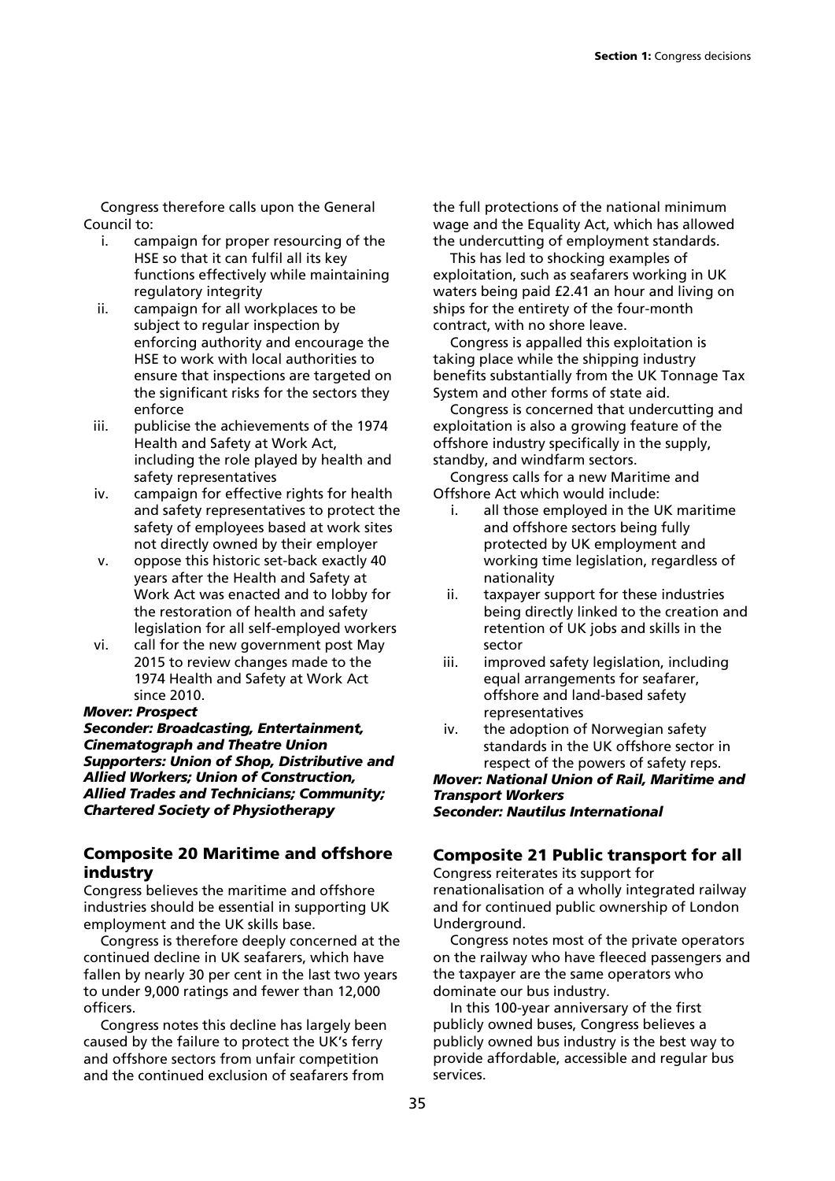Congress therefore calls upon the General Council to:

i. campaign for proper resourcing of the HSE so that it can fulfil all its key functions effectively while maintaining regulatory integrity
ii. campaign for all workplaces to be subject to regular inspection by enforcing authority and encourage the HSE to work with local authorities to ensure that inspections are targeted on the significant risks for the sectors they enforce
iii. publicise the achievements of the 1974 Health and Safety at Work Act, including the role played by health and safety representatives
iv. campaign for effective rights for health and safety representatives to protect the safety of employees based at work sites not directly owned by their employer
v. oppose this historic set-back exactly 40 years after the Health and Safety at Work Act was enacted and to lobby for the restoration of health and safety legislation for all self-employed workers
vi. call for the new government post May 2015 to review changes made to the 1974 Health and Safety at Work Act since 2010.

***Mover: Prospect***
***Seconder: Broadcasting, Entertainment, Cinematograph and Theatre Union***
***Supporters: Union of Shop, Distributive and Allied Workers; Union of Construction, Allied Trades and Technicians; Community; Chartered Society of Physiotherapy***

## Composite 20 Maritime and offshore industry

Congress believes the maritime and offshore industries should be essential in supporting UK employment and the UK skills base.

Congress is therefore deeply concerned at the continued decline in UK seafarers, which have fallen by nearly 30 per cent in the last two years to under 9,000 ratings and fewer than 12,000 officers.

Congress notes this decline has largely been caused by the failure to protect the UK's ferry and offshore sectors from unfair competition and the continued exclusion of seafarers from the full protections of the national minimum wage and the Equality Act, which has allowed the undercutting of employment standards.

This has led to shocking examples of exploitation, such as seafarers working in UK waters being paid £2.41 an hour and living on ships for the entirety of the four-month contract, with no shore leave.

Congress is appalled this exploitation is taking place while the shipping industry benefits substantially from the UK Tonnage Tax System and other forms of state aid.

Congress is concerned that undercutting and exploitation is also a growing feature of the offshore industry specifically in the supply, standby, and windfarm sectors.

Congress calls for a new Maritime and Offshore Act which would include:

i. all those employed in the UK maritime and offshore sectors being fully protected by UK employment and working time legislation, regardless of nationality
ii. taxpayer support for these industries being directly linked to the creation and retention of UK jobs and skills in the sector
iii. improved safety legislation, including equal arrangements for seafarer, offshore and land-based safety representatives
iv. the adoption of Norwegian safety standards in the UK offshore sector in respect of the powers of safety reps.

***Mover: National Union of Rail, Maritime and Transport Workers***
***Seconder: Nautilus International***

## Composite 21 Public transport for all

Congress reiterates its support for renationalisation of a wholly integrated railway and for continued public ownership of London Underground.

Congress notes most of the private operators on the railway who have fleeced passengers and the taxpayer are the same operators who dominate our bus industry.

In this 100-year anniversary of the first publicly owned buses, Congress believes a publicly owned bus industry is the best way to provide affordable, accessible and regular bus services.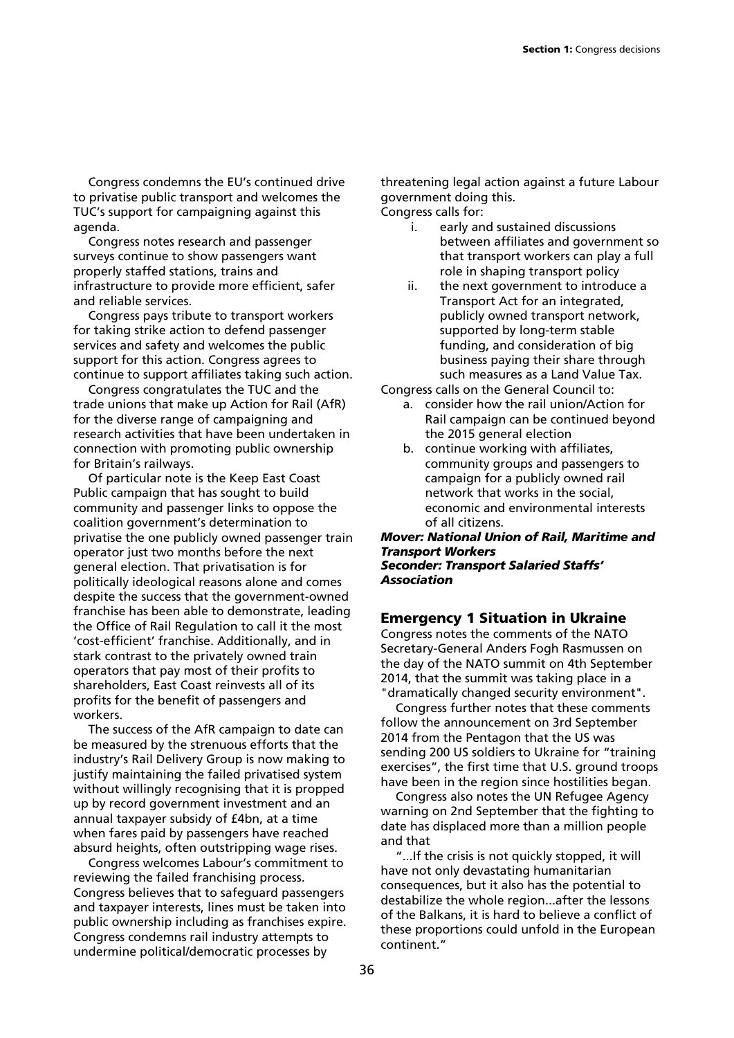Congress condemns the EU's continued drive to privatise public transport and welcomes the TUC's support for campaigning against this agenda.

Congress notes research and passenger surveys continue to show passengers want properly staffed stations, trains and infrastructure to provide more efficient, safer and reliable services.

Congress pays tribute to transport workers for taking strike action to defend passenger services and safety and welcomes the public support for this action. Congress agrees to continue to support affiliates taking such action.

Congress congratulates the TUC and the trade unions that make up Action for Rail (AfR) for the diverse range of campaigning and research activities that have been undertaken in connection with promoting public ownership for Britain's railways.

Of particular note is the Keep East Coast Public campaign that has sought to build community and passenger links to oppose the coalition government's determination to privatise the one publicly owned passenger train operator just two months before the next general election. That privatisation is for politically ideological reasons alone and comes despite the success that the government-owned franchise has been able to demonstrate, leading the Office of Rail Regulation to call it the most 'cost-efficient' franchise. Additionally, and in stark contrast to the privately owned train operators that pay most of their profits to shareholders, East Coast reinvests all of its profits for the benefit of passengers and workers.

The success of the AfR campaign to date can be measured by the strenuous efforts that the industry's Rail Delivery Group is now making to justify maintaining the failed privatised system without willingly recognising that it is propped up by record government investment and an annual taxpayer subsidy of £4bn, at a time when fares paid by passengers have reached absurd heights, often outstripping wage rises.

Congress welcomes Labour's commitment to reviewing the failed franchising process. Congress believes that to safeguard passengers and taxpayer interests, lines must be taken into public ownership including as franchises expire. Congress condemns rail industry attempts to undermine political/democratic processes by threatening legal action against a future Labour government doing this.

Congress calls for:

i. early and sustained discussions between affiliates and government so that transport workers can play a full role in shaping transport policy
ii. the next government to introduce a Transport Act for an integrated, publicly owned transport network, supported by long-term stable funding, and consideration of big business paying their share through such measures as a Land Value Tax.

Congress calls on the General Council to:

a. consider how the rail union/Action for Rail campaign can be continued beyond the 2015 general election
b. continue working with affiliates, community groups and passengers to campaign for a publicly owned rail network that works in the social, economic and environmental interests of all citizens.

***Mover: National Union of Rail, Maritime and Transport Workers***
***Seconder: Transport Salaried Staffs' Association***

## Emergency 1 Situation in Ukraine

Congress notes the comments of the NATO Secretary-General Anders Fogh Rasmussen on the day of the NATO summit on 4th September 2014, that the summit was taking place in a "dramatically changed security environment".

Congress further notes that these comments follow the announcement on 3rd September 2014 from the Pentagon that the US was sending 200 US soldiers to Ukraine for "training exercises", the first time that U.S. ground troops have been in the region since hostilities began.

Congress also notes the UN Refugee Agency warning on 2nd September that the fighting to date has displaced more than a million people and that

"...If the crisis is not quickly stopped, it will have not only devastating humanitarian consequences, but it also has the potential to destabilize the whole region...after the lessons of the Balkans, it is hard to believe a conflict of these proportions could unfold in the European continent."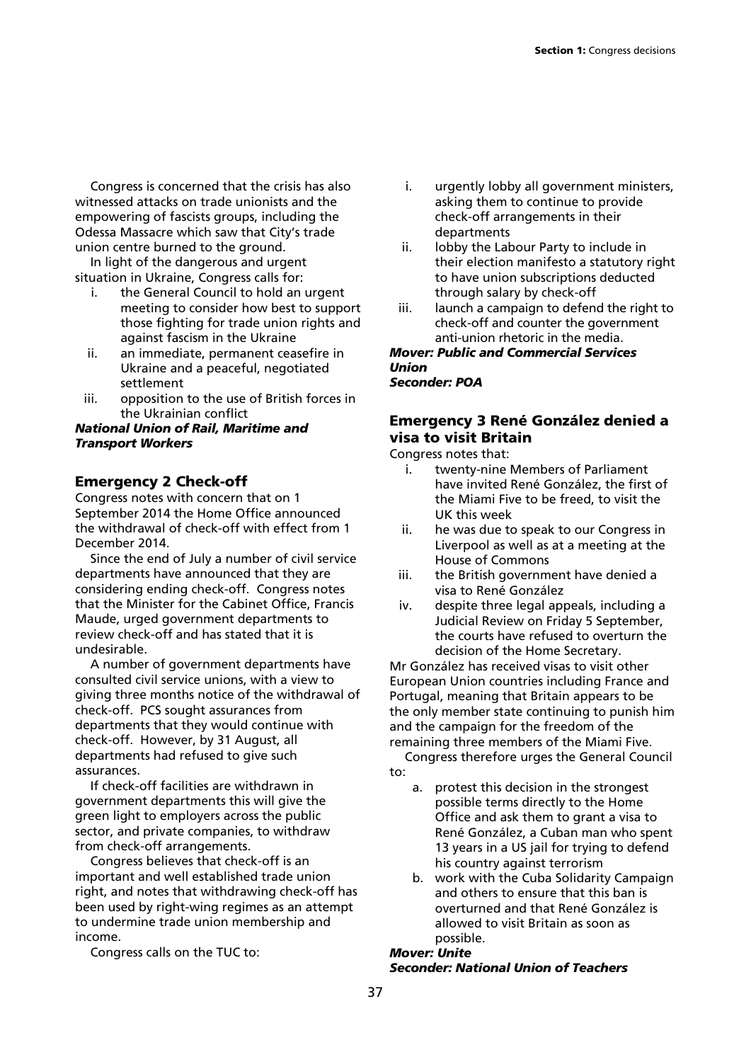Congress is concerned that the crisis has also witnessed attacks on trade unionists and the empowering of fascists groups, including the Odessa Massacre which saw that City's trade union centre burned to the ground.

In light of the dangerous and urgent situation in Ukraine, Congress calls for:

i. the General Council to hold an urgent meeting to consider how best to support those fighting for trade union rights and against fascism in the Ukraine
ii. an immediate, permanent ceasefire in Ukraine and a peaceful, negotiated settlement
iii. opposition to the use of British forces in the Ukrainian conflict

***National Union of Rail, Maritime and Transport Workers***

## Emergency 2 Check-off

Congress notes with concern that on 1 September 2014 the Home Office announced the withdrawal of check-off with effect from 1 December 2014.

Since the end of July a number of civil service departments have announced that they are considering ending check-off. Congress notes that the Minister for the Cabinet Office, Francis Maude, urged government departments to review check-off and has stated that it is undesirable.

A number of government departments have consulted civil service unions, with a view to giving three months notice of the withdrawal of check-off. PCS sought assurances from departments that they would continue with check-off. However, by 31 August, all departments had refused to give such assurances.

If check-off facilities are withdrawn in government departments this will give the green light to employers across the public sector, and private companies, to withdraw from check-off arrangements.

Congress believes that check-off is an important and well established trade union right, and notes that withdrawing check-off has been used by right-wing regimes as an attempt to undermine trade union membership and income.

Congress calls on the TUC to:

i. urgently lobby all government ministers, asking them to continue to provide check-off arrangements in their departments
ii. lobby the Labour Party to include in their election manifesto a statutory right to have union subscriptions deducted through salary by check-off
iii. launch a campaign to defend the right to check-off and counter the government anti-union rhetoric in the media.

***Mover: Public and Commercial Services Union***
***Seconder: POA***

## Emergency 3 René González denied a visa to visit Britain

Congress notes that:

i. twenty-nine Members of Parliament have invited René González, the first of the Miami Five to be freed, to visit the UK this week
ii. he was due to speak to our Congress in Liverpool as well as at a meeting at the House of Commons
iii. the British government have denied a visa to René González
iv. despite three legal appeals, including a Judicial Review on Friday 5 September, the courts have refused to overturn the decision of the Home Secretary.

Mr González has received visas to visit other European Union countries including France and Portugal, meaning that Britain appears to be the only member state continuing to punish him and the campaign for the freedom of the remaining three members of the Miami Five.

Congress therefore urges the General Council to:

a. protest this decision in the strongest possible terms directly to the Home Office and ask them to grant a visa to René González, a Cuban man who spent 13 years in a US jail for trying to defend his country against terrorism
b. work with the Cuba Solidarity Campaign and others to ensure that this ban is overturned and that René González is allowed to visit Britain as soon as possible.

***Mover: Unite***
***Seconder: National Union of Teachers***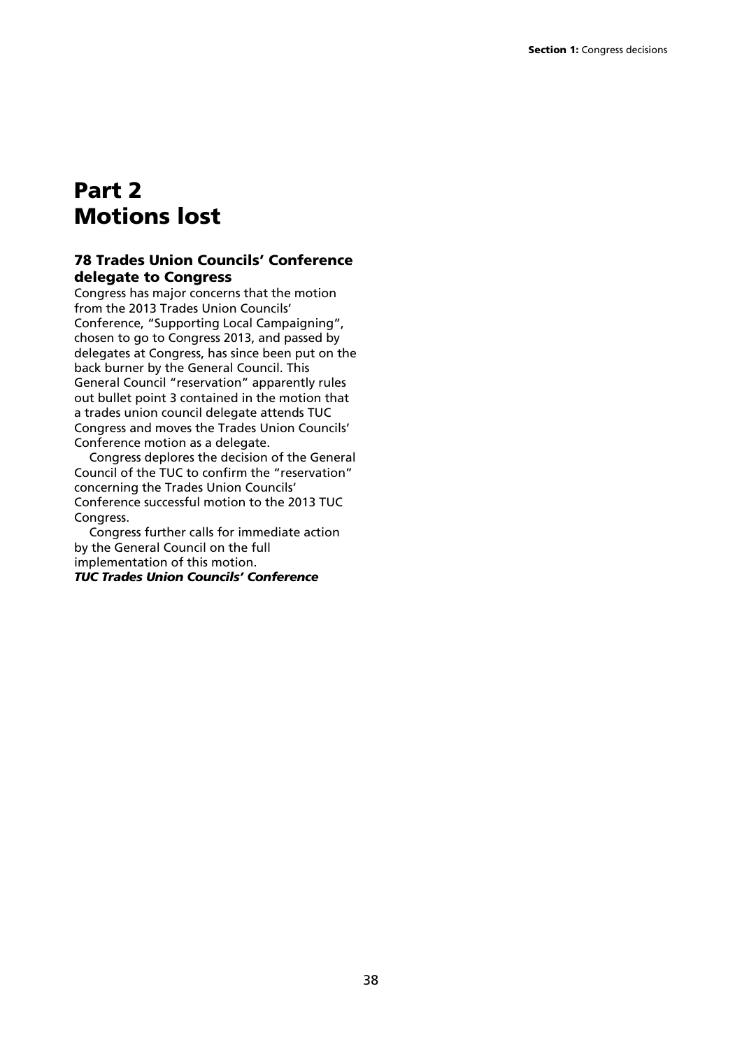# Part 2
# Motions lost

### 78 Trades Union Councils' Conference delegate to Congress

Congress has major concerns that the motion from the 2013 Trades Union Councils' Conference, "Supporting Local Campaigning", chosen to go to Congress 2013, and passed by delegates at Congress, has since been put on the back burner by the General Council. This General Council "reservation" apparently rules out bullet point 3 contained in the motion that a trades union council delegate attends TUC Congress and moves the Trades Union Councils' Conference motion as a delegate.

Congress deplores the decision of the General Council of the TUC to confirm the "reservation" concerning the Trades Union Councils' Conference successful motion to the 2013 TUC Congress.

Congress further calls for immediate action by the General Council on the full implementation of this motion.

***TUC Trades Union Councils' Conference***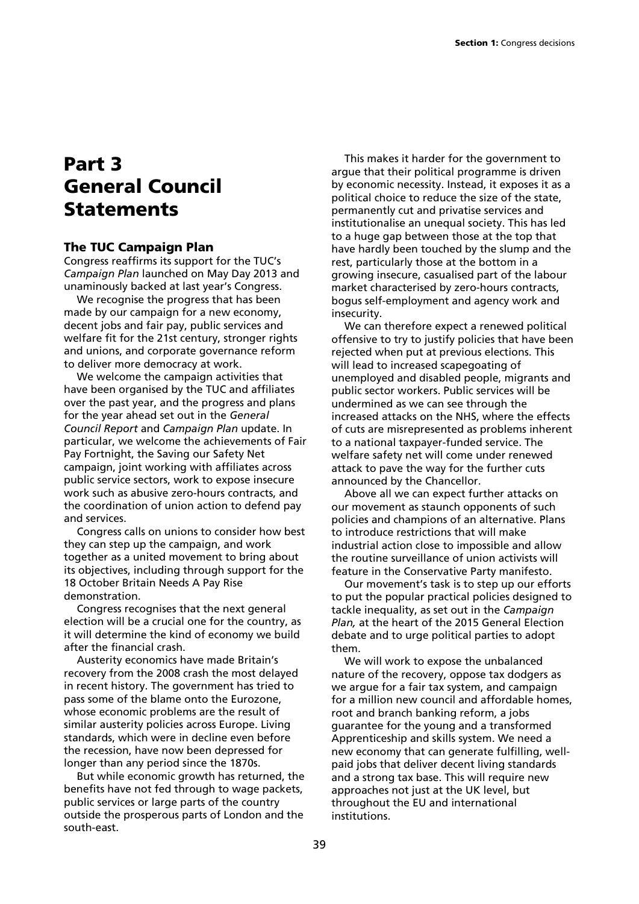# Part 3 General Council Statements

## The TUC Campaign Plan

Congress reaffirms its support for the TUC's *Campaign Plan* launched on May Day 2013 and unaminously backed at last year's Congress.

We recognise the progress that has been made by our campaign for a new economy, decent jobs and fair pay, public services and welfare fit for the 21st century, stronger rights and unions, and corporate governance reform to deliver more democracy at work.

We welcome the campaign activities that have been organised by the TUC and affiliates over the past year, and the progress and plans for the year ahead set out in the *General Council Report* and *Campaign Plan* update. In particular, we welcome the achievements of Fair Pay Fortnight, the Saving our Safety Net campaign, joint working with affiliates across public service sectors, work to expose insecure work such as abusive zero-hours contracts, and the coordination of union action to defend pay and services.

Congress calls on unions to consider how best they can step up the campaign, and work together as a united movement to bring about its objectives, including through support for the 18 October Britain Needs A Pay Rise demonstration.

Congress recognises that the next general election will be a crucial one for the country, as it will determine the kind of economy we build after the financial crash.

Austerity economics have made Britain's recovery from the 2008 crash the most delayed in recent history. The government has tried to pass some of the blame onto the Eurozone, whose economic problems are the result of similar austerity policies across Europe. Living standards, which were in decline even before the recession, have now been depressed for longer than any period since the 1870s.

But while economic growth has returned, the benefits have not fed through to wage packets, public services or large parts of the country outside the prosperous parts of London and the south-east.

This makes it harder for the government to argue that their political programme is driven by economic necessity. Instead, it exposes it as a political choice to reduce the size of the state, permanently cut and privatise services and institutionalise an unequal society. This has led to a huge gap between those at the top that have hardly been touched by the slump and the rest, particularly those at the bottom in a growing insecure, casualised part of the labour market characterised by zero-hours contracts, bogus self-employment and agency work and insecurity.

We can therefore expect a renewed political offensive to try to justify policies that have been rejected when put at previous elections. This will lead to increased scapegoating of unemployed and disabled people, migrants and public sector workers. Public services will be undermined as we can see through the increased attacks on the NHS, where the effects of cuts are misrepresented as problems inherent to a national taxpayer-funded service. The welfare safety net will come under renewed attack to pave the way for the further cuts announced by the Chancellor.

Above all we can expect further attacks on our movement as staunch opponents of such policies and champions of an alternative. Plans to introduce restrictions that will make industrial action close to impossible and allow the routine surveillance of union activists will feature in the Conservative Party manifesto.

Our movement's task is to step up our efforts to put the popular practical policies designed to tackle inequality, as set out in the *Campaign Plan,* at the heart of the 2015 General Election debate and to urge political parties to adopt them.

We will work to expose the unbalanced nature of the recovery, oppose tax dodgers as we argue for a fair tax system, and campaign for a million new council and affordable homes, root and branch banking reform, a jobs guarantee for the young and a transformed Apprenticeship and skills system. We need a new economy that can generate fulfilling, well-paid jobs that deliver decent living standards and a strong tax base. This will require new approaches not just at the UK level, but throughout the EU and international institutions.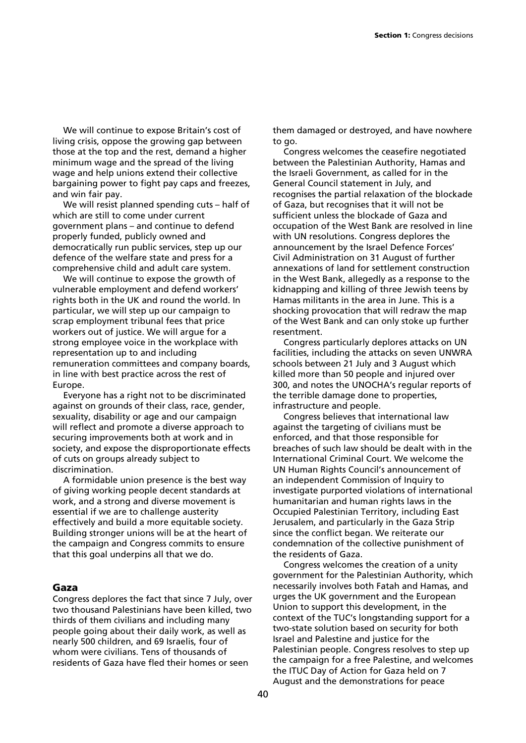We will continue to expose Britain's cost of living crisis, oppose the growing gap between those at the top and the rest, demand a higher minimum wage and the spread of the living wage and help unions extend their collective bargaining power to fight pay caps and freezes, and win fair pay.

We will resist planned spending cuts – half of which are still to come under current government plans – and continue to defend properly funded, publicly owned and democratically run public services, step up our defence of the welfare state and press for a comprehensive child and adult care system.

We will continue to expose the growth of vulnerable employment and defend workers' rights both in the UK and round the world. In particular, we will step up our campaign to scrap employment tribunal fees that price workers out of justice. We will argue for a strong employee voice in the workplace with representation up to and including remuneration committees and company boards, in line with best practice across the rest of Europe.

Everyone has a right not to be discriminated against on grounds of their class, race, gender, sexuality, disability or age and our campaign will reflect and promote a diverse approach to securing improvements both at work and in society, and expose the disproportionate effects of cuts on groups already subject to discrimination.

A formidable union presence is the best way of giving working people decent standards at work, and a strong and diverse movement is essential if we are to challenge austerity effectively and build a more equitable society. Building stronger unions will be at the heart of the campaign and Congress commits to ensure that this goal underpins all that we do.

## Gaza

Congress deplores the fact that since 7 July, over two thousand Palestinians have been killed, two thirds of them civilians and including many people going about their daily work, as well as nearly 500 children, and 69 Israelis, four of whom were civilians. Tens of thousands of residents of Gaza have fled their homes or seen them damaged or destroyed, and have nowhere to go.

Congress welcomes the ceasefire negotiated between the Palestinian Authority, Hamas and the Israeli Government, as called for in the General Council statement in July, and recognises the partial relaxation of the blockade of Gaza, but recognises that it will not be sufficient unless the blockade of Gaza and occupation of the West Bank are resolved in line with UN resolutions. Congress deplores the announcement by the Israel Defence Forces' Civil Administration on 31 August of further annexations of land for settlement construction in the West Bank, allegedly as a response to the kidnapping and killing of three Jewish teens by Hamas militants in the area in June. This is a shocking provocation that will redraw the map of the West Bank and can only stoke up further resentment.

Congress particularly deplores attacks on UN facilities, including the attacks on seven UNWRA schools between 21 July and 3 August which killed more than 50 people and injured over 300, and notes the UNOCHA's regular reports of the terrible damage done to properties, infrastructure and people.

Congress believes that international law against the targeting of civilians must be enforced, and that those responsible for breaches of such law should be dealt with in the International Criminal Court. We welcome the UN Human Rights Council's announcement of an independent Commission of Inquiry to investigate purported violations of international humanitarian and human rights laws in the Occupied Palestinian Territory, including East Jerusalem, and particularly in the Gaza Strip since the conflict began. We reiterate our condemnation of the collective punishment of the residents of Gaza.

Congress welcomes the creation of a unity government for the Palestinian Authority, which necessarily involves both Fatah and Hamas, and urges the UK government and the European Union to support this development, in the context of the TUC's longstanding support for a two-state solution based on security for both Israel and Palestine and justice for the Palestinian people. Congress resolves to step up the campaign for a free Palestine, and welcomes the ITUC Day of Action for Gaza held on 7 August and the demonstrations for peace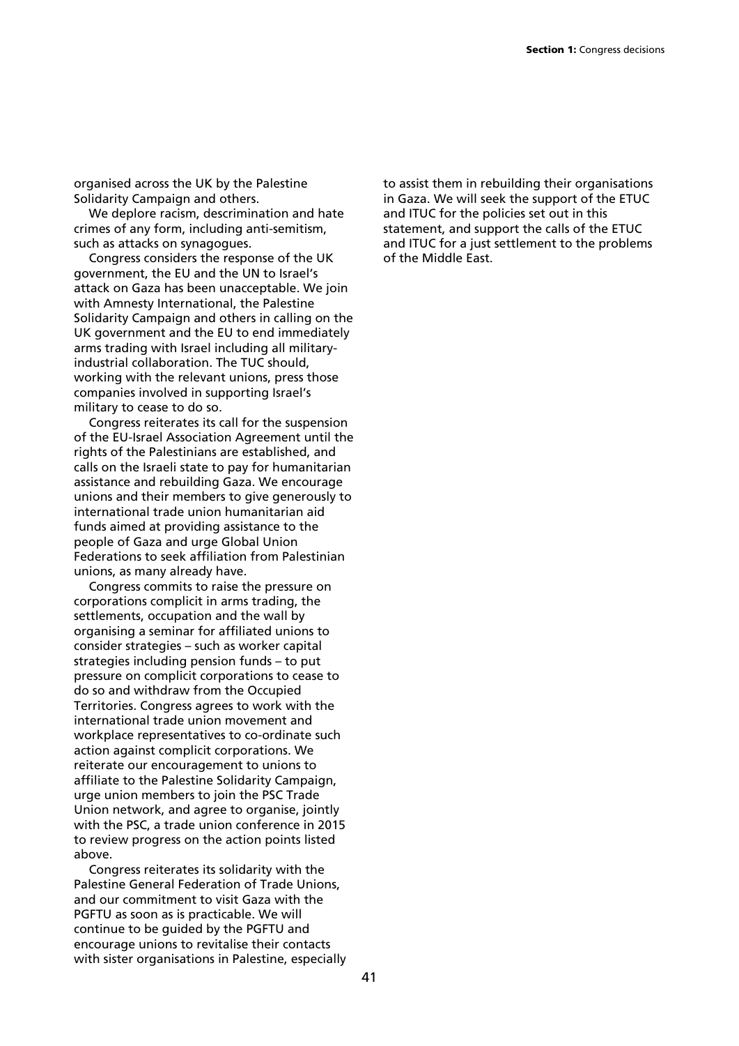organised across the UK by the Palestine Solidarity Campaign and others.

We deplore racism, descrimination and hate crimes of any form, including anti-semitism, such as attacks on synagogues.

Congress considers the response of the UK government, the EU and the UN to Israel's attack on Gaza has been unacceptable. We join with Amnesty International, the Palestine Solidarity Campaign and others in calling on the UK government and the EU to end immediately arms trading with Israel including all military-industrial collaboration. The TUC should, working with the relevant unions, press those companies involved in supporting Israel's military to cease to do so.

Congress reiterates its call for the suspension of the EU-Israel Association Agreement until the rights of the Palestinians are established, and calls on the Israeli state to pay for humanitarian assistance and rebuilding Gaza. We encourage unions and their members to give generously to international trade union humanitarian aid funds aimed at providing assistance to the people of Gaza and urge Global Union Federations to seek affiliation from Palestinian unions, as many already have.

Congress commits to raise the pressure on corporations complicit in arms trading, the settlements, occupation and the wall by organising a seminar for affiliated unions to consider strategies – such as worker capital strategies including pension funds – to put pressure on complicit corporations to cease to do so and withdraw from the Occupied Territories. Congress agrees to work with the international trade union movement and workplace representatives to co-ordinate such action against complicit corporations. We reiterate our encouragement to unions to affiliate to the Palestine Solidarity Campaign, urge union members to join the PSC Trade Union network, and agree to organise, jointly with the PSC, a trade union conference in 2015 to review progress on the action points listed above.

Congress reiterates its solidarity with the Palestine General Federation of Trade Unions, and our commitment to visit Gaza with the PGFTU as soon as is practicable. We will continue to be guided by the PGFTU and encourage unions to revitalise their contacts with sister organisations in Palestine, especially to assist them in rebuilding their organisations in Gaza. We will seek the support of the ETUC and ITUC for the policies set out in this statement, and support the calls of the ETUC and ITUC for a just settlement to the problems of the Middle East.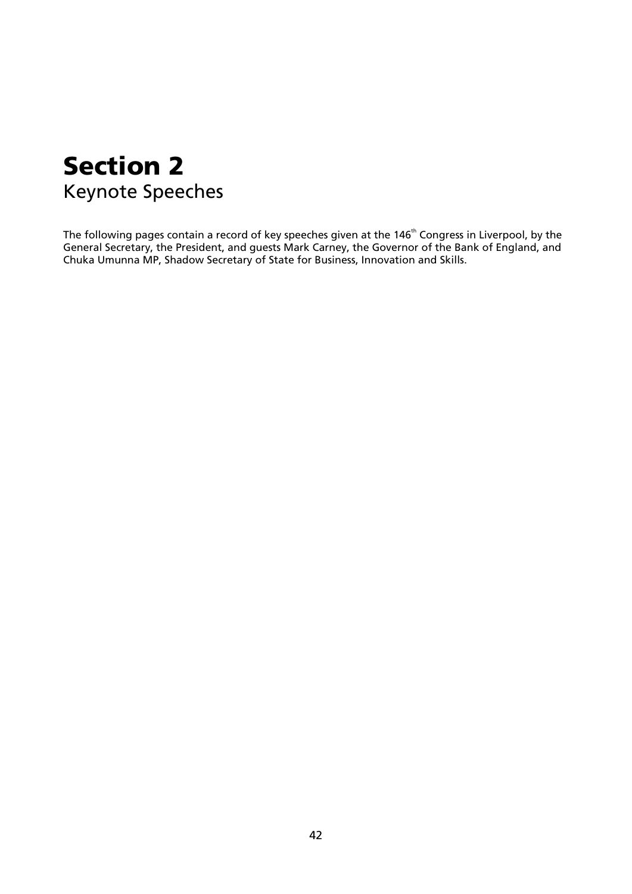# Section 2
## Keynote Speeches

The following pages contain a record of key speeches given at the 146th Congress in Liverpool, by the General Secretary, the President, and guests Mark Carney, the Governor of the Bank of England, and Chuka Umunna MP, Shadow Secretary of State for Business, Innovation and Skills.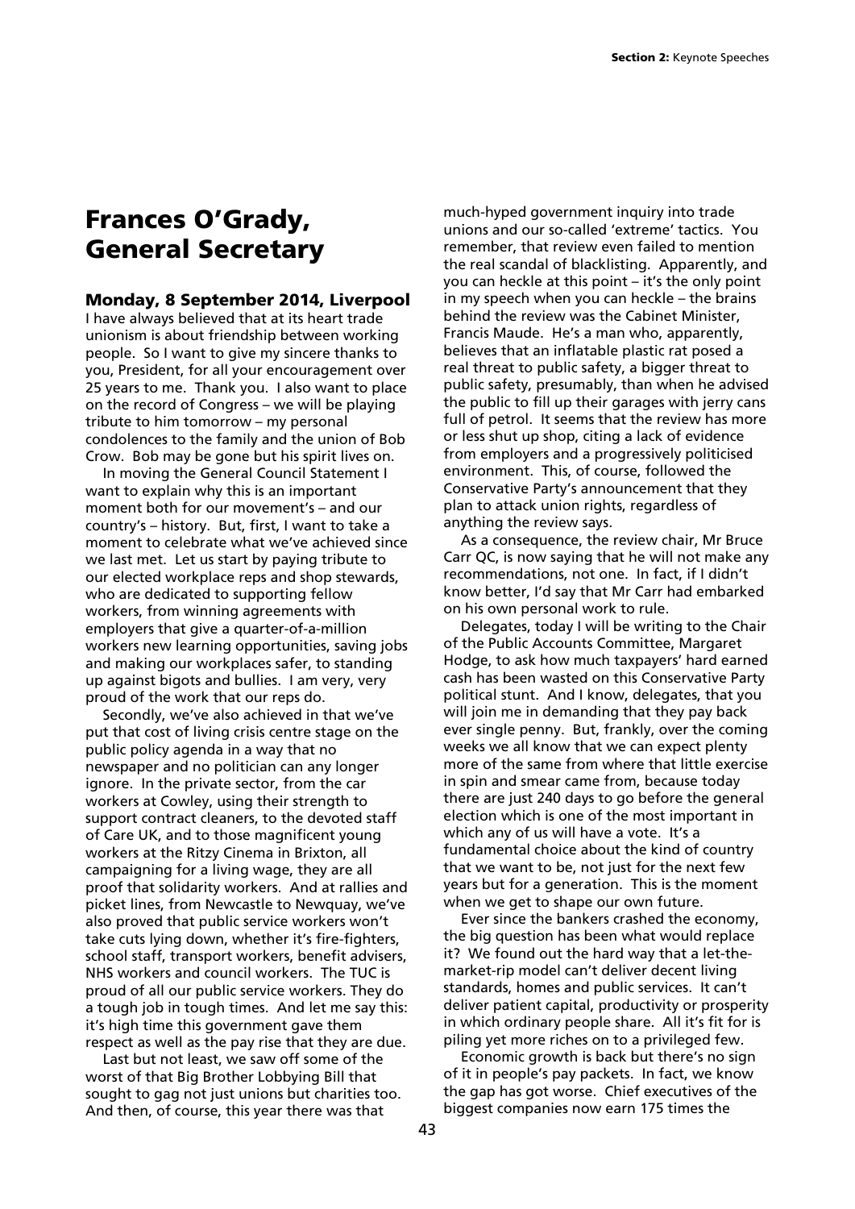# Frances O'Grady, General Secretary

### Monday, 8 September 2014, Liverpool

I have always believed that at its heart trade unionism is about friendship between working people. So I want to give my sincere thanks to you, President, for all your encouragement over 25 years to me. Thank you. I also want to place on the record of Congress – we will be playing tribute to him tomorrow – my personal condolences to the family and the union of Bob Crow. Bob may be gone but his spirit lives on.

In moving the General Council Statement I want to explain why this is an important moment both for our movement's – and our country's – history. But, first, I want to take a moment to celebrate what we've achieved since we last met. Let us start by paying tribute to our elected workplace reps and shop stewards, who are dedicated to supporting fellow workers, from winning agreements with employers that give a quarter-of-a-million workers new learning opportunities, saving jobs and making our workplaces safer, to standing up against bigots and bullies. I am very, very proud of the work that our reps do.

Secondly, we've also achieved in that we've put that cost of living crisis centre stage on the public policy agenda in a way that no newspaper and no politician can any longer ignore. In the private sector, from the car workers at Cowley, using their strength to support contract cleaners, to the devoted staff of Care UK, and to those magnificent young workers at the Ritzy Cinema in Brixton, all campaigning for a living wage, they are all proof that solidarity workers. And at rallies and picket lines, from Newcastle to Newquay, we've also proved that public service workers won't take cuts lying down, whether it's fire-fighters, school staff, transport workers, benefit advisers, NHS workers and council workers. The TUC is proud of all our public service workers. They do a tough job in tough times. And let me say this: it's high time this government gave them respect as well as the pay rise that they are due.

Last but not least, we saw off some of the worst of that Big Brother Lobbying Bill that sought to gag not just unions but charities too. And then, of course, this year there was that much-hyped government inquiry into trade unions and our so-called 'extreme' tactics. You remember, that review even failed to mention the real scandal of blacklisting. Apparently, and you can heckle at this point – it's the only point in my speech when you can heckle – the brains behind the review was the Cabinet Minister, Francis Maude. He's a man who, apparently, believes that an inflatable plastic rat posed a real threat to public safety, a bigger threat to public safety, presumably, than when he advised the public to fill up their garages with jerry cans full of petrol. It seems that the review has more or less shut up shop, citing a lack of evidence from employers and a progressively politicised environment. This, of course, followed the Conservative Party's announcement that they plan to attack union rights, regardless of anything the review says.

As a consequence, the review chair, Mr Bruce Carr QC, is now saying that he will not make any recommendations, not one. In fact, if I didn't know better, I'd say that Mr Carr had embarked on his own personal work to rule.

Delegates, today I will be writing to the Chair of the Public Accounts Committee, Margaret Hodge, to ask how much taxpayers' hard earned cash has been wasted on this Conservative Party political stunt. And I know, delegates, that you will join me in demanding that they pay back ever single penny. But, frankly, over the coming weeks we all know that we can expect plenty more of the same from where that little exercise in spin and smear came from, because today there are just 240 days to go before the general election which is one of the most important in which any of us will have a vote. It's a fundamental choice about the kind of country that we want to be, not just for the next few years but for a generation. This is the moment when we get to shape our own future.

Ever since the bankers crashed the economy, the big question has been what would replace it? We found out the hard way that a let-the-market-rip model can't deliver decent living standards, homes and public services. It can't deliver patient capital, productivity or prosperity in which ordinary people share. All it's fit for is piling yet more riches on to a privileged few.

Economic growth is back but there's no sign of it in people's pay packets. In fact, we know the gap has got worse. Chief executives of the biggest companies now earn 175 times the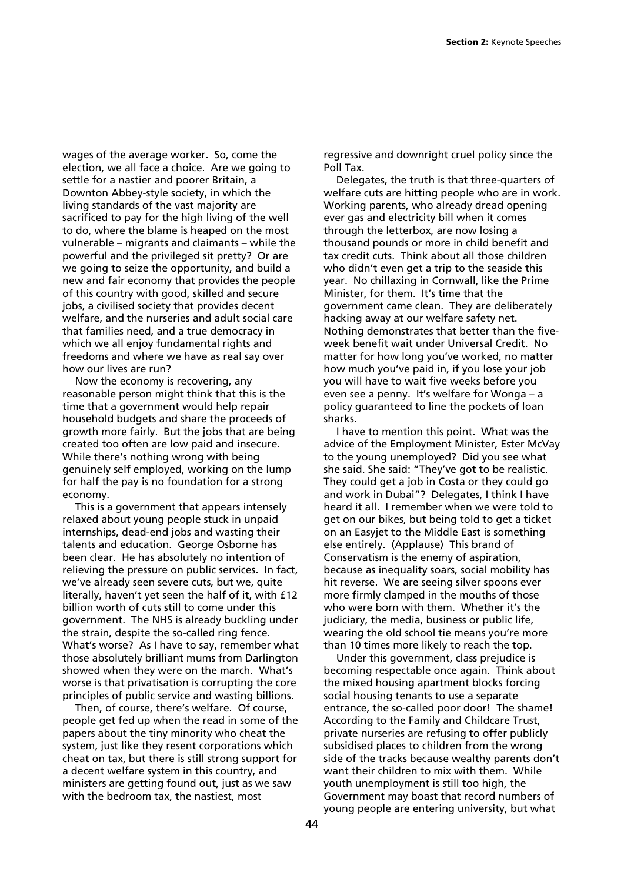wages of the average worker. So, come the election, we all face a choice. Are we going to settle for a nastier and poorer Britain, a Downton Abbey-style society, in which the living standards of the vast majority are sacrificed to pay for the high living of the well to do, where the blame is heaped on the most vulnerable – migrants and claimants – while the powerful and the privileged sit pretty? Or are we going to seize the opportunity, and build a new and fair economy that provides the people of this country with good, skilled and secure jobs, a civilised society that provides decent welfare, and the nurseries and adult social care that families need, and a true democracy in which we all enjoy fundamental rights and freedoms and where we have as real say over how our lives are run?

Now the economy is recovering, any reasonable person might think that this is the time that a government would help repair household budgets and share the proceeds of growth more fairly. But the jobs that are being created too often are low paid and insecure. While there's nothing wrong with being genuinely self employed, working on the lump for half the pay is no foundation for a strong economy.

This is a government that appears intensely relaxed about young people stuck in unpaid internships, dead-end jobs and wasting their talents and education. George Osborne has been clear. He has absolutely no intention of relieving the pressure on public services. In fact, we've already seen severe cuts, but we, quite literally, haven't yet seen the half of it, with £12 billion worth of cuts still to come under this government. The NHS is already buckling under the strain, despite the so-called ring fence. What's worse? As I have to say, remember what those absolutely brilliant mums from Darlington showed when they were on the march. What's worse is that privatisation is corrupting the core principles of public service and wasting billions.

Then, of course, there's welfare. Of course, people get fed up when the read in some of the papers about the tiny minority who cheat the system, just like they resent corporations which cheat on tax, but there is still strong support for a decent welfare system in this country, and ministers are getting found out, just as we saw with the bedroom tax, the nastiest, most regressive and downright cruel policy since the Poll Tax.

Delegates, the truth is that three-quarters of welfare cuts are hitting people who are in work. Working parents, who already dread opening ever gas and electricity bill when it comes through the letterbox, are now losing a thousand pounds or more in child benefit and tax credit cuts. Think about all those children who didn't even get a trip to the seaside this year. No chillaxing in Cornwall, like the Prime Minister, for them. It's time that the government came clean. They are deliberately hacking away at our welfare safety net. Nothing demonstrates that better than the five-week benefit wait under Universal Credit. No matter for how long you've worked, no matter how much you've paid in, if you lose your job you will have to wait five weeks before you even see a penny. It's welfare for Wonga – a policy guaranteed to line the pockets of loan sharks.

I have to mention this point. What was the advice of the Employment Minister, Ester McVay to the young unemployed? Did you see what she said. She said: "They've got to be realistic. They could get a job in Costa or they could go and work in Dubai"? Delegates, I think I have heard it all. I remember when we were told to get on our bikes, but being told to get a ticket on an Easyjet to the Middle East is something else entirely. (Applause) This brand of Conservatism is the enemy of aspiration, because as inequality soars, social mobility has hit reverse. We are seeing silver spoons ever more firmly clamped in the mouths of those who were born with them. Whether it's the judiciary, the media, business or public life, wearing the old school tie means you're more than 10 times more likely to reach the top.

Under this government, class prejudice is becoming respectable once again. Think about the mixed housing apartment blocks forcing social housing tenants to use a separate entrance, the so-called poor door! The shame! According to the Family and Childcare Trust, private nurseries are refusing to offer publicly subsidised places to children from the wrong side of the tracks because wealthy parents don't want their children to mix with them. While youth unemployment is still too high, the Government may boast that record numbers of young people are entering university, but what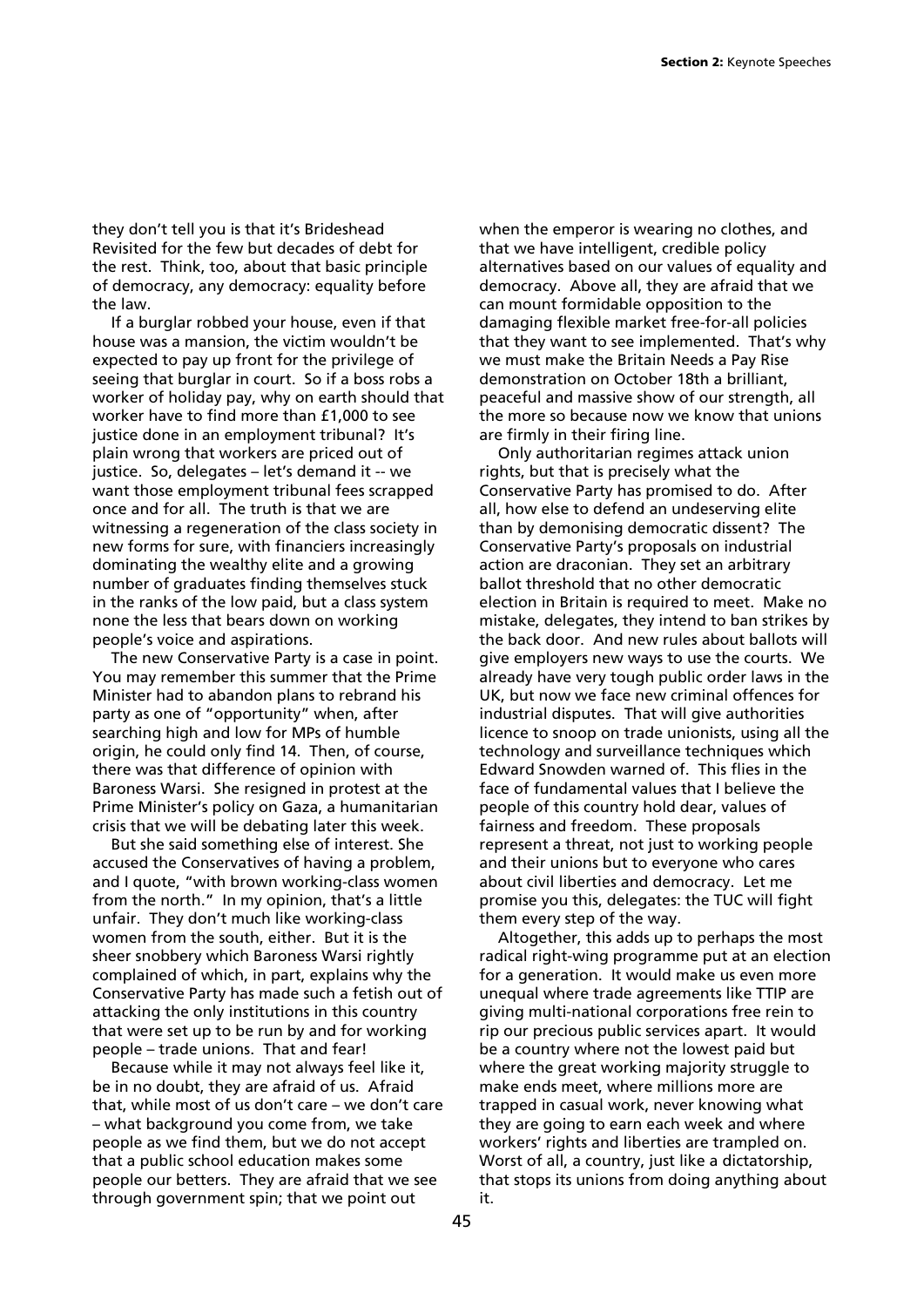they don't tell you is that it's Brideshead Revisited for the few but decades of debt for the rest. Think, too, about that basic principle of democracy, any democracy: equality before the law.

If a burglar robbed your house, even if that house was a mansion, the victim wouldn't be expected to pay up front for the privilege of seeing that burglar in court. So if a boss robs a worker of holiday pay, why on earth should that worker have to find more than £1,000 to see justice done in an employment tribunal? It's plain wrong that workers are priced out of justice. So, delegates – let's demand it -- we want those employment tribunal fees scrapped once and for all. The truth is that we are witnessing a regeneration of the class society in new forms for sure, with financiers increasingly dominating the wealthy elite and a growing number of graduates finding themselves stuck in the ranks of the low paid, but a class system none the less that bears down on working people's voice and aspirations.

The new Conservative Party is a case in point. You may remember this summer that the Prime Minister had to abandon plans to rebrand his party as one of "opportunity" when, after searching high and low for MPs of humble origin, he could only find 14. Then, of course, there was that difference of opinion with Baroness Warsi. She resigned in protest at the Prime Minister's policy on Gaza, a humanitarian crisis that we will be debating later this week.

But she said something else of interest. She accused the Conservatives of having a problem, and I quote, "with brown working-class women from the north." In my opinion, that's a little unfair. They don't much like working-class women from the south, either. But it is the sheer snobbery which Baroness Warsi rightly complained of which, in part, explains why the Conservative Party has made such a fetish out of attacking the only institutions in this country that were set up to be run by and for working people – trade unions. That and fear!

Because while it may not always feel like it, be in no doubt, they are afraid of us. Afraid that, while most of us don't care – we don't care – what background you come from, we take people as we find them, but we do not accept that a public school education makes some people our betters. They are afraid that we see through government spin; that we point out when the emperor is wearing no clothes, and that we have intelligent, credible policy alternatives based on our values of equality and democracy. Above all, they are afraid that we can mount formidable opposition to the damaging flexible market free-for-all policies that they want to see implemented. That's why we must make the Britain Needs a Pay Rise demonstration on October 18th a brilliant, peaceful and massive show of our strength, all the more so because now we know that unions are firmly in their firing line.

Only authoritarian regimes attack union rights, but that is precisely what the Conservative Party has promised to do. After all, how else to defend an undeserving elite than by demonising democratic dissent? The Conservative Party's proposals on industrial action are draconian. They set an arbitrary ballot threshold that no other democratic election in Britain is required to meet. Make no mistake, delegates, they intend to ban strikes by the back door. And new rules about ballots will give employers new ways to use the courts. We already have very tough public order laws in the UK, but now we face new criminal offences for industrial disputes. That will give authorities licence to snoop on trade unionists, using all the technology and surveillance techniques which Edward Snowden warned of. This flies in the face of fundamental values that I believe the people of this country hold dear, values of fairness and freedom. These proposals represent a threat, not just to working people and their unions but to everyone who cares about civil liberties and democracy. Let me promise you this, delegates: the TUC will fight them every step of the way.

Altogether, this adds up to perhaps the most radical right-wing programme put at an election for a generation. It would make us even more unequal where trade agreements like TTIP are giving multi-national corporations free rein to rip our precious public services apart. It would be a country where not the lowest paid but where the great working majority struggle to make ends meet, where millions more are trapped in casual work, never knowing what they are going to earn each week and where workers' rights and liberties are trampled on. Worst of all, a country, just like a dictatorship, that stops its unions from doing anything about it.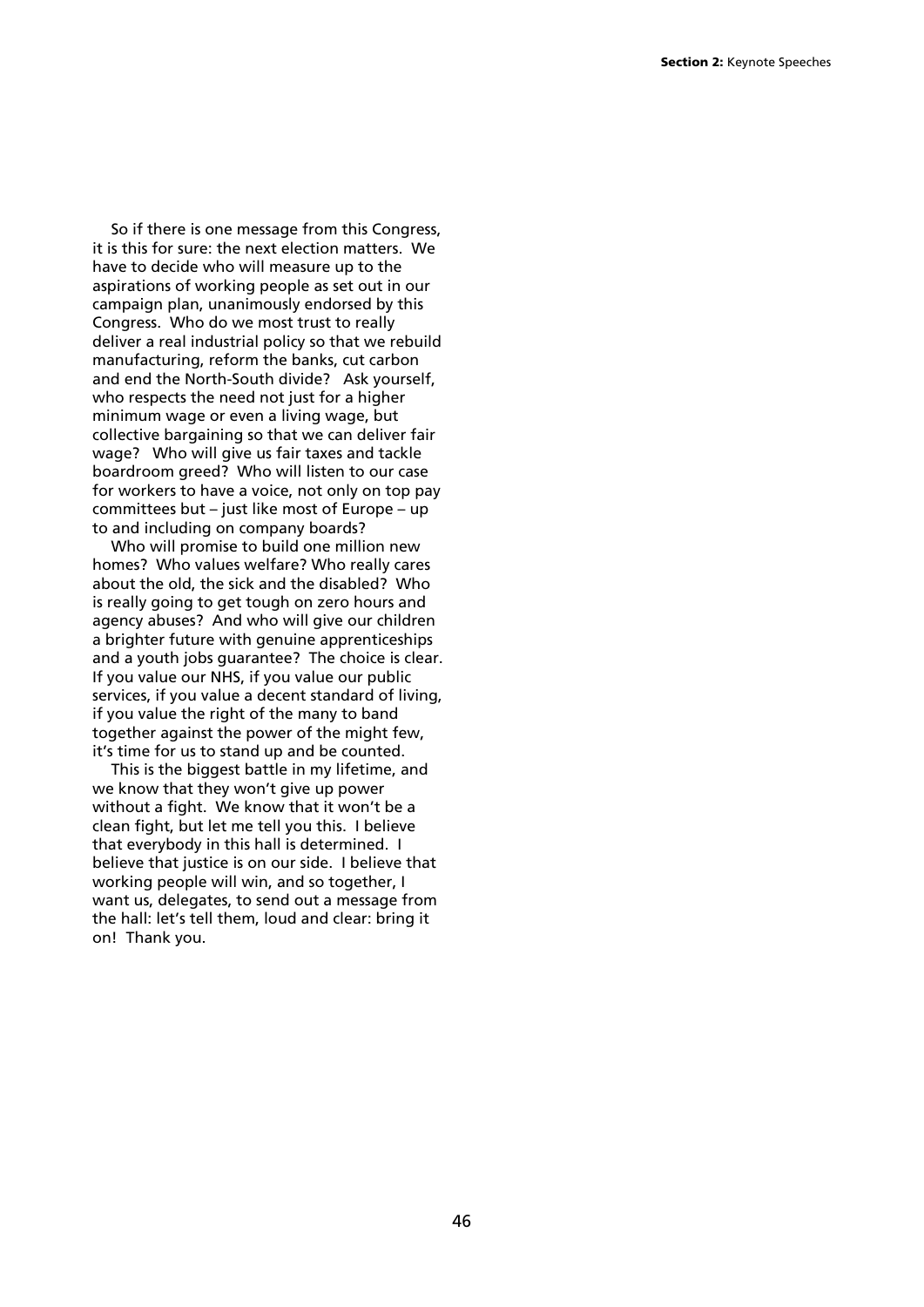So if there is one message from this Congress, it is this for sure: the next election matters. We have to decide who will measure up to the aspirations of working people as set out in our campaign plan, unanimously endorsed by this Congress. Who do we most trust to really deliver a real industrial policy so that we rebuild manufacturing, reform the banks, cut carbon and end the North-South divide? Ask yourself, who respects the need not just for a higher minimum wage or even a living wage, but collective bargaining so that we can deliver fair wage? Who will give us fair taxes and tackle boardroom greed? Who will listen to our case for workers to have a voice, not only on top pay committees but – just like most of Europe – up to and including on company boards?

Who will promise to build one million new homes? Who values welfare? Who really cares about the old, the sick and the disabled? Who is really going to get tough on zero hours and agency abuses? And who will give our children a brighter future with genuine apprenticeships and a youth jobs guarantee? The choice is clear. If you value our NHS, if you value our public services, if you value a decent standard of living, if you value the right of the many to band together against the power of the might few, it's time for us to stand up and be counted.

This is the biggest battle in my lifetime, and we know that they won't give up power without a fight. We know that it won't be a clean fight, but let me tell you this. I believe that everybody in this hall is determined. I believe that justice is on our side. I believe that working people will win, and so together, I want us, delegates, to send out a message from the hall: let's tell them, loud and clear: bring it on! Thank you.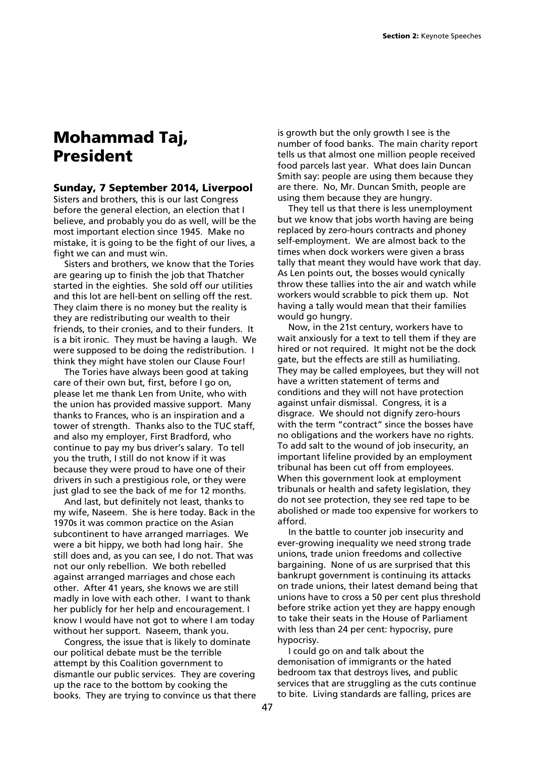# Mohammad Taj, President

### Sunday, 7 September 2014, Liverpool

Sisters and brothers, this is our last Congress before the general election, an election that I believe, and probably you do as well, will be the most important election since 1945. Make no mistake, it is going to be the fight of our lives, a fight we can and must win.

Sisters and brothers, we know that the Tories are gearing up to finish the job that Thatcher started in the eighties. She sold off our utilities and this lot are hell-bent on selling off the rest. They claim there is no money but the reality is they are redistributing our wealth to their friends, to their cronies, and to their funders. It is a bit ironic. They must be having a laugh. We were supposed to be doing the redistribution. I think they might have stolen our Clause Four!

The Tories have always been good at taking care of their own but, first, before I go on, please let me thank Len from Unite, who with the union has provided massive support. Many thanks to Frances, who is an inspiration and a tower of strength. Thanks also to the TUC staff, and also my employer, First Bradford, who continue to pay my bus driver's salary. To tell you the truth, I still do not know if it was because they were proud to have one of their drivers in such a prestigious role, or they were just glad to see the back of me for 12 months.

And last, but definitely not least, thanks to my wife, Naseem. She is here today. Back in the 1970s it was common practice on the Asian subcontinent to have arranged marriages. We were a bit hippy, we both had long hair. She still does and, as you can see, I do not. That was not our only rebellion. We both rebelled against arranged marriages and chose each other. After 41 years, she knows we are still madly in love with each other. I want to thank her publicly for her help and encouragement. I know I would have not got to where I am today without her support. Naseem, thank you.

Congress, the issue that is likely to dominate our political debate must be the terrible attempt by this Coalition government to dismantle our public services. They are covering up the race to the bottom by cooking the books. They are trying to convince us that there is growth but the only growth I see is the number of food banks. The main charity report tells us that almost one million people received food parcels last year. What does Iain Duncan Smith say: people are using them because they are there. No, Mr. Duncan Smith, people are using them because they are hungry.

They tell us that there is less unemployment but we know that jobs worth having are being replaced by zero-hours contracts and phoney self-employment. We are almost back to the times when dock workers were given a brass tally that meant they would have work that day. As Len points out, the bosses would cynically throw these tallies into the air and watch while workers would scrabble to pick them up. Not having a tally would mean that their families would go hungry.

Now, in the 21st century, workers have to wait anxiously for a text to tell them if they are hired or not required. It might not be the dock gate, but the effects are still as humiliating. They may be called employees, but they will not have a written statement of terms and conditions and they will not have protection against unfair dismissal. Congress, it is a disgrace. We should not dignify zero-hours with the term "contract" since the bosses have no obligations and the workers have no rights. To add salt to the wound of job insecurity, an important lifeline provided by an employment tribunal has been cut off from employees. When this government look at employment tribunals or health and safety legislation, they do not see protection, they see red tape to be abolished or made too expensive for workers to afford.

In the battle to counter job insecurity and ever-growing inequality we need strong trade unions, trade union freedoms and collective bargaining. None of us are surprised that this bankrupt government is continuing its attacks on trade unions, their latest demand being that unions have to cross a 50 per cent plus threshold before strike action yet they are happy enough to take their seats in the House of Parliament with less than 24 per cent: hypocrisy, pure hypocrisy.

I could go on and talk about the demonisation of immigrants or the hated bedroom tax that destroys lives, and public services that are struggling as the cuts continue to bite. Living standards are falling, prices are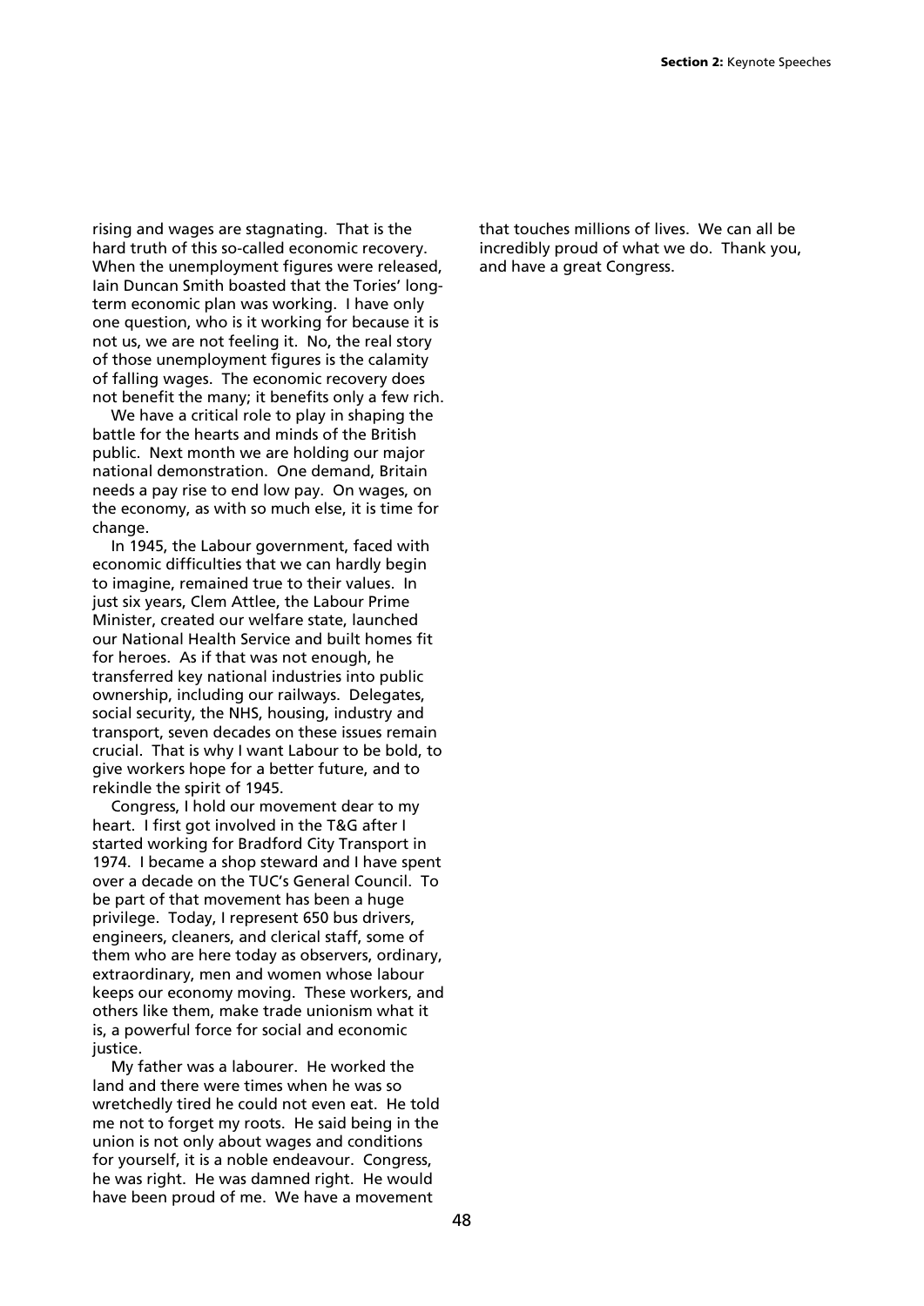rising and wages are stagnating. That is the hard truth of this so-called economic recovery. When the unemployment figures were released, Iain Duncan Smith boasted that the Tories' long-term economic plan was working. I have only one question, who is it working for because it is not us, we are not feeling it. No, the real story of those unemployment figures is the calamity of falling wages. The economic recovery does not benefit the many; it benefits only a few rich.

We have a critical role to play in shaping the battle for the hearts and minds of the British public. Next month we are holding our major national demonstration. One demand, Britain needs a pay rise to end low pay. On wages, on the economy, as with so much else, it is time for change.

In 1945, the Labour government, faced with economic difficulties that we can hardly begin to imagine, remained true to their values. In just six years, Clem Attlee, the Labour Prime Minister, created our welfare state, launched our National Health Service and built homes fit for heroes. As if that was not enough, he transferred key national industries into public ownership, including our railways. Delegates, social security, the NHS, housing, industry and transport, seven decades on these issues remain crucial. That is why I want Labour to be bold, to give workers hope for a better future, and to rekindle the spirit of 1945.

Congress, I hold our movement dear to my heart. I first got involved in the T&G after I started working for Bradford City Transport in 1974. I became a shop steward and I have spent over a decade on the TUC's General Council. To be part of that movement has been a huge privilege. Today, I represent 650 bus drivers, engineers, cleaners, and clerical staff, some of them who are here today as observers, ordinary, extraordinary, men and women whose labour keeps our economy moving. These workers, and others like them, make trade unionism what it is, a powerful force for social and economic justice.

My father was a labourer. He worked the land and there were times when he was so wretchedly tired he could not even eat. He told me not to forget my roots. He said being in the union is not only about wages and conditions for yourself, it is a noble endeavour. Congress, he was right. He was damned right. He would have been proud of me. We have a movement that touches millions of lives. We can all be incredibly proud of what we do. Thank you, and have a great Congress.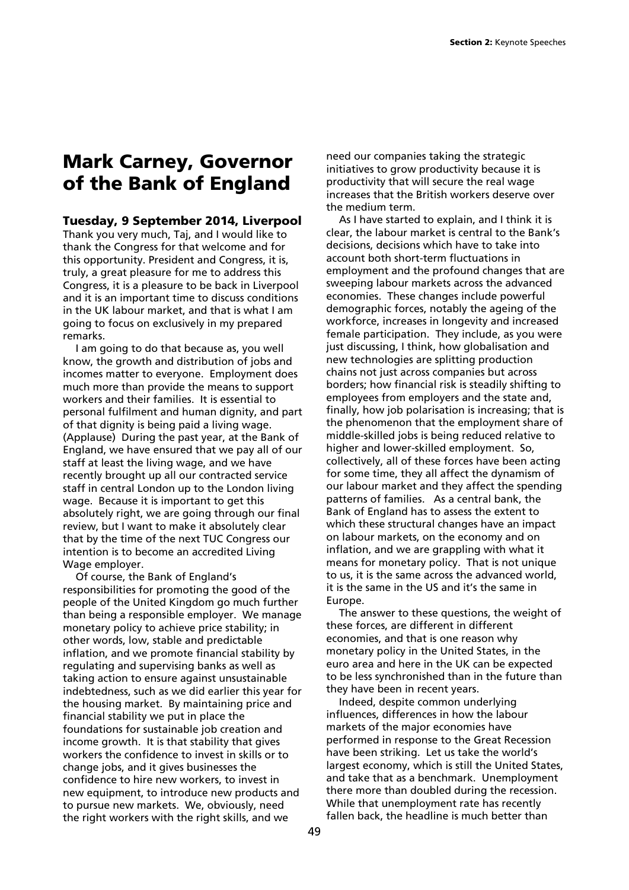# Mark Carney, Governor of the Bank of England

### Tuesday, 9 September 2014, Liverpool

Thank you very much, Taj, and I would like to thank the Congress for that welcome and for this opportunity. President and Congress, it is, truly, a great pleasure for me to address this Congress, it is a pleasure to be back in Liverpool and it is an important time to discuss conditions in the UK labour market, and that is what I am going to focus on exclusively in my prepared remarks.

I am going to do that because as, you well know, the growth and distribution of jobs and incomes matter to everyone. Employment does much more than provide the means to support workers and their families. It is essential to personal fulfilment and human dignity, and part of that dignity is being paid a living wage. (Applause) During the past year, at the Bank of England, we have ensured that we pay all of our staff at least the living wage, and we have recently brought up all our contracted service staff in central London up to the London living wage. Because it is important to get this absolutely right, we are going through our final review, but I want to make it absolutely clear that by the time of the next TUC Congress our intention is to become an accredited Living Wage employer.

Of course, the Bank of England's responsibilities for promoting the good of the people of the United Kingdom go much further than being a responsible employer. We manage monetary policy to achieve price stability; in other words, low, stable and predictable inflation, and we promote financial stability by regulating and supervising banks as well as taking action to ensure against unsustainable indebtedness, such as we did earlier this year for the housing market. By maintaining price and financial stability we put in place the foundations for sustainable job creation and income growth. It is that stability that gives workers the confidence to invest in skills or to change jobs, and it gives businesses the confidence to hire new workers, to invest in new equipment, to introduce new products and to pursue new markets. We, obviously, need the right workers with the right skills, and we need our companies taking the strategic initiatives to grow productivity because it is productivity that will secure the real wage increases that the British workers deserve over the medium term.

As I have started to explain, and I think it is clear, the labour market is central to the Bank's decisions, decisions which have to take into account both short-term fluctuations in employment and the profound changes that are sweeping labour markets across the advanced economies. These changes include powerful demographic forces, notably the ageing of the workforce, increases in longevity and increased female participation. They include, as you were just discussing, I think, how globalisation and new technologies are splitting production chains not just across companies but across borders; how financial risk is steadily shifting to employees from employers and the state and, finally, how job polarisation is increasing; that is the phenomenon that the employment share of middle-skilled jobs is being reduced relative to higher and lower-skilled employment. So, collectively, all of these forces have been acting for some time, they all affect the dynamism of our labour market and they affect the spending patterns of families. As a central bank, the Bank of England has to assess the extent to which these structural changes have an impact on labour markets, on the economy and on inflation, and we are grappling with what it means for monetary policy. That is not unique to us, it is the same across the advanced world, it is the same in the US and it's the same in Europe.

The answer to these questions, the weight of these forces, are different in different economies, and that is one reason why monetary policy in the United States, in the euro area and here in the UK can be expected to be less synchronised than in the future than they have been in recent years.

Indeed, despite common underlying influences, differences in how the labour markets of the major economies have performed in response to the Great Recession have been striking. Let us take the world's largest economy, which is still the United States, and take that as a benchmark. Unemployment there more than doubled during the recession. While that unemployment rate has recently fallen back, the headline is much better than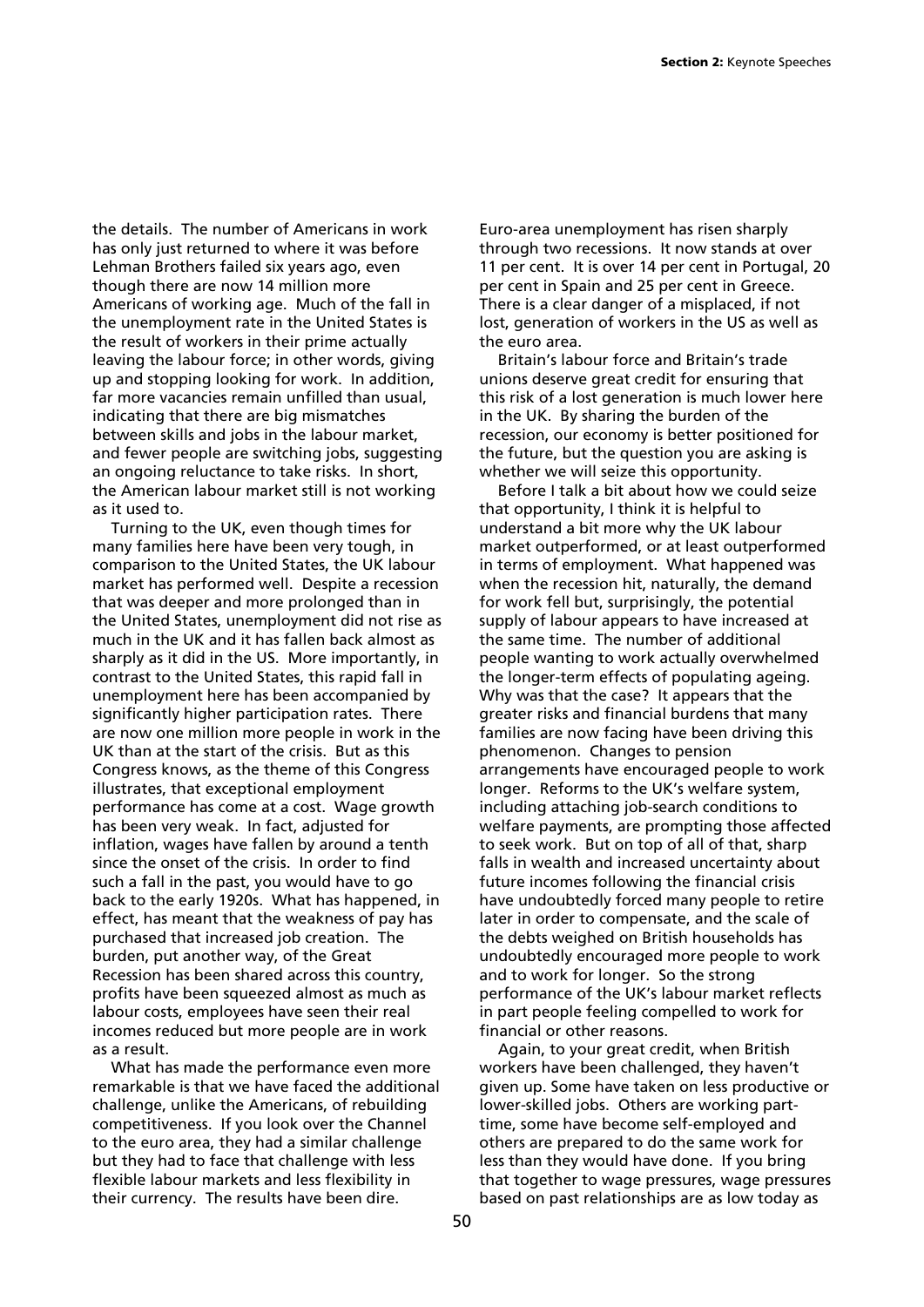the details. The number of Americans in work has only just returned to where it was before Lehman Brothers failed six years ago, even though there are now 14 million more Americans of working age. Much of the fall in the unemployment rate in the United States is the result of workers in their prime actually leaving the labour force; in other words, giving up and stopping looking for work. In addition, far more vacancies remain unfilled than usual, indicating that there are big mismatches between skills and jobs in the labour market, and fewer people are switching jobs, suggesting an ongoing reluctance to take risks. In short, the American labour market still is not working as it used to.

Turning to the UK, even though times for many families here have been very tough, in comparison to the United States, the UK labour market has performed well. Despite a recession that was deeper and more prolonged than in the United States, unemployment did not rise as much in the UK and it has fallen back almost as sharply as it did in the US. More importantly, in contrast to the United States, this rapid fall in unemployment here has been accompanied by significantly higher participation rates. There are now one million more people in work in the UK than at the start of the crisis. But as this Congress knows, as the theme of this Congress illustrates, that exceptional employment performance has come at a cost. Wage growth has been very weak. In fact, adjusted for inflation, wages have fallen by around a tenth since the onset of the crisis. In order to find such a fall in the past, you would have to go back to the early 1920s. What has happened, in effect, has meant that the weakness of pay has purchased that increased job creation. The burden, put another way, of the Great Recession has been shared across this country, profits have been squeezed almost as much as labour costs, employees have seen their real incomes reduced but more people are in work as a result.

What has made the performance even more remarkable is that we have faced the additional challenge, unlike the Americans, of rebuilding competitiveness. If you look over the Channel to the euro area, they had a similar challenge but they had to face that challenge with less flexible labour markets and less flexibility in their currency. The results have been dire. Euro-area unemployment has risen sharply through two recessions. It now stands at over 11 per cent. It is over 14 per cent in Portugal, 20 per cent in Spain and 25 per cent in Greece. There is a clear danger of a misplaced, if not lost, generation of workers in the US as well as the euro area.

Britain's labour force and Britain's trade unions deserve great credit for ensuring that this risk of a lost generation is much lower here in the UK. By sharing the burden of the recession, our economy is better positioned for the future, but the question you are asking is whether we will seize this opportunity.

Before I talk a bit about how we could seize that opportunity, I think it is helpful to understand a bit more why the UK labour market outperformed, or at least outperformed in terms of employment. What happened was when the recession hit, naturally, the demand for work fell but, surprisingly, the potential supply of labour appears to have increased at the same time. The number of additional people wanting to work actually overwhelmed the longer-term effects of populating ageing. Why was that the case? It appears that the greater risks and financial burdens that many families are now facing have been driving this phenomenon. Changes to pension arrangements have encouraged people to work longer. Reforms to the UK's welfare system, including attaching job-search conditions to welfare payments, are prompting those affected to seek work. But on top of all of that, sharp falls in wealth and increased uncertainty about future incomes following the financial crisis have undoubtedly forced many people to retire later in order to compensate, and the scale of the debts weighed on British households has undoubtedly encouraged more people to work and to work for longer. So the strong performance of the UK's labour market reflects in part people feeling compelled to work for financial or other reasons.

Again, to your great credit, when British workers have been challenged, they haven't given up. Some have taken on less productive or lower-skilled jobs. Others are working part-time, some have become self-employed and others are prepared to do the same work for less than they would have done. If you bring that together to wage pressures, wage pressures based on past relationships are as low today as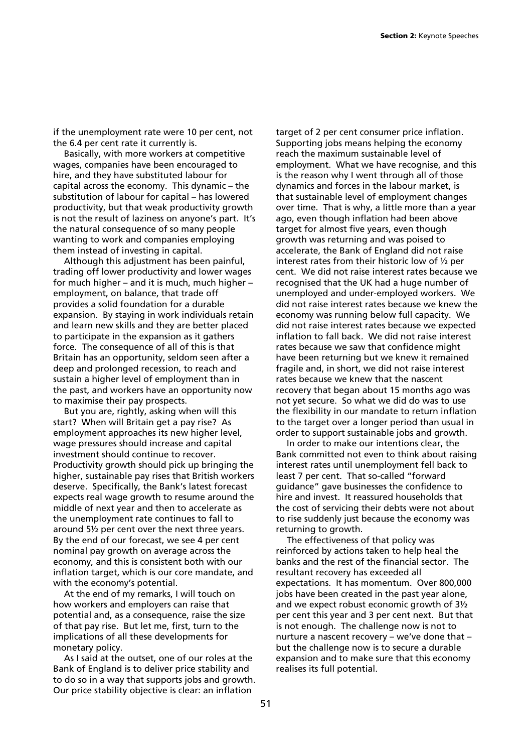if the unemployment rate were 10 per cent, not the 6.4 per cent rate it currently is.

Basically, with more workers at competitive wages, companies have been encouraged to hire, and they have substituted labour for capital across the economy. This dynamic – the substitution of labour for capital – has lowered productivity, but that weak productivity growth is not the result of laziness on anyone's part. It's the natural consequence of so many people wanting to work and companies employing them instead of investing in capital.

Although this adjustment has been painful, trading off lower productivity and lower wages for much higher – and it is much, much higher – employment, on balance, that trade off provides a solid foundation for a durable expansion. By staying in work individuals retain and learn new skills and they are better placed to participate in the expansion as it gathers force. The consequence of all of this is that Britain has an opportunity, seldom seen after a deep and prolonged recession, to reach and sustain a higher level of employment than in the past, and workers have an opportunity now to maximise their pay prospects.

But you are, rightly, asking when will this start? When will Britain get a pay rise? As employment approaches its new higher level, wage pressures should increase and capital investment should continue to recover. Productivity growth should pick up bringing the higher, sustainable pay rises that British workers deserve. Specifically, the Bank's latest forecast expects real wage growth to resume around the middle of next year and then to accelerate as the unemployment rate continues to fall to around 5½ per cent over the next three years. By the end of our forecast, we see 4 per cent nominal pay growth on average across the economy, and this is consistent both with our inflation target, which is our core mandate, and with the economy's potential.

At the end of my remarks, I will touch on how workers and employers can raise that potential and, as a consequence, raise the size of that pay rise. But let me, first, turn to the implications of all these developments for monetary policy.

As I said at the outset, one of our roles at the Bank of England is to deliver price stability and to do so in a way that supports jobs and growth. Our price stability objective is clear: an inflation target of 2 per cent consumer price inflation. Supporting jobs means helping the economy reach the maximum sustainable level of employment. What we have recognise, and this is the reason why I went through all of those dynamics and forces in the labour market, is that sustainable level of employment changes over time. That is why, a little more than a year ago, even though inflation had been above target for almost five years, even though growth was returning and was poised to accelerate, the Bank of England did not raise interest rates from their historic low of ½ per cent. We did not raise interest rates because we recognised that the UK had a huge number of unemployed and under-employed workers. We did not raise interest rates because we knew the economy was running below full capacity. We did not raise interest rates because we expected inflation to fall back. We did not raise interest rates because we saw that confidence might have been returning but we knew it remained fragile and, in short, we did not raise interest rates because we knew that the nascent recovery that began about 15 months ago was not yet secure. So what we did do was to use the flexibility in our mandate to return inflation to the target over a longer period than usual in order to support sustainable jobs and growth.

In order to make our intentions clear, the Bank committed not even to think about raising interest rates until unemployment fell back to least 7 per cent. That so-called "forward guidance" gave businesses the confidence to hire and invest. It reassured households that the cost of servicing their debts were not about to rise suddenly just because the economy was returning to growth.

The effectiveness of that policy was reinforced by actions taken to help heal the banks and the rest of the financial sector. The resultant recovery has exceeded all expectations. It has momentum. Over 800,000 jobs have been created in the past year alone, and we expect robust economic growth of 3½ per cent this year and 3 per cent next. But that is not enough. The challenge now is not to nurture a nascent recovery – we've done that – but the challenge now is to secure a durable expansion and to make sure that this economy realises its full potential.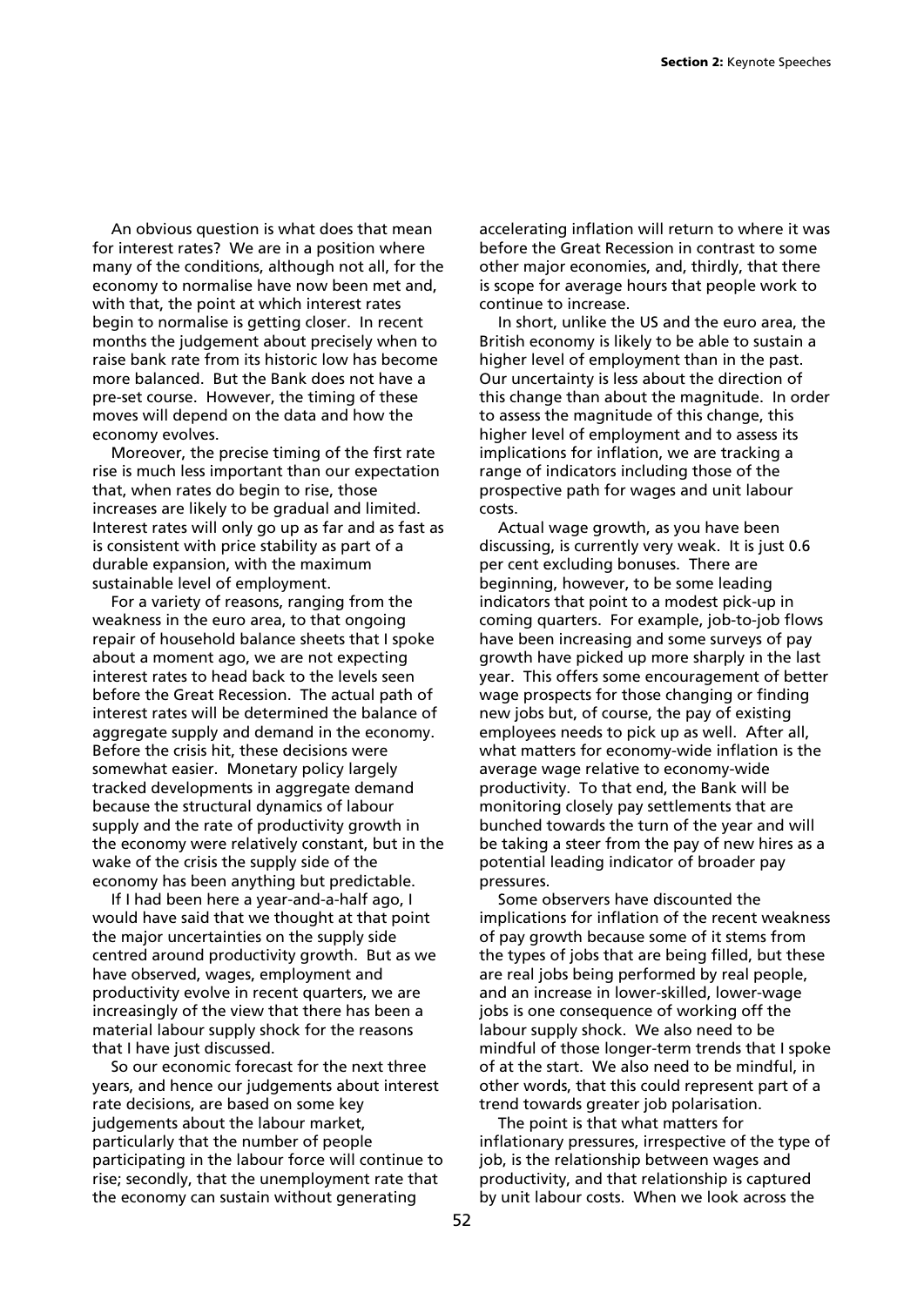An obvious question is what does that mean for interest rates? We are in a position where many of the conditions, although not all, for the economy to normalise have now been met and, with that, the point at which interest rates begin to normalise is getting closer. In recent months the judgement about precisely when to raise bank rate from its historic low has become more balanced. But the Bank does not have a pre-set course. However, the timing of these moves will depend on the data and how the economy evolves.

Moreover, the precise timing of the first rate rise is much less important than our expectation that, when rates do begin to rise, those increases are likely to be gradual and limited. Interest rates will only go up as far and as fast as is consistent with price stability as part of a durable expansion, with the maximum sustainable level of employment.

For a variety of reasons, ranging from the weakness in the euro area, to that ongoing repair of household balance sheets that I spoke about a moment ago, we are not expecting interest rates to head back to the levels seen before the Great Recession. The actual path of interest rates will be determined the balance of aggregate supply and demand in the economy. Before the crisis hit, these decisions were somewhat easier. Monetary policy largely tracked developments in aggregate demand because the structural dynamics of labour supply and the rate of productivity growth in the economy were relatively constant, but in the wake of the crisis the supply side of the economy has been anything but predictable.

If I had been here a year-and-a-half ago, I would have said that we thought at that point the major uncertainties on the supply side centred around productivity growth. But as we have observed, wages, employment and productivity evolve in recent quarters, we are increasingly of the view that there has been a material labour supply shock for the reasons that I have just discussed.

So our economic forecast for the next three years, and hence our judgements about interest rate decisions, are based on some key judgements about the labour market, particularly that the number of people participating in the labour force will continue to rise; secondly, that the unemployment rate that the economy can sustain without generating accelerating inflation will return to where it was before the Great Recession in contrast to some other major economies, and, thirdly, that there is scope for average hours that people work to continue to increase.

In short, unlike the US and the euro area, the British economy is likely to be able to sustain a higher level of employment than in the past. Our uncertainty is less about the direction of this change than about the magnitude. In order to assess the magnitude of this change, this higher level of employment and to assess its implications for inflation, we are tracking a range of indicators including those of the prospective path for wages and unit labour costs.

Actual wage growth, as you have been discussing, is currently very weak. It is just 0.6 per cent excluding bonuses. There are beginning, however, to be some leading indicators that point to a modest pick-up in coming quarters. For example, job-to-job flows have been increasing and some surveys of pay growth have picked up more sharply in the last year. This offers some encouragement of better wage prospects for those changing or finding new jobs but, of course, the pay of existing employees needs to pick up as well. After all, what matters for economy-wide inflation is the average wage relative to economy-wide productivity. To that end, the Bank will be monitoring closely pay settlements that are bunched towards the turn of the year and will be taking a steer from the pay of new hires as a potential leading indicator of broader pay pressures.

Some observers have discounted the implications for inflation of the recent weakness of pay growth because some of it stems from the types of jobs that are being filled, but these are real jobs being performed by real people, and an increase in lower-skilled, lower-wage jobs is one consequence of working off the labour supply shock. We also need to be mindful of those longer-term trends that I spoke of at the start. We also need to be mindful, in other words, that this could represent part of a trend towards greater job polarisation.

The point is that what matters for inflationary pressures, irrespective of the type of job, is the relationship between wages and productivity, and that relationship is captured by unit labour costs. When we look across the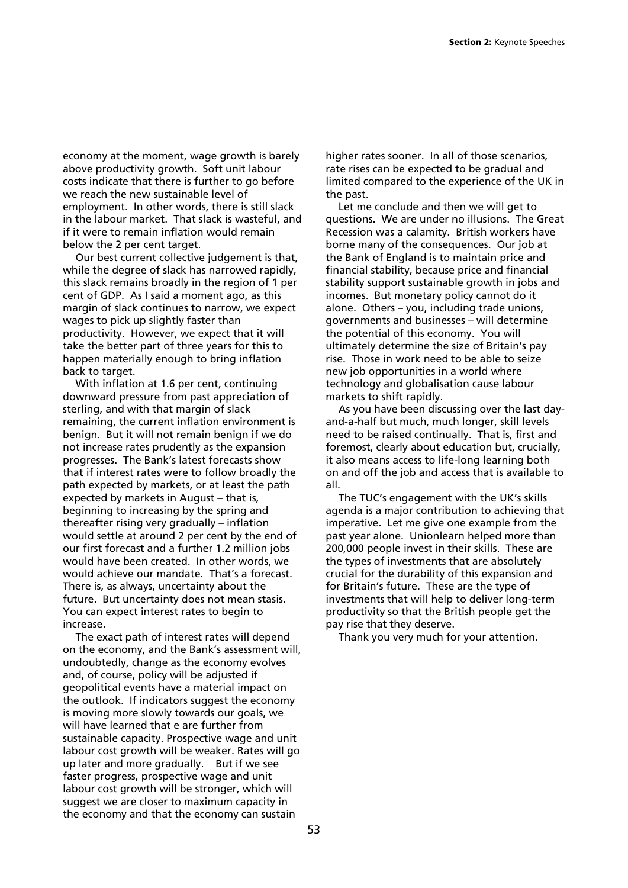economy at the moment, wage growth is barely above productivity growth. Soft unit labour costs indicate that there is further to go before we reach the new sustainable level of employment. In other words, there is still slack in the labour market. That slack is wasteful, and if it were to remain inflation would remain below the 2 per cent target.

Our best current collective judgement is that, while the degree of slack has narrowed rapidly, this slack remains broadly in the region of 1 per cent of GDP. As I said a moment ago, as this margin of slack continues to narrow, we expect wages to pick up slightly faster than productivity. However, we expect that it will take the better part of three years for this to happen materially enough to bring inflation back to target.

With inflation at 1.6 per cent, continuing downward pressure from past appreciation of sterling, and with that margin of slack remaining, the current inflation environment is benign. But it will not remain benign if we do not increase rates prudently as the expansion progresses. The Bank's latest forecasts show that if interest rates were to follow broadly the path expected by markets, or at least the path expected by markets in August – that is, beginning to increasing by the spring and thereafter rising very gradually – inflation would settle at around 2 per cent by the end of our first forecast and a further 1.2 million jobs would have been created. In other words, we would achieve our mandate. That's a forecast. There is, as always, uncertainty about the future. But uncertainty does not mean stasis. You can expect interest rates to begin to increase.

The exact path of interest rates will depend on the economy, and the Bank's assessment will, undoubtedly, change as the economy evolves and, of course, policy will be adjusted if geopolitical events have a material impact on the outlook. If indicators suggest the economy is moving more slowly towards our goals, we will have learned that e are further from sustainable capacity. Prospective wage and unit labour cost growth will be weaker. Rates will go up later and more gradually. But if we see faster progress, prospective wage and unit labour cost growth will be stronger, which will suggest we are closer to maximum capacity in the economy and that the economy can sustain higher rates sooner. In all of those scenarios, rate rises can be expected to be gradual and limited compared to the experience of the UK in the past.

Let me conclude and then we will get to questions. We are under no illusions. The Great Recession was a calamity. British workers have borne many of the consequences. Our job at the Bank of England is to maintain price and financial stability, because price and financial stability support sustainable growth in jobs and incomes. But monetary policy cannot do it alone. Others – you, including trade unions, governments and businesses – will determine the potential of this economy. You will ultimately determine the size of Britain's pay rise. Those in work need to be able to seize new job opportunities in a world where technology and globalisation cause labour markets to shift rapidly.

As you have been discussing over the last day-and-a-half but much, much longer, skill levels need to be raised continually. That is, first and foremost, clearly about education but, crucially, it also means access to life-long learning both on and off the job and access that is available to all.

The TUC's engagement with the UK's skills agenda is a major contribution to achieving that imperative. Let me give one example from the past year alone. Unionlearn helped more than 200,000 people invest in their skills. These are the types of investments that are absolutely crucial for the durability of this expansion and for Britain's future. These are the type of investments that will help to deliver long-term productivity so that the British people get the pay rise that they deserve.

Thank you very much for your attention.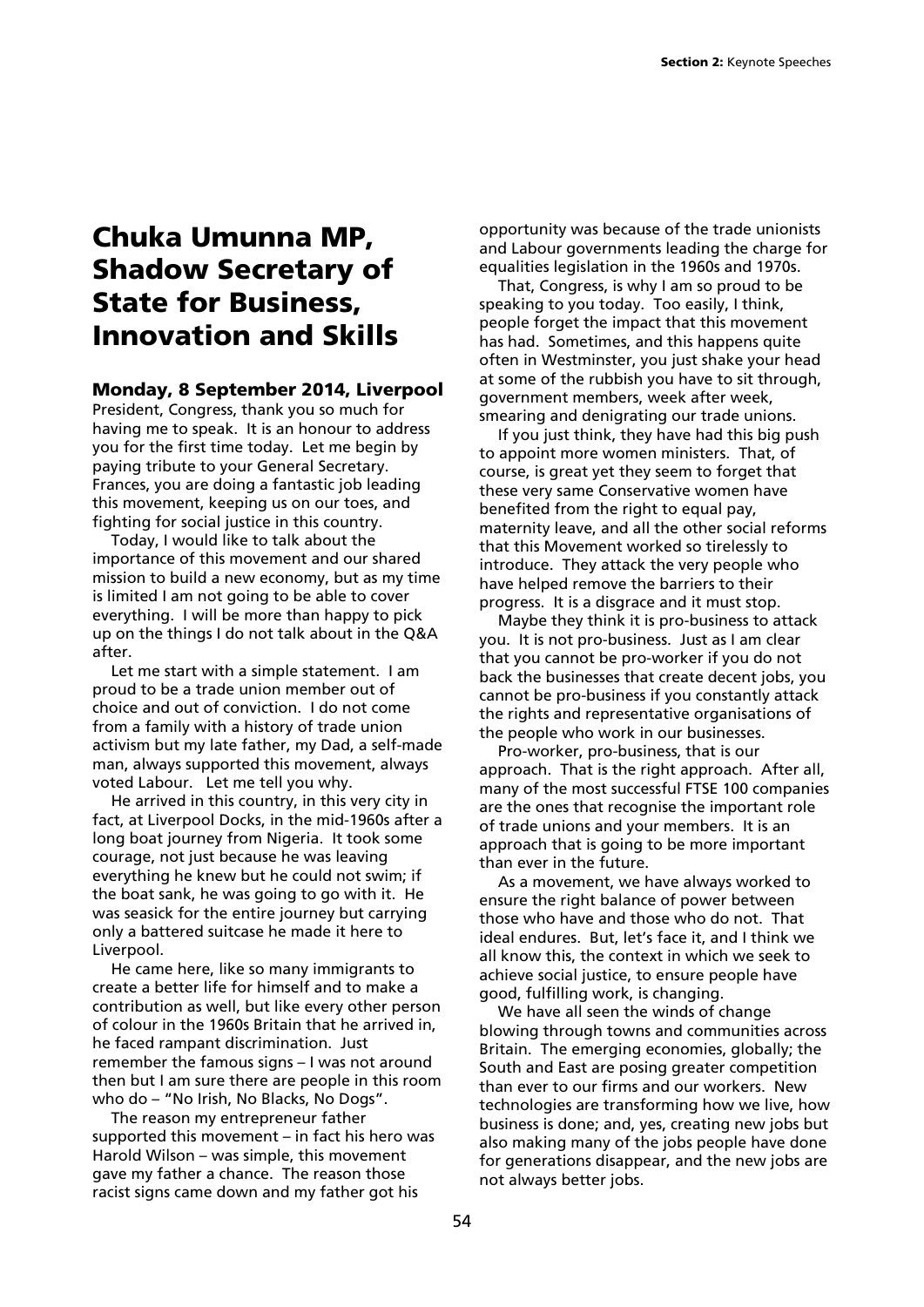# Chuka Umunna MP, Shadow Secretary of State for Business, Innovation and Skills

## Monday, 8 September 2014, Liverpool

President, Congress, thank you so much for having me to speak. It is an honour to address you for the first time today. Let me begin by paying tribute to your General Secretary. Frances, you are doing a fantastic job leading this movement, keeping us on our toes, and fighting for social justice in this country.

Today, I would like to talk about the importance of this movement and our shared mission to build a new economy, but as my time is limited I am not going to be able to cover everything. I will be more than happy to pick up on the things I do not talk about in the Q&A after.

Let me start with a simple statement. I am proud to be a trade union member out of choice and out of conviction. I do not come from a family with a history of trade union activism but my late father, my Dad, a self-made man, always supported this movement, always voted Labour. Let me tell you why.

He arrived in this country, in this very city in fact, at Liverpool Docks, in the mid-1960s after a long boat journey from Nigeria. It took some courage, not just because he was leaving everything he knew but he could not swim; if the boat sank, he was going to go with it. He was seasick for the entire journey but carrying only a battered suitcase he made it here to Liverpool.

He came here, like so many immigrants to create a better life for himself and to make a contribution as well, but like every other person of colour in the 1960s Britain that he arrived in, he faced rampant discrimination. Just remember the famous signs – I was not around then but I am sure there are people in this room who do – "No Irish, No Blacks, No Dogs".

The reason my entrepreneur father supported this movement – in fact his hero was Harold Wilson – was simple, this movement gave my father a chance. The reason those racist signs came down and my father got his opportunity was because of the trade unionists and Labour governments leading the charge for equalities legislation in the 1960s and 1970s.

That, Congress, is why I am so proud to be speaking to you today. Too easily, I think, people forget the impact that this movement has had. Sometimes, and this happens quite often in Westminster, you just shake your head at some of the rubbish you have to sit through, government members, week after week, smearing and denigrating our trade unions.

If you just think, they have had this big push to appoint more women ministers. That, of course, is great yet they seem to forget that these very same Conservative women have benefited from the right to equal pay, maternity leave, and all the other social reforms that this Movement worked so tirelessly to introduce. They attack the very people who have helped remove the barriers to their progress. It is a disgrace and it must stop.

Maybe they think it is pro-business to attack you. It is not pro-business. Just as I am clear that you cannot be pro-worker if you do not back the businesses that create decent jobs, you cannot be pro-business if you constantly attack the rights and representative organisations of the people who work in our businesses.

Pro-worker, pro-business, that is our approach. That is the right approach. After all, many of the most successful FTSE 100 companies are the ones that recognise the important role of trade unions and your members. It is an approach that is going to be more important than ever in the future.

As a movement, we have always worked to ensure the right balance of power between those who have and those who do not. That ideal endures. But, let's face it, and I think we all know this, the context in which we seek to achieve social justice, to ensure people have good, fulfilling work, is changing.

We have all seen the winds of change blowing through towns and communities across Britain. The emerging economies, globally; the South and East are posing greater competition than ever to our firms and our workers. New technologies are transforming how we live, how business is done; and, yes, creating new jobs but also making many of the jobs people have done for generations disappear, and the new jobs are not always better jobs.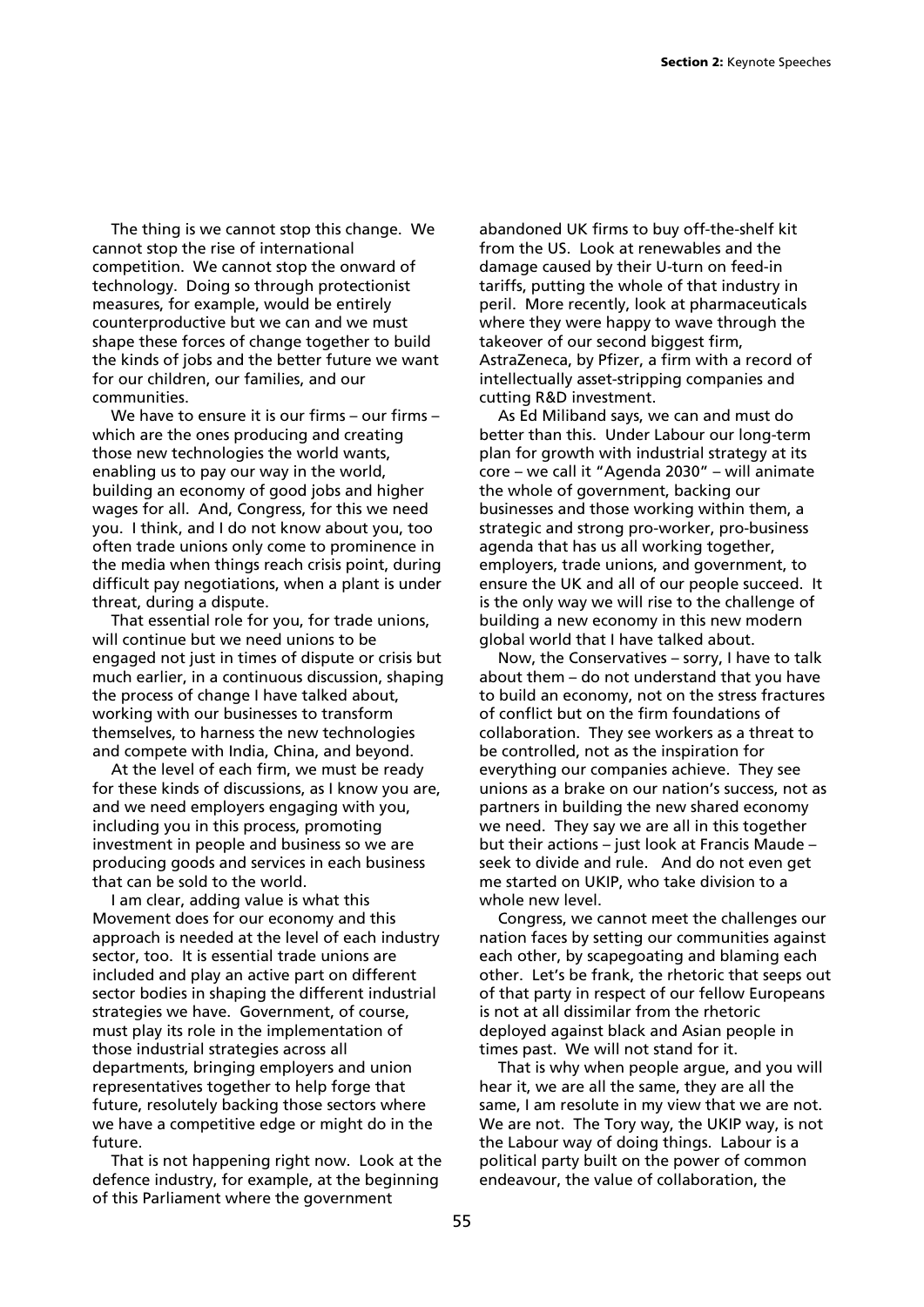The thing is we cannot stop this change. We cannot stop the rise of international competition. We cannot stop the onward of technology. Doing so through protectionist measures, for example, would be entirely counterproductive but we can and we must shape these forces of change together to build the kinds of jobs and the better future we want for our children, our families, and our communities.

We have to ensure it is our firms – our firms – which are the ones producing and creating those new technologies the world wants, enabling us to pay our way in the world, building an economy of good jobs and higher wages for all. And, Congress, for this we need you. I think, and I do not know about you, too often trade unions only come to prominence in the media when things reach crisis point, during difficult pay negotiations, when a plant is under threat, during a dispute.

That essential role for you, for trade unions, will continue but we need unions to be engaged not just in times of dispute or crisis but much earlier, in a continuous discussion, shaping the process of change I have talked about, working with our businesses to transform themselves, to harness the new technologies and compete with India, China, and beyond.

At the level of each firm, we must be ready for these kinds of discussions, as I know you are, and we need employers engaging with you, including you in this process, promoting investment in people and business so we are producing goods and services in each business that can be sold to the world.

I am clear, adding value is what this Movement does for our economy and this approach is needed at the level of each industry sector, too. It is essential trade unions are included and play an active part on different sector bodies in shaping the different industrial strategies we have. Government, of course, must play its role in the implementation of those industrial strategies across all departments, bringing employers and union representatives together to help forge that future, resolutely backing those sectors where we have a competitive edge or might do in the future.

That is not happening right now. Look at the defence industry, for example, at the beginning of this Parliament where the government abandoned UK firms to buy off-the-shelf kit from the US. Look at renewables and the damage caused by their U-turn on feed-in tariffs, putting the whole of that industry in peril. More recently, look at pharmaceuticals where they were happy to wave through the takeover of our second biggest firm, AstraZeneca, by Pfizer, a firm with a record of intellectually asset-stripping companies and cutting R&D investment.

As Ed Miliband says, we can and must do better than this. Under Labour our long-term plan for growth with industrial strategy at its core – we call it "Agenda 2030" – will animate the whole of government, backing our businesses and those working within them, a strategic and strong pro-worker, pro-business agenda that has us all working together, employers, trade unions, and government, to ensure the UK and all of our people succeed. It is the only way we will rise to the challenge of building a new economy in this new modern global world that I have talked about.

Now, the Conservatives – sorry, I have to talk about them – do not understand that you have to build an economy, not on the stress fractures of conflict but on the firm foundations of collaboration. They see workers as a threat to be controlled, not as the inspiration for everything our companies achieve. They see unions as a brake on our nation's success, not as partners in building the new shared economy we need. They say we are all in this together but their actions – just look at Francis Maude – seek to divide and rule. And do not even get me started on UKIP, who take division to a whole new level.

Congress, we cannot meet the challenges our nation faces by setting our communities against each other, by scapegoating and blaming each other. Let's be frank, the rhetoric that seeps out of that party in respect of our fellow Europeans is not at all dissimilar from the rhetoric deployed against black and Asian people in times past. We will not stand for it.

That is why when people argue, and you will hear it, we are all the same, they are all the same, I am resolute in my view that we are not. We are not. The Tory way, the UKIP way, is not the Labour way of doing things. Labour is a political party built on the power of common endeavour, the value of collaboration, the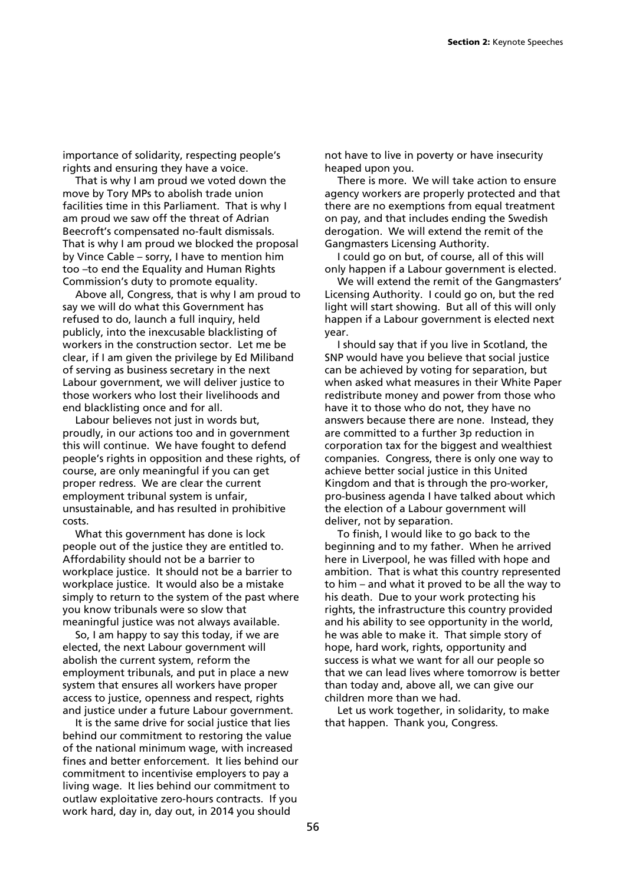importance of solidarity, respecting people's rights and ensuring they have a voice.

That is why I am proud we voted down the move by Tory MPs to abolish trade union facilities time in this Parliament. That is why I am proud we saw off the threat of Adrian Beecroft's compensated no-fault dismissals. That is why I am proud we blocked the proposal by Vince Cable – sorry, I have to mention him too –to end the Equality and Human Rights Commission's duty to promote equality.

Above all, Congress, that is why I am proud to say we will do what this Government has refused to do, launch a full inquiry, held publicly, into the inexcusable blacklisting of workers in the construction sector. Let me be clear, if I am given the privilege by Ed Miliband of serving as business secretary in the next Labour government, we will deliver justice to those workers who lost their livelihoods and end blacklisting once and for all.

Labour believes not just in words but, proudly, in our actions too and in government this will continue. We have fought to defend people's rights in opposition and these rights, of course, are only meaningful if you can get proper redress. We are clear the current employment tribunal system is unfair, unsustainable, and has resulted in prohibitive costs.

What this government has done is lock people out of the justice they are entitled to. Affordability should not be a barrier to workplace justice. It should not be a barrier to workplace justice. It would also be a mistake simply to return to the system of the past where you know tribunals were so slow that meaningful justice was not always available.

So, I am happy to say this today, if we are elected, the next Labour government will abolish the current system, reform the employment tribunals, and put in place a new system that ensures all workers have proper access to justice, openness and respect, rights and justice under a future Labour government.

It is the same drive for social justice that lies behind our commitment to restoring the value of the national minimum wage, with increased fines and better enforcement. It lies behind our commitment to incentivise employers to pay a living wage. It lies behind our commitment to outlaw exploitative zero-hours contracts. If you work hard, day in, day out, in 2014 you should not have to live in poverty or have insecurity heaped upon you.

There is more. We will take action to ensure agency workers are properly protected and that there are no exemptions from equal treatment on pay, and that includes ending the Swedish derogation. We will extend the remit of the Gangmasters Licensing Authority.

I could go on but, of course, all of this will only happen if a Labour government is elected.

We will extend the remit of the Gangmasters' Licensing Authority. I could go on, but the red light will start showing. But all of this will only happen if a Labour government is elected next year.

I should say that if you live in Scotland, the SNP would have you believe that social justice can be achieved by voting for separation, but when asked what measures in their White Paper redistribute money and power from those who have it to those who do not, they have no answers because there are none. Instead, they are committed to a further 3p reduction in corporation tax for the biggest and wealthiest companies. Congress, there is only one way to achieve better social justice in this United Kingdom and that is through the pro-worker, pro-business agenda I have talked about which the election of a Labour government will deliver, not by separation.

To finish, I would like to go back to the beginning and to my father. When he arrived here in Liverpool, he was filled with hope and ambition. That is what this country represented to him – and what it proved to be all the way to his death. Due to your work protecting his rights, the infrastructure this country provided and his ability to see opportunity in the world, he was able to make it. That simple story of hope, hard work, rights, opportunity and success is what we want for all our people so that we can lead lives where tomorrow is better than today and, above all, we can give our children more than we had.

Let us work together, in solidarity, to make that happen. Thank you, Congress.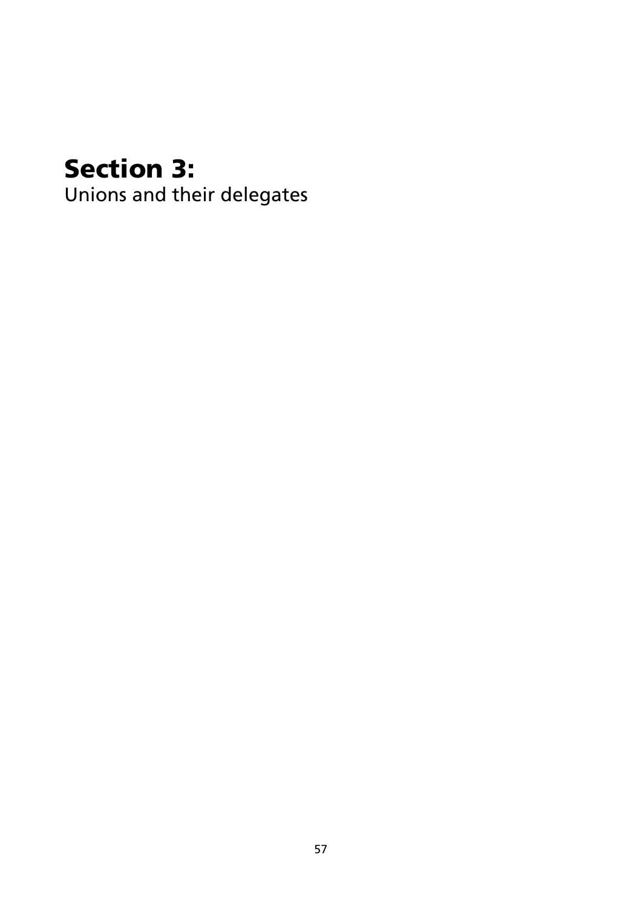# Section 3:
Unions and their delegates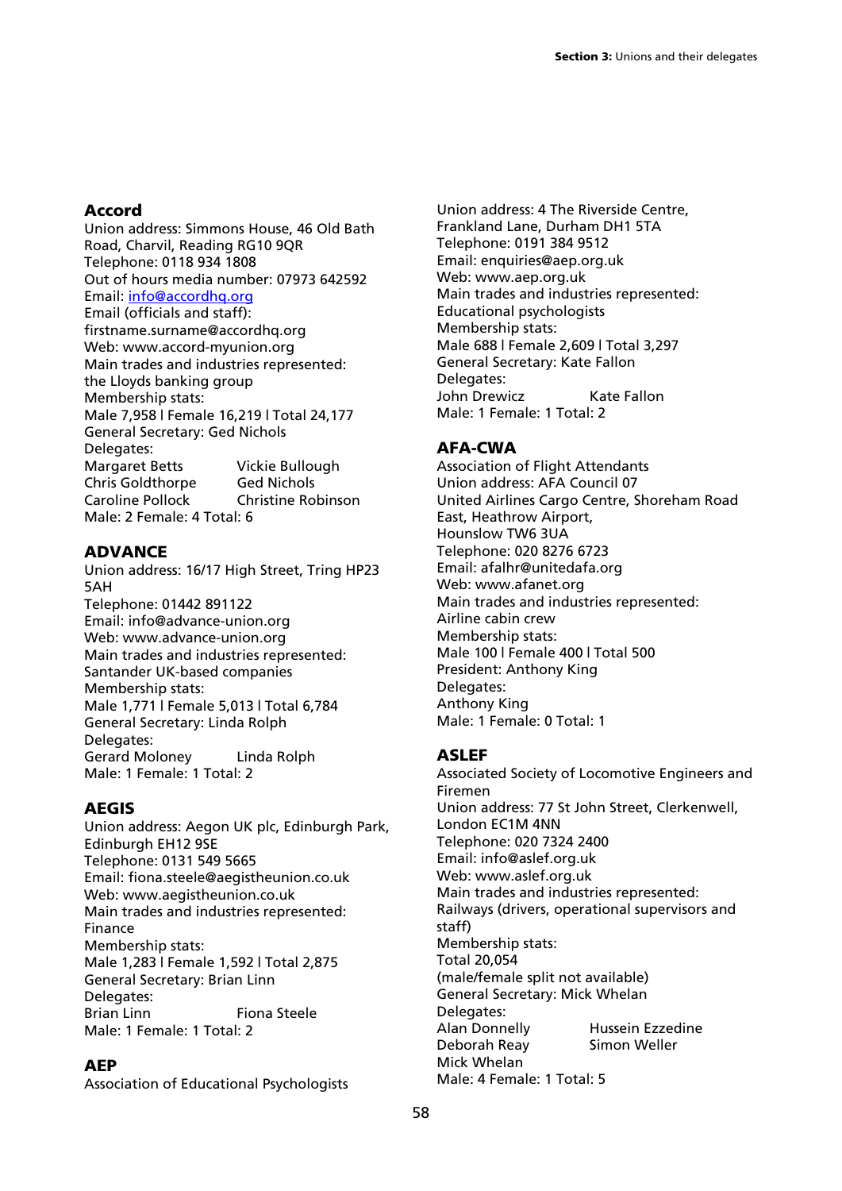## Accord

Union address: Simmons House, 46 Old Bath Road, Charvil, Reading RG10 9QR
Telephone: 0118 934 1808
Out of hours media number: 07973 642592
Email: info@accordhq.org
Email (officials and staff): firstname.surname@accordhq.org
Web: www.accord-myunion.org
Main trades and industries represented: the Lloyds banking group
Membership stats:
Male 7,958 | Female 16,219 | Total 24,177
General Secretary: Ged Nichols
Delegates:

Margaret Betts, Vickie Bullough, Chris Goldthorpe, Ged Nichols, Caroline Pollock, Christine Robinson

Male: 2 Female: 4 Total: 6

## ADVANCE

Union address: 16/17 High Street, Tring HP23 5AH
Telephone: 01442 891122
Email: info@advance-union.org
Web: www.advance-union.org
Main trades and industries represented: Santander UK-based companies
Membership stats:
Male 1,771 | Female 5,013 | Total 6,784
General Secretary: Linda Rolph
Delegates:

Gerard Moloney, Linda Rolph

Male: 1 Female: 1 Total: 2

## AEGIS

Union address: Aegon UK plc, Edinburgh Park, Edinburgh EH12 9SE
Telephone: 0131 549 5665
Email: fiona.steele@aegistheunion.co.uk
Web: www.aegistheunion.co.uk
Main trades and industries represented: Finance
Membership stats:
Male 1,283 | Female 1,592 | Total 2,875
General Secretary: Brian Linn
Delegates:

Brian Linn, Fiona Steele

Male: 1 Female: 1 Total: 2

## AEP

Association of Educational Psychologists
Union address: 4 The Riverside Centre, Frankland Lane, Durham DH1 5TA
Telephone: 0191 384 9512
Email: enquiries@aep.org.uk
Web: www.aep.org.uk
Main trades and industries represented: Educational psychologists
Membership stats:
Male 688 | Female 2,609 | Total 3,297
General Secretary: Kate Fallon
Delegates:

John Drewicz, Kate Fallon

Male: 1 Female: 1 Total: 2

## AFA-CWA

Association of Flight Attendants
Union address: AFA Council 07
United Airlines Cargo Centre, Shoreham Road East, Heathrow Airport, Hounslow TW6 3UA
Telephone: 020 8276 6723
Email: afalhr@unitedafa.org
Web: www.afanet.org
Main trades and industries represented: Airline cabin crew
Membership stats:
Male 100 | Female 400 | Total 500
President: Anthony King
Delegates:
Anthony King
Male: 1 Female: 0 Total: 1

## ASLEF

Associated Society of Locomotive Engineers and Firemen
Union address: 77 St John Street, Clerkenwell, London EC1M 4NN
Telephone: 020 7324 2400
Email: info@aslef.org.uk
Web: www.aslef.org.uk
Main trades and industries represented: Railways (drivers, operational supervisors and staff)
Membership stats:
Total 20,054
(male/female split not available)
General Secretary: Mick Whelan
Delegates:

Alan Donnelly, Hussein Ezzedine, Deborah Reay, Simon Weller, Mick Whelan

Male: 4 Female: 1 Total: 5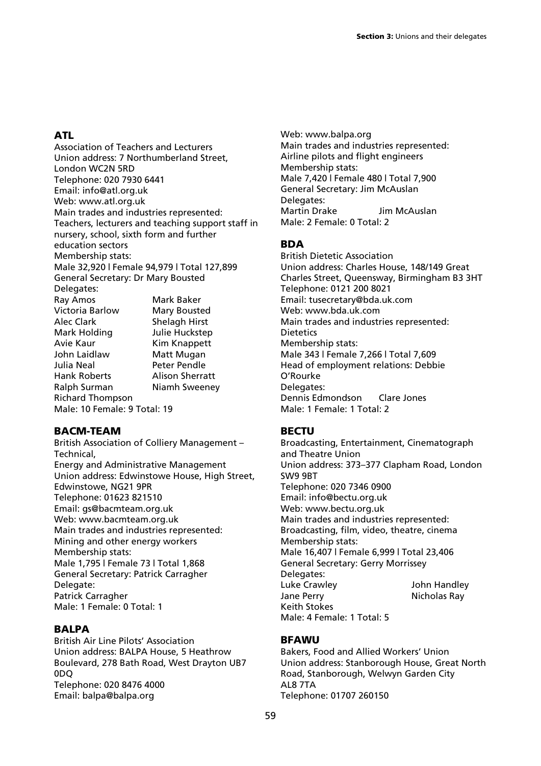## ATL

Association of Teachers and Lecturers
Union address: 7 Northumberland Street, London WC2N 5RD
Telephone: 020 7930 6441
Email: info@atl.org.uk
Web: www.atl.org.uk
Main trades and industries represented:
Teachers, lecturers and teaching support staff in nursery, school, sixth form and further education sectors
Membership stats:
Male 32,920 | Female 94,979 | Total 127,899
General Secretary: Dr Mary Bousted
Delegates:

Ray Amos
Mark Baker
Victoria Barlow
Mary Bousted
Alec Clark
Shelagh Hirst
Mark Holding
Julie Huckstep
Avie Kaur
Kim Knappett
John Laidlaw
Matt Mugan
Julia Neal
Peter Pendle
Hank Roberts
Alison Sherratt
Ralph Surman
Niamh Sweeney
Richard Thompson

Male: 10 Female: 9 Total: 19

## BACM-TEAM

British Association of Colliery Management – Technical,
Energy and Administrative Management
Union address: Edwinstowe House, High Street, Edwinstowe, NG21 9PR
Telephone: 01623 821510
Email: gs@bacmteam.org.uk
Web: www.bacmteam.org.uk
Main trades and industries represented:
Mining and other energy workers
Membership stats:
Male 1,795 | Female 73 | Total 1,868
General Secretary: Patrick Carragher
Delegate:
Patrick Carragher
Male: 1 Female: 0 Total: 1

## BALPA

British Air Line Pilots' Association
Union address: BALPA House, 5 Heathrow Boulevard, 278 Bath Road, West Drayton UB7 0DQ
Telephone: 020 8476 4000
Email: balpa@balpa.org
Web: www.balpa.org
Main trades and industries represented:
Airline pilots and flight engineers
Membership stats:
Male 7,420 | Female 480 | Total 7,900
General Secretary: Jim McAuslan
Delegates:

Martin Drake
Jim McAuslan

Male: 2 Female: 0 Total: 2

## BDA

British Dietetic Association
Union address: Charles House, 148/149 Great Charles Street, Queensway, Birmingham B3 3HT
Telephone: 0121 200 8021
Email: tusecretary@bda.uk.com
Web: www.bda.uk.com
Main trades and industries represented:
Dietetics
Membership stats:
Male 343 | Female 7,266 | Total 7,609
Head of employment relations: Debbie O'Rourke
Delegates:

Dennis Edmondson
Clare Jones

Male: 1 Female: 1 Total: 2

## BECTU

Broadcasting, Entertainment, Cinematograph and Theatre Union
Union address: 373–377 Clapham Road, London SW9 9BT
Telephone: 020 7346 0900
Email: info@bectu.org.uk
Web: www.bectu.org.uk
Main trades and industries represented:
Broadcasting, film, video, theatre, cinema
Membership stats:
Male 16,407 | Female 6,999 | Total 23,406
General Secretary: Gerry Morrissey
Delegates:

Luke Crawley
John Handley
Jane Perry
Nicholas Ray
Keith Stokes

Male: 4 Female: 1 Total: 5

## BFAWU

Bakers, Food and Allied Workers' Union
Union address: Stanborough House, Great North Road, Stanborough, Welwyn Garden City AL8 7TA
Telephone: 01707 260150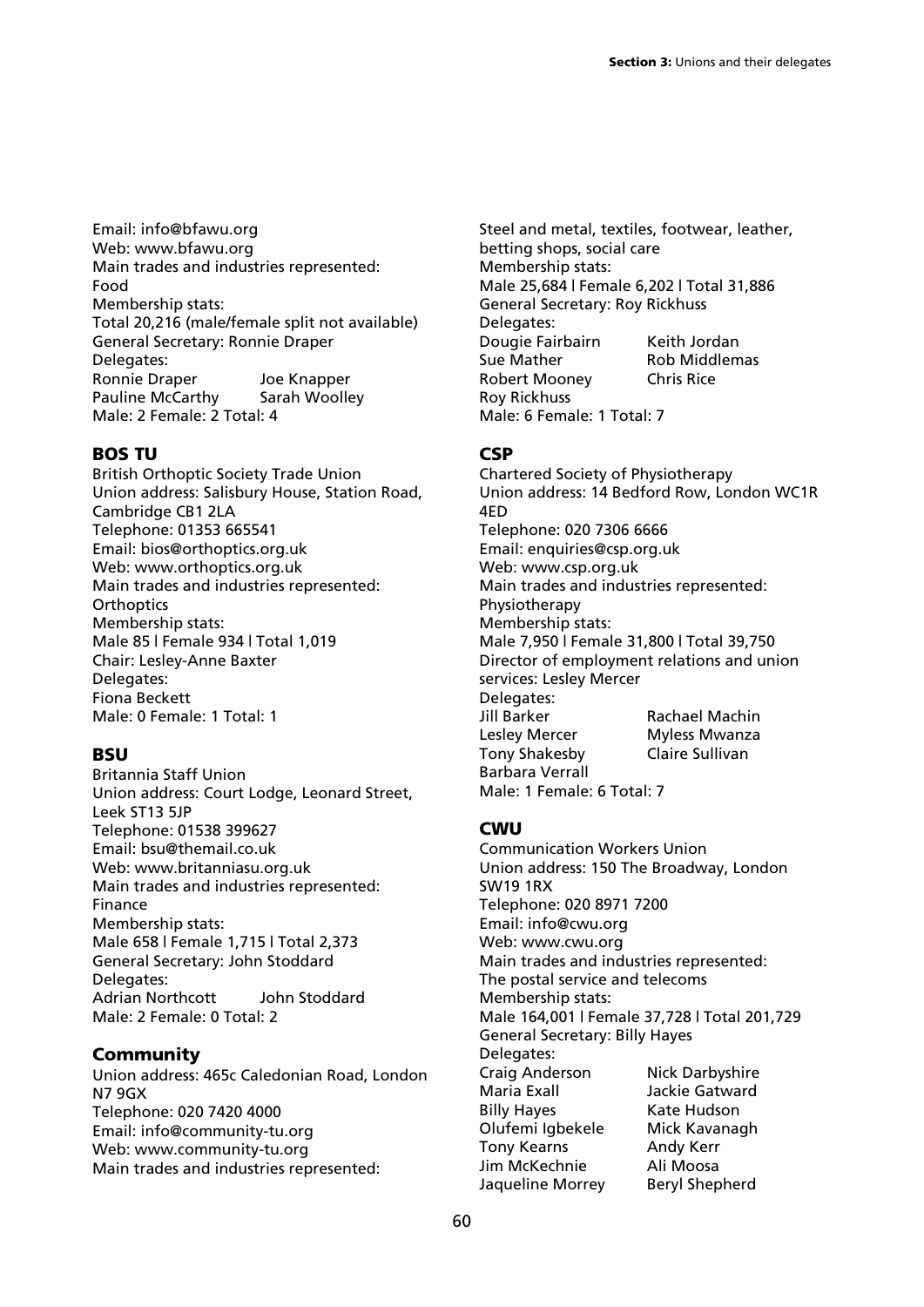Email: info@bfawu.org
Web: www.bfawu.org
Main trades and industries represented:
Food
Membership stats:
Total 20,216 (male/female split not available)
General Secretary: Ronnie Draper
Delegates:

| | |
|---|---|
| Ronnie Draper | Joe Knapper |
| Pauline McCarthy | Sarah Woolley |

Male: 2 Female: 2 Total: 4

### BOS TU

British Orthoptic Society Trade Union
Union address: Salisbury House, Station Road, Cambridge CB1 2LA
Telephone: 01353 665541
Email: bios@orthoptics.org.uk
Web: www.orthoptics.org.uk
Main trades and industries represented:
Orthoptics
Membership stats:
Male 85 | Female 934 | Total 1,019
Chair: Lesley-Anne Baxter
Delegates:
Fiona Beckett
Male: 0 Female: 1 Total: 1

### BSU

Britannia Staff Union
Union address: Court Lodge, Leonard Street, Leek ST13 5JP
Telephone: 01538 399627
Email: bsu@themail.co.uk
Web: www.britanniasu.org.uk
Main trades and industries represented:
Finance
Membership stats:
Male 658 | Female 1,715 | Total 2,373
General Secretary: John Stoddard
Delegates:

| | |
|---|---|
| Adrian Northcott | John Stoddard |

Male: 2 Female: 0 Total: 2

### Community

Union address: 465c Caledonian Road, London N7 9GX
Telephone: 020 7420 4000
Email: info@community-tu.org
Web: www.community-tu.org
Main trades and industries represented:
Steel and metal, textiles, footwear, leather, betting shops, social care
Membership stats:
Male 25,684 | Female 6,202 | Total 31,886
General Secretary: Roy Rickhuss
Delegates:

| | |
|---|---|
| Dougie Fairbairn | Keith Jordan |
| Sue Mather | Rob Middlemas |
| Robert Mooney | Chris Rice |
| Roy Rickhuss | |

Male: 6 Female: 1 Total: 7

### CSP

Chartered Society of Physiotherapy
Union address: 14 Bedford Row, London WC1R 4ED
Telephone: 020 7306 6666
Email: enquiries@csp.org.uk
Web: www.csp.org.uk
Main trades and industries represented:
Physiotherapy
Membership stats:
Male 7,950 | Female 31,800 | Total 39,750
Director of employment relations and union services: Lesley Mercer
Delegates:

| | |
|---|---|
| Jill Barker | Rachael Machin |
| Lesley Mercer | Myless Mwanza |
| Tony Shakesby | Claire Sullivan |
| Barbara Verrall | |

Male: 1 Female: 6 Total: 7

### CWU

Communication Workers Union
Union address: 150 The Broadway, London SW19 1RX
Telephone: 020 8971 7200
Email: info@cwu.org
Web: www.cwu.org
Main trades and industries represented:
The postal service and telecoms
Membership stats:
Male 164,001 | Female 37,728 | Total 201,729
General Secretary: Billy Hayes
Delegates:

| | |
|---|---|
| Craig Anderson | Nick Darbyshire |
| Maria Exall | Jackie Gatward |
| Billy Hayes | Kate Hudson |
| Olufemi Igbekele | Mick Kavanagh |
| Tony Kearns | Andy Kerr |
| Jim McKechnie | Ali Moosa |
| Jaqueline Morrey | Beryl Shepherd |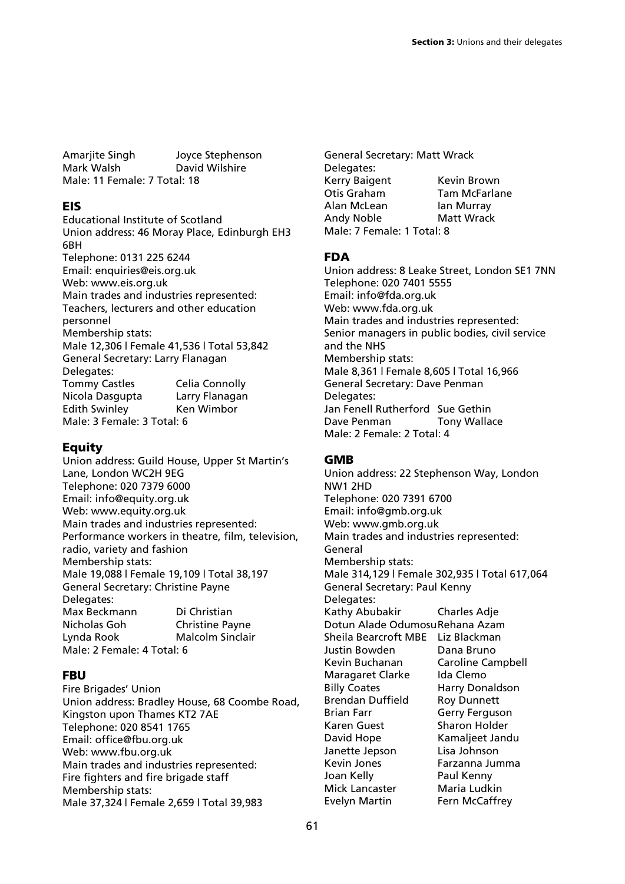Amarjite Singh Joyce Stephenson
Mark Walsh David Wilshire
Male: 11 Female: 7 Total: 18

## EIS

Educational Institute of Scotland
Union address: 46 Moray Place, Edinburgh EH3 6BH
Telephone: 0131 225 6244
Email: enquiries@eis.org.uk
Web: www.eis.org.uk
Main trades and industries represented:
Teachers, lecturers and other education personnel
Membership stats:
Male 12,306 | Female 41,536 | Total 53,842
General Secretary: Larry Flanagan
Delegates:
Tommy Castles Celia Connolly
Nicola Dasgupta Larry Flanagan
Edith Swinley Ken Wimbor
Male: 3 Female: 3 Total: 6

## Equity

Union address: Guild House, Upper St Martin's Lane, London WC2H 9EG
Telephone: 020 7379 6000
Email: info@equity.org.uk
Web: www.equity.org.uk
Main trades and industries represented:
Performance workers in theatre, film, television, radio, variety and fashion
Membership stats:
Male 19,088 | Female 19,109 | Total 38,197
General Secretary: Christine Payne
Delegates:
Max Beckmann Di Christian
Nicholas Goh Christine Payne
Lynda Rook Malcolm Sinclair
Male: 2 Female: 4 Total: 6

## FBU

Fire Brigades' Union
Union address: Bradley House, 68 Coombe Road, Kingston upon Thames KT2 7AE
Telephone: 020 8541 1765
Email: office@fbu.org.uk
Web: www.fbu.org.uk
Main trades and industries represented:
Fire fighters and fire brigade staff
Membership stats:
Male 37,324 | Female 2,659 | Total 39,983
General Secretary: Matt Wrack
Delegates:
Kerry Baigent Kevin Brown
Otis Graham Tam McFarlane
Alan McLean Ian Murray
Andy Noble Matt Wrack
Male: 7 Female: 1 Total: 8

## FDA

Union address: 8 Leake Street, London SE1 7NN
Telephone: 020 7401 5555
Email: info@fda.org.uk
Web: www.fda.org.uk
Main trades and industries represented:
Senior managers in public bodies, civil service and the NHS
Membership stats:
Male 8,361 | Female 8,605 | Total 16,966
General Secretary: Dave Penman
Delegates:
Jan Fenell Rutherford Sue Gethin
Dave Penman Tony Wallace
Male: 2 Female: 2 Total: 4

## GMB

Union address: 22 Stephenson Way, London NW1 2HD
Telephone: 020 7391 6700
Email: info@gmb.org.uk
Web: www.gmb.org.uk
Main trades and industries represented:
General
Membership stats:
Male 314,129 | Female 302,935 | Total 617,064
General Secretary: Paul Kenny
Delegates:
Kathy Abubakir Charles Adje
Dotun Alade Odumosu Rehana Azam
Sheila Bearcroft MBE Liz Blackman
Justin Bowden Dana Bruno
Kevin Buchanan Caroline Campbell
Maragaret Clarke Ida Clemo
Billy Coates Harry Donaldson
Brendan Duffield Roy Dunnett
Brian Farr Gerry Ferguson
Karen Guest Sharon Holder
David Hope Kamaljeet Jandu
Janette Jepson Lisa Johnson
Kevin Jones Farzanna Jumma
Joan Kelly Paul Kenny
Mick Lancaster Maria Ludkin
Evelyn Martin Fern McCaffrey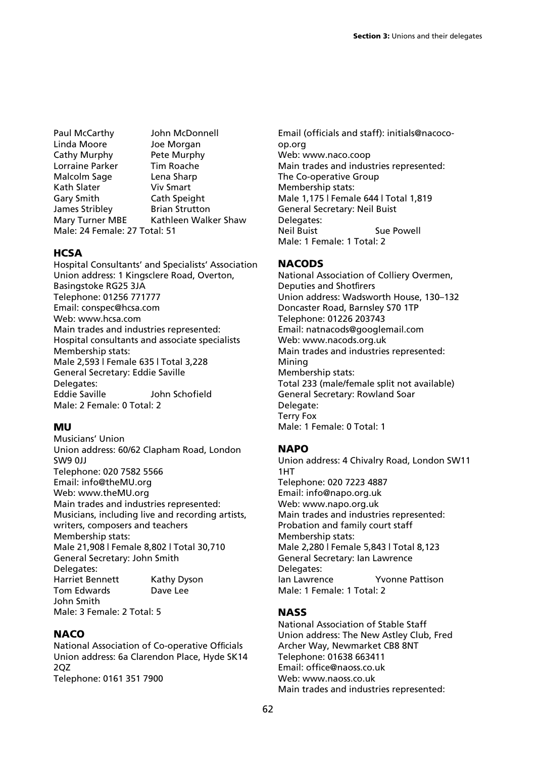Paul McCarthy John McDonnell
Linda Moore Joe Morgan
Cathy Murphy Pete Murphy
Lorraine Parker Tim Roache
Malcolm Sage Lena Sharp
Kath Slater Viv Smart
Gary Smith Cath Speight
James Stribley Brian Strutton
Mary Turner MBE Kathleen Walker Shaw
Male: 24 Female: 27 Total: 51

## HCSA

Hospital Consultants' and Specialists' Association
Union address: 1 Kingsclere Road, Overton, Basingstoke RG25 3JA
Telephone: 01256 771777
Email: conspec@hcsa.com
Web: www.hcsa.com
Main trades and industries represented:
Hospital consultants and associate specialists
Membership stats:
Male 2,593 | Female 635 | Total 3,228
General Secretary: Eddie Saville
Delegates:
Eddie Saville John Schofield
Male: 2 Female: 0 Total: 2

## MU

Musicians' Union
Union address: 60/62 Clapham Road, London SW9 0JJ
Telephone: 020 7582 5566
Email: info@theMU.org
Web: www.theMU.org
Main trades and industries represented:
Musicians, including live and recording artists, writers, composers and teachers
Membership stats:
Male 21,908 | Female 8,802 | Total 30,710
General Secretary: John Smith
Delegates:
Harriet Bennett Kathy Dyson
Tom Edwards Dave Lee
John Smith
Male: 3 Female: 2 Total: 5

## NACO

National Association of Co-operative Officials
Union address: 6a Clarendon Place, Hyde SK14 2QZ
Telephone: 0161 351 7900
Email (officials and staff): initials@nacoco-op.org
Web: www.naco.coop
Main trades and industries represented:
The Co-operative Group
Membership stats:
Male 1,175 | Female 644 | Total 1,819
General Secretary: Neil Buist
Delegates:
Neil Buist Sue Powell
Male: 1 Female: 1 Total: 2

## NACODS

National Association of Colliery Overmen, Deputies and Shotfirers
Union address: Wadsworth House, 130–132 Doncaster Road, Barnsley S70 1TP
Telephone: 01226 203743
Email: natnacods@googlemail.com
Web: www.nacods.org.uk
Main trades and industries represented:
Mining
Membership stats:
Total 233 (male/female split not available)
General Secretary: Rowland Soar
Delegate:
Terry Fox
Male: 1 Female: 0 Total: 1

## NAPO

Union address: 4 Chivalry Road, London SW11 1HT
Telephone: 020 7223 4887
Email: info@napo.org.uk
Web: www.napo.org.uk
Main trades and industries represented:
Probation and family court staff
Membership stats:
Male 2,280 | Female 5,843 | Total 8,123
General Secretary: Ian Lawrence
Delegates:
Ian Lawrence Yvonne Pattison
Male: 1 Female: 1 Total: 2

## NASS

National Association of Stable Staff
Union address: The New Astley Club, Fred Archer Way, Newmarket CB8 8NT
Telephone: 01638 663411
Email: office@naoss.co.uk
Web: www.naoss.co.uk
Main trades and industries represented: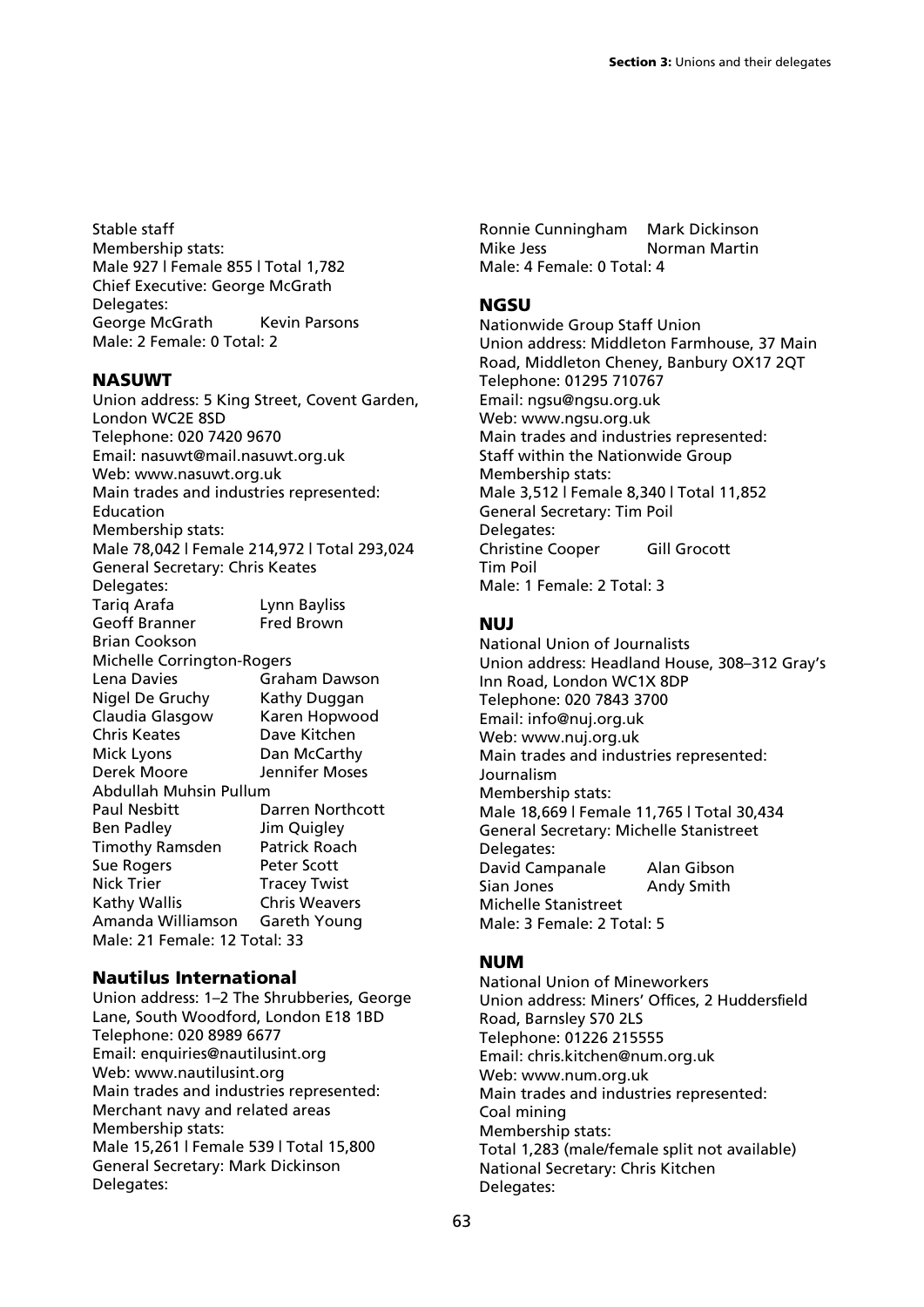Stable staff
Membership stats:
Male 927 | Female 855 | Total 1,782
Chief Executive: George McGrath
Delegates:
George McGrath Kevin Parsons
Male: 2 Female: 0 Total: 2

## NASUWT

Union address: 5 King Street, Covent Garden, London WC2E 8SD
Telephone: 020 7420 9670
Email: nasuwt@mail.nasuwt.org.uk
Web: www.nasuwt.org.uk
Main trades and industries represented:
Education
Membership stats:
Male 78,042 | Female 214,972 | Total 293,024
General Secretary: Chris Keates
Delegates:
Tariq Arafa Lynn Bayliss
Geoff Branner Fred Brown
Brian Cookson
Michelle Corrington-Rogers
Lena Davies Graham Dawson
Nigel De Gruchy Kathy Duggan
Claudia Glasgow Karen Hopwood
Chris Keates Dave Kitchen
Mick Lyons Dan McCarthy
Derek Moore Jennifer Moses
Abdullah Muhsin Pullum
Paul Nesbitt Darren Northcott
Ben Padley Jim Quigley
Timothy Ramsden Patrick Roach
Sue Rogers Peter Scott
Nick Trier Tracey Twist
Kathy Wallis Chris Weavers
Amanda Williamson Gareth Young
Male: 21 Female: 12 Total: 33

## Nautilus International

Union address: 1–2 The Shrubberies, George Lane, South Woodford, London E18 1BD
Telephone: 020 8989 6677
Email: enquiries@nautilusint.org
Web: www.nautilusint.org
Main trades and industries represented:
Merchant navy and related areas
Membership stats:
Male 15,261 | Female 539 | Total 15,800
General Secretary: Mark Dickinson
Delegates:
Ronnie Cunningham Mark Dickinson
Mike Jess Norman Martin
Male: 4 Female: 0 Total: 4

## NGSU

Nationwide Group Staff Union
Union address: Middleton Farmhouse, 37 Main Road, Middleton Cheney, Banbury OX17 2QT
Telephone: 01295 710767
Email: ngsu@ngsu.org.uk
Web: www.ngsu.org.uk
Main trades and industries represented:
Staff within the Nationwide Group
Membership stats:
Male 3,512 | Female 8,340 | Total 11,852
General Secretary: Tim Poil
Delegates:
Christine Cooper Gill Grocott
Tim Poil
Male: 1 Female: 2 Total: 3

## NUJ

National Union of Journalists
Union address: Headland House, 308–312 Gray's Inn Road, London WC1X 8DP
Telephone: 020 7843 3700
Email: info@nuj.org.uk
Web: www.nuj.org.uk
Main trades and industries represented:
Journalism
Membership stats:
Male 18,669 | Female 11,765 | Total 30,434
General Secretary: Michelle Stanistreet
Delegates:
David Campanale Alan Gibson
Sian Jones Andy Smith
Michelle Stanistreet
Male: 3 Female: 2 Total: 5

## NUM

National Union of Mineworkers
Union address: Miners' Offices, 2 Huddersfield Road, Barnsley S70 2LS
Telephone: 01226 215555
Email: chris.kitchen@num.org.uk
Web: www.num.org.uk
Main trades and industries represented:
Coal mining
Membership stats:
Total 1,283 (male/female split not available)
National Secretary: Chris Kitchen
Delegates: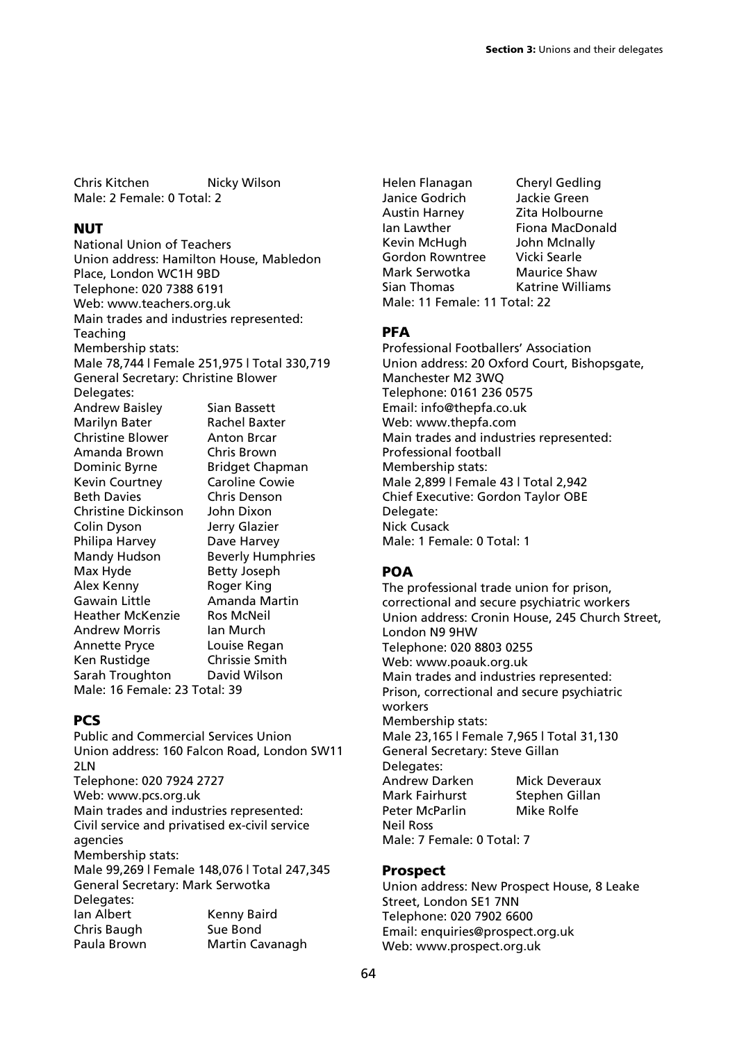Chris Kitchen Nicky Wilson
Male: 2 Female: 0 Total: 2

## NUT

National Union of Teachers
Union address: Hamilton House, Mabledon Place, London WC1H 9BD
Telephone: 020 7388 6191
Web: www.teachers.org.uk
Main trades and industries represented: Teaching
Membership stats:
Male 78,744 | Female 251,975 | Total 330,719
General Secretary: Christine Blower
Delegates:

Andrew Baisley, Sian Bassett, Marilyn Bater, Rachel Baxter, Christine Blower, Anton Brcar, Amanda Brown, Chris Brown, Dominic Byrne, Bridget Chapman, Kevin Courtney, Caroline Cowie, Beth Davies, Chris Denson, Christine Dickinson, John Dixon, Colin Dyson, Jerry Glazier, Philipa Harvey, Dave Harvey, Mandy Hudson, Beverly Humphries, Max Hyde, Betty Joseph, Alex Kenny, Roger King, Gawain Little, Amanda Martin, Heather McKenzie, Ros McNeil, Andrew Morris, Ian Murch, Annette Pryce, Louise Regan, Ken Rustidge, Chrissie Smith, Sarah Troughton, David Wilson

Male: 16 Female: 23 Total: 39

## PCS

Public and Commercial Services Union
Union address: 160 Falcon Road, London SW11 2LN
Telephone: 020 7924 2727
Web: www.pcs.org.uk
Main trades and industries represented: Civil service and privatised ex-civil service agencies
Membership stats:
Male 99,269 | Female 148,076 | Total 247,345
General Secretary: Mark Serwotka
Delegates:

Ian Albert, Kenny Baird, Chris Baugh, Sue Bond, Paula Brown, Martin Cavanagh, Helen Flanagan, Cheryl Gedling, Janice Godrich, Jackie Green, Austin Harney, Zita Holbourne, Ian Lawther, Fiona MacDonald, Kevin McHugh, John McInally, Gordon Rowntree, Vicki Searle, Mark Serwotka, Maurice Shaw, Sian Thomas, Katrine Williams

Male: 11 Female: 11 Total: 22

## PFA

Professional Footballers' Association
Union address: 20 Oxford Court, Bishopsgate, Manchester M2 3WQ
Telephone: 0161 236 0575
Email: info@thepfa.co.uk
Web: www.thepfa.com
Main trades and industries represented: Professional football
Membership stats:
Male 2,899 | Female 43 | Total 2,942
Chief Executive: Gordon Taylor OBE
Delegate:
Nick Cusack
Male: 1 Female: 0 Total: 1

## POA

The professional trade union for prison, correctional and secure psychiatric workers
Union address: Cronin House, 245 Church Street, London N9 9HW
Telephone: 020 8803 0255
Web: www.poauk.org.uk
Main trades and industries represented: Prison, correctional and secure psychiatric workers
Membership stats:
Male 23,165 | Female 7,965 | Total 31,130
General Secretary: Steve Gillan
Delegates:

Andrew Darken, Mick Deveraux, Mark Fairhurst, Stephen Gillan, Peter McParlin, Mike Rolfe, Neil Ross

Male: 7 Female: 0 Total: 7

## Prospect

Union address: New Prospect House, 8 Leake Street, London SE1 7NN
Telephone: 020 7902 6600
Email: enquiries@prospect.org.uk
Web: www.prospect.org.uk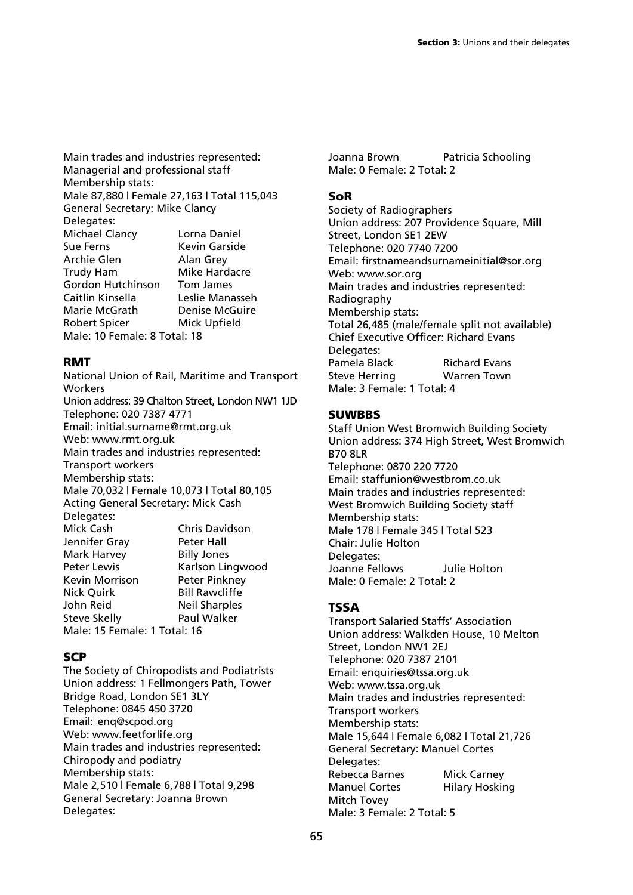Main trades and industries represented:
Managerial and professional staff
Membership stats:
Male 87,880 | Female 27,163 | Total 115,043
General Secretary: Mike Clancy
Delegates:

| | |
|---|---|
| Michael Clancy | Lorna Daniel |
| Sue Ferns | Kevin Garside |
| Archie Glen | Alan Grey |
| Trudy Ham | Mike Hardacre |
| Gordon Hutchinson | Tom James |
| Caitlin Kinsella | Leslie Manasseh |
| Marie McGrath | Denise McGuire |
| Robert Spicer | Mick Upfield |

Male: 10 Female: 8 Total: 18

## RMT

National Union of Rail, Maritime and Transport Workers
Union address: 39 Chalton Street, London NW1 1JD
Telephone: 020 7387 4771
Email: initial.surname@rmt.org.uk
Web: www.rmt.org.uk
Main trades and industries represented:
Transport workers
Membership stats:
Male 70,032 | Female 10,073 | Total 80,105
Acting General Secretary: Mick Cash
Delegates:

| | |
|---|---|
| Mick Cash | Chris Davidson |
| Jennifer Gray | Peter Hall |
| Mark Harvey | Billy Jones |
| Peter Lewis | Karlson Lingwood |
| Kevin Morrison | Peter Pinkney |
| Nick Quirk | Bill Rawcliffe |
| John Reid | Neil Sharples |
| Steve Skelly | Paul Walker |

Male: 15 Female: 1 Total: 16

## SCP

The Society of Chiropodists and Podiatrists
Union address: 1 Fellmongers Path, Tower Bridge Road, London SE1 3LY
Telephone: 0845 450 3720
Email: enq@scpod.org
Web: www.feetforlife.org
Main trades and industries represented:
Chiropody and podiatry
Membership stats:
Male 2,510 | Female 6,788 | Total 9,298
General Secretary: Joanna Brown
Delegates:

| | |
|---|---|
| Joanna Brown | Patricia Schooling |

Male: 0 Female: 2 Total: 2

## SoR

Society of Radiographers
Union address: 207 Providence Square, Mill Street, London SE1 2EW
Telephone: 020 7740 7200
Email: firstnameandsurnameinitial@sor.org
Web: www.sor.org
Main trades and industries represented:
Radiography
Membership stats:
Total 26,485 (male/female split not available)
Chief Executive Officer: Richard Evans
Delegates:

| | |
|---|---|
| Pamela Black | Richard Evans |
| Steve Herring | Warren Town |

Male: 3 Female: 1 Total: 4

## SUWBBS

Staff Union West Bromwich Building Society
Union address: 374 High Street, West Bromwich B70 8LR
Telephone: 0870 220 7720
Email: staffunion@westbrom.co.uk
Main trades and industries represented:
West Bromwich Building Society staff
Membership stats:
Male 178 | Female 345 | Total 523
Chair: Julie Holton
Delegates:

| | |
|---|---|
| Joanne Fellows | Julie Holton |

Male: 0 Female: 2 Total: 2

## TSSA

Transport Salaried Staffs' Association
Union address: Walkden House, 10 Melton Street, London NW1 2EJ
Telephone: 020 7387 2101
Email: enquiries@tssa.org.uk
Web: www.tssa.org.uk
Main trades and industries represented:
Transport workers
Membership stats:
Male 15,644 | Female 6,082 | Total 21,726
General Secretary: Manuel Cortes
Delegates:

| | |
|---|---|
| Rebecca Barnes | Mick Carney |
| Manuel Cortes | Hilary Hosking |
| Mitch Tovey | |

Male: 3 Female: 2 Total: 5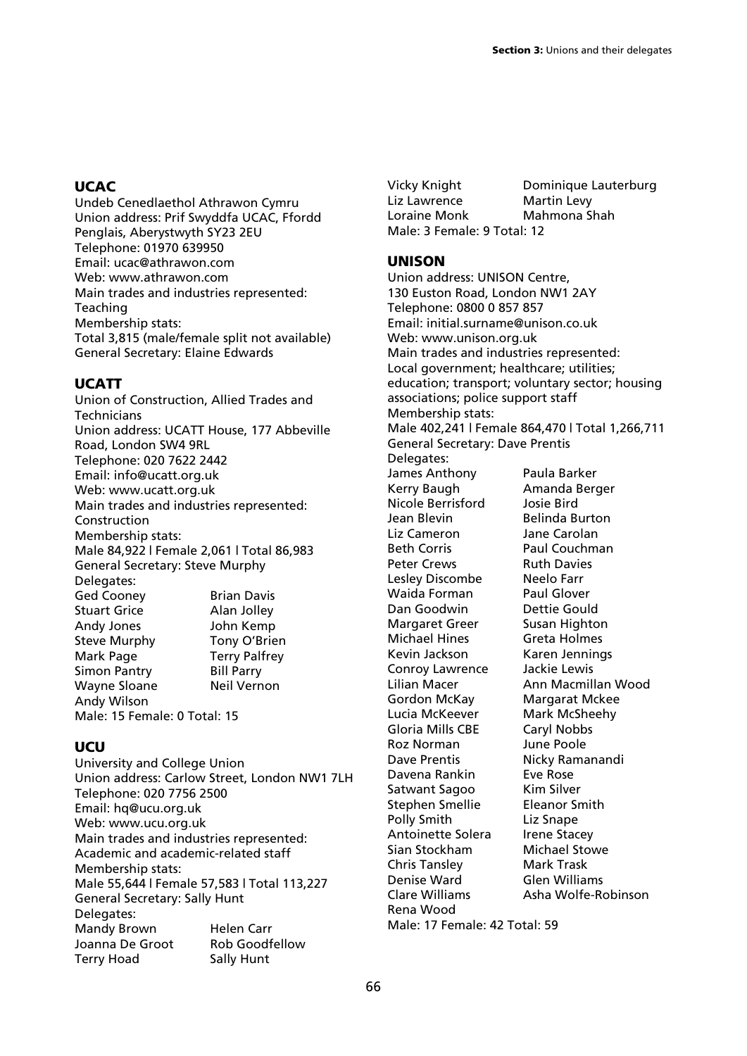## UCAC

Undeb Cenedlaethol Athrawon Cymru
Union address: Prif Swyddfa UCAC, Ffordd Penglais, Aberystwyth SY23 2EU
Telephone: 01970 639950
Email: ucac@athrawon.com
Web: www.athrawon.com
Main trades and industries represented: Teaching
Membership stats:
Total 3,815 (male/female split not available)
General Secretary: Elaine Edwards

## UCATT

Union of Construction, Allied Trades and Technicians
Union address: UCATT House, 177 Abbeville Road, London SW4 9RL
Telephone: 020 7622 2442
Email: info@ucatt.org.uk
Web: www.ucatt.org.uk
Main trades and industries represented: Construction
Membership stats:
Male 84,922 | Female 2,061 | Total 86,983
General Secretary: Steve Murphy
Delegates:

Ged Cooney, Brian Davis
Stuart Grice, Alan Jolley
Andy Jones, John Kemp
Steve Murphy, Tony O'Brien
Mark Page, Terry Palfrey
Simon Pantry, Bill Parry
Wayne Sloane, Neil Vernon
Andy Wilson

Male: 15 Female: 0 Total: 15

## UCU

University and College Union
Union address: Carlow Street, London NW1 7LH
Telephone: 020 7756 2500
Email: hq@ucu.org.uk
Web: www.ucu.org.uk
Main trades and industries represented: Academic and academic-related staff
Membership stats:
Male 55,644 | Female 57,583 | Total 113,227
General Secretary: Sally Hunt
Delegates:

Mandy Brown, Helen Carr
Joanna De Groot, Rob Goodfellow
Terry Hoad, Sally Hunt
Vicky Knight, Dominique Lauterburg
Liz Lawrence, Martin Levy
Loraine Monk, Mahmona Shah

Male: 3 Female: 9 Total: 12

## UNISON

Union address: UNISON Centre, 130 Euston Road, London NW1 2AY
Telephone: 0800 0 857 857
Email: initial.surname@unison.co.uk
Web: www.unison.org.uk
Main trades and industries represented: Local government; healthcare; utilities; education; transport; voluntary sector; housing associations; police support staff
Membership stats:
Male 402,241 | Female 864,470 | Total 1,266,711
General Secretary: Dave Prentis
Delegates:

James Anthony, Paula Barker
Kerry Baugh, Amanda Berger
Nicole Berrisford, Josie Bird
Jean Blevin, Belinda Burton
Liz Cameron, Jane Carolan
Beth Corris, Paul Couchman
Peter Crews, Ruth Davies
Lesley Discombe, Neelo Farr
Waida Forman, Paul Glover
Dan Goodwin, Dettie Gould
Margaret Greer, Susan Highton
Michael Hines, Greta Holmes
Kevin Jackson, Karen Jennings
Conroy Lawrence, Jackie Lewis
Lilian Macer, Ann Macmillan Wood
Gordon McKay, Margarat Mckee
Lucia McKeever, Mark McSheehy
Gloria Mills CBE, Caryl Nobbs
Roz Norman, June Poole
Dave Prentis, Nicky Ramanandi
Davena Rankin, Eve Rose
Satwant Sagoo, Kim Silver
Stephen Smellie, Eleanor Smith
Polly Smith, Liz Snape
Antoinette Solera, Irene Stacey
Sian Stockham, Michael Stowe
Chris Tansley, Mark Trask
Denise Ward, Glen Williams
Clare Williams, Asha Wolfe-Robinson
Rena Wood

Male: 17 Female: 42 Total: 59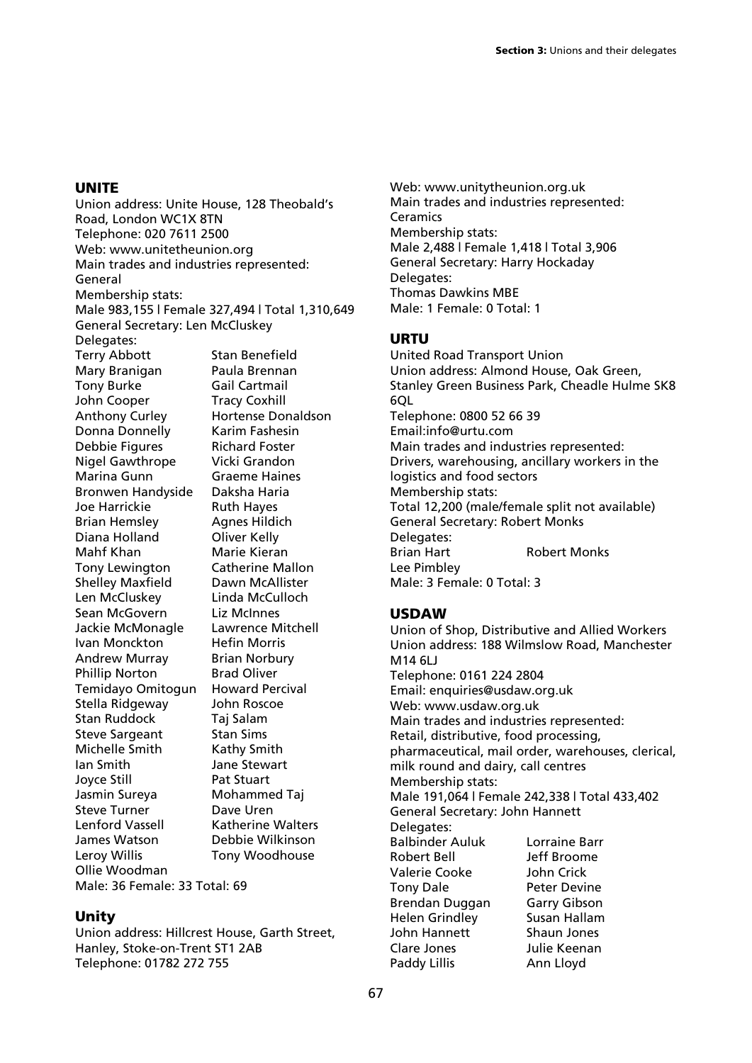## UNITE

Union address: Unite House, 128 Theobald's Road, London WC1X 8TN
Telephone: 020 7611 2500
Web: www.unitetheunion.org
Main trades and industries represented:
General
Membership stats:
Male 983,155 | Female 327,494 | Total 1,310,649
General Secretary: Len McCluskey
Delegates:

| | |
|---|---|
| Terry Abbott | Stan Benefield |
| Mary Branigan | Paula Brennan |
| Tony Burke | Gail Cartmail |
| John Cooper | Tracy Coxhill |
| Anthony Curley | Hortense Donaldson |
| Donna Donnelly | Karim Fashesin |
| Debbie Figures | Richard Foster |
| Nigel Gawthrope | Vicki Grandon |
| Marina Gunn | Graeme Haines |
| Bronwen Handyside | Daksha Haria |
| Joe Harrickie | Ruth Hayes |
| Brian Hemsley | Agnes Hildich |
| Diana Holland | Oliver Kelly |
| Mahf Khan | Marie Kieran |
| Tony Lewington | Catherine Mallon |
| Shelley Maxfield | Dawn McAllister |
| Len McCluskey | Linda McCulloch |
| Sean McGovern | Liz McInnes |
| Jackie McMonagle | Lawrence Mitchell |
| Ivan Monckton | Hefin Morris |
| Andrew Murray | Brian Norbury |
| Phillip Norton | Brad Oliver |
| Temidayo Omitogun | Howard Percival |
| Stella Ridgeway | John Roscoe |
| Stan Ruddock | Taj Salam |
| Steve Sargeant | Stan Sims |
| Michelle Smith | Kathy Smith |
| Ian Smith | Jane Stewart |
| Joyce Still | Pat Stuart |
| Jasmin Sureya | Mohammed Taj |
| Steve Turner | Dave Uren |
| Lenford Vassell | Katherine Walters |
| James Watson | Debbie Wilkinson |
| Leroy Willis | Tony Woodhouse |
| Ollie Woodman | |

Male: 36 Female: 33 Total: 69

## Unity

Union address: Hillcrest House, Garth Street, Hanley, Stoke-on-Trent ST1 2AB
Telephone: 01782 272 755
Web: www.unitytheunion.org.uk
Main trades and industries represented:
Ceramics
Membership stats:
Male 2,488 | Female 1,418 | Total 3,906
General Secretary: Harry Hockaday
Delegates:
Thomas Dawkins MBE
Male: 1 Female: 0 Total: 1

## URTU

United Road Transport Union
Union address: Almond House, Oak Green, Stanley Green Business Park, Cheadle Hulme SK8 6QL
Telephone: 0800 52 66 39
Email:info@urtu.com
Main trades and industries represented:
Drivers, warehousing, ancillary workers in the logistics and food sectors
Membership stats:
Total 12,200 (male/female split not available)
General Secretary: Robert Monks
Delegates:

| | |
|---|---|
| Brian Hart | Robert Monks |
| Lee Pimbley | |

Male: 3 Female: 0 Total: 3

## USDAW

Union of Shop, Distributive and Allied Workers
Union address: 188 Wilmslow Road, Manchester M14 6LJ
Telephone: 0161 224 2804
Email: enquiries@usdaw.org.uk
Web: www.usdaw.org.uk
Main trades and industries represented:
Retail, distributive, food processing, pharmaceutical, mail order, warehouses, clerical, milk round and dairy, call centres
Membership stats:
Male 191,064 | Female 242,338 | Total 433,402
General Secretary: John Hannett
Delegates:

| | |
|---|---|
| Balbinder Auluk | Lorraine Barr |
| Robert Bell | Jeff Broome |
| Valerie Cooke | John Crick |
| Tony Dale | Peter Devine |
| Brendan Duggan | Garry Gibson |
| Helen Grindley | Susan Hallam |
| John Hannett | Shaun Jones |
| Clare Jones | Julie Keenan |
| Paddy Lillis | Ann Lloyd |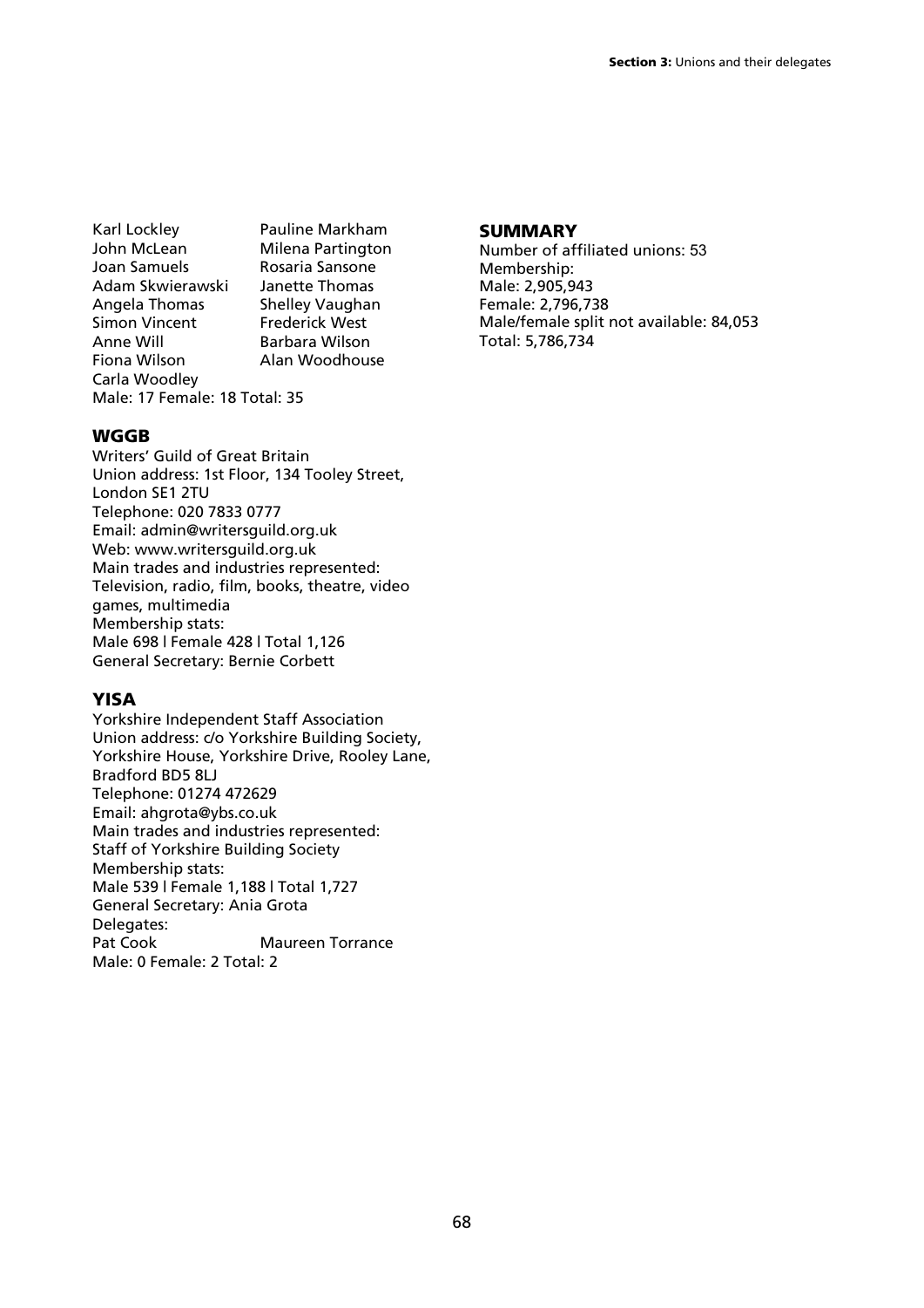Karl Lockley
Pauline Markham
John McLean
Milena Partington
Joan Samuels
Rosaria Sansone
Adam Skwierawski
Janette Thomas
Angela Thomas
Shelley Vaughan
Simon Vincent
Frederick West
Anne Will
Barbara Wilson
Fiona Wilson
Alan Woodhouse
Carla Woodley

Male: 17 Female: 18 Total: 35

## WGGB

Writers' Guild of Great Britain
Union address: 1st Floor, 134 Tooley Street, London SE1 2TU
Telephone: 020 7833 0777
Email: admin@writersguild.org.uk
Web: www.writersguild.org.uk
Main trades and industries represented: Television, radio, film, books, theatre, video games, multimedia
Membership stats:
Male 698 | Female 428 | Total 1,126
General Secretary: Bernie Corbett

## YISA

Yorkshire Independent Staff Association
Union address: c/o Yorkshire Building Society, Yorkshire House, Yorkshire Drive, Rooley Lane, Bradford BD5 8LJ
Telephone: 01274 472629
Email: ahgrota@ybs.co.uk
Main trades and industries represented: Staff of Yorkshire Building Society
Membership stats:
Male 539 | Female 1,188 | Total 1,727
General Secretary: Ania Grota
Delegates:
Pat Cook
Maureen Torrance

Male: 0 Female: 2 Total: 2

## SUMMARY

Number of affiliated unions: 53
Membership:
Male: 2,905,943
Female: 2,796,738
Male/female split not available: 84,053
Total: 5,786,734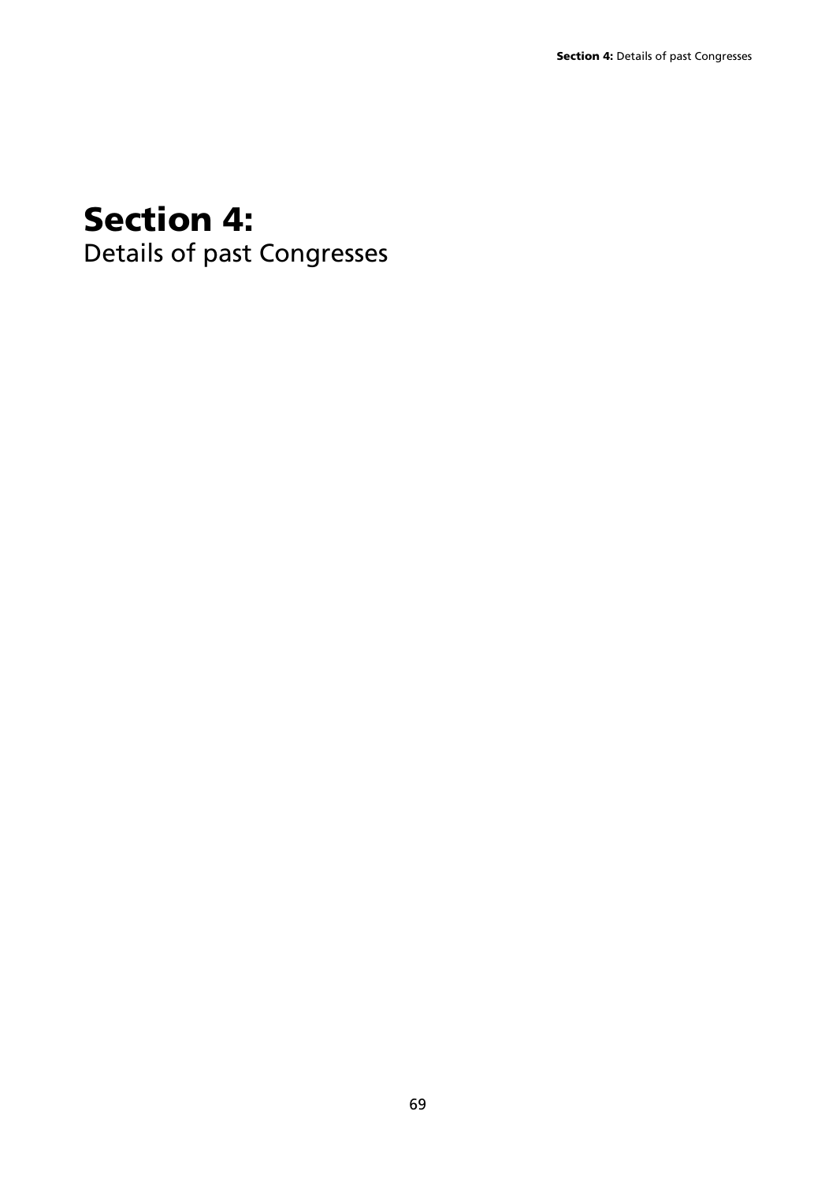# Section 4:
Details of past Congresses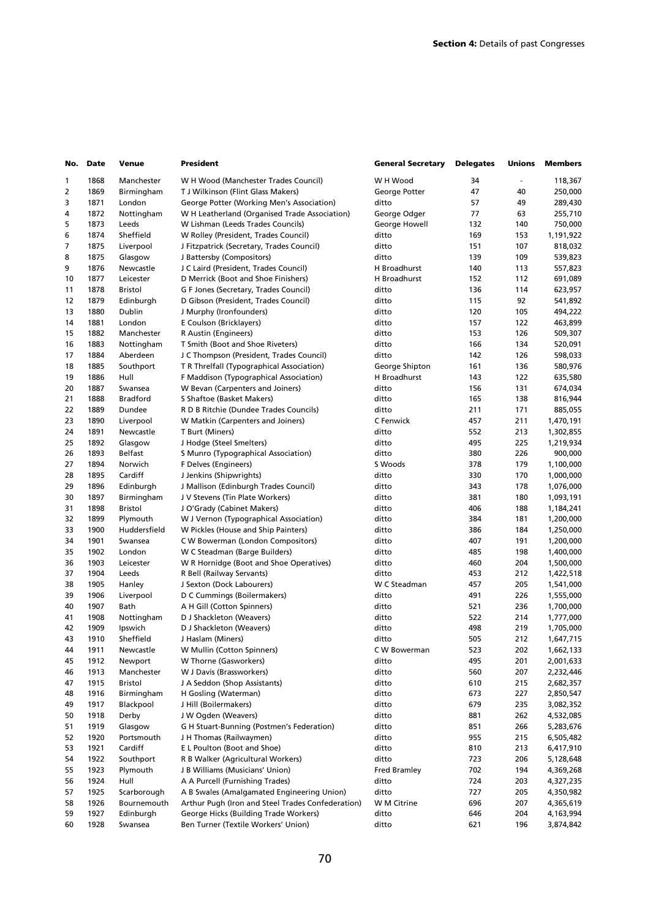| No. | Date | Venue | President | General Secretary | Delegates | Unions | Members |
|---|---|---|---|---|---|---|---|
| 1 | 1868 | Manchester | W H Wood (Manchester Trades Council) | W H Wood | 34 | - | 118,367 |
| 2 | 1869 | Birmingham | T J Wilkinson (Flint Glass Makers) | George Potter | 47 | 40 | 250,000 |
| 3 | 1871 | London | George Potter (Working Men's Association) | ditto | 57 | 49 | 289,430 |
| 4 | 1872 | Nottingham | W H Leatherland (Organised Trade Association) | George Odger | 77 | 63 | 255,710 |
| 5 | 1873 | Leeds | W Lishman (Leeds Trades Councils) | George Howell | 132 | 140 | 750,000 |
| 6 | 1874 | Sheffield | W Rolley (President, Trades Council) | ditto | 169 | 153 | 1,191,922 |
| 7 | 1875 | Liverpool | J Fitzpatrick (Secretary, Trades Council) | ditto | 151 | 107 | 818,032 |
| 8 | 1875 | Glasgow | J Battersby (Compositors) | ditto | 139 | 109 | 539,823 |
| 9 | 1876 | Newcastle | J C Laird (President, Trades Council) | H Broadhurst | 140 | 113 | 557,823 |
| 10 | 1877 | Leicester | D Merrick (Boot and Shoe Finishers) | H Broadhurst | 152 | 112 | 691,089 |
| 11 | 1878 | Bristol | G F Jones (Secretary, Trades Council) | ditto | 136 | 114 | 623,957 |
| 12 | 1879 | Edinburgh | D Gibson (President, Trades Council) | ditto | 115 | 92 | 541,892 |
| 13 | 1880 | Dublin | J Murphy (Ironfounders) | ditto | 120 | 105 | 494,222 |
| 14 | 1881 | London | E Coulson (Bricklayers) | ditto | 157 | 122 | 463,899 |
| 15 | 1882 | Manchester | R Austin (Engineers) | ditto | 153 | 126 | 509,307 |
| 16 | 1883 | Nottingham | T Smith (Boot and Shoe Riveters) | ditto | 166 | 134 | 520,091 |
| 17 | 1884 | Aberdeen | J C Thompson (President, Trades Council) | ditto | 142 | 126 | 598,033 |
| 18 | 1885 | Southport | T R Threlfall (Typographical Association) | George Shipton | 161 | 136 | 580,976 |
| 19 | 1886 | Hull | F Maddison (Typographical Association) | H Broadhurst | 143 | 122 | 635,580 |
| 20 | 1887 | Swansea | W Bevan (Carpenters and Joiners) | ditto | 156 | 131 | 674,034 |
| 21 | 1888 | Bradford | S Shaftoe (Basket Makers) | ditto | 165 | 138 | 816,944 |
| 22 | 1889 | Dundee | R D B Ritchie (Dundee Trades Councils) | ditto | 211 | 171 | 885,055 |
| 23 | 1890 | Liverpool | W Matkin (Carpenters and Joiners) | C Fenwick | 457 | 211 | 1,470,191 |
| 24 | 1891 | Newcastle | T Burt (Miners) | ditto | 552 | 213 | 1,302,855 |
| 25 | 1892 | Glasgow | J Hodge (Steel Smelters) | ditto | 495 | 225 | 1,219,934 |
| 26 | 1893 | Belfast | S Munro (Typographical Association) | ditto | 380 | 226 | 900,000 |
| 27 | 1894 | Norwich | F Delves (Engineers) | S Woods | 378 | 179 | 1,100,000 |
| 28 | 1895 | Cardiff | J Jenkins (Shipwrights) | ditto | 330 | 170 | 1,000,000 |
| 29 | 1896 | Edinburgh | J Mallison (Edinburgh Trades Council) | ditto | 343 | 178 | 1,076,000 |
| 30 | 1897 | Birmingham | J V Stevens (Tin Plate Workers) | ditto | 381 | 180 | 1,093,191 |
| 31 | 1898 | Bristol | J O'Grady (Cabinet Makers) | ditto | 406 | 188 | 1,184,241 |
| 32 | 1899 | Plymouth | W J Vernon (Typographical Association) | ditto | 384 | 181 | 1,200,000 |
| 33 | 1900 | Huddersfield | W Pickles (House and Ship Painters) | ditto | 386 | 184 | 1,250,000 |
| 34 | 1901 | Swansea | C W Bowerman (London Compositors) | ditto | 407 | 191 | 1,200,000 |
| 35 | 1902 | London | W C Steadman (Barge Builders) | ditto | 485 | 198 | 1,400,000 |
| 36 | 1903 | Leicester | W R Hornidge (Boot and Shoe Operatives) | ditto | 460 | 204 | 1,500,000 |
| 37 | 1904 | Leeds | R Bell (Railway Servants) | ditto | 453 | 212 | 1,422,518 |
| 38 | 1905 | Hanley | J Sexton (Dock Labourers) | W C Steadman | 457 | 205 | 1,541,000 |
| 39 | 1906 | Liverpool | D C Cummings (Boilermakers) | ditto | 491 | 226 | 1,555,000 |
| 40 | 1907 | Bath | A H Gill (Cotton Spinners) | ditto | 521 | 236 | 1,700,000 |
| 41 | 1908 | Nottingham | D J Shackleton (Weavers) | ditto | 522 | 214 | 1,777,000 |
| 42 | 1909 | Ipswich | D J Shackleton (Weavers) | ditto | 498 | 219 | 1,705,000 |
| 43 | 1910 | Sheffield | J Haslam (Miners) | ditto | 505 | 212 | 1,647,715 |
| 44 | 1911 | Newcastle | W Mullin (Cotton Spinners) | C W Bowerman | 523 | 202 | 1,662,133 |
| 45 | 1912 | Newport | W Thorne (Gasworkers) | ditto | 495 | 201 | 2,001,633 |
| 46 | 1913 | Manchester | W J Davis (Brassworkers) | ditto | 560 | 207 | 2,232,446 |
| 47 | 1915 | Bristol | J A Seddon (Shop Assistants) | ditto | 610 | 215 | 2,682,357 |
| 48 | 1916 | Birmingham | H Gosling (Waterman) | ditto | 673 | 227 | 2,850,547 |
| 49 | 1917 | Blackpool | J Hill (Boilermakers) | ditto | 679 | 235 | 3,082,352 |
| 50 | 1918 | Derby | J W Ogden (Weavers) | ditto | 881 | 262 | 4,532,085 |
| 51 | 1919 | Glasgow | G H Stuart-Bunning (Postmen's Federation) | ditto | 851 | 266 | 5,283,676 |
| 52 | 1920 | Portsmouth | J H Thomas (Railwaymen) | ditto | 955 | 215 | 6,505,482 |
| 53 | 1921 | Cardiff | E L Poulton (Boot and Shoe) | ditto | 810 | 213 | 6,417,910 |
| 54 | 1922 | Southport | R B Walker (Agricultural Workers) | ditto | 723 | 206 | 5,128,648 |
| 55 | 1923 | Plymouth | J B Williams (Musicians' Union) | Fred Bramley | 702 | 194 | 4,369,268 |
| 56 | 1924 | Hull | A A Purcell (Furnishing Trades) | ditto | 724 | 203 | 4,327,235 |
| 57 | 1925 | Scarborough | A B Swales (Amalgamated Engineering Union) | ditto | 727 | 205 | 4,350,982 |
| 58 | 1926 | Bournemouth | Arthur Pugh (Iron and Steel Trades Confederation) | W M Citrine | 696 | 207 | 4,365,619 |
| 59 | 1927 | Edinburgh | George Hicks (Building Trade Workers) | ditto | 646 | 204 | 4,163,994 |
| 60 | 1928 | Swansea | Ben Turner (Textile Workers' Union) | ditto | 621 | 196 | 3,874,842 |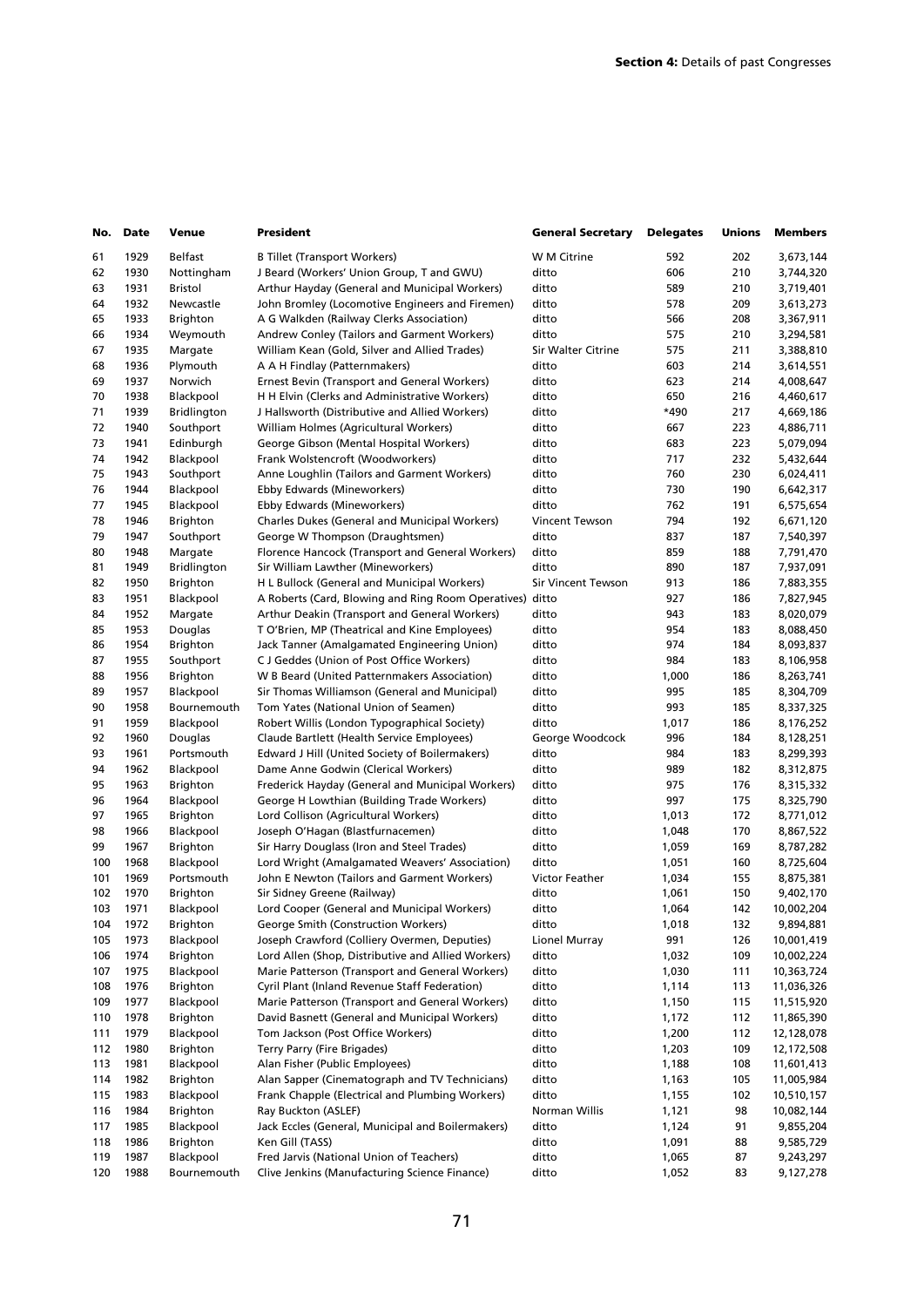| No. | Date | Venue | President | General Secretary | Delegates | Unions | Members |
|---|---|---|---|---|---|---|---|
| 61 | 1929 | Belfast | B Tillet (Transport Workers) | W M Citrine | 592 | 202 | 3,673,144 |
| 62 | 1930 | Nottingham | J Beard (Workers' Union Group, T and GWU) | ditto | 606 | 210 | 3,744,320 |
| 63 | 1931 | Bristol | Arthur Hayday (General and Municipal Workers) | ditto | 589 | 210 | 3,719,401 |
| 64 | 1932 | Newcastle | John Bromley (Locomotive Engineers and Firemen) | ditto | 578 | 209 | 3,613,273 |
| 65 | 1933 | Brighton | A G Walkden (Railway Clerks Association) | ditto | 566 | 208 | 3,367,911 |
| 66 | 1934 | Weymouth | Andrew Conley (Tailors and Garment Workers) | ditto | 575 | 210 | 3,294,581 |
| 67 | 1935 | Margate | William Kean (Gold, Silver and Allied Trades) | Sir Walter Citrine | 575 | 211 | 3,388,810 |
| 68 | 1936 | Plymouth | A A H Findlay (Patternmakers) | ditto | 603 | 214 | 3,614,551 |
| 69 | 1937 | Norwich | Ernest Bevin (Transport and General Workers) | ditto | 623 | 214 | 4,008,647 |
| 70 | 1938 | Blackpool | H H Elvin (Clerks and Administrative Workers) | ditto | 650 | 216 | 4,460,617 |
| 71 | 1939 | Bridlington | J Hallsworth (Distributive and Allied Workers) | ditto | *490 | 217 | 4,669,186 |
| 72 | 1940 | Southport | William Holmes (Agricultural Workers) | ditto | 667 | 223 | 4,886,711 |
| 73 | 1941 | Edinburgh | George Gibson (Mental Hospital Workers) | ditto | 683 | 223 | 5,079,094 |
| 74 | 1942 | Blackpool | Frank Wolstencroft (Woodworkers) | ditto | 717 | 232 | 5,432,644 |
| 75 | 1943 | Southport | Anne Loughlin (Tailors and Garment Workers) | ditto | 760 | 230 | 6,024,411 |
| 76 | 1944 | Blackpool | Ebby Edwards (Mineworkers) | ditto | 730 | 190 | 6,642,317 |
| 77 | 1945 | Blackpool | Ebby Edwards (Mineworkers) | ditto | 762 | 191 | 6,575,654 |
| 78 | 1946 | Brighton | Charles Dukes (General and Municipal Workers) | Vincent Tewson | 794 | 192 | 6,671,120 |
| 79 | 1947 | Southport | George W Thompson (Draughtsmen) | ditto | 837 | 187 | 7,540,397 |
| 80 | 1948 | Margate | Florence Hancock (Transport and General Workers) | ditto | 859 | 188 | 7,791,470 |
| 81 | 1949 | Bridlington | Sir William Lawther (Mineworkers) | ditto | 890 | 187 | 7,937,091 |
| 82 | 1950 | Brighton | H L Bullock (General and Municipal Workers) | Sir Vincent Tewson | 913 | 186 | 7,883,355 |
| 83 | 1951 | Blackpool | A Roberts (Card, Blowing and Ring Room Operatives) | ditto | 927 | 186 | 7,827,945 |
| 84 | 1952 | Margate | Arthur Deakin (Transport and General Workers) | ditto | 943 | 183 | 8,020,079 |
| 85 | 1953 | Douglas | T O'Brien, MP (Theatrical and Kine Employees) | ditto | 954 | 183 | 8,088,450 |
| 86 | 1954 | Brighton | Jack Tanner (Amalgamated Engineering Union) | ditto | 974 | 184 | 8,093,837 |
| 87 | 1955 | Southport | C J Geddes (Union of Post Office Workers) | ditto | 984 | 183 | 8,106,958 |
| 88 | 1956 | Brighton | W B Beard (United Patternmakers Association) | ditto | 1,000 | 186 | 8,263,741 |
| 89 | 1957 | Blackpool | Sir Thomas Williamson (General and Municipal) | ditto | 995 | 185 | 8,304,709 |
| 90 | 1958 | Bournemouth | Tom Yates (National Union of Seamen) | ditto | 993 | 185 | 8,337,325 |
| 91 | 1959 | Blackpool | Robert Willis (London Typographical Society) | ditto | 1,017 | 186 | 8,176,252 |
| 92 | 1960 | Douglas | Claude Bartlett (Health Service Employees) | George Woodcock | 996 | 184 | 8,128,251 |
| 93 | 1961 | Portsmouth | Edward J Hill (United Society of Boilermakers) | ditto | 984 | 183 | 8,299,393 |
| 94 | 1962 | Blackpool | Dame Anne Godwin (Clerical Workers) | ditto | 989 | 182 | 8,312,875 |
| 95 | 1963 | Brighton | Frederick Hayday (General and Municipal Workers) | ditto | 975 | 176 | 8,315,332 |
| 96 | 1964 | Blackpool | George H Lowthian (Building Trade Workers) | ditto | 997 | 175 | 8,325,790 |
| 97 | 1965 | Brighton | Lord Collison (Agricultural Workers) | ditto | 1,013 | 172 | 8,771,012 |
| 98 | 1966 | Blackpool | Joseph O'Hagan (Blastfurnacemen) | ditto | 1,048 | 170 | 8,867,522 |
| 99 | 1967 | Brighton | Sir Harry Douglass (Iron and Steel Trades) | ditto | 1,059 | 169 | 8,787,282 |
| 100 | 1968 | Blackpool | Lord Wright (Amalgamated Weavers' Association) | ditto | 1,051 | 160 | 8,725,604 |
| 101 | 1969 | Portsmouth | John E Newton (Tailors and Garment Workers) | Victor Feather | 1,034 | 155 | 8,875,381 |
| 102 | 1970 | Brighton | Sir Sidney Greene (Railway) | ditto | 1,061 | 150 | 9,402,170 |
| 103 | 1971 | Blackpool | Lord Cooper (General and Municipal Workers) | ditto | 1,064 | 142 | 10,002,204 |
| 104 | 1972 | Brighton | George Smith (Construction Workers) | ditto | 1,018 | 132 | 9,894,881 |
| 105 | 1973 | Blackpool | Joseph Crawford (Colliery Overmen, Deputies) | Lionel Murray | 991 | 126 | 10,001,419 |
| 106 | 1974 | Brighton | Lord Allen (Shop, Distributive and Allied Workers) | ditto | 1,032 | 109 | 10,002,224 |
| 107 | 1975 | Blackpool | Marie Patterson (Transport and General Workers) | ditto | 1,030 | 111 | 10,363,724 |
| 108 | 1976 | Brighton | Cyril Plant (Inland Revenue Staff Federation) | ditto | 1,114 | 113 | 11,036,326 |
| 109 | 1977 | Blackpool | Marie Patterson (Transport and General Workers) | ditto | 1,150 | 115 | 11,515,920 |
| 110 | 1978 | Brighton | David Basnett (General and Municipal Workers) | ditto | 1,172 | 112 | 11,865,390 |
| 111 | 1979 | Blackpool | Tom Jackson (Post Office Workers) | ditto | 1,200 | 112 | 12,128,078 |
| 112 | 1980 | Brighton | Terry Parry (Fire Brigades) | ditto | 1,203 | 109 | 12,172,508 |
| 113 | 1981 | Blackpool | Alan Fisher (Public Employees) | ditto | 1,188 | 108 | 11,601,413 |
| 114 | 1982 | Brighton | Alan Sapper (Cinematograph and TV Technicians) | ditto | 1,163 | 105 | 11,005,984 |
| 115 | 1983 | Blackpool | Frank Chapple (Electrical and Plumbing Workers) | ditto | 1,155 | 102 | 10,510,157 |
| 116 | 1984 | Brighton | Ray Buckton (ASLEF) | Norman Willis | 1,121 | 98 | 10,082,144 |
| 117 | 1985 | Blackpool | Jack Eccles (General, Municipal and Boilermakers) | ditto | 1,124 | 91 | 9,855,204 |
| 118 | 1986 | Brighton | Ken Gill (TASS) | ditto | 1,091 | 88 | 9,585,729 |
| 119 | 1987 | Blackpool | Fred Jarvis (National Union of Teachers) | ditto | 1,065 | 87 | 9,243,297 |
| 120 | 1988 | Bournemouth | Clive Jenkins (Manufacturing Science Finance) | ditto | 1,052 | 83 | 9,127,278 |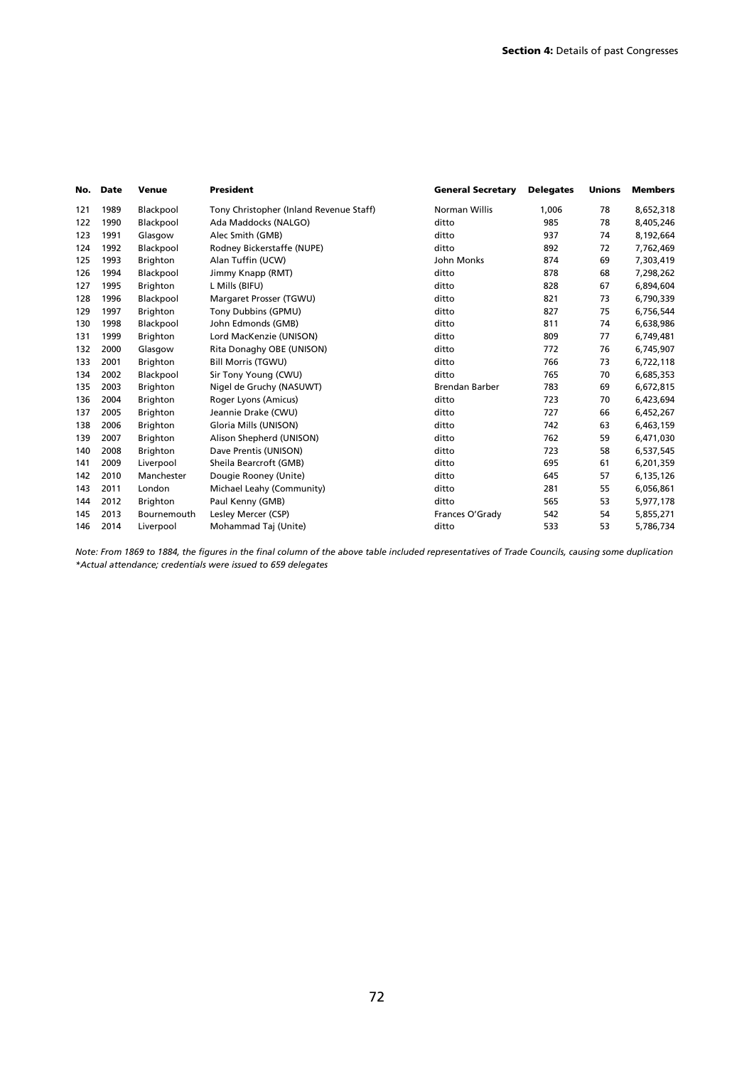| No. | Date | Venue | President | General Secretary | Delegates | Unions | Members |
|---|---|---|---|---|---|---|---|
| 121 | 1989 | Blackpool | Tony Christopher (Inland Revenue Staff) | Norman Willis | 1,006 | 78 | 8,652,318 |
| 122 | 1990 | Blackpool | Ada Maddocks (NALGO) | ditto | 985 | 78 | 8,405,246 |
| 123 | 1991 | Glasgow | Alec Smith (GMB) | ditto | 937 | 74 | 8,192,664 |
| 124 | 1992 | Blackpool | Rodney Bickerstaffe (NUPE) | ditto | 892 | 72 | 7,762,469 |
| 125 | 1993 | Brighton | Alan Tuffin (UCW) | John Monks | 874 | 69 | 7,303,419 |
| 126 | 1994 | Blackpool | Jimmy Knapp (RMT) | ditto | 878 | 68 | 7,298,262 |
| 127 | 1995 | Brighton | L Mills (BIFU) | ditto | 828 | 67 | 6,894,604 |
| 128 | 1996 | Blackpool | Margaret Prosser (TGWU) | ditto | 821 | 73 | 6,790,339 |
| 129 | 1997 | Brighton | Tony Dubbins (GPMU) | ditto | 827 | 75 | 6,756,544 |
| 130 | 1998 | Blackpool | John Edmonds (GMB) | ditto | 811 | 74 | 6,638,986 |
| 131 | 1999 | Brighton | Lord MacKenzie (UNISON) | ditto | 809 | 77 | 6,749,481 |
| 132 | 2000 | Glasgow | Rita Donaghy OBE (UNISON) | ditto | 772 | 76 | 6,745,907 |
| 133 | 2001 | Brighton | Bill Morris (TGWU) | ditto | 766 | 73 | 6,722,118 |
| 134 | 2002 | Blackpool | Sir Tony Young (CWU) | ditto | 765 | 70 | 6,685,353 |
| 135 | 2003 | Brighton | Nigel de Gruchy (NASUWT) | Brendan Barber | 783 | 69 | 6,672,815 |
| 136 | 2004 | Brighton | Roger Lyons (Amicus) | ditto | 723 | 70 | 6,423,694 |
| 137 | 2005 | Brighton | Jeannie Drake (CWU) | ditto | 727 | 66 | 6,452,267 |
| 138 | 2006 | Brighton | Gloria Mills (UNISON) | ditto | 742 | 63 | 6,463,159 |
| 139 | 2007 | Brighton | Alison Shepherd (UNISON) | ditto | 762 | 59 | 6,471,030 |
| 140 | 2008 | Brighton | Dave Prentis (UNISON) | ditto | 723 | 58 | 6,537,545 |
| 141 | 2009 | Liverpool | Sheila Bearcroft (GMB) | ditto | 695 | 61 | 6,201,359 |
| 142 | 2010 | Manchester | Dougie Rooney (Unite) | ditto | 645 | 57 | 6,135,126 |
| 143 | 2011 | London | Michael Leahy (Community) | ditto | 281 | 55 | 6,056,861 |
| 144 | 2012 | Brighton | Paul Kenny (GMB) | ditto | 565 | 53 | 5,977,178 |
| 145 | 2013 | Bournemouth | Lesley Mercer (CSP) | Frances O'Grady | 542 | 54 | 5,855,271 |
| 146 | 2014 | Liverpool | Mohammad Taj (Unite) | ditto | 533 | 53 | 5,786,734 |

*Note: From 1869 to 1884, the figures in the final column of the above table included representatives of Trade Councils, causing some duplication*
*\*Actual attendance; credentials were issued to 659 delegates*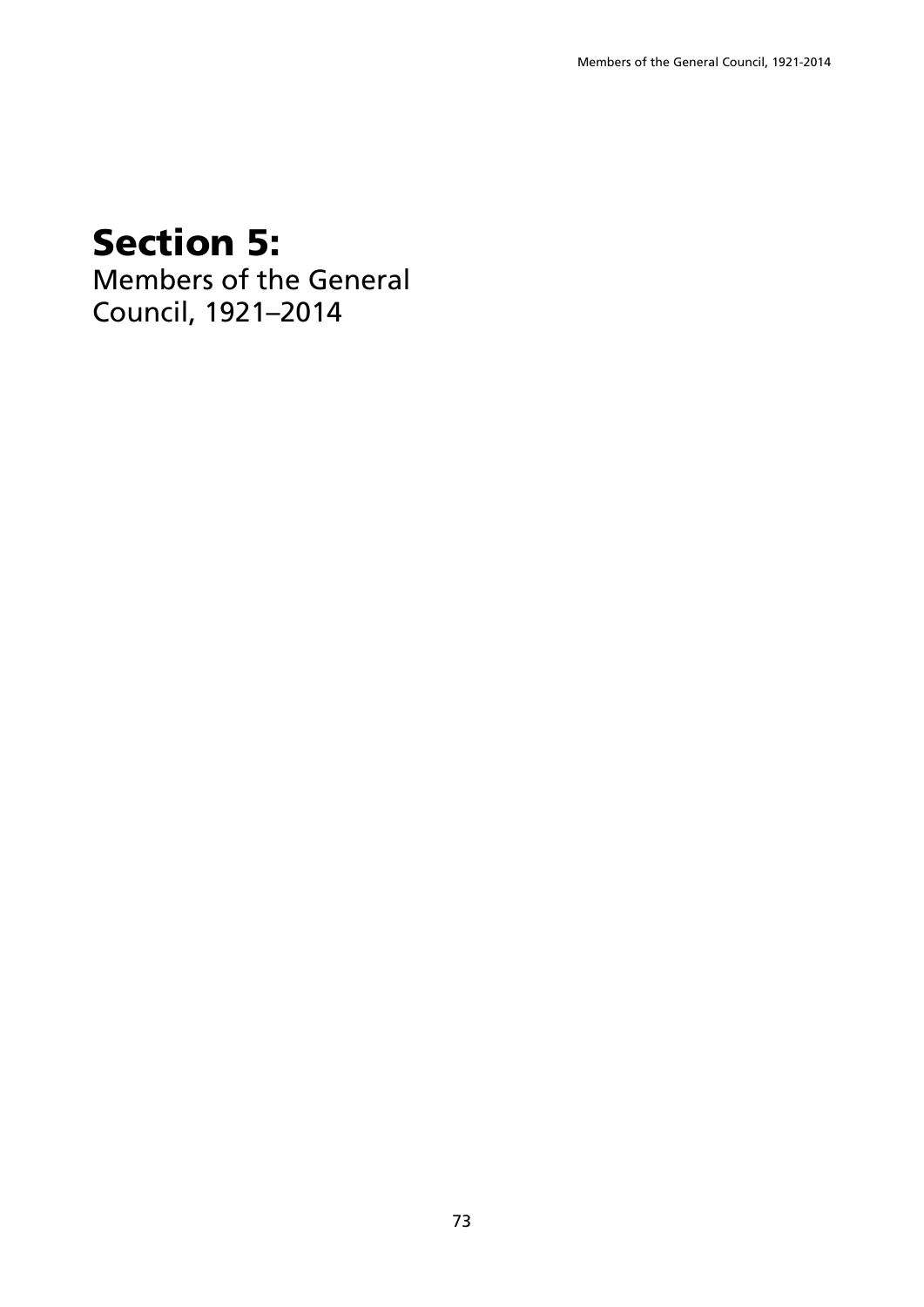# Section 5:
Members of the General Council, 1921–2014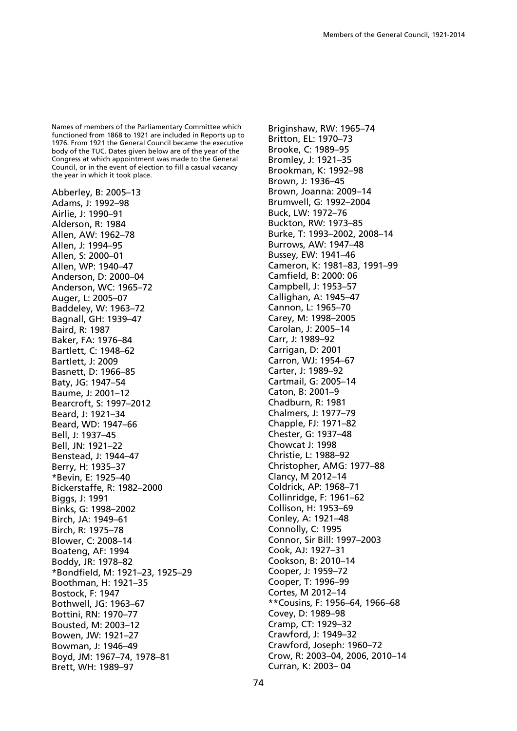Names of members of the Parliamentary Committee which functioned from 1868 to 1921 are included in Reports up to 1976. From 1921 the General Council became the executive body of the TUC. Dates given below are of the year of the Congress at which appointment was made to the General Council, or in the event of election to fill a casual vacancy the year in which it took place.

Abberley, B: 2005–13
Adams, J: 1992–98
Airlie, J: 1990–91
Alderson, R: 1984
Allen, AW: 1962–78
Allen, J: 1994–95
Allen, S: 2000–01
Allen, WP: 1940–47
Anderson, D: 2000–04
Anderson, WC: 1965–72
Auger, L: 2005–07
Baddeley, W: 1963–72
Bagnall, GH: 1939–47
Baird, R: 1987
Baker, FA: 1976–84
Bartlett, C: 1948–62
Bartlett, J: 2009
Basnett, D: 1966–85
Baty, JG: 1947–54
Baume, J: 2001–12
Bearcroft, S: 1997–2012
Beard, J: 1921–34
Beard, WD: 1947–66
Bell, J: 1937–45
Bell, JN: 1921–22
Benstead, J: 1944–47
Berry, H: 1935–37
*Bevin, E: 1925–40
Bickerstaffe, R: 1982–2000
Biggs, J: 1991
Binks, G: 1998–2002
Birch, JA: 1949–61
Birch, R: 1975–78
Blower, C: 2008–14
Boateng, AF: 1994
Boddy, JR: 1978–82
*Bondfield, M: 1921–23, 1925–29
Boothman, H: 1921–35
Bostock, F: 1947
Bothwell, JG: 1963–67
Bottini, RN: 1970–77
Bousted, M: 2003–12
Bowen, JW: 1921–27
Bowman, J: 1946–49
Boyd, JM: 1967–74, 1978–81
Brett, WH: 1989–97
Briginshaw, RW: 1965–74
Britton, EL: 1970–73
Brooke, C: 1989–95
Bromley, J: 1921–35
Brookman, K: 1992–98
Brown, J: 1936–45
Brown, Joanna: 2009–14
Brumwell, G: 1992–2004
Buck, LW: 1972–76
Buckton, RW: 1973–85
Burke, T: 1993–2002, 2008–14
Burrows, AW: 1947–48
Bussey, EW: 1941–46
Cameron, K: 1981–83, 1991–99
Camfield, B: 2000: 06
Campbell, J: 1953–57
Callighan, A: 1945–47
Cannon, L: 1965–70
Carey, M: 1998–2005
Carolan, J: 2005–14
Carr, J: 1989–92
Carrigan, D: 2001
Carron, WJ: 1954–67
Carter, J: 1989–92
Cartmail, G: 2005–14
Caton, B: 2001–9
Chadburn, R: 1981
Chalmers, J: 1977–79
Chapple, FJ: 1971–82
Chester, G: 1937–48
Chowcat J: 1998
Christie, L: 1988–92
Christopher, AMG: 1977–88
Clancy, M 2012–14
Coldrick, AP: 1968–71
Collinridge, F: 1961–62
Collison, H: 1953–69
Conley, A: 1921–48
Connolly, C: 1995
Connor, Sir Bill: 1997–2003
Cook, AJ: 1927–31
Cookson, B: 2010–14
Cooper, J: 1959–72
Cooper, T: 1996–99
Cortes, M 2012–14
**Cousins, F: 1956–64, 1966–68
Covey, D: 1989–98
Cramp, CT: 1929–32
Crawford, J: 1949–32
Crawford, Joseph: 1960–72
Crow, R: 2003–04, 2006, 2010–14
Curran, K: 2003– 04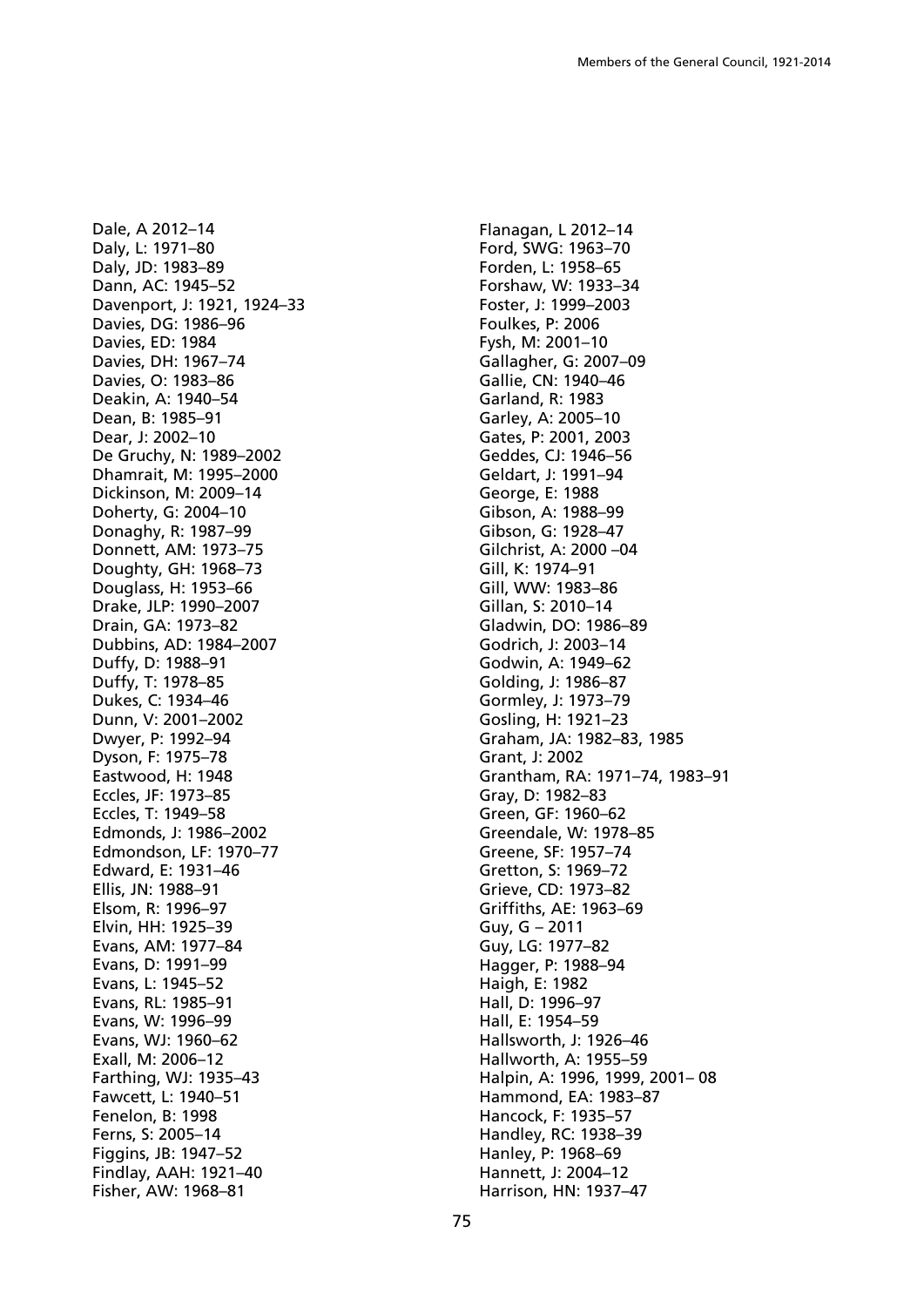Dale, A 2012–14
Daly, L: 1971–80
Daly, JD: 1983–89
Dann, AC: 1945–52
Davenport, J: 1921, 1924–33
Davies, DG: 1986–96
Davies, ED: 1984
Davies, DH: 1967–74
Davies, O: 1983–86
Deakin, A: 1940–54
Dean, B: 1985–91
Dear, J: 2002–10
De Gruchy, N: 1989–2002
Dhamrait, M: 1995–2000
Dickinson, M: 2009–14
Doherty, G: 2004–10
Donaghy, R: 1987–99
Donnett, AM: 1973–75
Doughty, GH: 1968–73
Douglass, H: 1953–66
Drake, JLP: 1990–2007
Drain, GA: 1973–82
Dubbins, AD: 1984–2007
Duffy, D: 1988–91
Duffy, T: 1978–85
Dukes, C: 1934–46
Dunn, V: 2001–2002
Dwyer, P: 1992–94
Dyson, F: 1975–78
Eastwood, H: 1948
Eccles, JF: 1973–85
Eccles, T: 1949–58
Edmonds, J: 1986–2002
Edmondson, LF: 1970–77
Edward, E: 1931–46
Ellis, JN: 1988–91
Elsom, R: 1996–97
Elvin, HH: 1925–39
Evans, AM: 1977–84
Evans, D: 1991–99
Evans, L: 1945–52
Evans, RL: 1985–91
Evans, W: 1996–99
Evans, WJ: 1960–62
Exall, M: 2006–12
Farthing, WJ: 1935–43
Fawcett, L: 1940–51
Fenelon, B: 1998
Ferns, S: 2005–14
Figgins, JB: 1947–52
Findlay, AAH: 1921–40
Fisher, AW: 1968–81
Flanagan, L 2012–14
Ford, SWG: 1963–70
Forden, L: 1958–65
Forshaw, W: 1933–34
Foster, J: 1999–2003
Foulkes, P: 2006
Fysh, M: 2001–10
Gallagher, G: 2007–09
Gallie, CN: 1940–46
Garland, R: 1983
Garley, A: 2005–10
Gates, P: 2001, 2003
Geddes, CJ: 1946–56
Geldart, J: 1991–94
George, E: 1988
Gibson, A: 1988–99
Gibson, G: 1928–47
Gilchrist, A: 2000 –04
Gill, K: 1974–91
Gill, WW: 1983–86
Gillan, S: 2010–14
Gladwin, DO: 1986–89
Godrich, J: 2003–14
Godwin, A: 1949–62
Golding, J: 1986–87
Gormley, J: 1973–79
Gosling, H: 1921–23
Graham, JA: 1982–83, 1985
Grant, J: 2002
Grantham, RA: 1971–74, 1983–91
Gray, D: 1982–83
Green, GF: 1960–62
Greendale, W: 1978–85
Greene, SF: 1957–74
Gretton, S: 1969–72
Grieve, CD: 1973–82
Griffiths, AE: 1963–69
Guy, G – 2011
Guy, LG: 1977–82
Hagger, P: 1988–94
Haigh, E: 1982
Hall, D: 1996–97
Hall, E: 1954–59
Hallsworth, J: 1926–46
Hallworth, A: 1955–59
Halpin, A: 1996, 1999, 2001– 08
Hammond, EA: 1983–87
Hancock, F: 1935–57
Handley, RC: 1938–39
Hanley, P: 1968–69
Hannett, J: 2004–12
Harrison, HN: 1937–47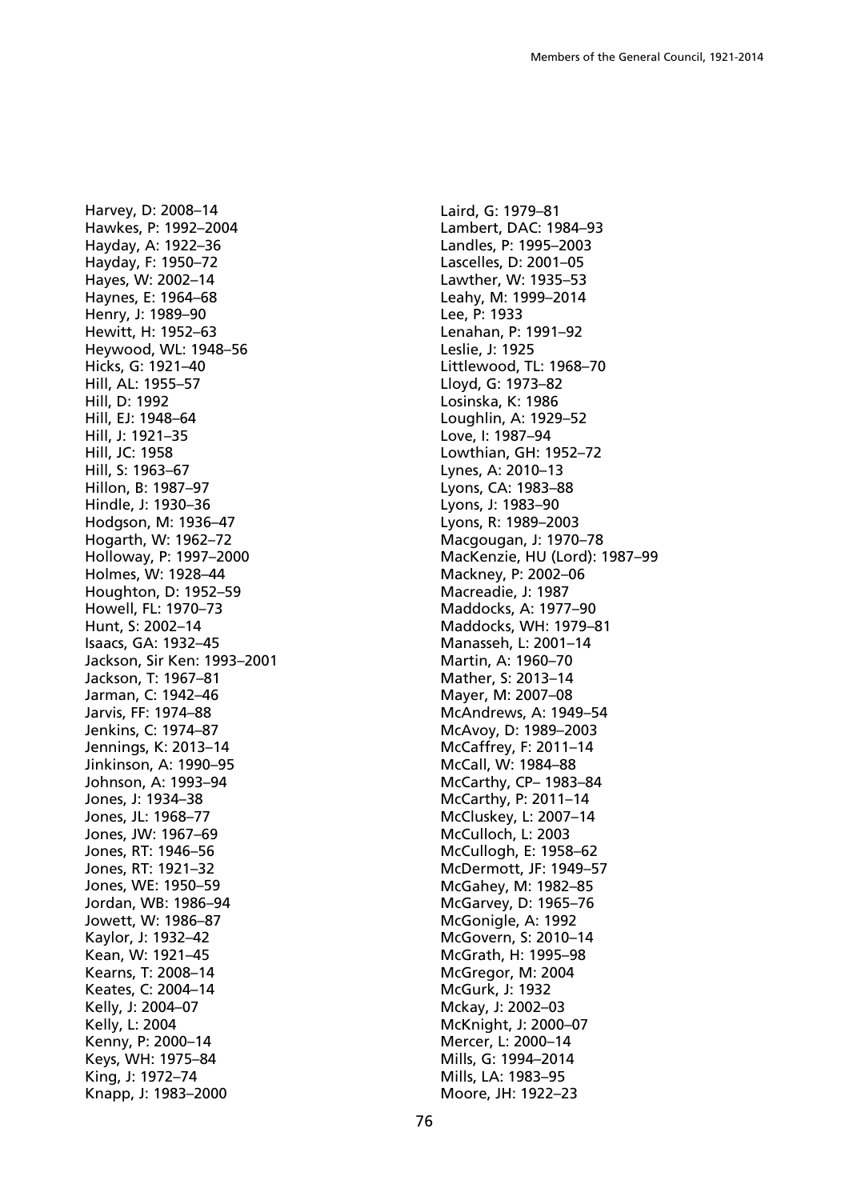Harvey, D: 2008–14
Hawkes, P: 1992–2004
Hayday, A: 1922–36
Hayday, F: 1950–72
Hayes, W: 2002–14
Haynes, E: 1964–68
Henry, J: 1989–90
Hewitt, H: 1952–63
Heywood, WL: 1948–56
Hicks, G: 1921–40
Hill, AL: 1955–57
Hill, D: 1992
Hill, EJ: 1948–64
Hill, J: 1921–35
Hill, JC: 1958
Hill, S: 1963–67
Hillon, B: 1987–97
Hindle, J: 1930–36
Hodgson, M: 1936–47
Hogarth, W: 1962–72
Holloway, P: 1997–2000
Holmes, W: 1928–44
Houghton, D: 1952–59
Howell, FL: 1970–73
Hunt, S: 2002–14
Isaacs, GA: 1932–45
Jackson, Sir Ken: 1993–2001
Jackson, T: 1967–81
Jarman, C: 1942–46
Jarvis, FF: 1974–88
Jenkins, C: 1974–87
Jennings, K: 2013–14
Jinkinson, A: 1990–95
Johnson, A: 1993–94
Jones, J: 1934–38
Jones, JL: 1968–77
Jones, JW: 1967–69
Jones, RT: 1946–56
Jones, RT: 1921–32
Jones, WE: 1950–59
Jordan, WB: 1986–94
Jowett, W: 1986–87
Kaylor, J: 1932–42
Kean, W: 1921–45
Kearns, T: 2008–14
Keates, C: 2004–14
Kelly, J: 2004–07
Kelly, L: 2004
Kenny, P: 2000–14
Keys, WH: 1975–84
King, J: 1972–74
Knapp, J: 1983–2000
Laird, G: 1979–81
Lambert, DAC: 1984–93
Landles, P: 1995–2003
Lascelles, D: 2001–05
Lawther, W: 1935–53
Leahy, M: 1999–2014
Lee, P: 1933
Lenahan, P: 1991–92
Leslie, J: 1925
Littlewood, TL: 1968–70
Lloyd, G: 1973–82
Losinska, K: 1986
Loughlin, A: 1929–52
Love, I: 1987–94
Lowthian, GH: 1952–72
Lynes, A: 2010–13
Lyons, CA: 1983–88
Lyons, J: 1983–90
Lyons, R: 1989–2003
Macgougan, J: 1970–78
MacKenzie, HU (Lord): 1987–99
Mackney, P: 2002–06
Macreadie, J: 1987
Maddocks, A: 1977–90
Maddocks, WH: 1979–81
Manasseh, L: 2001–14
Martin, A: 1960–70
Mather, S: 2013–14
Mayer, M: 2007–08
McAndrews, A: 1949–54
McAvoy, D: 1989–2003
McCaffrey, F: 2011–14
McCall, W: 1984–88
McCarthy, CP– 1983–84
McCarthy, P: 2011–14
McCluskey, L: 2007–14
McCulloch, L: 2003
McCullogh, E: 1958–62
McDermott, JF: 1949–57
McGahey, M: 1982–85
McGarvey, D: 1965–76
McGonigle, A: 1992
McGovern, S: 2010–14
McGrath, H: 1995–98
McGregor, M: 2004
McGurk, J: 1932
Mckay, J: 2002–03
McKnight, J: 2000–07
Mercer, L: 2000–14
Mills, G: 1994–2014
Mills, LA: 1983–95
Moore, JH: 1922–23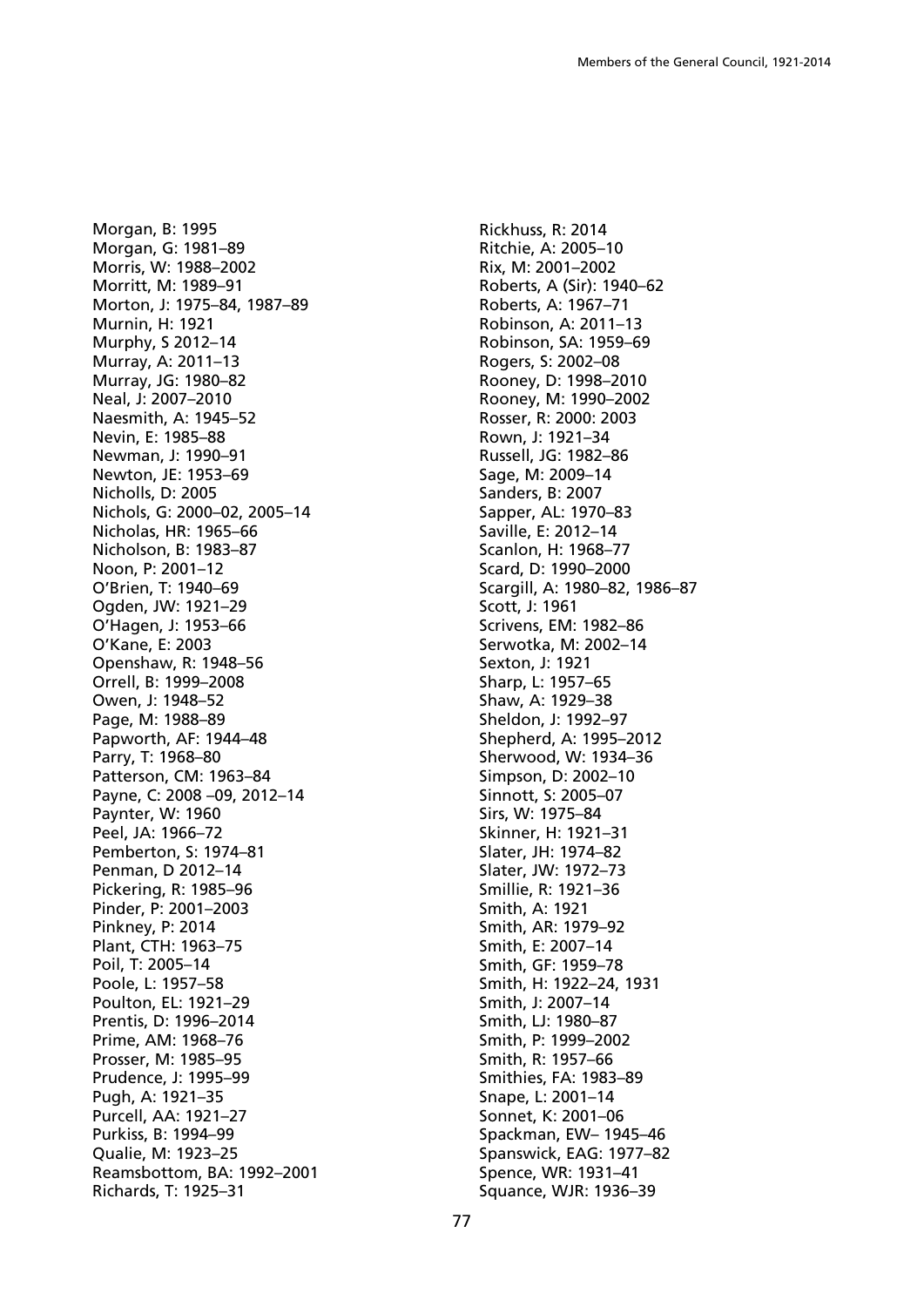Morgan, B: 1995
Morgan, G: 1981–89
Morris, W: 1988–2002
Morritt, M: 1989–91
Morton, J: 1975–84, 1987–89
Murnin, H: 1921
Murphy, S 2012–14
Murray, A: 2011–13
Murray, JG: 1980–82
Neal, J: 2007–2010
Naesmith, A: 1945–52
Nevin, E: 1985–88
Newman, J: 1990–91
Newton, JE: 1953–69
Nicholls, D: 2005
Nichols, G: 2000–02, 2005–14
Nicholas, HR: 1965–66
Nicholson, B: 1983–87
Noon, P: 2001–12
O'Brien, T: 1940–69
Ogden, JW: 1921–29
O'Hagen, J: 1953–66
O'Kane, E: 2003
Openshaw, R: 1948–56
Orrell, B: 1999–2008
Owen, J: 1948–52
Page, M: 1988–89
Papworth, AF: 1944–48
Parry, T: 1968–80
Patterson, CM: 1963–84
Payne, C: 2008 –09, 2012–14
Paynter, W: 1960
Peel, JA: 1966–72
Pemberton, S: 1974–81
Penman, D 2012–14
Pickering, R: 1985–96
Pinder, P: 2001–2003
Pinkney, P: 2014
Plant, CTH: 1963–75
Poil, T: 2005–14
Poole, L: 1957–58
Poulton, EL: 1921–29
Prentis, D: 1996–2014
Prime, AM: 1968–76
Prosser, M: 1985–95
Prudence, J: 1995–99
Pugh, A: 1921–35
Purcell, AA: 1921–27
Purkiss, B: 1994–99
Qualie, M: 1923–25
Reamsbottom, BA: 1992–2001
Richards, T: 1925–31
Rickhuss, R: 2014
Ritchie, A: 2005–10
Rix, M: 2001–2002
Roberts, A (Sir): 1940–62
Roberts, A: 1967–71
Robinson, A: 2011–13
Robinson, SA: 1959–69
Rogers, S: 2002–08
Rooney, D: 1998–2010
Rooney, M: 1990–2002
Rosser, R: 2000: 2003
Rown, J: 1921–34
Russell, JG: 1982–86
Sage, M: 2009–14
Sanders, B: 2007
Sapper, AL: 1970–83
Saville, E: 2012–14
Scanlon, H: 1968–77
Scard, D: 1990–2000
Scargill, A: 1980–82, 1986–87
Scott, J: 1961
Scrivens, EM: 1982–86
Serwotka, M: 2002–14
Sexton, J: 1921
Sharp, L: 1957–65
Shaw, A: 1929–38
Sheldon, J: 1992–97
Shepherd, A: 1995–2012
Sherwood, W: 1934–36
Simpson, D: 2002–10
Sinnott, S: 2005–07
Sirs, W: 1975–84
Skinner, H: 1921–31
Slater, JH: 1974–82
Slater, JW: 1972–73
Smillie, R: 1921–36
Smith, A: 1921
Smith, AR: 1979–92
Smith, E: 2007–14
Smith, GF: 1959–78
Smith, H: 1922–24, 1931
Smith, J: 2007–14
Smith, LJ: 1980–87
Smith, P: 1999–2002
Smith, R: 1957–66
Smithies, FA: 1983–89
Snape, L: 2001–14
Sonnet, K: 2001–06
Spackman, EW– 1945–46
Spanswick, EAG: 1977–82
Spence, WR: 1931–41
Squance, WJR: 1936–39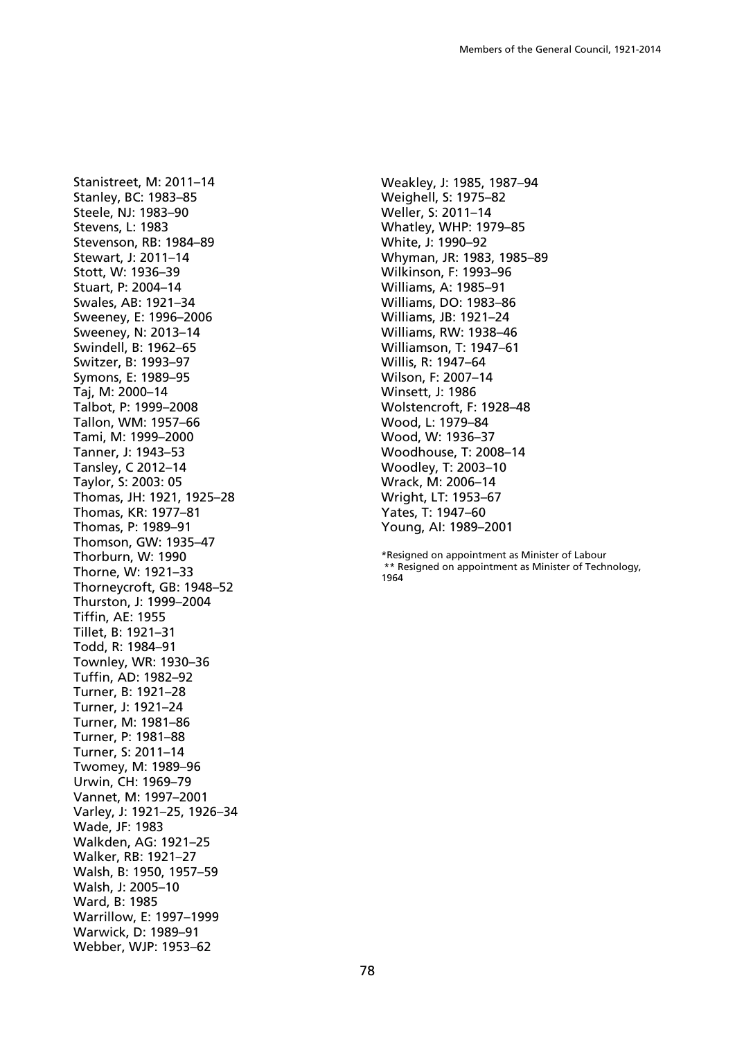Stanistreet, M: 2011–14
Stanley, BC: 1983–85
Steele, NJ: 1983–90
Stevens, L: 1983
Stevenson, RB: 1984–89
Stewart, J: 2011–14
Stott, W: 1936–39
Stuart, P: 2004–14
Swales, AB: 1921–34
Sweeney, E: 1996–2006
Sweeney, N: 2013–14
Swindell, B: 1962–65
Switzer, B: 1993–97
Symons, E: 1989–95
Taj, M: 2000–14
Talbot, P: 1999–2008
Tallon, WM: 1957–66
Tami, M: 1999–2000
Tanner, J: 1943–53
Tansley, C 2012–14
Taylor, S: 2003: 05
Thomas, JH: 1921, 1925–28
Thomas, KR: 1977–81
Thomas, P: 1989–91
Thomson, GW: 1935–47
Thorburn, W: 1990
Thorne, W: 1921–33
Thorneycroft, GB: 1948–52
Thurston, J: 1999–2004
Tiffin, AE: 1955
Tillet, B: 1921–31
Todd, R: 1984–91
Townley, WR: 1930–36
Tuffin, AD: 1982–92
Turner, B: 1921–28
Turner, J: 1921–24
Turner, M: 1981–86
Turner, P: 1981–88
Turner, S: 2011–14
Twomey, M: 1989–96
Urwin, CH: 1969–79
Vannet, M: 1997–2001
Varley, J: 1921–25, 1926–34
Wade, JF: 1983
Walkden, AG: 1921–25
Walker, RB: 1921–27
Walsh, B: 1950, 1957–59
Walsh, J: 2005–10
Ward, B: 1985
Warrillow, E: 1997–1999
Warwick, D: 1989–91
Webber, WJP: 1953–62
Weakley, J: 1985, 1987–94
Weighell, S: 1975–82
Weller, S: 2011–14
Whatley, WHP: 1979–85
White, J: 1990–92
Whyman, JR: 1983, 1985–89
Wilkinson, F: 1993–96
Williams, A: 1985–91
Williams, DO: 1983–86
Williams, JB: 1921–24
Williams, RW: 1938–46
Williamson, T: 1947–61
Willis, R: 1947–64
Wilson, F: 2007–14
Winsett, J: 1986
Wolstencroft, F: 1928–48
Wood, L: 1979–84
Wood, W: 1936–37
Woodhouse, T: 2008–14
Woodley, T: 2003–10
Wrack, M: 2006–14
Wright, LT: 1953–67
Yates, T: 1947–60
Young, AI: 1989–2001

*Resigned on appointment as Minister of Labour
** Resigned on appointment as Minister of Technology, 1964